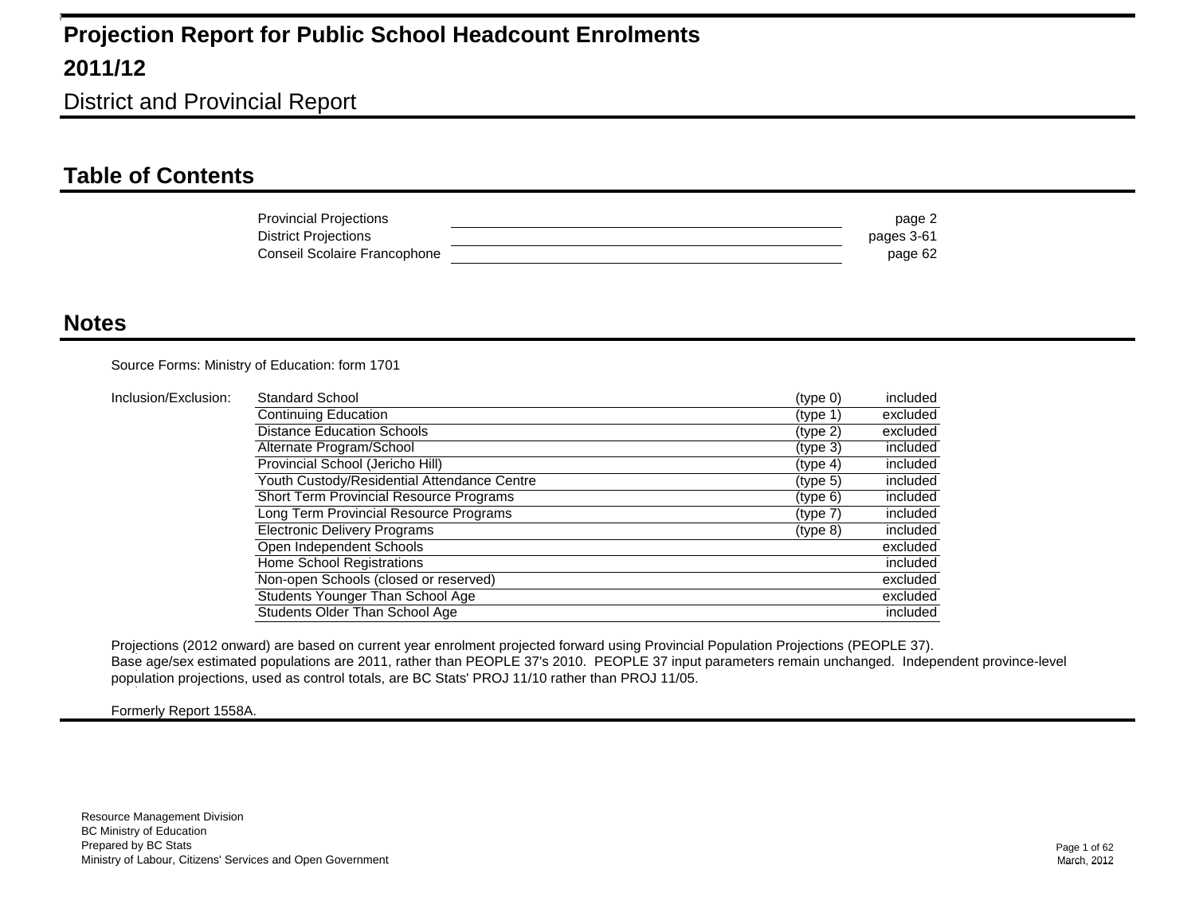# Projection Report for Public School Headcount Enrolments

## 2011/12

District and Provincial Report

## Table of Contents

| | |
|---|---|
| Provincial Projections | page 2 |
| District Projections | pages 3-61 |
| Conseil Scolaire Francophone | page 62 |

## Notes

Source Forms: Ministry of Education: form 1701

Inclusion/Exclusion:

| Category | Type | Status |
|---|---|---|
| Standard School | (type 0) | included |
| Continuing Education | (type 1) | excluded |
| Distance Education Schools | (type 2) | excluded |
| Alternate Program/School | (type 3) | included |
| Provincial School (Jericho Hill) | (type 4) | included |
| Youth Custody/Residential Attendance Centre | (type 5) | included |
| Short Term Provincial Resource Programs | (type 6) | included |
| Long Term Provincial Resource Programs | (type 7) | included |
| Electronic Delivery Programs | (type 8) | included |
| Open Independent Schools | | excluded |
| Home School Registrations | | included |
| Non-open Schools (closed or reserved) | | excluded |
| Students Younger Than School Age | | excluded |
| Students Older Than School Age | | included |

Projections (2012 onward) are based on current year enrolment projected forward using Provincial Population Projections (PEOPLE 37).
Base age/sex estimated populations are 2011, rather than PEOPLE 37's 2010. PEOPLE 37 input parameters remain unchanged. Independent province-level population projections, used as control totals, are BC Stats' PROJ 11/10 rather than PROJ 11/05.

Formerly Report 1558A.

Resource Management Division
BC Ministry of Education
Prepared by BC Stats
Ministry of Labour, Citizens' Services and Open Government

March, 2012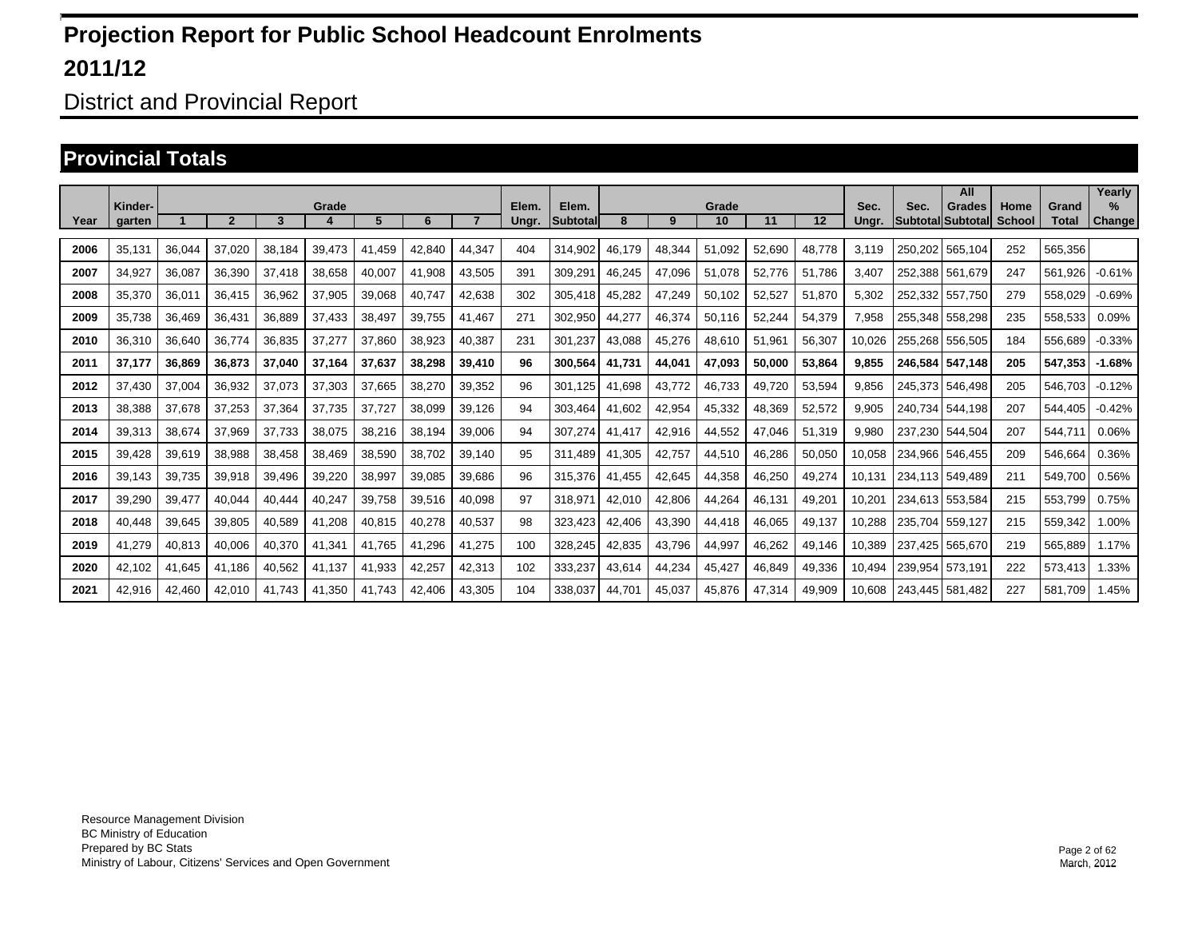# Projection Report for Public School Headcount Enrolments

## 2011/12

District and Provincial Report

## Provincial Totals

| Year | Kinder-garten | Grade 1 | 2 | 3 | 4 | 5 | 6 | 7 | Elem. Ungr. | Elem. Subtotal | Grade 8 | 9 | 10 | 11 | 12 | Sec. Ungr. | Sec. Subtotal | All Grades Subtotal | Home School | Grand Total | Yearly % Change |
|---|---|---|---|---|---|---|---|---|---|---|---|---|---|---|---|---|---|---|---|---|---|
| 2006 | 35,131 | 36,044 | 37,020 | 38,184 | 39,473 | 41,459 | 42,840 | 44,347 | 404 | 314,902 | 46,179 | 48,344 | 51,092 | 52,690 | 48,778 | 3,119 | 250,202 | 565,104 | 252 | 565,356 | |
| 2007 | 34,927 | 36,087 | 36,390 | 37,418 | 38,658 | 40,007 | 41,908 | 43,505 | 391 | 309,291 | 46,245 | 47,096 | 51,078 | 52,776 | 51,786 | 3,407 | 252,388 | 561,679 | 247 | 561,926 | -0.61% |
| 2008 | 35,370 | 36,011 | 36,415 | 36,962 | 37,905 | 39,068 | 40,747 | 42,638 | 302 | 305,418 | 45,282 | 47,249 | 50,102 | 52,527 | 51,870 | 5,302 | 252,332 | 557,750 | 279 | 558,029 | -0.69% |
| 2009 | 35,738 | 36,469 | 36,431 | 36,889 | 37,433 | 38,497 | 39,755 | 41,467 | 271 | 302,950 | 44,277 | 46,374 | 50,116 | 52,244 | 54,379 | 7,958 | 255,348 | 558,298 | 235 | 558,533 | 0.09% |
| 2010 | 36,310 | 36,640 | 36,774 | 36,835 | 37,277 | 37,860 | 38,923 | 40,387 | 231 | 301,237 | 43,088 | 45,276 | 48,610 | 51,961 | 56,307 | 10,026 | 255,268 | 556,505 | 184 | 556,689 | -0.33% |
| **2011** | **37,177** | **36,869** | **36,873** | **37,040** | **37,164** | **37,637** | **38,298** | **39,410** | **96** | **300,564** | **41,731** | **44,041** | **47,093** | **50,000** | **53,864** | **9,855** | **246,584** | **547,148** | **205** | **547,353** | **-1.68%** |
| 2012 | 37,430 | 37,004 | 36,932 | 37,073 | 37,303 | 37,665 | 38,270 | 39,352 | 96 | 301,125 | 41,698 | 43,772 | 46,733 | 49,720 | 53,594 | 9,856 | 245,373 | 546,498 | 205 | 546,703 | -0.12% |
| 2013 | 38,388 | 37,678 | 37,253 | 37,364 | 37,735 | 37,727 | 38,099 | 39,126 | 94 | 303,464 | 41,602 | 42,954 | 45,332 | 48,369 | 52,572 | 9,905 | 240,734 | 544,198 | 207 | 544,405 | -0.42% |
| 2014 | 39,313 | 38,674 | 37,969 | 37,733 | 38,075 | 38,216 | 38,194 | 39,006 | 94 | 307,274 | 41,417 | 42,916 | 44,552 | 47,046 | 51,319 | 9,980 | 237,230 | 544,504 | 207 | 544,711 | 0.06% |
| 2015 | 39,428 | 39,619 | 38,988 | 38,458 | 38,469 | 38,590 | 38,702 | 39,140 | 95 | 311,489 | 41,305 | 42,757 | 44,510 | 46,286 | 50,050 | 10,058 | 234,966 | 546,455 | 209 | 546,664 | 0.36% |
| 2016 | 39,143 | 39,735 | 39,918 | 39,496 | 39,220 | 38,997 | 39,085 | 39,686 | 96 | 315,376 | 41,455 | 42,645 | 44,358 | 46,250 | 49,274 | 10,131 | 234,113 | 549,489 | 211 | 549,700 | 0.56% |
| 2017 | 39,290 | 39,477 | 40,044 | 40,444 | 40,247 | 39,758 | 39,516 | 40,098 | 97 | 318,971 | 42,010 | 42,806 | 44,264 | 46,131 | 49,201 | 10,201 | 234,613 | 553,584 | 215 | 553,799 | 0.75% |
| 2018 | 40,448 | 39,645 | 39,805 | 40,589 | 41,208 | 40,815 | 40,278 | 40,537 | 98 | 323,423 | 42,406 | 43,390 | 44,418 | 46,065 | 49,137 | 10,288 | 235,704 | 559,127 | 215 | 559,342 | 1.00% |
| 2019 | 41,279 | 40,813 | 40,006 | 40,370 | 41,341 | 41,765 | 41,296 | 41,275 | 100 | 328,245 | 42,835 | 43,796 | 44,997 | 46,262 | 49,146 | 10,389 | 237,425 | 565,670 | 219 | 565,889 | 1.17% |
| 2020 | 42,102 | 41,645 | 41,186 | 40,562 | 41,137 | 41,933 | 42,257 | 42,313 | 102 | 333,237 | 43,614 | 44,234 | 45,427 | 46,849 | 49,336 | 10,494 | 239,954 | 573,191 | 222 | 573,413 | 1.33% |
| 2021 | 42,916 | 42,460 | 42,010 | 41,743 | 41,350 | 41,743 | 42,406 | 43,305 | 104 | 338,037 | 44,701 | 45,037 | 45,876 | 47,314 | 49,909 | 10,608 | 243,445 | 581,482 | 227 | 581,709 | 1.45% |

Resource Management Division
BC Ministry of Education
Prepared by BC Stats
Ministry of Labour, Citizens' Services and Open Government

March, 2012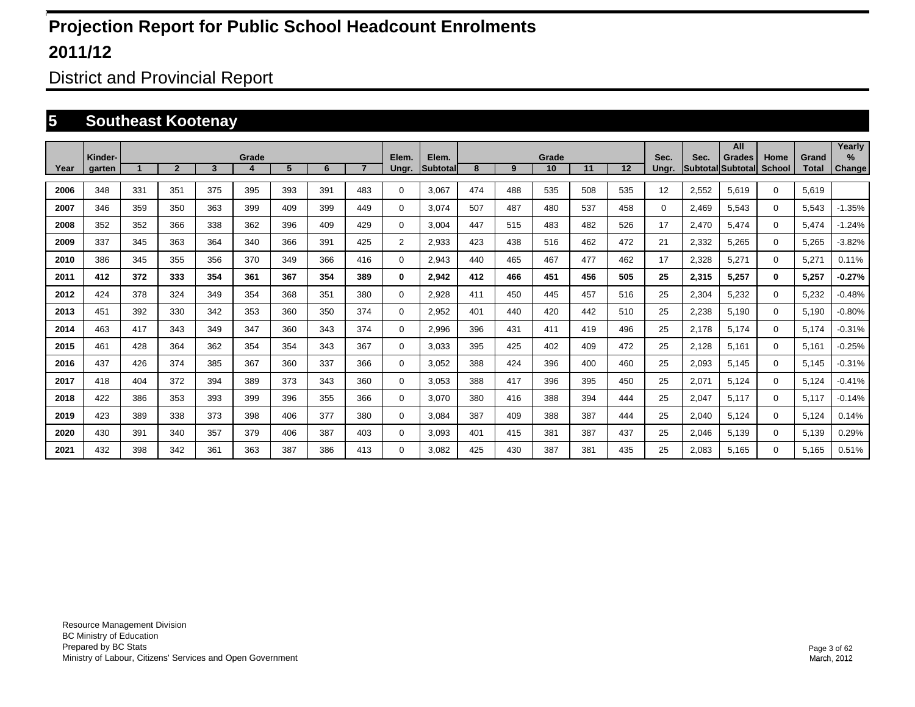# Projection Report for Public School Headcount Enrolments

## 2011/12

District and Provincial Report

## 5 Southeast Kootenay

| Year | Kinder-garten | Grade 1 | 2 | 3 | 4 | 5 | 6 | 7 | Elem. Ungr. | Elem. Subtotal | Grade 8 | 9 | 10 | 11 | 12 | Sec. Ungr. | Sec. Subtotal | All Grades Subtotal | Home School | Grand Total | Yearly % Change |
|---|---|---|---|---|---|---|---|---|---|---|---|---|---|---|---|---|---|---|---|---|---|
| 2006 | 348 | 331 | 351 | 375 | 395 | 393 | 391 | 483 | 0 | 3,067 | 474 | 488 | 535 | 508 | 535 | 12 | 2,552 | 5,619 | 0 | 5,619 | |
| 2007 | 346 | 359 | 350 | 363 | 399 | 409 | 399 | 449 | 0 | 3,074 | 507 | 487 | 480 | 537 | 458 | 0 | 2,469 | 5,543 | 0 | 5,543 | -1.35% |
| 2008 | 352 | 352 | 366 | 338 | 362 | 396 | 409 | 429 | 0 | 3,004 | 447 | 515 | 483 | 482 | 526 | 17 | 2,470 | 5,474 | 0 | 5,474 | -1.24% |
| 2009 | 337 | 345 | 363 | 364 | 340 | 366 | 391 | 425 | 2 | 2,933 | 423 | 438 | 516 | 462 | 472 | 21 | 2,332 | 5,265 | 0 | 5,265 | -3.82% |
| 2010 | 386 | 345 | 355 | 356 | 370 | 349 | 366 | 416 | 0 | 2,943 | 440 | 465 | 467 | 477 | 462 | 17 | 2,328 | 5,271 | 0 | 5,271 | 0.11% |
| **2011** | **412** | **372** | **333** | **354** | **361** | **367** | **354** | **389** | **0** | **2,942** | **412** | **466** | **451** | **456** | **505** | **25** | **2,315** | **5,257** | **0** | **5,257** | **-0.27%** |
| 2012 | 424 | 378 | 324 | 349 | 354 | 368 | 351 | 380 | 0 | 2,928 | 411 | 450 | 445 | 457 | 516 | 25 | 2,304 | 5,232 | 0 | 5,232 | -0.48% |
| 2013 | 451 | 392 | 330 | 342 | 353 | 360 | 350 | 374 | 0 | 2,952 | 401 | 440 | 420 | 442 | 510 | 25 | 2,238 | 5,190 | 0 | 5,190 | -0.80% |
| 2014 | 463 | 417 | 343 | 349 | 347 | 360 | 343 | 374 | 0 | 2,996 | 396 | 431 | 411 | 419 | 496 | 25 | 2,178 | 5,174 | 0 | 5,174 | -0.31% |
| 2015 | 461 | 428 | 364 | 362 | 354 | 354 | 343 | 367 | 0 | 3,033 | 395 | 425 | 402 | 409 | 472 | 25 | 2,128 | 5,161 | 0 | 5,161 | -0.25% |
| 2016 | 437 | 426 | 374 | 385 | 367 | 360 | 337 | 366 | 0 | 3,052 | 388 | 424 | 396 | 400 | 460 | 25 | 2,093 | 5,145 | 0 | 5,145 | -0.31% |
| 2017 | 418 | 404 | 372 | 394 | 389 | 373 | 343 | 360 | 0 | 3,053 | 388 | 417 | 396 | 395 | 450 | 25 | 2,071 | 5,124 | 0 | 5,124 | -0.41% |
| 2018 | 422 | 386 | 353 | 393 | 399 | 396 | 355 | 366 | 0 | 3,070 | 380 | 416 | 388 | 394 | 444 | 25 | 2,047 | 5,117 | 0 | 5,117 | -0.14% |
| 2019 | 423 | 389 | 338 | 373 | 398 | 406 | 377 | 380 | 0 | 3,084 | 387 | 409 | 388 | 387 | 444 | 25 | 2,040 | 5,124 | 0 | 5,124 | 0.14% |
| 2020 | 430 | 391 | 340 | 357 | 379 | 406 | 387 | 403 | 0 | 3,093 | 401 | 415 | 381 | 387 | 437 | 25 | 2,046 | 5,139 | 0 | 5,139 | 0.29% |
| 2021 | 432 | 398 | 342 | 361 | 363 | 387 | 386 | 413 | 0 | 3,082 | 425 | 430 | 387 | 381 | 435 | 25 | 2,083 | 5,165 | 0 | 5,165 | 0.51% |

Resource Management Division
BC Ministry of Education
Prepared by BC Stats
Ministry of Labour, Citizens' Services and Open Government

March, 2012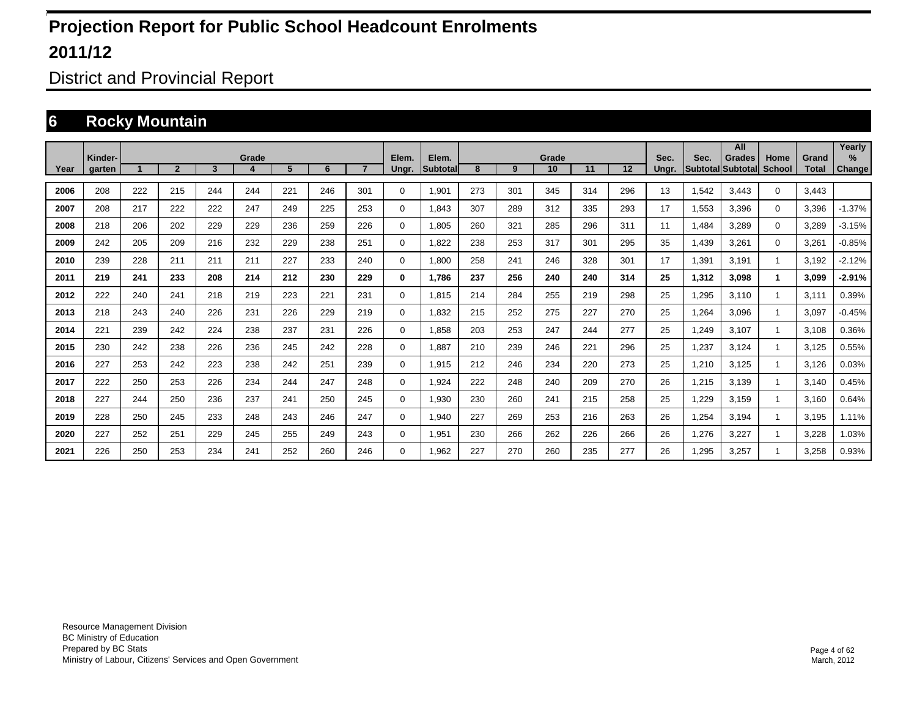# Projection Report for Public School Headcount Enrolments

# 2011/12

## District and Provincial Report

## 6 Rocky Mountain

| Year | Kinder-garten | Grade 1 | 2 | 3 | 4 | 5 | 6 | 7 | Elem. Ungr. | Elem. Subtotal | Grade 8 | 9 | 10 | 11 | 12 | Sec. Ungr. | Sec. Subtotal | All Grades Subtotal | Home School | Grand Total | Yearly % Change |
|---|---|---|---|---|---|---|---|---|---|---|---|---|---|---|---|---|---|---|---|---|---|
| 2006 | 208 | 222 | 215 | 244 | 244 | 221 | 246 | 301 | 0 | 1,901 | 273 | 301 | 345 | 314 | 296 | 13 | 1,542 | 3,443 | 0 | 3,443 | |
| 2007 | 208 | 217 | 222 | 222 | 247 | 249 | 225 | 253 | 0 | 1,843 | 307 | 289 | 312 | 335 | 293 | 17 | 1,553 | 3,396 | 0 | 3,396 | -1.37% |
| 2008 | 218 | 206 | 202 | 229 | 229 | 236 | 259 | 226 | 0 | 1,805 | 260 | 321 | 285 | 296 | 311 | 11 | 1,484 | 3,289 | 0 | 3,289 | -3.15% |
| 2009 | 242 | 205 | 209 | 216 | 232 | 229 | 238 | 251 | 0 | 1,822 | 238 | 253 | 317 | 301 | 295 | 35 | 1,439 | 3,261 | 0 | 3,261 | -0.85% |
| 2010 | 239 | 228 | 211 | 211 | 211 | 227 | 233 | 240 | 0 | 1,800 | 258 | 241 | 246 | 328 | 301 | 17 | 1,391 | 3,191 | 1 | 3,192 | -2.12% |
| **2011** | **219** | **241** | **233** | **208** | **214** | **212** | **230** | **229** | **0** | **1,786** | **237** | **256** | **240** | **240** | **314** | **25** | **1,312** | **3,098** | **1** | **3,099** | **-2.91%** |
| 2012 | 222 | 240 | 241 | 218 | 219 | 223 | 221 | 231 | 0 | 1,815 | 214 | 284 | 255 | 219 | 298 | 25 | 1,295 | 3,110 | 1 | 3,111 | 0.39% |
| 2013 | 218 | 243 | 240 | 226 | 231 | 226 | 229 | 219 | 0 | 1,832 | 215 | 252 | 275 | 227 | 270 | 25 | 1,264 | 3,096 | 1 | 3,097 | -0.45% |
| 2014 | 221 | 239 | 242 | 224 | 238 | 237 | 231 | 226 | 0 | 1,858 | 203 | 253 | 247 | 244 | 277 | 25 | 1,249 | 3,107 | 1 | 3,108 | 0.36% |
| 2015 | 230 | 242 | 238 | 226 | 236 | 245 | 242 | 228 | 0 | 1,887 | 210 | 239 | 246 | 221 | 296 | 25 | 1,237 | 3,124 | 1 | 3,125 | 0.55% |
| 2016 | 227 | 253 | 242 | 223 | 238 | 242 | 251 | 239 | 0 | 1,915 | 212 | 246 | 234 | 220 | 273 | 25 | 1,210 | 3,125 | 1 | 3,126 | 0.03% |
| 2017 | 222 | 250 | 253 | 226 | 234 | 244 | 247 | 248 | 0 | 1,924 | 222 | 248 | 240 | 209 | 270 | 26 | 1,215 | 3,139 | 1 | 3,140 | 0.45% |
| 2018 | 227 | 244 | 250 | 236 | 237 | 241 | 250 | 245 | 0 | 1,930 | 230 | 260 | 241 | 215 | 258 | 25 | 1,229 | 3,159 | 1 | 3,160 | 0.64% |
| 2019 | 228 | 250 | 245 | 233 | 248 | 243 | 246 | 247 | 0 | 1,940 | 227 | 269 | 253 | 216 | 263 | 26 | 1,254 | 3,194 | 1 | 3,195 | 1.11% |
| 2020 | 227 | 252 | 251 | 229 | 245 | 255 | 249 | 243 | 0 | 1,951 | 230 | 266 | 262 | 226 | 266 | 26 | 1,276 | 3,227 | 1 | 3,228 | 1.03% |
| 2021 | 226 | 250 | 253 | 234 | 241 | 252 | 260 | 246 | 0 | 1,962 | 227 | 270 | 260 | 235 | 277 | 26 | 1,295 | 3,257 | 1 | 3,258 | 0.93% |

Resource Management Division
BC Ministry of Education
Prepared by BC Stats
Ministry of Labour, Citizens' Services and Open Government

March, 2012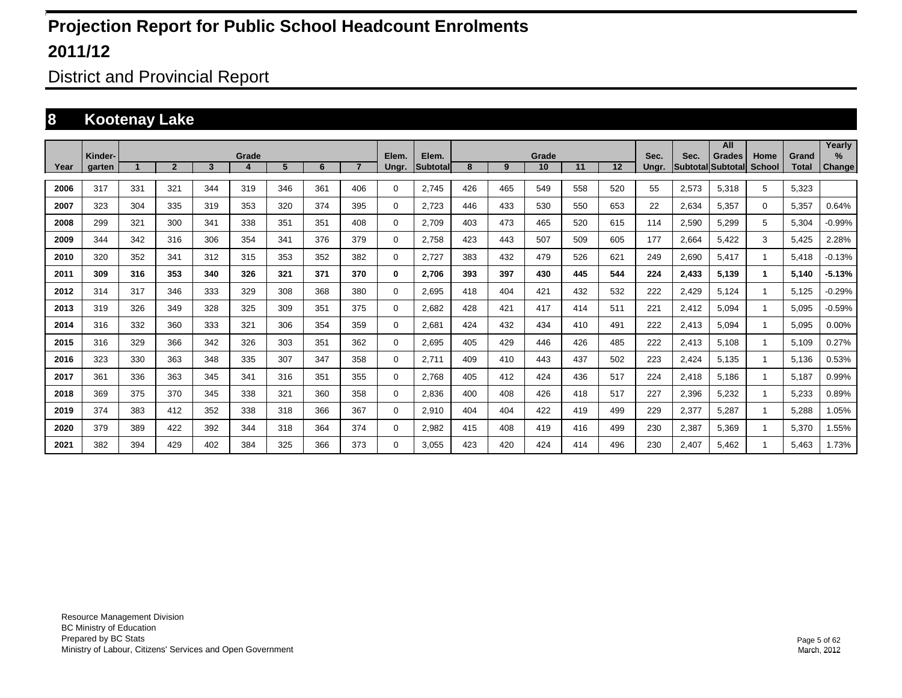# Projection Report for Public School Headcount Enrolments

## 2011/12

District and Provincial Report

## 8 Kootenay Lake

| Year | Kinder-garten | Grade 1 | 2 | 3 | 4 | 5 | 6 | 7 | Elem. Ungr. | Elem. Subtotal | Grade 8 | 9 | 10 | 11 | 12 | Sec. Ungr. | Sec. Subtotal | All Grades Subtotal | Home School | Grand Total | Yearly % Change |
|---|---|---|---|---|---|---|---|---|---|---|---|---|---|---|---|---|---|---|---|---|---|
| 2006 | 317 | 331 | 321 | 344 | 319 | 346 | 361 | 406 | 0 | 2,745 | 426 | 465 | 549 | 558 | 520 | 55 | 2,573 | 5,318 | 5 | 5,323 | |
| 2007 | 323 | 304 | 335 | 319 | 353 | 320 | 374 | 395 | 0 | 2,723 | 446 | 433 | 530 | 550 | 653 | 22 | 2,634 | 5,357 | 0 | 5,357 | 0.64% |
| 2008 | 299 | 321 | 300 | 341 | 338 | 351 | 351 | 408 | 0 | 2,709 | 403 | 473 | 465 | 520 | 615 | 114 | 2,590 | 5,299 | 5 | 5,304 | -0.99% |
| 2009 | 344 | 342 | 316 | 306 | 354 | 341 | 376 | 379 | 0 | 2,758 | 423 | 443 | 507 | 509 | 605 | 177 | 2,664 | 5,422 | 3 | 5,425 | 2.28% |
| 2010 | 320 | 352 | 341 | 312 | 315 | 353 | 352 | 382 | 0 | 2,727 | 383 | 432 | 479 | 526 | 621 | 249 | 2,690 | 5,417 | 1 | 5,418 | -0.13% |
| **2011** | **309** | **316** | **353** | **340** | **326** | **321** | **371** | **370** | **0** | **2,706** | **393** | **397** | **430** | **445** | **544** | **224** | **2,433** | **5,139** | **1** | **5,140** | **-5.13%** |
| 2012 | 314 | 317 | 346 | 333 | 329 | 308 | 368 | 380 | 0 | 2,695 | 418 | 404 | 421 | 432 | 532 | 222 | 2,429 | 5,124 | 1 | 5,125 | -0.29% |
| 2013 | 319 | 326 | 349 | 328 | 325 | 309 | 351 | 375 | 0 | 2,682 | 428 | 421 | 417 | 414 | 511 | 221 | 2,412 | 5,094 | 1 | 5,095 | -0.59% |
| 2014 | 316 | 332 | 360 | 333 | 321 | 306 | 354 | 359 | 0 | 2,681 | 424 | 432 | 434 | 410 | 491 | 222 | 2,413 | 5,094 | 1 | 5,095 | 0.00% |
| 2015 | 316 | 329 | 366 | 342 | 326 | 303 | 351 | 362 | 0 | 2,695 | 405 | 429 | 446 | 426 | 485 | 222 | 2,413 | 5,108 | 1 | 5,109 | 0.27% |
| 2016 | 323 | 330 | 363 | 348 | 335 | 307 | 347 | 358 | 0 | 2,711 | 409 | 410 | 443 | 437 | 502 | 223 | 2,424 | 5,135 | 1 | 5,136 | 0.53% |
| 2017 | 361 | 336 | 363 | 345 | 341 | 316 | 351 | 355 | 0 | 2,768 | 405 | 412 | 424 | 436 | 517 | 224 | 2,418 | 5,186 | 1 | 5,187 | 0.99% |
| 2018 | 369 | 375 | 370 | 345 | 338 | 321 | 360 | 358 | 0 | 2,836 | 400 | 408 | 426 | 418 | 517 | 227 | 2,396 | 5,232 | 1 | 5,233 | 0.89% |
| 2019 | 374 | 383 | 412 | 352 | 338 | 318 | 366 | 367 | 0 | 2,910 | 404 | 404 | 422 | 419 | 499 | 229 | 2,377 | 5,287 | 1 | 5,288 | 1.05% |
| 2020 | 379 | 389 | 422 | 392 | 344 | 318 | 364 | 374 | 0 | 2,982 | 415 | 408 | 419 | 416 | 499 | 230 | 2,387 | 5,369 | 1 | 5,370 | 1.55% |
| 2021 | 382 | 394 | 429 | 402 | 384 | 325 | 366 | 373 | 0 | 3,055 | 423 | 420 | 424 | 414 | 496 | 230 | 2,407 | 5,462 | 1 | 5,463 | 1.73% |

Resource Management Division
BC Ministry of Education
Prepared by BC Stats
Ministry of Labour, Citizens' Services and Open Government

March, 2012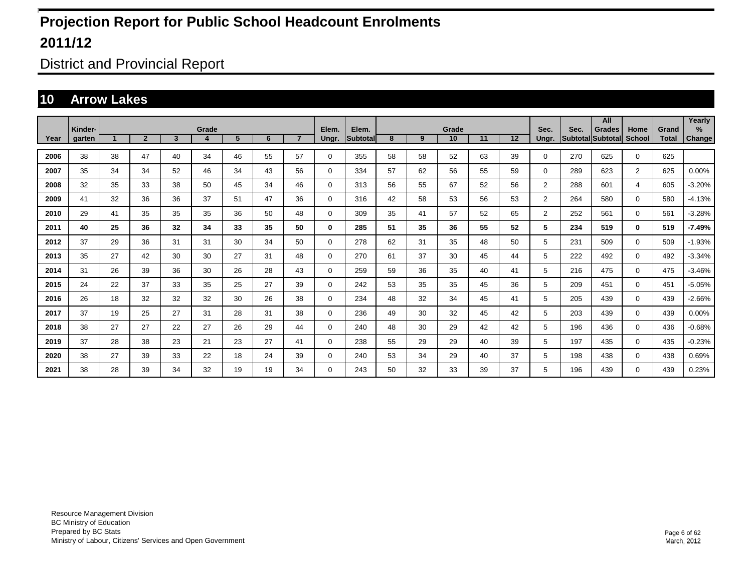# Projection Report for Public School Headcount Enrolments

## 2011/12

District and Provincial Report

## 10 Arrow Lakes

| Year | Kinder-garten | Grade 1 | 2 | 3 | 4 | 5 | 6 | 7 | Elem. Ungr. | Elem. Subtotal | Grade 8 | 9 | 10 | 11 | 12 | Sec. Ungr. | Sec. Subtotal | All Grades Subtotal | Home School | Grand Total | Yearly % Change |
|---|---|---|---|---|---|---|---|---|---|---|---|---|---|---|---|---|---|---|---|---|---|
| 2006 | 38 | 38 | 47 | 40 | 34 | 46 | 55 | 57 | 0 | 355 | 58 | 58 | 52 | 63 | 39 | 0 | 270 | 625 | 0 | 625 | |
| 2007 | 35 | 34 | 34 | 52 | 46 | 34 | 43 | 56 | 0 | 334 | 57 | 62 | 56 | 55 | 59 | 0 | 289 | 623 | 2 | 625 | 0.00% |
| 2008 | 32 | 35 | 33 | 38 | 50 | 45 | 34 | 46 | 0 | 313 | 56 | 55 | 67 | 52 | 56 | 2 | 288 | 601 | 4 | 605 | -3.20% |
| 2009 | 41 | 32 | 36 | 36 | 37 | 51 | 47 | 36 | 0 | 316 | 42 | 58 | 53 | 56 | 53 | 2 | 264 | 580 | 0 | 580 | -4.13% |
| 2010 | 29 | 41 | 35 | 35 | 35 | 36 | 50 | 48 | 0 | 309 | 35 | 41 | 57 | 52 | 65 | 2 | 252 | 561 | 0 | 561 | -3.28% |
| **2011** | **40** | **25** | **36** | **32** | **34** | **33** | **35** | **50** | **0** | **285** | **51** | **35** | **36** | **55** | **52** | **5** | **234** | **519** | **0** | **519** | **-7.49%** |
| 2012 | 37 | 29 | 36 | 31 | 31 | 30 | 34 | 50 | 0 | 278 | 62 | 31 | 35 | 48 | 50 | 5 | 231 | 509 | 0 | 509 | -1.93% |
| 2013 | 35 | 27 | 42 | 30 | 30 | 27 | 31 | 48 | 0 | 270 | 61 | 37 | 30 | 45 | 44 | 5 | 222 | 492 | 0 | 492 | -3.34% |
| 2014 | 31 | 26 | 39 | 36 | 30 | 26 | 28 | 43 | 0 | 259 | 59 | 36 | 35 | 40 | 41 | 5 | 216 | 475 | 0 | 475 | -3.46% |
| 2015 | 24 | 22 | 37 | 33 | 35 | 25 | 27 | 39 | 0 | 242 | 53 | 35 | 35 | 45 | 36 | 5 | 209 | 451 | 0 | 451 | -5.05% |
| 2016 | 26 | 18 | 32 | 32 | 32 | 30 | 26 | 38 | 0 | 234 | 48 | 32 | 34 | 45 | 41 | 5 | 205 | 439 | 0 | 439 | -2.66% |
| 2017 | 37 | 19 | 25 | 27 | 31 | 28 | 31 | 38 | 0 | 236 | 49 | 30 | 32 | 45 | 42 | 5 | 203 | 439 | 0 | 439 | 0.00% |
| 2018 | 38 | 27 | 27 | 22 | 27 | 26 | 29 | 44 | 0 | 240 | 48 | 30 | 29 | 42 | 42 | 5 | 196 | 436 | 0 | 436 | -0.68% |
| 2019 | 37 | 28 | 38 | 23 | 21 | 23 | 27 | 41 | 0 | 238 | 55 | 29 | 29 | 40 | 39 | 5 | 197 | 435 | 0 | 435 | -0.23% |
| 2020 | 38 | 27 | 39 | 33 | 22 | 18 | 24 | 39 | 0 | 240 | 53 | 34 | 29 | 40 | 37 | 5 | 198 | 438 | 0 | 438 | 0.69% |
| 2021 | 38 | 28 | 39 | 34 | 32 | 19 | 19 | 34 | 0 | 243 | 50 | 32 | 33 | 39 | 37 | 5 | 196 | 439 | 0 | 439 | 0.23% |

Resource Management Division
BC Ministry of Education
Prepared by BC Stats
Ministry of Labour, Citizens' Services and Open Government

March, 2012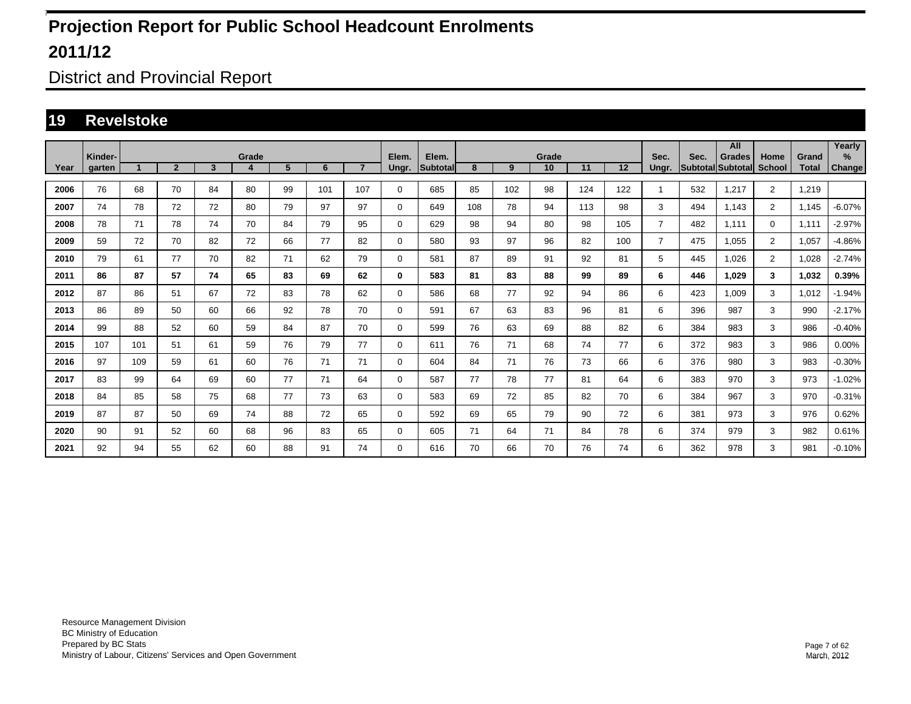# Projection Report for Public School Headcount Enrolments

## 2011/12

### District and Provincial Report

## 19 Revelstoke

| Year | Kinder-garten | 1 | 2 | 3 | 4 | 5 | 6 | 7 | Elem. Ungr. | Elem. Subtotal | 8 | 9 | 10 | 11 | 12 | Sec. Ungr. | Sec. Subtotal | All Grades Subtotal | Home School | Grand Total | Yearly % Change |
|---|---|---|---|---|---|---|---|---|---|---|---|---|---|---|---|---|---|---|---|---|---|
| 2006 | 76 | 68 | 70 | 84 | 80 | 99 | 101 | 107 | 0 | 685 | 85 | 102 | 98 | 124 | 122 | 1 | 532 | 1,217 | 2 | 1,219 | |
| 2007 | 74 | 78 | 72 | 72 | 80 | 79 | 97 | 97 | 0 | 649 | 108 | 78 | 94 | 113 | 98 | 3 | 494 | 1,143 | 2 | 1,145 | -6.07% |
| 2008 | 78 | 71 | 78 | 74 | 70 | 84 | 79 | 95 | 0 | 629 | 98 | 94 | 80 | 98 | 105 | 7 | 482 | 1,111 | 0 | 1,111 | -2.97% |
| 2009 | 59 | 72 | 70 | 82 | 72 | 66 | 77 | 82 | 0 | 580 | 93 | 97 | 96 | 82 | 100 | 7 | 475 | 1,055 | 2 | 1,057 | -4.86% |
| 2010 | 79 | 61 | 77 | 70 | 82 | 71 | 62 | 79 | 0 | 581 | 87 | 89 | 91 | 92 | 81 | 5 | 445 | 1,026 | 2 | 1,028 | -2.74% |
| **2011** | **86** | **87** | **57** | **74** | **65** | **83** | **69** | **62** | **0** | **583** | **81** | **83** | **88** | **99** | **89** | **6** | **446** | **1,029** | **3** | **1,032** | **0.39%** |
| 2012 | 87 | 86 | 51 | 67 | 72 | 83 | 78 | 62 | 0 | 586 | 68 | 77 | 92 | 94 | 86 | 6 | 423 | 1,009 | 3 | 1,012 | -1.94% |
| 2013 | 86 | 89 | 50 | 60 | 66 | 92 | 78 | 70 | 0 | 591 | 67 | 63 | 83 | 96 | 81 | 6 | 396 | 987 | 3 | 990 | -2.17% |
| 2014 | 99 | 88 | 52 | 60 | 59 | 84 | 87 | 70 | 0 | 599 | 76 | 63 | 69 | 88 | 82 | 6 | 384 | 983 | 3 | 986 | -0.40% |
| 2015 | 107 | 101 | 51 | 61 | 59 | 76 | 79 | 77 | 0 | 611 | 76 | 71 | 68 | 74 | 77 | 6 | 372 | 983 | 3 | 986 | 0.00% |
| 2016 | 97 | 109 | 59 | 61 | 60 | 76 | 71 | 71 | 0 | 604 | 84 | 71 | 76 | 73 | 66 | 6 | 376 | 980 | 3 | 983 | -0.30% |
| 2017 | 83 | 99 | 64 | 69 | 60 | 77 | 71 | 64 | 0 | 587 | 77 | 78 | 77 | 81 | 64 | 6 | 383 | 970 | 3 | 973 | -1.02% |
| 2018 | 84 | 85 | 58 | 75 | 68 | 77 | 73 | 63 | 0 | 583 | 69 | 72 | 85 | 82 | 70 | 6 | 384 | 967 | 3 | 970 | -0.31% |
| 2019 | 87 | 87 | 50 | 69 | 74 | 88 | 72 | 65 | 0 | 592 | 69 | 65 | 79 | 90 | 72 | 6 | 381 | 973 | 3 | 976 | 0.62% |
| 2020 | 90 | 91 | 52 | 60 | 68 | 96 | 83 | 65 | 0 | 605 | 71 | 64 | 71 | 84 | 78 | 6 | 374 | 979 | 3 | 982 | 0.61% |
| 2021 | 92 | 94 | 55 | 62 | 60 | 88 | 91 | 74 | 0 | 616 | 70 | 66 | 70 | 76 | 74 | 6 | 362 | 978 | 3 | 981 | -0.10% |

Resource Management Division
BC Ministry of Education
Prepared by BC Stats
Ministry of Labour, Citizens' Services and Open Government

March, 2012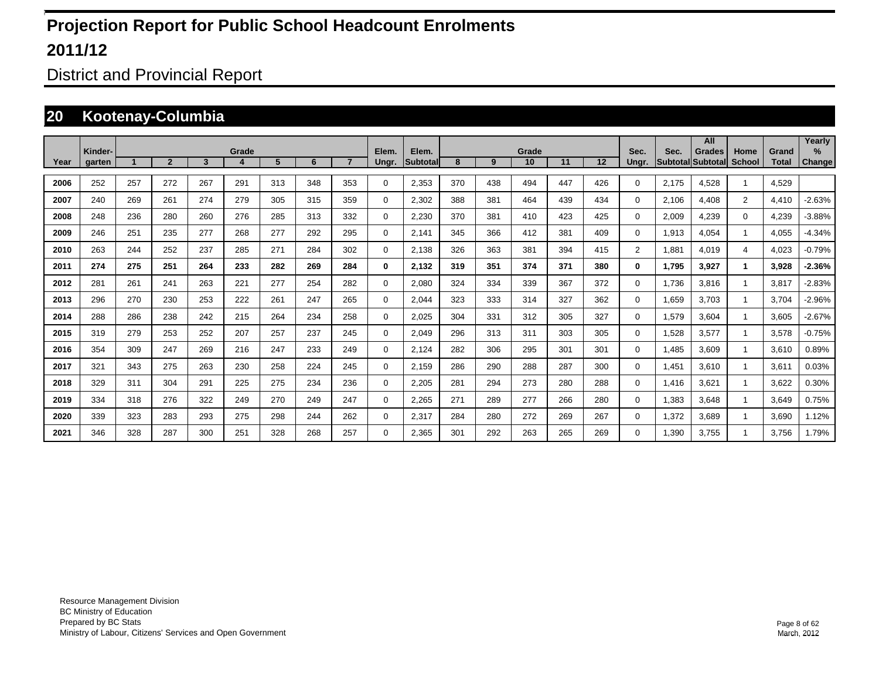# Projection Report for Public School Headcount Enrolments

## 2011/12

District and Provincial Report

## 20 Kootenay-Columbia

| Year | Kinder-garten | Grade 1 | 2 | 3 | 4 | 5 | 6 | 7 | Elem. Ungr. | Elem. Subtotal | Grade 8 | 9 | 10 | 11 | 12 | Sec. Ungr. | Sec. Subtotal | All Grades Subtotal | Home School | Grand Total | Yearly % Change |
|---|---|---|---|---|---|---|---|---|---|---|---|---|---|---|---|---|---|---|---|---|---|
| **2006** | 252 | 257 | 272 | 267 | 291 | 313 | 348 | 353 | 0 | 2,353 | 370 | 438 | 494 | 447 | 426 | 0 | 2,175 | 4,528 | 1 | 4,529 | |
| **2007** | 240 | 269 | 261 | 274 | 279 | 305 | 315 | 359 | 0 | 2,302 | 388 | 381 | 464 | 439 | 434 | 0 | 2,106 | 4,408 | 2 | 4,410 | -2.63% |
| **2008** | 248 | 236 | 280 | 260 | 276 | 285 | 313 | 332 | 0 | 2,230 | 370 | 381 | 410 | 423 | 425 | 0 | 2,009 | 4,239 | 0 | 4,239 | -3.88% |
| **2009** | 246 | 251 | 235 | 277 | 268 | 277 | 292 | 295 | 0 | 2,141 | 345 | 366 | 412 | 381 | 409 | 0 | 1,913 | 4,054 | 1 | 4,055 | -4.34% |
| **2010** | 263 | 244 | 252 | 237 | 285 | 271 | 284 | 302 | 0 | 2,138 | 326 | 363 | 381 | 394 | 415 | 2 | 1,881 | 4,019 | 4 | 4,023 | -0.79% |
| **2011** | **274** | **275** | **251** | **264** | **233** | **282** | **269** | **284** | **0** | **2,132** | **319** | **351** | **374** | **371** | **380** | **0** | **1,795** | **3,927** | **1** | **3,928** | **-2.36%** |
| **2012** | 281 | 261 | 241 | 263 | 221 | 277 | 254 | 282 | 0 | 2,080 | 324 | 334 | 339 | 367 | 372 | 0 | 1,736 | 3,816 | 1 | 3,817 | -2.83% |
| **2013** | 296 | 270 | 230 | 253 | 222 | 261 | 247 | 265 | 0 | 2,044 | 323 | 333 | 314 | 327 | 362 | 0 | 1,659 | 3,703 | 1 | 3,704 | -2.96% |
| **2014** | 288 | 286 | 238 | 242 | 215 | 264 | 234 | 258 | 0 | 2,025 | 304 | 331 | 312 | 305 | 327 | 0 | 1,579 | 3,604 | 1 | 3,605 | -2.67% |
| **2015** | 319 | 279 | 253 | 252 | 207 | 257 | 237 | 245 | 0 | 2,049 | 296 | 313 | 311 | 303 | 305 | 0 | 1,528 | 3,577 | 1 | 3,578 | -0.75% |
| **2016** | 354 | 309 | 247 | 269 | 216 | 247 | 233 | 249 | 0 | 2,124 | 282 | 306 | 295 | 301 | 301 | 0 | 1,485 | 3,609 | 1 | 3,610 | 0.89% |
| **2017** | 321 | 343 | 275 | 263 | 230 | 258 | 224 | 245 | 0 | 2,159 | 286 | 290 | 288 | 287 | 300 | 0 | 1,451 | 3,610 | 1 | 3,611 | 0.03% |
| **2018** | 329 | 311 | 304 | 291 | 225 | 275 | 234 | 236 | 0 | 2,205 | 281 | 294 | 273 | 280 | 288 | 0 | 1,416 | 3,621 | 1 | 3,622 | 0.30% |
| **2019** | 334 | 318 | 276 | 322 | 249 | 270 | 249 | 247 | 0 | 2,265 | 271 | 289 | 277 | 266 | 280 | 0 | 1,383 | 3,648 | 1 | 3,649 | 0.75% |
| **2020** | 339 | 323 | 283 | 293 | 275 | 298 | 244 | 262 | 0 | 2,317 | 284 | 280 | 272 | 269 | 267 | 0 | 1,372 | 3,689 | 1 | 3,690 | 1.12% |
| **2021** | 346 | 328 | 287 | 300 | 251 | 328 | 268 | 257 | 0 | 2,365 | 301 | 292 | 263 | 265 | 269 | 0 | 1,390 | 3,755 | 1 | 3,756 | 1.79% |

Resource Management Division
BC Ministry of Education
Prepared by BC Stats
Ministry of Labour, Citizens' Services and Open Government

March, 2012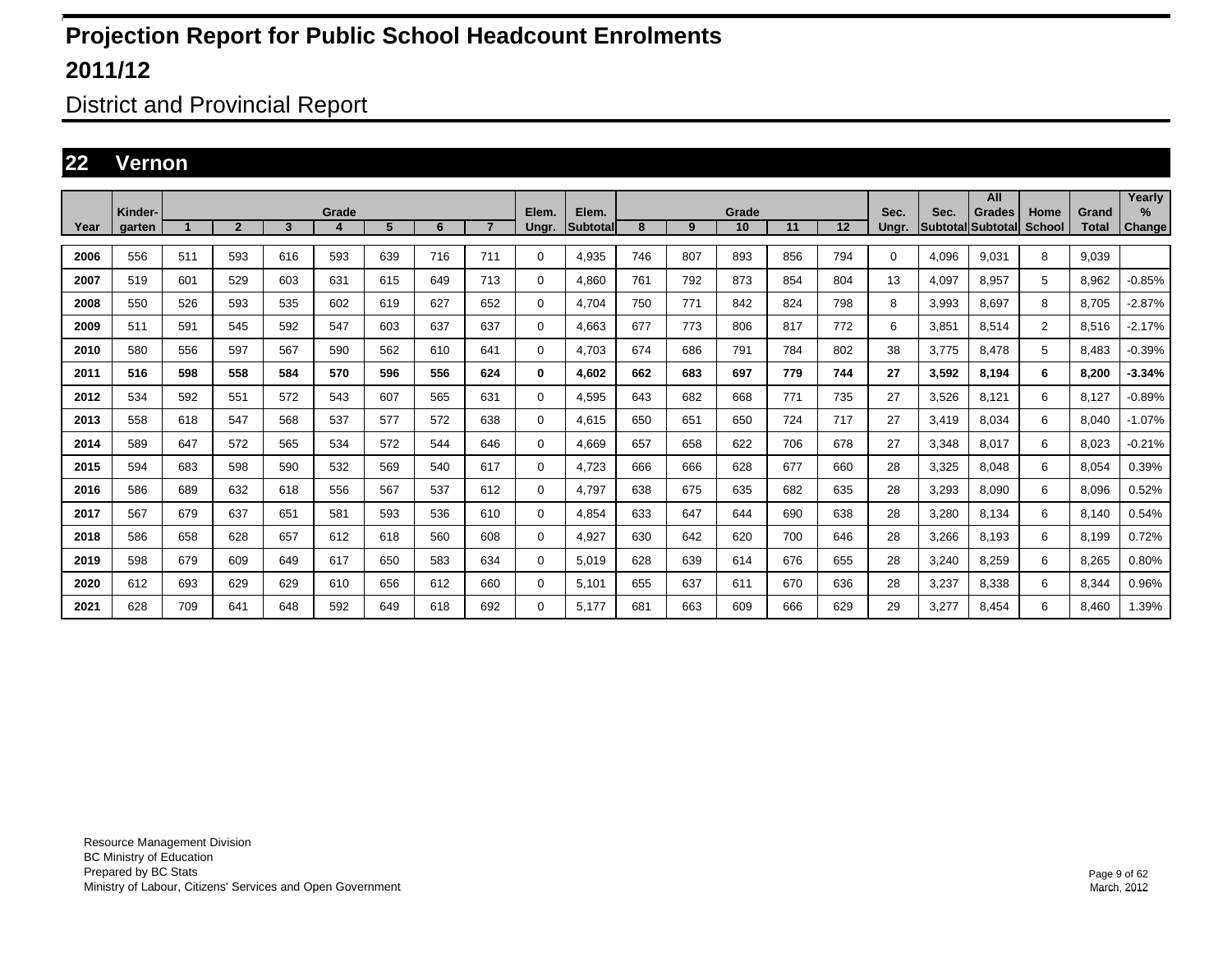# Projection Report for Public School Headcount Enrolments

# 2011/12

## District and Provincial Report

## 22 Vernon

| Year | Kinder-garten | Grade 1 | 2 | 3 | 4 | 5 | 6 | 7 | Elem. Ungr. | Elem. Subtotal | Grade 8 | 9 | 10 | 11 | 12 | Sec. Ungr. | Sec. Subtotal | All Grades Subtotal | Home School | Grand Total | Yearly % Change |
|---|---|---|---|---|---|---|---|---|---|---|---|---|---|---|---|---|---|---|---|---|---|
| 2006 | 556 | 511 | 593 | 616 | 593 | 639 | 716 | 711 | 0 | 4,935 | 746 | 807 | 893 | 856 | 794 | 0 | 4,096 | 9,031 | 8 | 9,039 | |
| 2007 | 519 | 601 | 529 | 603 | 631 | 615 | 649 | 713 | 0 | 4,860 | 761 | 792 | 873 | 854 | 804 | 13 | 4,097 | 8,957 | 5 | 8,962 | -0.85% |
| 2008 | 550 | 526 | 593 | 535 | 602 | 619 | 627 | 652 | 0 | 4,704 | 750 | 771 | 842 | 824 | 798 | 8 | 3,993 | 8,697 | 8 | 8,705 | -2.87% |
| 2009 | 511 | 591 | 545 | 592 | 547 | 603 | 637 | 637 | 0 | 4,663 | 677 | 773 | 806 | 817 | 772 | 6 | 3,851 | 8,514 | 2 | 8,516 | -2.17% |
| 2010 | 580 | 556 | 597 | 567 | 590 | 562 | 610 | 641 | 0 | 4,703 | 674 | 686 | 791 | 784 | 802 | 38 | 3,775 | 8,478 | 5 | 8,483 | -0.39% |
| **2011** | **516** | **598** | **558** | **584** | **570** | **596** | **556** | **624** | **0** | **4,602** | **662** | **683** | **697** | **779** | **744** | **27** | **3,592** | **8,194** | **6** | **8,200** | **-3.34%** |
| 2012 | 534 | 592 | 551 | 572 | 543 | 607 | 565 | 631 | 0 | 4,595 | 643 | 682 | 668 | 771 | 735 | 27 | 3,526 | 8,121 | 6 | 8,127 | -0.89% |
| 2013 | 558 | 618 | 547 | 568 | 537 | 577 | 572 | 638 | 0 | 4,615 | 650 | 651 | 650 | 724 | 717 | 27 | 3,419 | 8,034 | 6 | 8,040 | -1.07% |
| 2014 | 589 | 647 | 572 | 565 | 534 | 572 | 544 | 646 | 0 | 4,669 | 657 | 658 | 622 | 706 | 678 | 27 | 3,348 | 8,017 | 6 | 8,023 | -0.21% |
| 2015 | 594 | 683 | 598 | 590 | 532 | 569 | 540 | 617 | 0 | 4,723 | 666 | 666 | 628 | 677 | 660 | 28 | 3,325 | 8,048 | 6 | 8,054 | 0.39% |
| 2016 | 586 | 689 | 632 | 618 | 556 | 567 | 537 | 612 | 0 | 4,797 | 638 | 675 | 635 | 682 | 635 | 28 | 3,293 | 8,090 | 6 | 8,096 | 0.52% |
| 2017 | 567 | 679 | 637 | 651 | 581 | 593 | 536 | 610 | 0 | 4,854 | 633 | 647 | 644 | 690 | 638 | 28 | 3,280 | 8,134 | 6 | 8,140 | 0.54% |
| 2018 | 586 | 658 | 628 | 657 | 612 | 618 | 560 | 608 | 0 | 4,927 | 630 | 642 | 620 | 700 | 646 | 28 | 3,266 | 8,193 | 6 | 8,199 | 0.72% |
| 2019 | 598 | 679 | 609 | 649 | 617 | 650 | 583 | 634 | 0 | 5,019 | 628 | 639 | 614 | 676 | 655 | 28 | 3,240 | 8,259 | 6 | 8,265 | 0.80% |
| 2020 | 612 | 693 | 629 | 629 | 610 | 656 | 612 | 660 | 0 | 5,101 | 655 | 637 | 611 | 670 | 636 | 28 | 3,237 | 8,338 | 6 | 8,344 | 0.96% |
| 2021 | 628 | 709 | 641 | 648 | 592 | 649 | 618 | 692 | 0 | 5,177 | 681 | 663 | 609 | 666 | 629 | 29 | 3,277 | 8,454 | 6 | 8,460 | 1.39% |

Resource Management Division
BC Ministry of Education
Prepared by BC Stats
Ministry of Labour, Citizens' Services and Open Government

March, 2012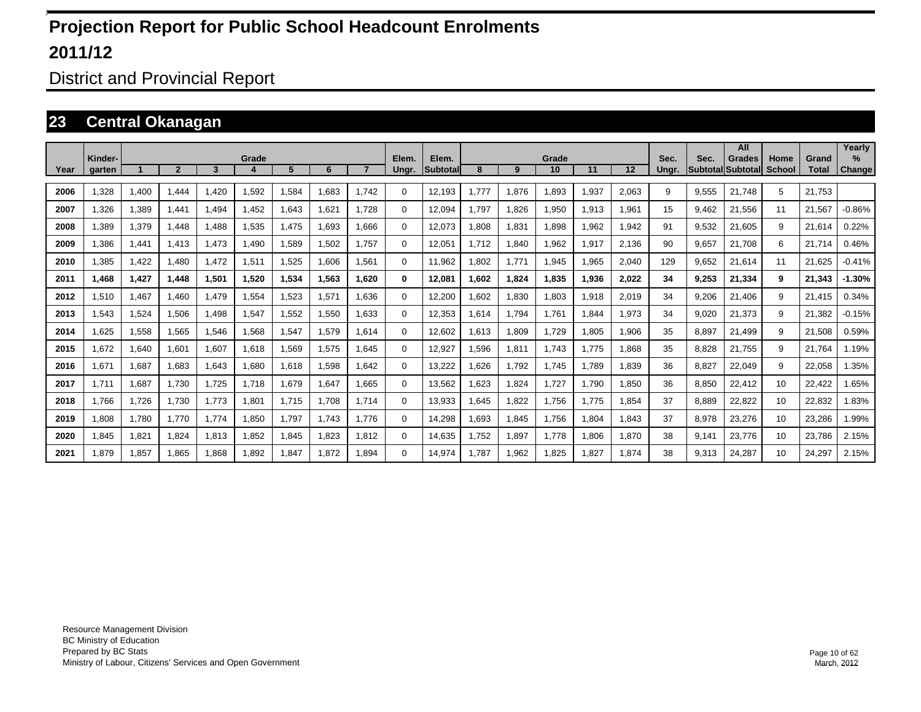# Projection Report for Public School Headcount Enrolments

## 2011/12

District and Provincial Report

## 23 Central Okanagan

| Year | Kinder-garten | Grade 1 | 2 | 3 | 4 | 5 | 6 | 7 | Elem. Ungr. | Elem. Subtotal | Grade 8 | 9 | 10 | 11 | 12 | Sec. Ungr. | Sec. Subtotal | All Grades Subtotal | Home School | Grand Total | Yearly % Change |
|---|---|---|---|---|---|---|---|---|---|---|---|---|---|---|---|---|---|---|---|---|---|
| 2006 | 1,328 | 1,400 | 1,444 | 1,420 | 1,592 | 1,584 | 1,683 | 1,742 | 0 | 12,193 | 1,777 | 1,876 | 1,893 | 1,937 | 2,063 | 9 | 9,555 | 21,748 | 5 | 21,753 | |
| 2007 | 1,326 | 1,389 | 1,441 | 1,494 | 1,452 | 1,643 | 1,621 | 1,728 | 0 | 12,094 | 1,797 | 1,826 | 1,950 | 1,913 | 1,961 | 15 | 9,462 | 21,556 | 11 | 21,567 | -0.86% |
| 2008 | 1,389 | 1,379 | 1,448 | 1,488 | 1,535 | 1,475 | 1,693 | 1,666 | 0 | 12,073 | 1,808 | 1,831 | 1,898 | 1,962 | 1,942 | 91 | 9,532 | 21,605 | 9 | 21,614 | 0.22% |
| 2009 | 1,386 | 1,441 | 1,413 | 1,473 | 1,490 | 1,589 | 1,502 | 1,757 | 0 | 12,051 | 1,712 | 1,840 | 1,962 | 1,917 | 2,136 | 90 | 9,657 | 21,708 | 6 | 21,714 | 0.46% |
| 2010 | 1,385 | 1,422 | 1,480 | 1,472 | 1,511 | 1,525 | 1,606 | 1,561 | 0 | 11,962 | 1,802 | 1,771 | 1,945 | 1,965 | 2,040 | 129 | 9,652 | 21,614 | 11 | 21,625 | -0.41% |
| **2011** | **1,468** | **1,427** | **1,448** | **1,501** | **1,520** | **1,534** | **1,563** | **1,620** | **0** | **12,081** | **1,602** | **1,824** | **1,835** | **1,936** | **2,022** | **34** | **9,253** | **21,334** | **9** | **21,343** | **-1.30%** |
| 2012 | 1,510 | 1,467 | 1,460 | 1,479 | 1,554 | 1,523 | 1,571 | 1,636 | 0 | 12,200 | 1,602 | 1,830 | 1,803 | 1,918 | 2,019 | 34 | 9,206 | 21,406 | 9 | 21,415 | 0.34% |
| 2013 | 1,543 | 1,524 | 1,506 | 1,498 | 1,547 | 1,552 | 1,550 | 1,633 | 0 | 12,353 | 1,614 | 1,794 | 1,761 | 1,844 | 1,973 | 34 | 9,020 | 21,373 | 9 | 21,382 | -0.15% |
| 2014 | 1,625 | 1,558 | 1,565 | 1,546 | 1,568 | 1,547 | 1,579 | 1,614 | 0 | 12,602 | 1,613 | 1,809 | 1,729 | 1,805 | 1,906 | 35 | 8,897 | 21,499 | 9 | 21,508 | 0.59% |
| 2015 | 1,672 | 1,640 | 1,601 | 1,607 | 1,618 | 1,569 | 1,575 | 1,645 | 0 | 12,927 | 1,596 | 1,811 | 1,743 | 1,775 | 1,868 | 35 | 8,828 | 21,755 | 9 | 21,764 | 1.19% |
| 2016 | 1,671 | 1,687 | 1,683 | 1,643 | 1,680 | 1,618 | 1,598 | 1,642 | 0 | 13,222 | 1,626 | 1,792 | 1,745 | 1,789 | 1,839 | 36 | 8,827 | 22,049 | 9 | 22,058 | 1.35% |
| 2017 | 1,711 | 1,687 | 1,730 | 1,725 | 1,718 | 1,679 | 1,647 | 1,665 | 0 | 13,562 | 1,623 | 1,824 | 1,727 | 1,790 | 1,850 | 36 | 8,850 | 22,412 | 10 | 22,422 | 1.65% |
| 2018 | 1,766 | 1,726 | 1,730 | 1,773 | 1,801 | 1,715 | 1,708 | 1,714 | 0 | 13,933 | 1,645 | 1,822 | 1,756 | 1,775 | 1,854 | 37 | 8,889 | 22,822 | 10 | 22,832 | 1.83% |
| 2019 | 1,808 | 1,780 | 1,770 | 1,774 | 1,850 | 1,797 | 1,743 | 1,776 | 0 | 14,298 | 1,693 | 1,845 | 1,756 | 1,804 | 1,843 | 37 | 8,978 | 23,276 | 10 | 23,286 | 1.99% |
| 2020 | 1,845 | 1,821 | 1,824 | 1,813 | 1,852 | 1,845 | 1,823 | 1,812 | 0 | 14,635 | 1,752 | 1,897 | 1,778 | 1,806 | 1,870 | 38 | 9,141 | 23,776 | 10 | 23,786 | 2.15% |
| 2021 | 1,879 | 1,857 | 1,865 | 1,868 | 1,892 | 1,847 | 1,872 | 1,894 | 0 | 14,974 | 1,787 | 1,962 | 1,825 | 1,827 | 1,874 | 38 | 9,313 | 24,287 | 10 | 24,297 | 2.15% |

Resource Management Division
BC Ministry of Education
Prepared by BC Stats
Ministry of Labour, Citizens' Services and Open Government

March, 2012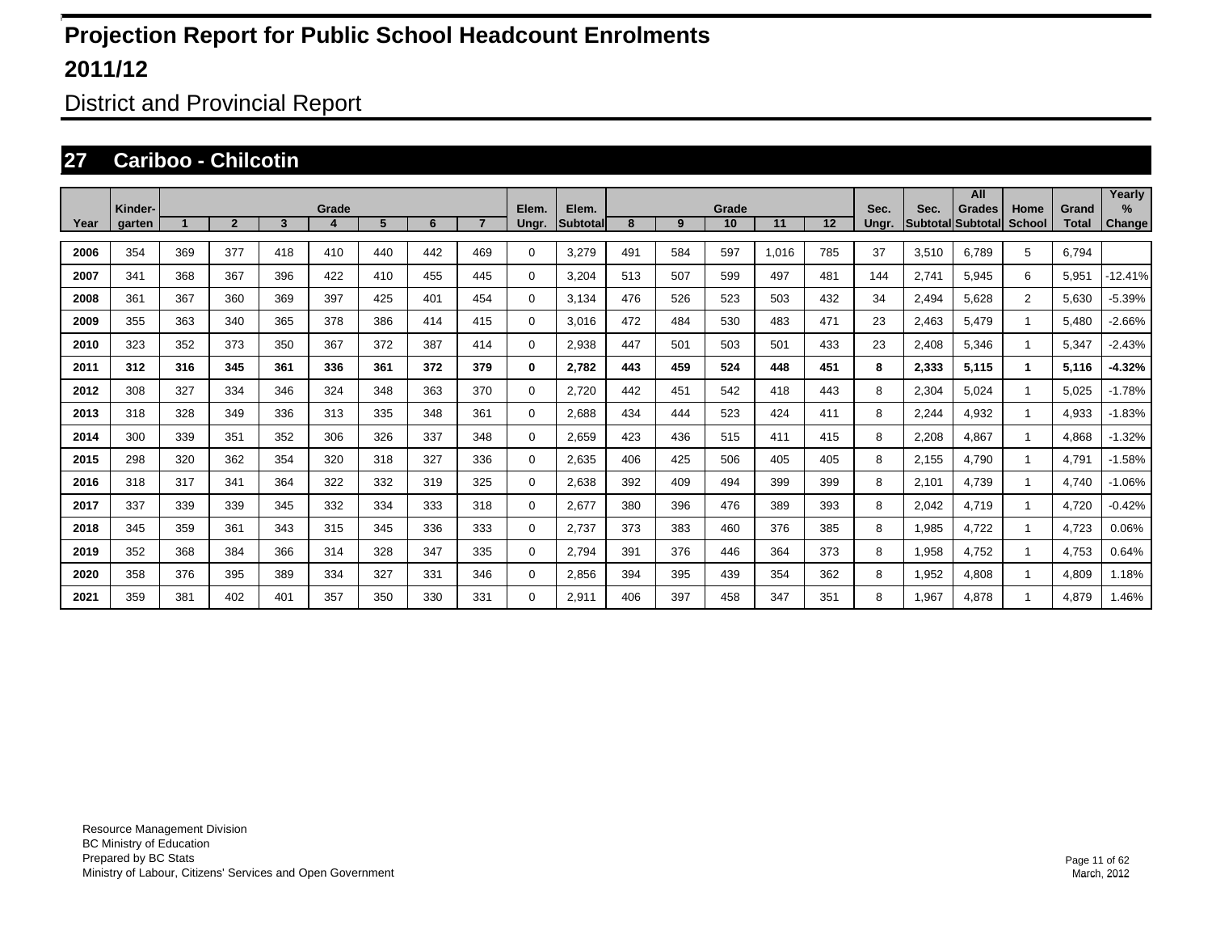# Projection Report for Public School Headcount Enrolments

# 2011/12

## District and Provincial Report

## 27 Cariboo - Chilcotin

| Year | Kinder-garten | Grade 1 | 2 | 3 | 4 | 5 | 6 | 7 | Elem. Ungr. | Elem. Subtotal | Grade 8 | 9 | 10 | 11 | 12 | Sec. Ungr. | Sec. Subtotal | All Grades Subtotal | Home School | Grand Total | Yearly % Change |
|---|---|---|---|---|---|---|---|---|---|---|---|---|---|---|---|---|---|---|---|---|---|
| 2006 | 354 | 369 | 377 | 418 | 410 | 440 | 442 | 469 | 0 | 3,279 | 491 | 584 | 597 | 1,016 | 785 | 37 | 3,510 | 6,789 | 5 | 6,794 | |
| 2007 | 341 | 368 | 367 | 396 | 422 | 410 | 455 | 445 | 0 | 3,204 | 513 | 507 | 599 | 497 | 481 | 144 | 2,741 | 5,945 | 6 | 5,951 | -12.41% |
| 2008 | 361 | 367 | 360 | 369 | 397 | 425 | 401 | 454 | 0 | 3,134 | 476 | 526 | 523 | 503 | 432 | 34 | 2,494 | 5,628 | 2 | 5,630 | -5.39% |
| 2009 | 355 | 363 | 340 | 365 | 378 | 386 | 414 | 415 | 0 | 3,016 | 472 | 484 | 530 | 483 | 471 | 23 | 2,463 | 5,479 | 1 | 5,480 | -2.66% |
| 2010 | 323 | 352 | 373 | 350 | 367 | 372 | 387 | 414 | 0 | 2,938 | 447 | 501 | 503 | 501 | 433 | 23 | 2,408 | 5,346 | 1 | 5,347 | -2.43% |
| **2011** | **312** | **316** | **345** | **361** | **336** | **361** | **372** | **379** | **0** | **2,782** | **443** | **459** | **524** | **448** | **451** | **8** | **2,333** | **5,115** | **1** | **5,116** | **-4.32%** |
| 2012 | 308 | 327 | 334 | 346 | 324 | 348 | 363 | 370 | 0 | 2,720 | 442 | 451 | 542 | 418 | 443 | 8 | 2,304 | 5,024 | 1 | 5,025 | -1.78% |
| 2013 | 318 | 328 | 349 | 336 | 313 | 335 | 348 | 361 | 0 | 2,688 | 434 | 444 | 523 | 424 | 411 | 8 | 2,244 | 4,932 | 1 | 4,933 | -1.83% |
| 2014 | 300 | 339 | 351 | 352 | 306 | 326 | 337 | 348 | 0 | 2,659 | 423 | 436 | 515 | 411 | 415 | 8 | 2,208 | 4,867 | 1 | 4,868 | -1.32% |
| 2015 | 298 | 320 | 362 | 354 | 320 | 318 | 327 | 336 | 0 | 2,635 | 406 | 425 | 506 | 405 | 405 | 8 | 2,155 | 4,790 | 1 | 4,791 | -1.58% |
| 2016 | 318 | 317 | 341 | 364 | 322 | 332 | 319 | 325 | 0 | 2,638 | 392 | 409 | 494 | 399 | 399 | 8 | 2,101 | 4,739 | 1 | 4,740 | -1.06% |
| 2017 | 337 | 339 | 339 | 345 | 332 | 334 | 333 | 318 | 0 | 2,677 | 380 | 396 | 476 | 389 | 393 | 8 | 2,042 | 4,719 | 1 | 4,720 | -0.42% |
| 2018 | 345 | 359 | 361 | 343 | 315 | 345 | 336 | 333 | 0 | 2,737 | 373 | 383 | 460 | 376 | 385 | 8 | 1,985 | 4,722 | 1 | 4,723 | 0.06% |
| 2019 | 352 | 368 | 384 | 366 | 314 | 328 | 347 | 335 | 0 | 2,794 | 391 | 376 | 446 | 364 | 373 | 8 | 1,958 | 4,752 | 1 | 4,753 | 0.64% |
| 2020 | 358 | 376 | 395 | 389 | 334 | 327 | 331 | 346 | 0 | 2,856 | 394 | 395 | 439 | 354 | 362 | 8 | 1,952 | 4,808 | 1 | 4,809 | 1.18% |
| 2021 | 359 | 381 | 402 | 401 | 357 | 350 | 330 | 331 | 0 | 2,911 | 406 | 397 | 458 | 347 | 351 | 8 | 1,967 | 4,878 | 1 | 4,879 | 1.46% |

Resource Management Division
BC Ministry of Education
Prepared by BC Stats
Ministry of Labour, Citizens' Services and Open Government

March, 2012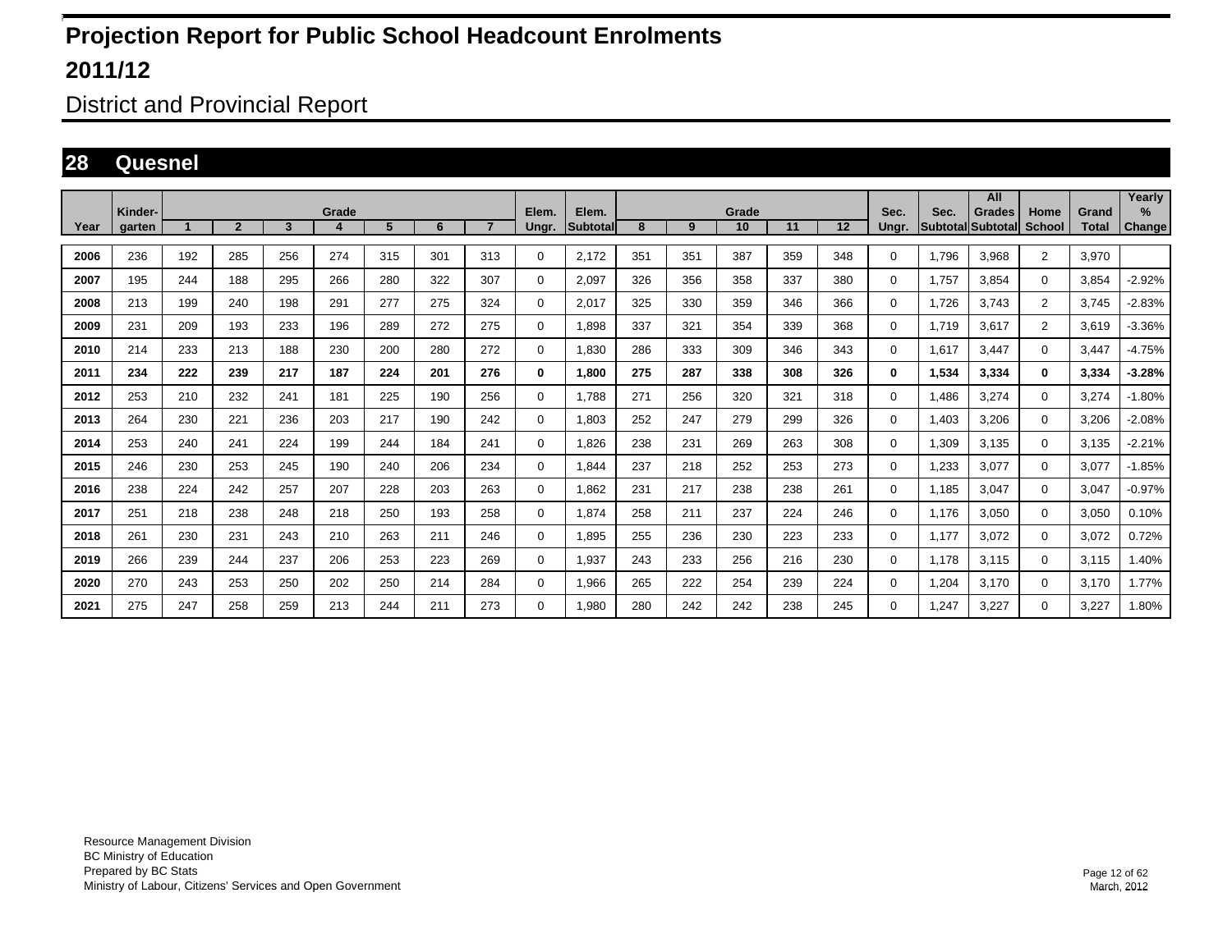# Projection Report for Public School Headcount Enrolments

## 2011/12

District and Provincial Report

## 28 Quesnel

| Year | Kinder-garten | Grade 1 | 2 | 3 | 4 | 5 | 6 | 7 | Elem. Ungr. | Elem. Subtotal | Grade 8 | 9 | 10 | 11 | 12 | Sec. Ungr. | Sec. Subtotal | All Grades Subtotal | Home School | Grand Total | Yearly % Change |
|---|---|---|---|---|---|---|---|---|---|---|---|---|---|---|---|---|---|---|---|---|---|
| 2006 | 236 | 192 | 285 | 256 | 274 | 315 | 301 | 313 | 0 | 2,172 | 351 | 351 | 387 | 359 | 348 | 0 | 1,796 | 3,968 | 2 | 3,970 | |
| 2007 | 195 | 244 | 188 | 295 | 266 | 280 | 322 | 307 | 0 | 2,097 | 326 | 356 | 358 | 337 | 380 | 0 | 1,757 | 3,854 | 0 | 3,854 | -2.92% |
| 2008 | 213 | 199 | 240 | 198 | 291 | 277 | 275 | 324 | 0 | 2,017 | 325 | 330 | 359 | 346 | 366 | 0 | 1,726 | 3,743 | 2 | 3,745 | -2.83% |
| 2009 | 231 | 209 | 193 | 233 | 196 | 289 | 272 | 275 | 0 | 1,898 | 337 | 321 | 354 | 339 | 368 | 0 | 1,719 | 3,617 | 2 | 3,619 | -3.36% |
| 2010 | 214 | 233 | 213 | 188 | 230 | 200 | 280 | 272 | 0 | 1,830 | 286 | 333 | 309 | 346 | 343 | 0 | 1,617 | 3,447 | 0 | 3,447 | -4.75% |
| **2011** | **234** | **222** | **239** | **217** | **187** | **224** | **201** | **276** | **0** | **1,800** | **275** | **287** | **338** | **308** | **326** | **0** | **1,534** | **3,334** | **0** | **3,334** | **-3.28%** |
| 2012 | 253 | 210 | 232 | 241 | 181 | 225 | 190 | 256 | 0 | 1,788 | 271 | 256 | 320 | 321 | 318 | 0 | 1,486 | 3,274 | 0 | 3,274 | -1.80% |
| 2013 | 264 | 230 | 221 | 236 | 203 | 217 | 190 | 242 | 0 | 1,803 | 252 | 247 | 279 | 299 | 326 | 0 | 1,403 | 3,206 | 0 | 3,206 | -2.08% |
| 2014 | 253 | 240 | 241 | 224 | 199 | 244 | 184 | 241 | 0 | 1,826 | 238 | 231 | 269 | 263 | 308 | 0 | 1,309 | 3,135 | 0 | 3,135 | -2.21% |
| 2015 | 246 | 230 | 253 | 245 | 190 | 240 | 206 | 234 | 0 | 1,844 | 237 | 218 | 252 | 253 | 273 | 0 | 1,233 | 3,077 | 0 | 3,077 | -1.85% |
| 2016 | 238 | 224 | 242 | 257 | 207 | 228 | 203 | 263 | 0 | 1,862 | 231 | 217 | 238 | 238 | 261 | 0 | 1,185 | 3,047 | 0 | 3,047 | -0.97% |
| 2017 | 251 | 218 | 238 | 248 | 218 | 250 | 193 | 258 | 0 | 1,874 | 258 | 211 | 237 | 224 | 246 | 0 | 1,176 | 3,050 | 0 | 3,050 | 0.10% |
| 2018 | 261 | 230 | 231 | 243 | 210 | 263 | 211 | 246 | 0 | 1,895 | 255 | 236 | 230 | 223 | 233 | 0 | 1,177 | 3,072 | 0 | 3,072 | 0.72% |
| 2019 | 266 | 239 | 244 | 237 | 206 | 253 | 223 | 269 | 0 | 1,937 | 243 | 233 | 256 | 216 | 230 | 0 | 1,178 | 3,115 | 0 | 3,115 | 1.40% |
| 2020 | 270 | 243 | 253 | 250 | 202 | 250 | 214 | 284 | 0 | 1,966 | 265 | 222 | 254 | 239 | 224 | 0 | 1,204 | 3,170 | 0 | 3,170 | 1.77% |
| 2021 | 275 | 247 | 258 | 259 | 213 | 244 | 211 | 273 | 0 | 1,980 | 280 | 242 | 242 | 238 | 245 | 0 | 1,247 | 3,227 | 0 | 3,227 | 1.80% |

Resource Management Division
BC Ministry of Education
Prepared by BC Stats
Ministry of Labour, Citizens' Services and Open Government

March, 2012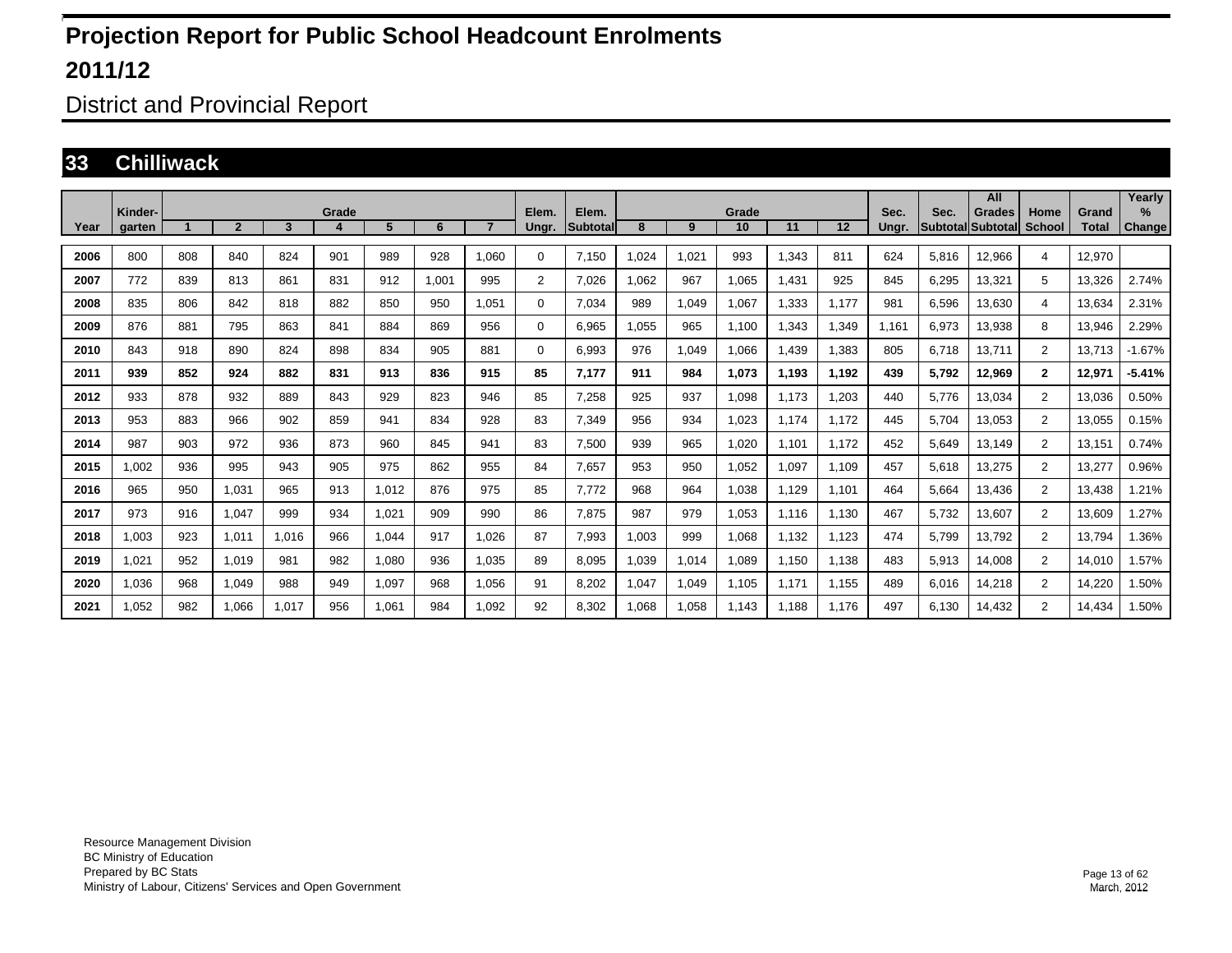# Projection Report for Public School Headcount Enrolments

## 2011/12

District and Provincial Report

## 33 Chilliwack

| Year | Kinder- garten | Grade 1 | 2 | 3 | 4 | 5 | 6 | 7 | Elem. Ungr. | Elem. Subtotal | Grade 8 | 9 | 10 | 11 | 12 | Sec. Ungr. | Sec. Subtotal | All Grades Subtotal | Home School | Grand Total | Yearly % Change |
|---|---|---|---|---|---|---|---|---|---|---|---|---|---|---|---|---|---|---|---|---|---|
| 2006 | 800 | 808 | 840 | 824 | 901 | 989 | 928 | 1,060 | 0 | 7,150 | 1,024 | 1,021 | 993 | 1,343 | 811 | 624 | 5,816 | 12,966 | 4 | 12,970 | |
| 2007 | 772 | 839 | 813 | 861 | 831 | 912 | 1,001 | 995 | 2 | 7,026 | 1,062 | 967 | 1,065 | 1,431 | 925 | 845 | 6,295 | 13,321 | 5 | 13,326 | 2.74% |
| 2008 | 835 | 806 | 842 | 818 | 882 | 850 | 950 | 1,051 | 0 | 7,034 | 989 | 1,049 | 1,067 | 1,333 | 1,177 | 981 | 6,596 | 13,630 | 4 | 13,634 | 2.31% |
| 2009 | 876 | 881 | 795 | 863 | 841 | 884 | 869 | 956 | 0 | 6,965 | 1,055 | 965 | 1,100 | 1,343 | 1,349 | 1,161 | 6,973 | 13,938 | 8 | 13,946 | 2.29% |
| 2010 | 843 | 918 | 890 | 824 | 898 | 834 | 905 | 881 | 0 | 6,993 | 976 | 1,049 | 1,066 | 1,439 | 1,383 | 805 | 6,718 | 13,711 | 2 | 13,713 | -1.67% |
| **2011** | **939** | **852** | **924** | **882** | **831** | **913** | **836** | **915** | **85** | **7,177** | **911** | **984** | **1,073** | **1,193** | **1,192** | **439** | **5,792** | **12,969** | **2** | **12,971** | **-5.41%** |
| 2012 | 933 | 878 | 932 | 889 | 843 | 929 | 823 | 946 | 85 | 7,258 | 925 | 937 | 1,098 | 1,173 | 1,203 | 440 | 5,776 | 13,034 | 2 | 13,036 | 0.50% |
| 2013 | 953 | 883 | 966 | 902 | 859 | 941 | 834 | 928 | 83 | 7,349 | 956 | 934 | 1,023 | 1,174 | 1,172 | 445 | 5,704 | 13,053 | 2 | 13,055 | 0.15% |
| 2014 | 987 | 903 | 972 | 936 | 873 | 960 | 845 | 941 | 83 | 7,500 | 939 | 965 | 1,020 | 1,101 | 1,172 | 452 | 5,649 | 13,149 | 2 | 13,151 | 0.74% |
| 2015 | 1,002 | 936 | 995 | 943 | 905 | 975 | 862 | 955 | 84 | 7,657 | 953 | 950 | 1,052 | 1,097 | 1,109 | 457 | 5,618 | 13,275 | 2 | 13,277 | 0.96% |
| 2016 | 965 | 950 | 1,031 | 965 | 913 | 1,012 | 876 | 975 | 85 | 7,772 | 968 | 964 | 1,038 | 1,129 | 1,101 | 464 | 5,664 | 13,436 | 2 | 13,438 | 1.21% |
| 2017 | 973 | 916 | 1,047 | 999 | 934 | 1,021 | 909 | 990 | 86 | 7,875 | 987 | 979 | 1,053 | 1,116 | 1,130 | 467 | 5,732 | 13,607 | 2 | 13,609 | 1.27% |
| 2018 | 1,003 | 923 | 1,011 | 1,016 | 966 | 1,044 | 917 | 1,026 | 87 | 7,993 | 1,003 | 999 | 1,068 | 1,132 | 1,123 | 474 | 5,799 | 13,792 | 2 | 13,794 | 1.36% |
| 2019 | 1,021 | 952 | 1,019 | 981 | 982 | 1,080 | 936 | 1,035 | 89 | 8,095 | 1,039 | 1,014 | 1,089 | 1,150 | 1,138 | 483 | 5,913 | 14,008 | 2 | 14,010 | 1.57% |
| 2020 | 1,036 | 968 | 1,049 | 988 | 949 | 1,097 | 968 | 1,056 | 91 | 8,202 | 1,047 | 1,049 | 1,105 | 1,171 | 1,155 | 489 | 6,016 | 14,218 | 2 | 14,220 | 1.50% |
| 2021 | 1,052 | 982 | 1,066 | 1,017 | 956 | 1,061 | 984 | 1,092 | 92 | 8,302 | 1,068 | 1,058 | 1,143 | 1,188 | 1,176 | 497 | 6,130 | 14,432 | 2 | 14,434 | 1.50% |

Resource Management Division
BC Ministry of Education
Prepared by BC Stats
Ministry of Labour, Citizens' Services and Open Government

March, 2012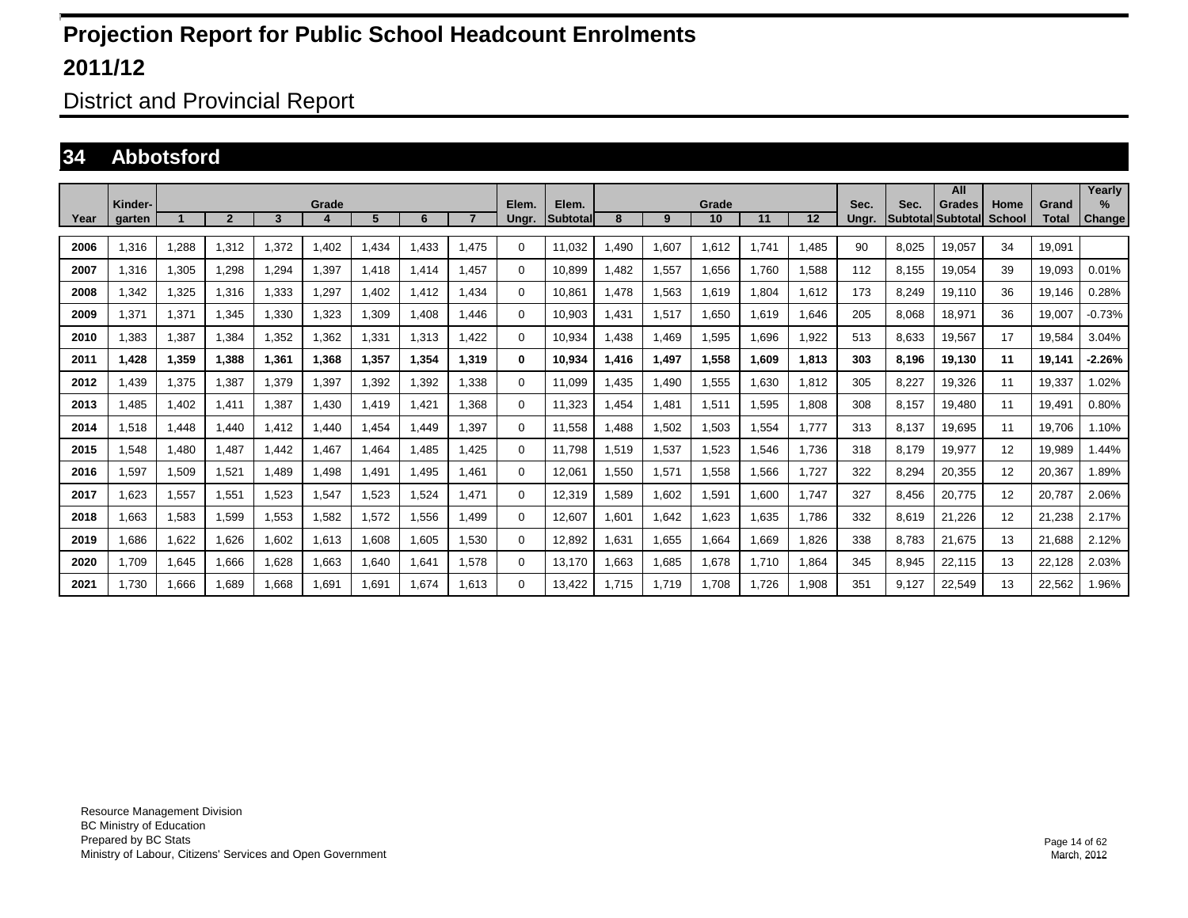# Projection Report for Public School Headcount Enrolments

# 2011/12

## District and Provincial Report

### 34 Abbotsford

| Year | Kinder-garten | Grade 1 | 2 | 3 | 4 | 5 | 6 | 7 | Elem. Ungr. | Elem. Subtotal | Grade 8 | 9 | 10 | 11 | 12 | Sec. Ungr. | Sec. Subtotal | All Grades Subtotal | Home School | Grand Total | Yearly % Change |
|---|---|---|---|---|---|---|---|---|---|---|---|---|---|---|---|---|---|---|---|---|---|
| 2006 | 1,316 | 1,288 | 1,312 | 1,372 | 1,402 | 1,434 | 1,433 | 1,475 | 0 | 11,032 | 1,490 | 1,607 | 1,612 | 1,741 | 1,485 | 90 | 8,025 | 19,057 | 34 | 19,091 | |
| 2007 | 1,316 | 1,305 | 1,298 | 1,294 | 1,397 | 1,418 | 1,414 | 1,457 | 0 | 10,899 | 1,482 | 1,557 | 1,656 | 1,760 | 1,588 | 112 | 8,155 | 19,054 | 39 | 19,093 | 0.01% |
| 2008 | 1,342 | 1,325 | 1,316 | 1,333 | 1,297 | 1,402 | 1,412 | 1,434 | 0 | 10,861 | 1,478 | 1,563 | 1,619 | 1,804 | 1,612 | 173 | 8,249 | 19,110 | 36 | 19,146 | 0.28% |
| 2009 | 1,371 | 1,371 | 1,345 | 1,330 | 1,323 | 1,309 | 1,408 | 1,446 | 0 | 10,903 | 1,431 | 1,517 | 1,650 | 1,619 | 1,646 | 205 | 8,068 | 18,971 | 36 | 19,007 | -0.73% |
| 2010 | 1,383 | 1,387 | 1,384 | 1,352 | 1,362 | 1,331 | 1,313 | 1,422 | 0 | 10,934 | 1,438 | 1,469 | 1,595 | 1,696 | 1,922 | 513 | 8,633 | 19,567 | 17 | 19,584 | 3.04% |
| **2011** | **1,428** | **1,359** | **1,388** | **1,361** | **1,368** | **1,357** | **1,354** | **1,319** | **0** | **10,934** | **1,416** | **1,497** | **1,558** | **1,609** | **1,813** | **303** | **8,196** | **19,130** | **11** | **19,141** | **-2.26%** |
| 2012 | 1,439 | 1,375 | 1,387 | 1,379 | 1,397 | 1,392 | 1,392 | 1,338 | 0 | 11,099 | 1,435 | 1,490 | 1,555 | 1,630 | 1,812 | 305 | 8,227 | 19,326 | 11 | 19,337 | 1.02% |
| 2013 | 1,485 | 1,402 | 1,411 | 1,387 | 1,430 | 1,419 | 1,421 | 1,368 | 0 | 11,323 | 1,454 | 1,481 | 1,511 | 1,595 | 1,808 | 308 | 8,157 | 19,480 | 11 | 19,491 | 0.80% |
| 2014 | 1,518 | 1,448 | 1,440 | 1,412 | 1,440 | 1,454 | 1,449 | 1,397 | 0 | 11,558 | 1,488 | 1,502 | 1,503 | 1,554 | 1,777 | 313 | 8,137 | 19,695 | 11 | 19,706 | 1.10% |
| 2015 | 1,548 | 1,480 | 1,487 | 1,442 | 1,467 | 1,464 | 1,485 | 1,425 | 0 | 11,798 | 1,519 | 1,537 | 1,523 | 1,546 | 1,736 | 318 | 8,179 | 19,977 | 12 | 19,989 | 1.44% |
| 2016 | 1,597 | 1,509 | 1,521 | 1,489 | 1,498 | 1,491 | 1,495 | 1,461 | 0 | 12,061 | 1,550 | 1,571 | 1,558 | 1,566 | 1,727 | 322 | 8,294 | 20,355 | 12 | 20,367 | 1.89% |
| 2017 | 1,623 | 1,557 | 1,551 | 1,523 | 1,547 | 1,523 | 1,524 | 1,471 | 0 | 12,319 | 1,589 | 1,602 | 1,591 | 1,600 | 1,747 | 327 | 8,456 | 20,775 | 12 | 20,787 | 2.06% |
| 2018 | 1,663 | 1,583 | 1,599 | 1,553 | 1,582 | 1,572 | 1,556 | 1,499 | 0 | 12,607 | 1,601 | 1,642 | 1,623 | 1,635 | 1,786 | 332 | 8,619 | 21,226 | 12 | 21,238 | 2.17% |
| 2019 | 1,686 | 1,622 | 1,626 | 1,602 | 1,613 | 1,608 | 1,605 | 1,530 | 0 | 12,892 | 1,631 | 1,655 | 1,664 | 1,669 | 1,826 | 338 | 8,783 | 21,675 | 13 | 21,688 | 2.12% |
| 2020 | 1,709 | 1,645 | 1,666 | 1,628 | 1,663 | 1,640 | 1,641 | 1,578 | 0 | 13,170 | 1,663 | 1,685 | 1,678 | 1,710 | 1,864 | 345 | 8,945 | 22,115 | 13 | 22,128 | 2.03% |
| 2021 | 1,730 | 1,666 | 1,689 | 1,668 | 1,691 | 1,691 | 1,674 | 1,613 | 0 | 13,422 | 1,715 | 1,719 | 1,708 | 1,726 | 1,908 | 351 | 9,127 | 22,549 | 13 | 22,562 | 1.96% |

Resource Management Division
BC Ministry of Education
Prepared by BC Stats
Ministry of Labour, Citizens' Services and Open Government

March, 2012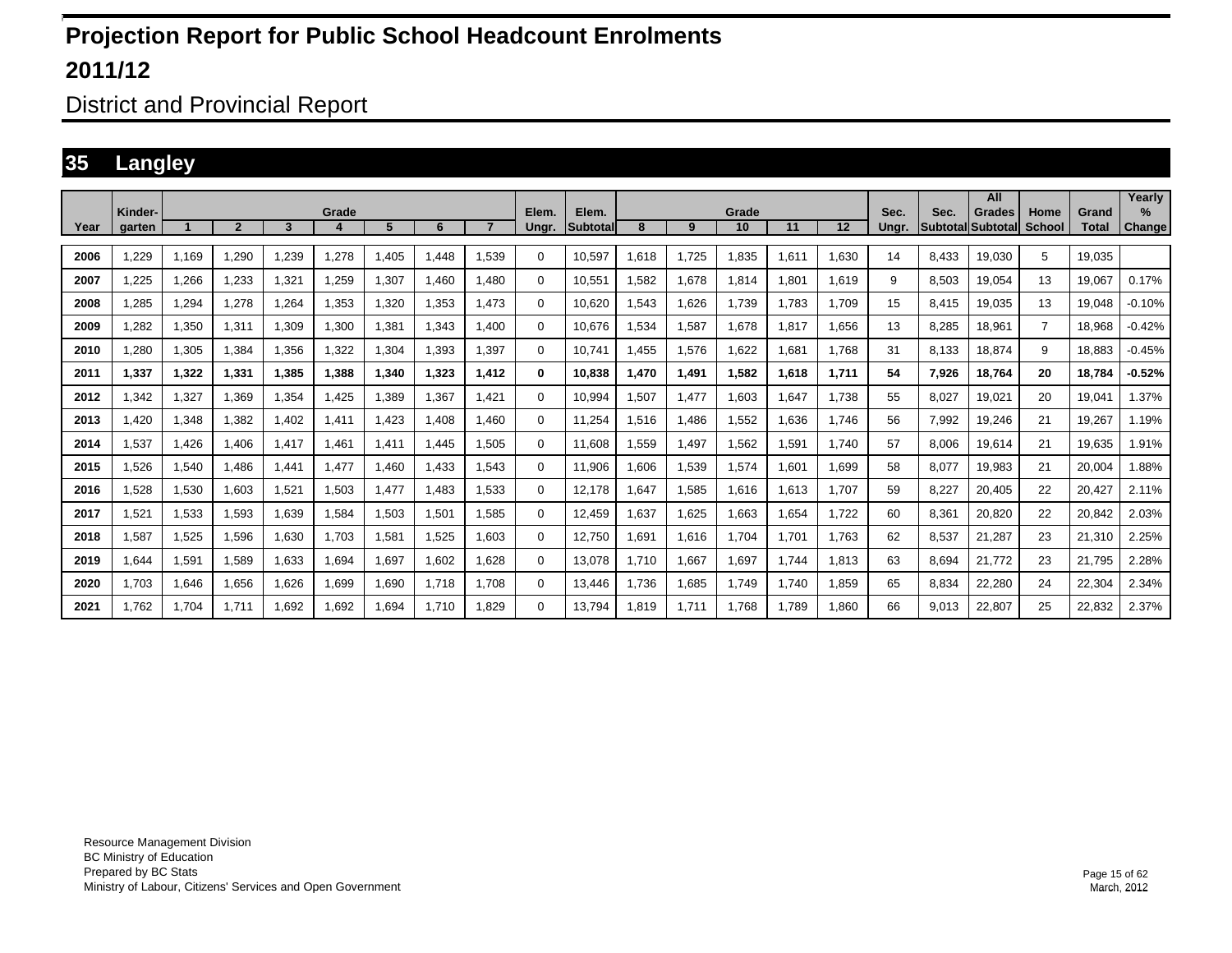# Projection Report for Public School Headcount Enrolments

## 2011/12

District and Provincial Report

## 35 Langley

| Year | Kinder-garten | Grade 1 | 2 | 3 | 4 | 5 | 6 | 7 | Elem. Ungr. | Elem. Subtotal | Grade 8 | 9 | 10 | 11 | 12 | Sec. Ungr. | Sec. Subtotal | All Grades Subtotal | Home School | Grand Total | Yearly % Change |
|---|---|---|---|---|---|---|---|---|---|---|---|---|---|---|---|---|---|---|---|---|---|
| 2006 | 1,229 | 1,169 | 1,290 | 1,239 | 1,278 | 1,405 | 1,448 | 1,539 | 0 | 10,597 | 1,618 | 1,725 | 1,835 | 1,611 | 1,630 | 14 | 8,433 | 19,030 | 5 | 19,035 | |
| 2007 | 1,225 | 1,266 | 1,233 | 1,321 | 1,259 | 1,307 | 1,460 | 1,480 | 0 | 10,551 | 1,582 | 1,678 | 1,814 | 1,801 | 1,619 | 9 | 8,503 | 19,054 | 13 | 19,067 | 0.17% |
| 2008 | 1,285 | 1,294 | 1,278 | 1,264 | 1,353 | 1,320 | 1,353 | 1,473 | 0 | 10,620 | 1,543 | 1,626 | 1,739 | 1,783 | 1,709 | 15 | 8,415 | 19,035 | 13 | 19,048 | -0.10% |
| 2009 | 1,282 | 1,350 | 1,311 | 1,309 | 1,300 | 1,381 | 1,343 | 1,400 | 0 | 10,676 | 1,534 | 1,587 | 1,678 | 1,817 | 1,656 | 13 | 8,285 | 18,961 | 7 | 18,968 | -0.42% |
| 2010 | 1,280 | 1,305 | 1,384 | 1,356 | 1,322 | 1,304 | 1,393 | 1,397 | 0 | 10,741 | 1,455 | 1,576 | 1,622 | 1,681 | 1,768 | 31 | 8,133 | 18,874 | 9 | 18,883 | -0.45% |
| **2011** | **1,337** | **1,322** | **1,331** | **1,385** | **1,388** | **1,340** | **1,323** | **1,412** | **0** | **10,838** | **1,470** | **1,491** | **1,582** | **1,618** | **1,711** | **54** | **7,926** | **18,764** | **20** | **18,784** | **-0.52%** |
| 2012 | 1,342 | 1,327 | 1,369 | 1,354 | 1,425 | 1,389 | 1,367 | 1,421 | 0 | 10,994 | 1,507 | 1,477 | 1,603 | 1,647 | 1,738 | 55 | 8,027 | 19,021 | 20 | 19,041 | 1.37% |
| 2013 | 1,420 | 1,348 | 1,382 | 1,402 | 1,411 | 1,423 | 1,408 | 1,460 | 0 | 11,254 | 1,516 | 1,486 | 1,552 | 1,636 | 1,746 | 56 | 7,992 | 19,246 | 21 | 19,267 | 1.19% |
| 2014 | 1,537 | 1,426 | 1,406 | 1,417 | 1,461 | 1,411 | 1,445 | 1,505 | 0 | 11,608 | 1,559 | 1,497 | 1,562 | 1,591 | 1,740 | 57 | 8,006 | 19,614 | 21 | 19,635 | 1.91% |
| 2015 | 1,526 | 1,540 | 1,486 | 1,441 | 1,477 | 1,460 | 1,433 | 1,543 | 0 | 11,906 | 1,606 | 1,539 | 1,574 | 1,601 | 1,699 | 58 | 8,077 | 19,983 | 21 | 20,004 | 1.88% |
| 2016 | 1,528 | 1,530 | 1,603 | 1,521 | 1,503 | 1,477 | 1,483 | 1,533 | 0 | 12,178 | 1,647 | 1,585 | 1,616 | 1,613 | 1,707 | 59 | 8,227 | 20,405 | 22 | 20,427 | 2.11% |
| 2017 | 1,521 | 1,533 | 1,593 | 1,639 | 1,584 | 1,503 | 1,501 | 1,585 | 0 | 12,459 | 1,637 | 1,625 | 1,663 | 1,654 | 1,722 | 60 | 8,361 | 20,820 | 22 | 20,842 | 2.03% |
| 2018 | 1,587 | 1,525 | 1,596 | 1,630 | 1,703 | 1,581 | 1,525 | 1,603 | 0 | 12,750 | 1,691 | 1,616 | 1,704 | 1,701 | 1,763 | 62 | 8,537 | 21,287 | 23 | 21,310 | 2.25% |
| 2019 | 1,644 | 1,591 | 1,589 | 1,633 | 1,694 | 1,697 | 1,602 | 1,628 | 0 | 13,078 | 1,710 | 1,667 | 1,697 | 1,744 | 1,813 | 63 | 8,694 | 21,772 | 23 | 21,795 | 2.28% |
| 2020 | 1,703 | 1,646 | 1,656 | 1,626 | 1,699 | 1,690 | 1,718 | 1,708 | 0 | 13,446 | 1,736 | 1,685 | 1,749 | 1,740 | 1,859 | 65 | 8,834 | 22,280 | 24 | 22,304 | 2.34% |
| 2021 | 1,762 | 1,704 | 1,711 | 1,692 | 1,692 | 1,694 | 1,710 | 1,829 | 0 | 13,794 | 1,819 | 1,711 | 1,768 | 1,789 | 1,860 | 66 | 9,013 | 22,807 | 25 | 22,832 | 2.37% |

Resource Management Division
BC Ministry of Education
Prepared by BC Stats
Ministry of Labour, Citizens' Services and Open Government

March, 2012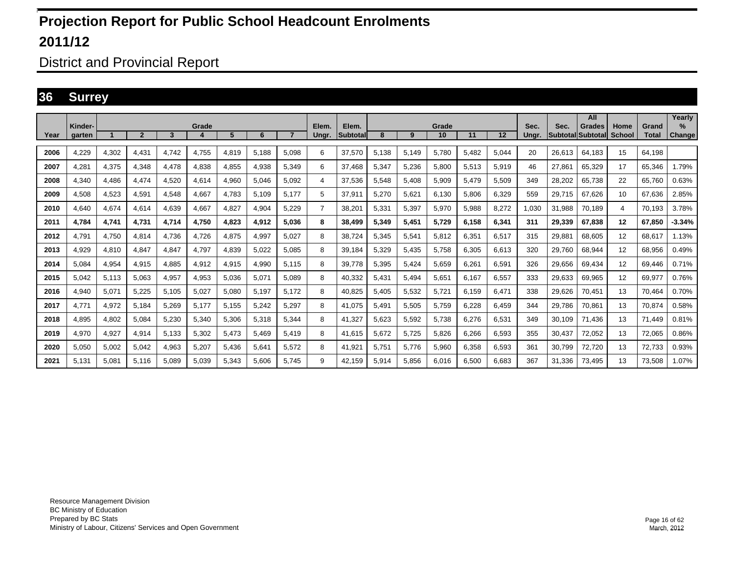# Projection Report for Public School Headcount Enrolments

## 2011/12

### District and Provincial Report

## 36 Surrey

| Year | Kinder-garten | Grade 1 | 2 | 3 | 4 | 5 | 6 | 7 | Elem. Ungr. | Elem. Subtotal | Grade 8 | 9 | 10 | 11 | 12 | Sec. Ungr. | Sec. Subtotal | All Grades Subtotal | Home School | Grand Total | Yearly % Change |
|---|---|---|---|---|---|---|---|---|---|---|---|---|---|---|---|---|---|---|---|---|---|
| 2006 | 4,229 | 4,302 | 4,431 | 4,742 | 4,755 | 4,819 | 5,188 | 5,098 | 6 | 37,570 | 5,138 | 5,149 | 5,780 | 5,482 | 5,044 | 20 | 26,613 | 64,183 | 15 | 64,198 | |
| 2007 | 4,281 | 4,375 | 4,348 | 4,478 | 4,838 | 4,855 | 4,938 | 5,349 | 6 | 37,468 | 5,347 | 5,236 | 5,800 | 5,513 | 5,919 | 46 | 27,861 | 65,329 | 17 | 65,346 | 1.79% |
| 2008 | 4,340 | 4,486 | 4,474 | 4,520 | 4,614 | 4,960 | 5,046 | 5,092 | 4 | 37,536 | 5,548 | 5,408 | 5,909 | 5,479 | 5,509 | 349 | 28,202 | 65,738 | 22 | 65,760 | 0.63% |
| 2009 | 4,508 | 4,523 | 4,591 | 4,548 | 4,667 | 4,783 | 5,109 | 5,177 | 5 | 37,911 | 5,270 | 5,621 | 6,130 | 5,806 | 6,329 | 559 | 29,715 | 67,626 | 10 | 67,636 | 2.85% |
| 2010 | 4,640 | 4,674 | 4,614 | 4,639 | 4,667 | 4,827 | 4,904 | 5,229 | 7 | 38,201 | 5,331 | 5,397 | 5,970 | 5,988 | 8,272 | 1,030 | 31,988 | 70,189 | 4 | 70,193 | 3.78% |
| **2011** | **4,784** | **4,741** | **4,731** | **4,714** | **4,750** | **4,823** | **4,912** | **5,036** | **8** | **38,499** | **5,349** | **5,451** | **5,729** | **6,158** | **6,341** | **311** | **29,339** | **67,838** | **12** | **67,850** | **-3.34%** |
| 2012 | 4,791 | 4,750 | 4,814 | 4,736 | 4,726 | 4,875 | 4,997 | 5,027 | 8 | 38,724 | 5,345 | 5,541 | 5,812 | 6,351 | 6,517 | 315 | 29,881 | 68,605 | 12 | 68,617 | 1.13% |
| 2013 | 4,929 | 4,810 | 4,847 | 4,847 | 4,797 | 4,839 | 5,022 | 5,085 | 8 | 39,184 | 5,329 | 5,435 | 5,758 | 6,305 | 6,613 | 320 | 29,760 | 68,944 | 12 | 68,956 | 0.49% |
| 2014 | 5,084 | 4,954 | 4,915 | 4,885 | 4,912 | 4,915 | 4,990 | 5,115 | 8 | 39,778 | 5,395 | 5,424 | 5,659 | 6,261 | 6,591 | 326 | 29,656 | 69,434 | 12 | 69,446 | 0.71% |
| 2015 | 5,042 | 5,113 | 5,063 | 4,957 | 4,953 | 5,036 | 5,071 | 5,089 | 8 | 40,332 | 5,431 | 5,494 | 5,651 | 6,167 | 6,557 | 333 | 29,633 | 69,965 | 12 | 69,977 | 0.76% |
| 2016 | 4,940 | 5,071 | 5,225 | 5,105 | 5,027 | 5,080 | 5,197 | 5,172 | 8 | 40,825 | 5,405 | 5,532 | 5,721 | 6,159 | 6,471 | 338 | 29,626 | 70,451 | 13 | 70,464 | 0.70% |
| 2017 | 4,771 | 4,972 | 5,184 | 5,269 | 5,177 | 5,155 | 5,242 | 5,297 | 8 | 41,075 | 5,491 | 5,505 | 5,759 | 6,228 | 6,459 | 344 | 29,786 | 70,861 | 13 | 70,874 | 0.58% |
| 2018 | 4,895 | 4,802 | 5,084 | 5,230 | 5,340 | 5,306 | 5,318 | 5,344 | 8 | 41,327 | 5,623 | 5,592 | 5,738 | 6,276 | 6,531 | 349 | 30,109 | 71,436 | 13 | 71,449 | 0.81% |
| 2019 | 4,970 | 4,927 | 4,914 | 5,133 | 5,302 | 5,473 | 5,469 | 5,419 | 8 | 41,615 | 5,672 | 5,725 | 5,826 | 6,266 | 6,593 | 355 | 30,437 | 72,052 | 13 | 72,065 | 0.86% |
| 2020 | 5,050 | 5,002 | 5,042 | 4,963 | 5,207 | 5,436 | 5,641 | 5,572 | 8 | 41,921 | 5,751 | 5,776 | 5,960 | 6,358 | 6,593 | 361 | 30,799 | 72,720 | 13 | 72,733 | 0.93% |
| 2021 | 5,131 | 5,081 | 5,116 | 5,089 | 5,039 | 5,343 | 5,606 | 5,745 | 9 | 42,159 | 5,914 | 5,856 | 6,016 | 6,500 | 6,683 | 367 | 31,336 | 73,495 | 13 | 73,508 | 1.07% |

Resource Management Division
BC Ministry of Education
Prepared by BC Stats
Ministry of Labour, Citizens' Services and Open Government

March, 2012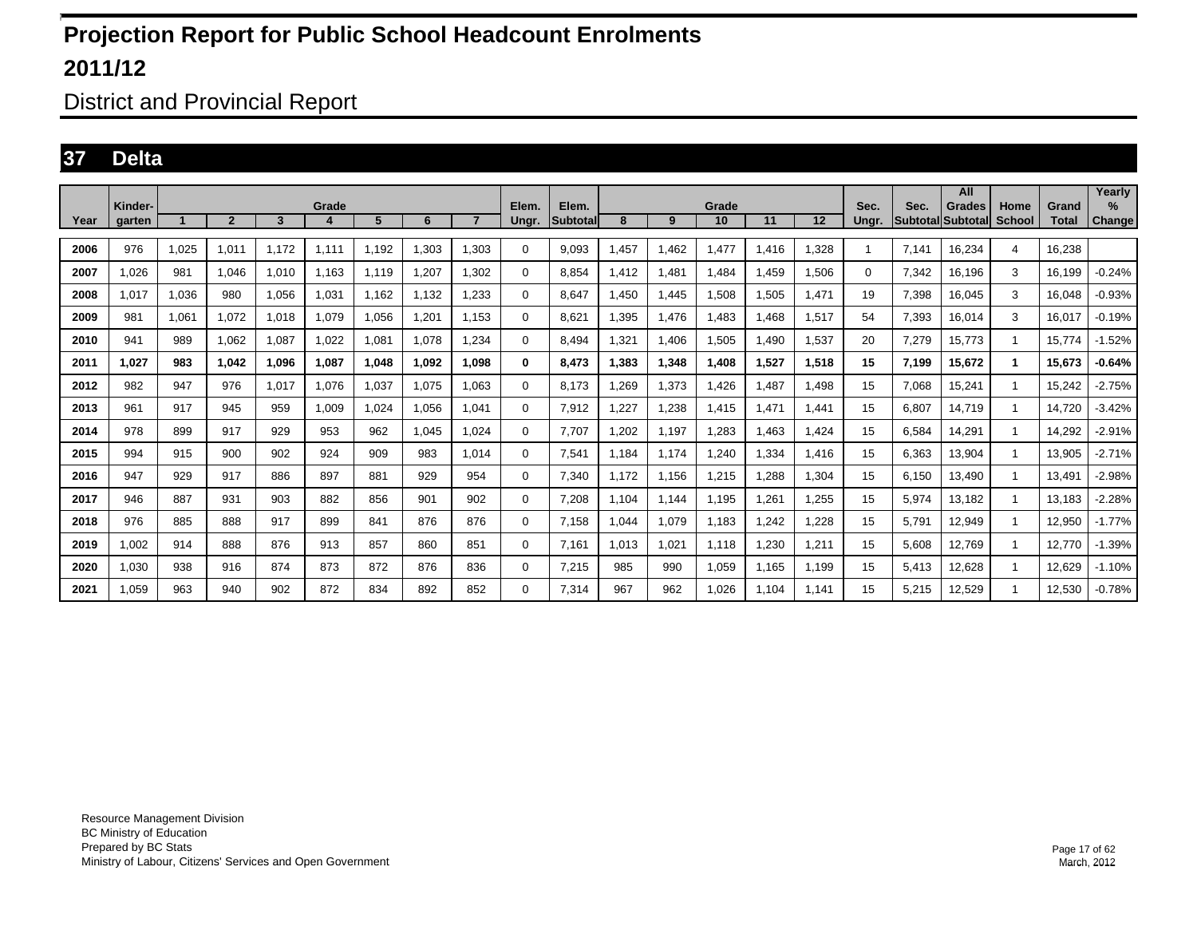# Projection Report for Public School Headcount Enrolments

## 2011/12

District and Provincial Report

## 37 Delta

| Year | Kinder-garten | Grade 1 | 2 | 3 | 4 | 5 | 6 | 7 | Elem. Ungr. | Elem. Subtotal | Grade 8 | 9 | 10 | 11 | 12 | Sec. Ungr. | Sec. Subtotal | All Grades Subtotal | Home School | Grand Total | Yearly % Change |
|---|---|---|---|---|---|---|---|---|---|---|---|---|---|---|---|---|---|---|---|---|---|
| 2006 | 976 | 1,025 | 1,011 | 1,172 | 1,111 | 1,192 | 1,303 | 1,303 | 0 | 9,093 | 1,457 | 1,462 | 1,477 | 1,416 | 1,328 | 1 | 7,141 | 16,234 | 4 | 16,238 | |
| 2007 | 1,026 | 981 | 1,046 | 1,010 | 1,163 | 1,119 | 1,207 | 1,302 | 0 | 8,854 | 1,412 | 1,481 | 1,484 | 1,459 | 1,506 | 0 | 7,342 | 16,196 | 3 | 16,199 | -0.24% |
| 2008 | 1,017 | 1,036 | 980 | 1,056 | 1,031 | 1,162 | 1,132 | 1,233 | 0 | 8,647 | 1,450 | 1,445 | 1,508 | 1,505 | 1,471 | 19 | 7,398 | 16,045 | 3 | 16,048 | -0.93% |
| 2009 | 981 | 1,061 | 1,072 | 1,018 | 1,079 | 1,056 | 1,201 | 1,153 | 0 | 8,621 | 1,395 | 1,476 | 1,483 | 1,468 | 1,517 | 54 | 7,393 | 16,014 | 3 | 16,017 | -0.19% |
| 2010 | 941 | 989 | 1,062 | 1,087 | 1,022 | 1,081 | 1,078 | 1,234 | 0 | 8,494 | 1,321 | 1,406 | 1,505 | 1,490 | 1,537 | 20 | 7,279 | 15,773 | 1 | 15,774 | -1.52% |
| **2011** | **1,027** | **983** | **1,042** | **1,096** | **1,087** | **1,048** | **1,092** | **1,098** | **0** | **8,473** | **1,383** | **1,348** | **1,408** | **1,527** | **1,518** | **15** | **7,199** | **15,672** | **1** | **15,673** | **-0.64%** |
| 2012 | 982 | 947 | 976 | 1,017 | 1,076 | 1,037 | 1,075 | 1,063 | 0 | 8,173 | 1,269 | 1,373 | 1,426 | 1,487 | 1,498 | 15 | 7,068 | 15,241 | 1 | 15,242 | -2.75% |
| 2013 | 961 | 917 | 945 | 959 | 1,009 | 1,024 | 1,056 | 1,041 | 0 | 7,912 | 1,227 | 1,238 | 1,415 | 1,471 | 1,441 | 15 | 6,807 | 14,719 | 1 | 14,720 | -3.42% |
| 2014 | 978 | 899 | 917 | 929 | 953 | 962 | 1,045 | 1,024 | 0 | 7,707 | 1,202 | 1,197 | 1,283 | 1,463 | 1,424 | 15 | 6,584 | 14,291 | 1 | 14,292 | -2.91% |
| 2015 | 994 | 915 | 900 | 902 | 924 | 909 | 983 | 1,014 | 0 | 7,541 | 1,184 | 1,174 | 1,240 | 1,334 | 1,416 | 15 | 6,363 | 13,904 | 1 | 13,905 | -2.71% |
| 2016 | 947 | 929 | 917 | 886 | 897 | 881 | 929 | 954 | 0 | 7,340 | 1,172 | 1,156 | 1,215 | 1,288 | 1,304 | 15 | 6,150 | 13,490 | 1 | 13,491 | -2.98% |
| 2017 | 946 | 887 | 931 | 903 | 882 | 856 | 901 | 902 | 0 | 7,208 | 1,104 | 1,144 | 1,195 | 1,261 | 1,255 | 15 | 5,974 | 13,182 | 1 | 13,183 | -2.28% |
| 2018 | 976 | 885 | 888 | 917 | 899 | 841 | 876 | 876 | 0 | 7,158 | 1,044 | 1,079 | 1,183 | 1,242 | 1,228 | 15 | 5,791 | 12,949 | 1 | 12,950 | -1.77% |
| 2019 | 1,002 | 914 | 888 | 876 | 913 | 857 | 860 | 851 | 0 | 7,161 | 1,013 | 1,021 | 1,118 | 1,230 | 1,211 | 15 | 5,608 | 12,769 | 1 | 12,770 | -1.39% |
| 2020 | 1,030 | 938 | 916 | 874 | 873 | 872 | 876 | 836 | 0 | 7,215 | 985 | 990 | 1,059 | 1,165 | 1,199 | 15 | 5,413 | 12,628 | 1 | 12,629 | -1.10% |
| 2021 | 1,059 | 963 | 940 | 902 | 872 | 834 | 892 | 852 | 0 | 7,314 | 967 | 962 | 1,026 | 1,104 | 1,141 | 15 | 5,215 | 12,529 | 1 | 12,530 | -0.78% |

Resource Management Division
BC Ministry of Education
Prepared by BC Stats
Ministry of Labour, Citizens' Services and Open Government

March, 2012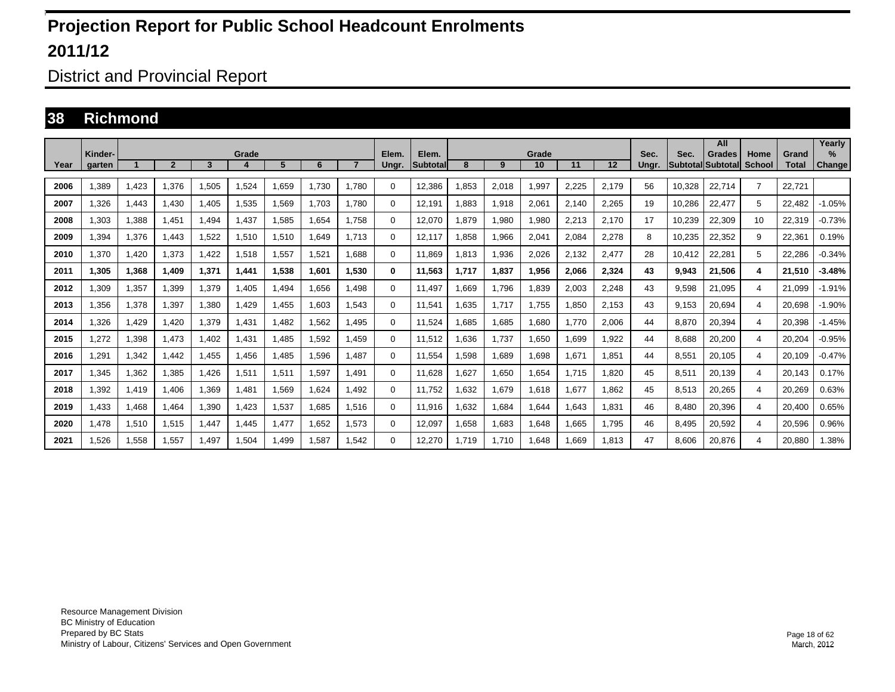# Projection Report for Public School Headcount Enrolments

# 2011/12

## District and Provincial Report

## 38 Richmond

| Year | Kinder-garten | Grade 1 | 2 | 3 | 4 | 5 | 6 | 7 | Elem. Ungr. | Elem. Subtotal | Grade 8 | 9 | 10 | 11 | 12 | Sec. Ungr. | Sec. Subtotal | All Grades Subtotal | Home School | Grand Total | Yearly % Change |
|---|---|---|---|---|---|---|---|---|---|---|---|---|---|---|---|---|---|---|---|---|---|
| 2006 | 1,389 | 1,423 | 1,376 | 1,505 | 1,524 | 1,659 | 1,730 | 1,780 | 0 | 12,386 | 1,853 | 2,018 | 1,997 | 2,225 | 2,179 | 56 | 10,328 | 22,714 | 7 | 22,721 | |
| 2007 | 1,326 | 1,443 | 1,430 | 1,405 | 1,535 | 1,569 | 1,703 | 1,780 | 0 | 12,191 | 1,883 | 1,918 | 2,061 | 2,140 | 2,265 | 19 | 10,286 | 22,477 | 5 | 22,482 | -1.05% |
| 2008 | 1,303 | 1,388 | 1,451 | 1,494 | 1,437 | 1,585 | 1,654 | 1,758 | 0 | 12,070 | 1,879 | 1,980 | 1,980 | 2,213 | 2,170 | 17 | 10,239 | 22,309 | 10 | 22,319 | -0.73% |
| 2009 | 1,394 | 1,376 | 1,443 | 1,522 | 1,510 | 1,510 | 1,649 | 1,713 | 0 | 12,117 | 1,858 | 1,966 | 2,041 | 2,084 | 2,278 | 8 | 10,235 | 22,352 | 9 | 22,361 | 0.19% |
| 2010 | 1,370 | 1,420 | 1,373 | 1,422 | 1,518 | 1,557 | 1,521 | 1,688 | 0 | 11,869 | 1,813 | 1,936 | 2,026 | 2,132 | 2,477 | 28 | 10,412 | 22,281 | 5 | 22,286 | -0.34% |
| **2011** | **1,305** | **1,368** | **1,409** | **1,371** | **1,441** | **1,538** | **1,601** | **1,530** | **0** | **11,563** | **1,717** | **1,837** | **1,956** | **2,066** | **2,324** | **43** | **9,943** | **21,506** | **4** | **21,510** | **-3.48%** |
| 2012 | 1,309 | 1,357 | 1,399 | 1,379 | 1,405 | 1,494 | 1,656 | 1,498 | 0 | 11,497 | 1,669 | 1,796 | 1,839 | 2,003 | 2,248 | 43 | 9,598 | 21,095 | 4 | 21,099 | -1.91% |
| 2013 | 1,356 | 1,378 | 1,397 | 1,380 | 1,429 | 1,455 | 1,603 | 1,543 | 0 | 11,541 | 1,635 | 1,717 | 1,755 | 1,850 | 2,153 | 43 | 9,153 | 20,694 | 4 | 20,698 | -1.90% |
| 2014 | 1,326 | 1,429 | 1,420 | 1,379 | 1,431 | 1,482 | 1,562 | 1,495 | 0 | 11,524 | 1,685 | 1,685 | 1,680 | 1,770 | 2,006 | 44 | 8,870 | 20,394 | 4 | 20,398 | -1.45% |
| 2015 | 1,272 | 1,398 | 1,473 | 1,402 | 1,431 | 1,485 | 1,592 | 1,459 | 0 | 11,512 | 1,636 | 1,737 | 1,650 | 1,699 | 1,922 | 44 | 8,688 | 20,200 | 4 | 20,204 | -0.95% |
| 2016 | 1,291 | 1,342 | 1,442 | 1,455 | 1,456 | 1,485 | 1,596 | 1,487 | 0 | 11,554 | 1,598 | 1,689 | 1,698 | 1,671 | 1,851 | 44 | 8,551 | 20,105 | 4 | 20,109 | -0.47% |
| 2017 | 1,345 | 1,362 | 1,385 | 1,426 | 1,511 | 1,511 | 1,597 | 1,491 | 0 | 11,628 | 1,627 | 1,650 | 1,654 | 1,715 | 1,820 | 45 | 8,511 | 20,139 | 4 | 20,143 | 0.17% |
| 2018 | 1,392 | 1,419 | 1,406 | 1,369 | 1,481 | 1,569 | 1,624 | 1,492 | 0 | 11,752 | 1,632 | 1,679 | 1,618 | 1,677 | 1,862 | 45 | 8,513 | 20,265 | 4 | 20,269 | 0.63% |
| 2019 | 1,433 | 1,468 | 1,464 | 1,390 | 1,423 | 1,537 | 1,685 | 1,516 | 0 | 11,916 | 1,632 | 1,684 | 1,644 | 1,643 | 1,831 | 46 | 8,480 | 20,396 | 4 | 20,400 | 0.65% |
| 2020 | 1,478 | 1,510 | 1,515 | 1,447 | 1,445 | 1,477 | 1,652 | 1,573 | 0 | 12,097 | 1,658 | 1,683 | 1,648 | 1,665 | 1,795 | 46 | 8,495 | 20,592 | 4 | 20,596 | 0.96% |
| 2021 | 1,526 | 1,558 | 1,557 | 1,497 | 1,504 | 1,499 | 1,587 | 1,542 | 0 | 12,270 | 1,719 | 1,710 | 1,648 | 1,669 | 1,813 | 47 | 8,606 | 20,876 | 4 | 20,880 | 1.38% |

Resource Management Division
BC Ministry of Education
Prepared by BC Stats
Ministry of Labour, Citizens' Services and Open Government

March, 2012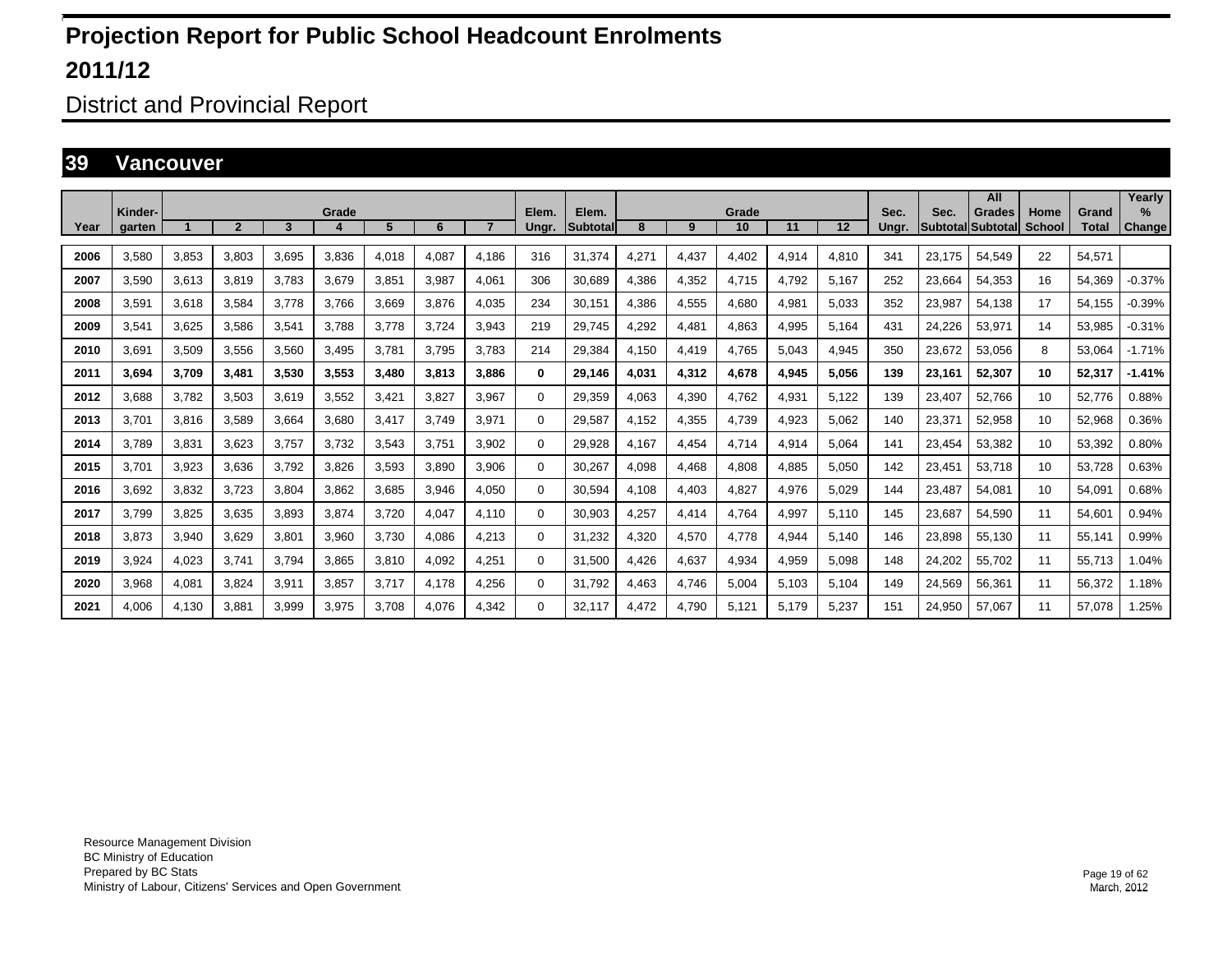# Projection Report for Public School Headcount Enrolments

## 2011/12

District and Provincial Report

## 39 Vancouver

| Year | Kinder-garten | Grade 1 | 2 | 3 | 4 | 5 | 6 | 7 | Elem. Ungr. | Elem. Subtotal | Grade 8 | 9 | 10 | 11 | 12 | Sec. Ungr. | Sec. Subtotal | All Grades Subtotal | Home School | Grand Total | Yearly % Change |
|---|---|---|---|---|---|---|---|---|---|---|---|---|---|---|---|---|---|---|---|---|---|
| 2006 | 3,580 | 3,853 | 3,803 | 3,695 | 3,836 | 4,018 | 4,087 | 4,186 | 316 | 31,374 | 4,271 | 4,437 | 4,402 | 4,914 | 4,810 | 341 | 23,175 | 54,549 | 22 | 54,571 | |
| 2007 | 3,590 | 3,613 | 3,819 | 3,783 | 3,679 | 3,851 | 3,987 | 4,061 | 306 | 30,689 | 4,386 | 4,352 | 4,715 | 4,792 | 5,167 | 252 | 23,664 | 54,353 | 16 | 54,369 | -0.37% |
| 2008 | 3,591 | 3,618 | 3,584 | 3,778 | 3,766 | 3,669 | 3,876 | 4,035 | 234 | 30,151 | 4,386 | 4,555 | 4,680 | 4,981 | 5,033 | 352 | 23,987 | 54,138 | 17 | 54,155 | -0.39% |
| 2009 | 3,541 | 3,625 | 3,586 | 3,541 | 3,788 | 3,778 | 3,724 | 3,943 | 219 | 29,745 | 4,292 | 4,481 | 4,863 | 4,995 | 5,164 | 431 | 24,226 | 53,971 | 14 | 53,985 | -0.31% |
| 2010 | 3,691 | 3,509 | 3,556 | 3,560 | 3,495 | 3,781 | 3,795 | 3,783 | 214 | 29,384 | 4,150 | 4,419 | 4,765 | 5,043 | 4,945 | 350 | 23,672 | 53,056 | 8 | 53,064 | -1.71% |
| **2011** | **3,694** | **3,709** | **3,481** | **3,530** | **3,553** | **3,480** | **3,813** | **3,886** | **0** | **29,146** | **4,031** | **4,312** | **4,678** | **4,945** | **5,056** | **139** | **23,161** | **52,307** | **10** | **52,317** | **-1.41%** |
| 2012 | 3,688 | 3,782 | 3,503 | 3,619 | 3,552 | 3,421 | 3,827 | 3,967 | 0 | 29,359 | 4,063 | 4,390 | 4,762 | 4,931 | 5,122 | 139 | 23,407 | 52,766 | 10 | 52,776 | 0.88% |
| 2013 | 3,701 | 3,816 | 3,589 | 3,664 | 3,680 | 3,417 | 3,749 | 3,971 | 0 | 29,587 | 4,152 | 4,355 | 4,739 | 4,923 | 5,062 | 140 | 23,371 | 52,958 | 10 | 52,968 | 0.36% |
| 2014 | 3,789 | 3,831 | 3,623 | 3,757 | 3,732 | 3,543 | 3,751 | 3,902 | 0 | 29,928 | 4,167 | 4,454 | 4,714 | 4,914 | 5,064 | 141 | 23,454 | 53,382 | 10 | 53,392 | 0.80% |
| 2015 | 3,701 | 3,923 | 3,636 | 3,792 | 3,826 | 3,593 | 3,890 | 3,906 | 0 | 30,267 | 4,098 | 4,468 | 4,808 | 4,885 | 5,050 | 142 | 23,451 | 53,718 | 10 | 53,728 | 0.63% |
| 2016 | 3,692 | 3,832 | 3,723 | 3,804 | 3,862 | 3,685 | 3,946 | 4,050 | 0 | 30,594 | 4,108 | 4,403 | 4,827 | 4,976 | 5,029 | 144 | 23,487 | 54,081 | 10 | 54,091 | 0.68% |
| 2017 | 3,799 | 3,825 | 3,635 | 3,893 | 3,874 | 3,720 | 4,047 | 4,110 | 0 | 30,903 | 4,257 | 4,414 | 4,764 | 4,997 | 5,110 | 145 | 23,687 | 54,590 | 11 | 54,601 | 0.94% |
| 2018 | 3,873 | 3,940 | 3,629 | 3,801 | 3,960 | 3,730 | 4,086 | 4,213 | 0 | 31,232 | 4,320 | 4,570 | 4,778 | 4,944 | 5,140 | 146 | 23,898 | 55,130 | 11 | 55,141 | 0.99% |
| 2019 | 3,924 | 4,023 | 3,741 | 3,794 | 3,865 | 3,810 | 4,092 | 4,251 | 0 | 31,500 | 4,426 | 4,637 | 4,934 | 4,959 | 5,098 | 148 | 24,202 | 55,702 | 11 | 55,713 | 1.04% |
| 2020 | 3,968 | 4,081 | 3,824 | 3,911 | 3,857 | 3,717 | 4,178 | 4,256 | 0 | 31,792 | 4,463 | 4,746 | 5,004 | 5,103 | 5,104 | 149 | 24,569 | 56,361 | 11 | 56,372 | 1.18% |
| 2021 | 4,006 | 4,130 | 3,881 | 3,999 | 3,975 | 3,708 | 4,076 | 4,342 | 0 | 32,117 | 4,472 | 4,790 | 5,121 | 5,179 | 5,237 | 151 | 24,950 | 57,067 | 11 | 57,078 | 1.25% |

Resource Management Division
BC Ministry of Education
Prepared by BC Stats
Ministry of Labour, Citizens' Services and Open Government

March, 2012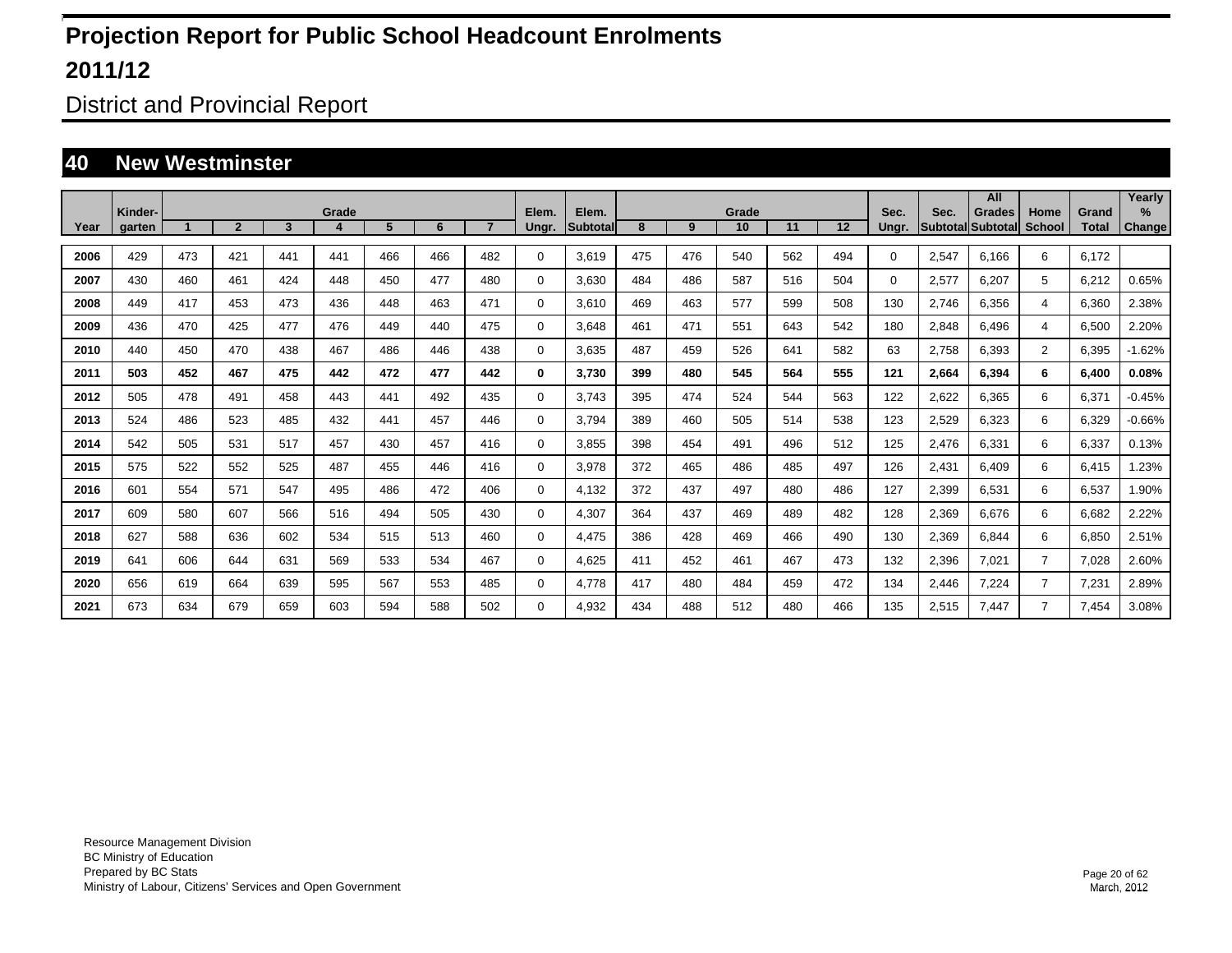# Projection Report for Public School Headcount Enrolments

# 2011/12

## District and Provincial Report

## 40 New Westminster

| Year | Kinder-garten | Grade 1 | 2 | 3 | 4 | 5 | 6 | 7 | Elem. Ungr. | Elem. Subtotal | Grade 8 | 9 | 10 | 11 | 12 | Sec. Ungr. | Sec. Subtotal | All Grades Subtotal | Home School | Grand Total | Yearly % Change |
|---|---|---|---|---|---|---|---|---|---|---|---|---|---|---|---|---|---|---|---|---|---|
| 2006 | 429 | 473 | 421 | 441 | 441 | 466 | 466 | 482 | 0 | 3,619 | 475 | 476 | 540 | 562 | 494 | 0 | 2,547 | 6,166 | 6 | 6,172 | |
| 2007 | 430 | 460 | 461 | 424 | 448 | 450 | 477 | 480 | 0 | 3,630 | 484 | 486 | 587 | 516 | 504 | 0 | 2,577 | 6,207 | 5 | 6,212 | 0.65% |
| 2008 | 449 | 417 | 453 | 473 | 436 | 448 | 463 | 471 | 0 | 3,610 | 469 | 463 | 577 | 599 | 508 | 130 | 2,746 | 6,356 | 4 | 6,360 | 2.38% |
| 2009 | 436 | 470 | 425 | 477 | 476 | 449 | 440 | 475 | 0 | 3,648 | 461 | 471 | 551 | 643 | 542 | 180 | 2,848 | 6,496 | 4 | 6,500 | 2.20% |
| 2010 | 440 | 450 | 470 | 438 | 467 | 486 | 446 | 438 | 0 | 3,635 | 487 | 459 | 526 | 641 | 582 | 63 | 2,758 | 6,393 | 2 | 6,395 | -1.62% |
| **2011** | **503** | **452** | **467** | **475** | **442** | **472** | **477** | **442** | **0** | **3,730** | **399** | **480** | **545** | **564** | **555** | **121** | **2,664** | **6,394** | **6** | **6,400** | **0.08%** |
| 2012 | 505 | 478 | 491 | 458 | 443 | 441 | 492 | 435 | 0 | 3,743 | 395 | 474 | 524 | 544 | 563 | 122 | 2,622 | 6,365 | 6 | 6,371 | -0.45% |
| 2013 | 524 | 486 | 523 | 485 | 432 | 441 | 457 | 446 | 0 | 3,794 | 389 | 460 | 505 | 514 | 538 | 123 | 2,529 | 6,323 | 6 | 6,329 | -0.66% |
| 2014 | 542 | 505 | 531 | 517 | 457 | 430 | 457 | 416 | 0 | 3,855 | 398 | 454 | 491 | 496 | 512 | 125 | 2,476 | 6,331 | 6 | 6,337 | 0.13% |
| 2015 | 575 | 522 | 552 | 525 | 487 | 455 | 446 | 416 | 0 | 3,978 | 372 | 465 | 486 | 485 | 497 | 126 | 2,431 | 6,409 | 6 | 6,415 | 1.23% |
| 2016 | 601 | 554 | 571 | 547 | 495 | 486 | 472 | 406 | 0 | 4,132 | 372 | 437 | 497 | 480 | 486 | 127 | 2,399 | 6,531 | 6 | 6,537 | 1.90% |
| 2017 | 609 | 580 | 607 | 566 | 516 | 494 | 505 | 430 | 0 | 4,307 | 364 | 437 | 469 | 489 | 482 | 128 | 2,369 | 6,676 | 6 | 6,682 | 2.22% |
| 2018 | 627 | 588 | 636 | 602 | 534 | 515 | 513 | 460 | 0 | 4,475 | 386 | 428 | 469 | 466 | 490 | 130 | 2,369 | 6,844 | 6 | 6,850 | 2.51% |
| 2019 | 641 | 606 | 644 | 631 | 569 | 533 | 534 | 467 | 0 | 4,625 | 411 | 452 | 461 | 467 | 473 | 132 | 2,396 | 7,021 | 7 | 7,028 | 2.60% |
| 2020 | 656 | 619 | 664 | 639 | 595 | 567 | 553 | 485 | 0 | 4,778 | 417 | 480 | 484 | 459 | 472 | 134 | 2,446 | 7,224 | 7 | 7,231 | 2.89% |
| 2021 | 673 | 634 | 679 | 659 | 603 | 594 | 588 | 502 | 0 | 4,932 | 434 | 488 | 512 | 480 | 466 | 135 | 2,515 | 7,447 | 7 | 7,454 | 3.08% |

Resource Management Division
BC Ministry of Education
Prepared by BC Stats
Ministry of Labour, Citizens' Services and Open Government

March, 2012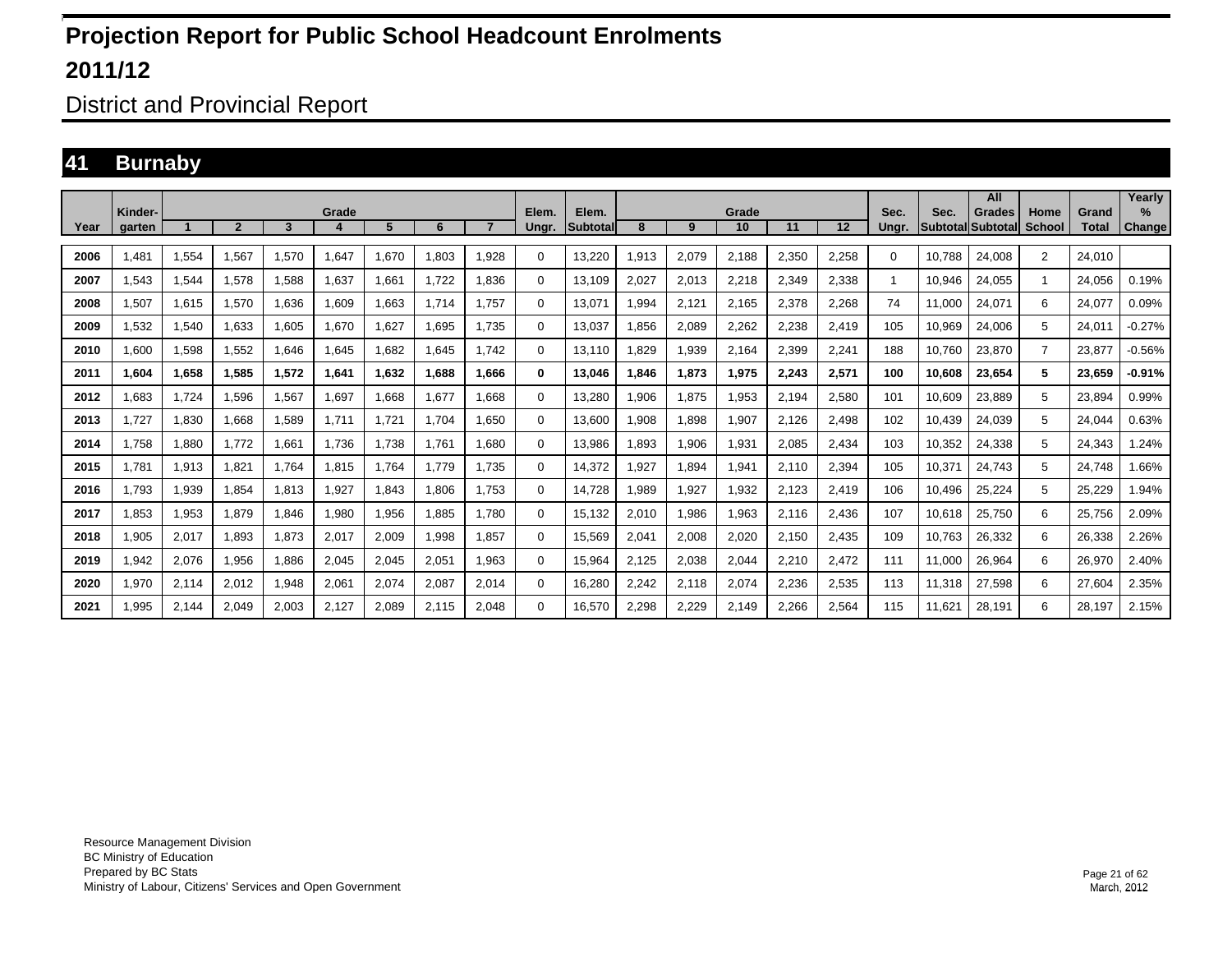# Projection Report for Public School Headcount Enrolments

# 2011/12

## District and Provincial Report

## 41 Burnaby

| Year | Kinder-garten | Grade 1 | 2 | 3 | 4 | 5 | 6 | 7 | Elem. Ungr. | Elem. Subtotal | Grade 8 | 9 | 10 | 11 | 12 | Sec. Ungr. | Sec. Subtotal | All Grades Subtotal | Home School | Grand Total | Yearly % Change |
|---|---|---|---|---|---|---|---|---|---|---|---|---|---|---|---|---|---|---|---|---|---|
| 2006 | 1,481 | 1,554 | 1,567 | 1,570 | 1,647 | 1,670 | 1,803 | 1,928 | 0 | 13,220 | 1,913 | 2,079 | 2,188 | 2,350 | 2,258 | 0 | 10,788 | 24,008 | 2 | 24,010 | |
| 2007 | 1,543 | 1,544 | 1,578 | 1,588 | 1,637 | 1,661 | 1,722 | 1,836 | 0 | 13,109 | 2,027 | 2,013 | 2,218 | 2,349 | 2,338 | 1 | 10,946 | 24,055 | 1 | 24,056 | 0.19% |
| 2008 | 1,507 | 1,615 | 1,570 | 1,636 | 1,609 | 1,663 | 1,714 | 1,757 | 0 | 13,071 | 1,994 | 2,121 | 2,165 | 2,378 | 2,268 | 74 | 11,000 | 24,071 | 6 | 24,077 | 0.09% |
| 2009 | 1,532 | 1,540 | 1,633 | 1,605 | 1,670 | 1,627 | 1,695 | 1,735 | 0 | 13,037 | 1,856 | 2,089 | 2,262 | 2,238 | 2,419 | 105 | 10,969 | 24,006 | 5 | 24,011 | -0.27% |
| 2010 | 1,600 | 1,598 | 1,552 | 1,646 | 1,645 | 1,682 | 1,645 | 1,742 | 0 | 13,110 | 1,829 | 1,939 | 2,164 | 2,399 | 2,241 | 188 | 10,760 | 23,870 | 7 | 23,877 | -0.56% |
| **2011** | **1,604** | **1,658** | **1,585** | **1,572** | **1,641** | **1,632** | **1,688** | **1,666** | **0** | **13,046** | **1,846** | **1,873** | **1,975** | **2,243** | **2,571** | **100** | **10,608** | **23,654** | **5** | **23,659** | **-0.91%** |
| 2012 | 1,683 | 1,724 | 1,596 | 1,567 | 1,697 | 1,668 | 1,677 | 1,668 | 0 | 13,280 | 1,906 | 1,875 | 1,953 | 2,194 | 2,580 | 101 | 10,609 | 23,889 | 5 | 23,894 | 0.99% |
| 2013 | 1,727 | 1,830 | 1,668 | 1,589 | 1,711 | 1,721 | 1,704 | 1,650 | 0 | 13,600 | 1,908 | 1,898 | 1,907 | 2,126 | 2,498 | 102 | 10,439 | 24,039 | 5 | 24,044 | 0.63% |
| 2014 | 1,758 | 1,880 | 1,772 | 1,661 | 1,736 | 1,738 | 1,761 | 1,680 | 0 | 13,986 | 1,893 | 1,906 | 1,931 | 2,085 | 2,434 | 103 | 10,352 | 24,338 | 5 | 24,343 | 1.24% |
| 2015 | 1,781 | 1,913 | 1,821 | 1,764 | 1,815 | 1,764 | 1,779 | 1,735 | 0 | 14,372 | 1,927 | 1,894 | 1,941 | 2,110 | 2,394 | 105 | 10,371 | 24,743 | 5 | 24,748 | 1.66% |
| 2016 | 1,793 | 1,939 | 1,854 | 1,813 | 1,927 | 1,843 | 1,806 | 1,753 | 0 | 14,728 | 1,989 | 1,927 | 1,932 | 2,123 | 2,419 | 106 | 10,496 | 25,224 | 5 | 25,229 | 1.94% |
| 2017 | 1,853 | 1,953 | 1,879 | 1,846 | 1,980 | 1,956 | 1,885 | 1,780 | 0 | 15,132 | 2,010 | 1,986 | 1,963 | 2,116 | 2,436 | 107 | 10,618 | 25,750 | 6 | 25,756 | 2.09% |
| 2018 | 1,905 | 2,017 | 1,893 | 1,873 | 2,017 | 2,009 | 1,998 | 1,857 | 0 | 15,569 | 2,041 | 2,008 | 2,020 | 2,150 | 2,435 | 109 | 10,763 | 26,332 | 6 | 26,338 | 2.26% |
| 2019 | 1,942 | 2,076 | 1,956 | 1,886 | 2,045 | 2,045 | 2,051 | 1,963 | 0 | 15,964 | 2,125 | 2,038 | 2,044 | 2,210 | 2,472 | 111 | 11,000 | 26,964 | 6 | 26,970 | 2.40% |
| 2020 | 1,970 | 2,114 | 2,012 | 1,948 | 2,061 | 2,074 | 2,087 | 2,014 | 0 | 16,280 | 2,242 | 2,118 | 2,074 | 2,236 | 2,535 | 113 | 11,318 | 27,598 | 6 | 27,604 | 2.35% |
| 2021 | 1,995 | 2,144 | 2,049 | 2,003 | 2,127 | 2,089 | 2,115 | 2,048 | 0 | 16,570 | 2,298 | 2,229 | 2,149 | 2,266 | 2,564 | 115 | 11,621 | 28,191 | 6 | 28,197 | 2.15% |

Resource Management Division
BC Ministry of Education
Prepared by BC Stats
Ministry of Labour, Citizens' Services and Open Government

March, 2012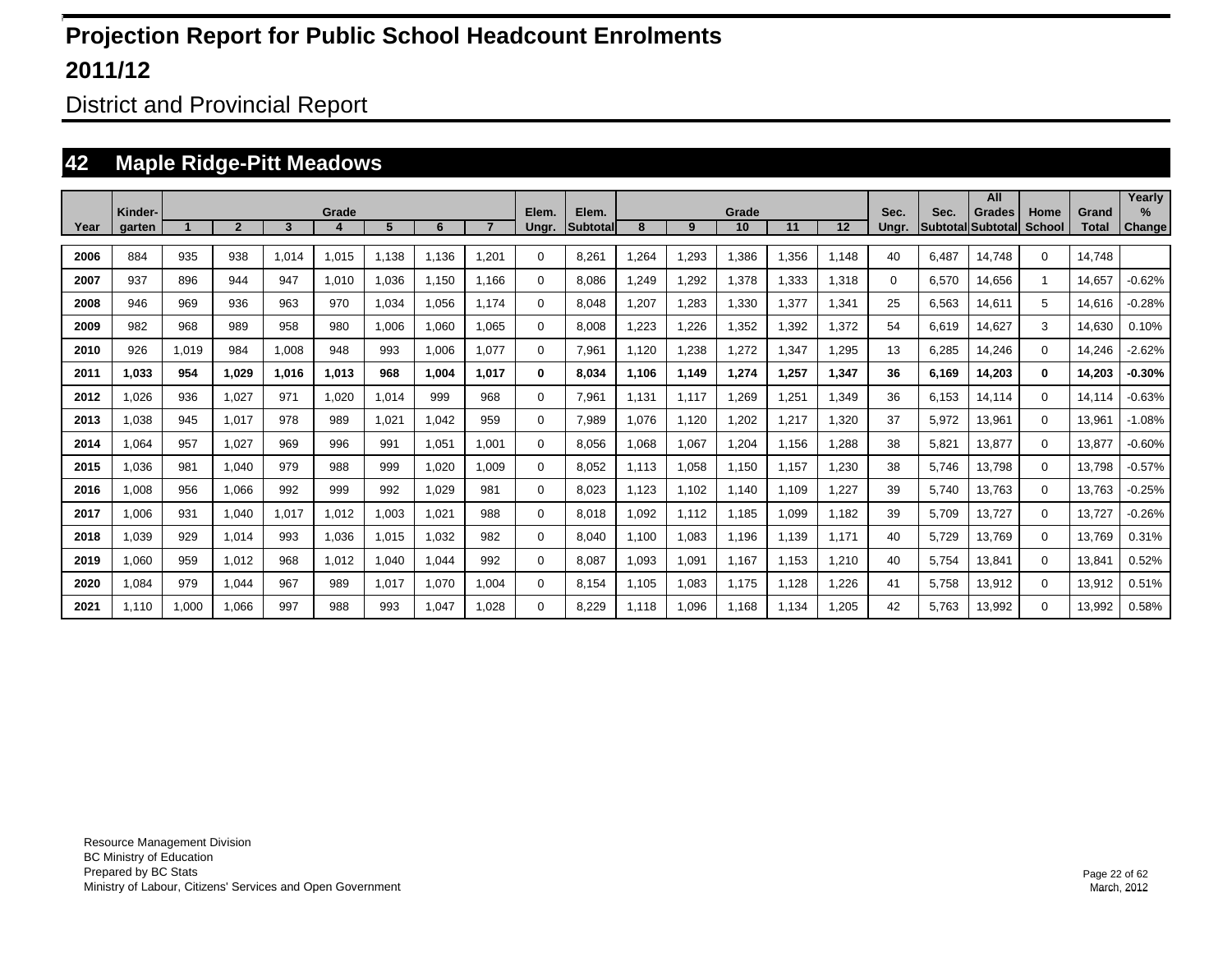# Projection Report for Public School Headcount Enrolments

## 2011/12

District and Provincial Report

## 42 Maple Ridge-Pitt Meadows

| Year | Kinder-garten | Grade 1 | 2 | 3 | 4 | 5 | 6 | 7 | Elem. Ungr. | Elem. Subtotal | Grade 8 | 9 | 10 | 11 | 12 | Sec. Ungr. | Sec. Subtotal | All Grades Subtotal | Home School | Grand Total | Yearly % Change |
|---|---|---|---|---|---|---|---|---|---|---|---|---|---|---|---|---|---|---|---|---|---|
| 2006 | 884 | 935 | 938 | 1,014 | 1,015 | 1,138 | 1,136 | 1,201 | 0 | 8,261 | 1,264 | 1,293 | 1,386 | 1,356 | 1,148 | 40 | 6,487 | 14,748 | 0 | 14,748 | |
| 2007 | 937 | 896 | 944 | 947 | 1,010 | 1,036 | 1,150 | 1,166 | 0 | 8,086 | 1,249 | 1,292 | 1,378 | 1,333 | 1,318 | 0 | 6,570 | 14,656 | 1 | 14,657 | -0.62% |
| 2008 | 946 | 969 | 936 | 963 | 970 | 1,034 | 1,056 | 1,174 | 0 | 8,048 | 1,207 | 1,283 | 1,330 | 1,377 | 1,341 | 25 | 6,563 | 14,611 | 5 | 14,616 | -0.28% |
| 2009 | 982 | 968 | 989 | 958 | 980 | 1,006 | 1,060 | 1,065 | 0 | 8,008 | 1,223 | 1,226 | 1,352 | 1,392 | 1,372 | 54 | 6,619 | 14,627 | 3 | 14,630 | 0.10% |
| 2010 | 926 | 1,019 | 984 | 1,008 | 948 | 993 | 1,006 | 1,077 | 0 | 7,961 | 1,120 | 1,238 | 1,272 | 1,347 | 1,295 | 13 | 6,285 | 14,246 | 0 | 14,246 | -2.62% |
| **2011** | **1,033** | **954** | **1,029** | **1,016** | **1,013** | **968** | **1,004** | **1,017** | **0** | **8,034** | **1,106** | **1,149** | **1,274** | **1,257** | **1,347** | **36** | **6,169** | **14,203** | **0** | **14,203** | **-0.30%** |
| 2012 | 1,026 | 936 | 1,027 | 971 | 1,020 | 1,014 | 999 | 968 | 0 | 7,961 | 1,131 | 1,117 | 1,269 | 1,251 | 1,349 | 36 | 6,153 | 14,114 | 0 | 14,114 | -0.63% |
| 2013 | 1,038 | 945 | 1,017 | 978 | 989 | 1,021 | 1,042 | 959 | 0 | 7,989 | 1,076 | 1,120 | 1,202 | 1,217 | 1,320 | 37 | 5,972 | 13,961 | 0 | 13,961 | -1.08% |
| 2014 | 1,064 | 957 | 1,027 | 969 | 996 | 991 | 1,051 | 1,001 | 0 | 8,056 | 1,068 | 1,067 | 1,204 | 1,156 | 1,288 | 38 | 5,821 | 13,877 | 0 | 13,877 | -0.60% |
| 2015 | 1,036 | 981 | 1,040 | 979 | 988 | 999 | 1,020 | 1,009 | 0 | 8,052 | 1,113 | 1,058 | 1,150 | 1,157 | 1,230 | 38 | 5,746 | 13,798 | 0 | 13,798 | -0.57% |
| 2016 | 1,008 | 956 | 1,066 | 992 | 999 | 992 | 1,029 | 981 | 0 | 8,023 | 1,123 | 1,102 | 1,140 | 1,109 | 1,227 | 39 | 5,740 | 13,763 | 0 | 13,763 | -0.25% |
| 2017 | 1,006 | 931 | 1,040 | 1,017 | 1,012 | 1,003 | 1,021 | 988 | 0 | 8,018 | 1,092 | 1,112 | 1,185 | 1,099 | 1,182 | 39 | 5,709 | 13,727 | 0 | 13,727 | -0.26% |
| 2018 | 1,039 | 929 | 1,014 | 993 | 1,036 | 1,015 | 1,032 | 982 | 0 | 8,040 | 1,100 | 1,083 | 1,196 | 1,139 | 1,171 | 40 | 5,729 | 13,769 | 0 | 13,769 | 0.31% |
| 2019 | 1,060 | 959 | 1,012 | 968 | 1,012 | 1,040 | 1,044 | 992 | 0 | 8,087 | 1,093 | 1,091 | 1,167 | 1,153 | 1,210 | 40 | 5,754 | 13,841 | 0 | 13,841 | 0.52% |
| 2020 | 1,084 | 979 | 1,044 | 967 | 989 | 1,017 | 1,070 | 1,004 | 0 | 8,154 | 1,105 | 1,083 | 1,175 | 1,128 | 1,226 | 41 | 5,758 | 13,912 | 0 | 13,912 | 0.51% |
| 2021 | 1,110 | 1,000 | 1,066 | 997 | 988 | 993 | 1,047 | 1,028 | 0 | 8,229 | 1,118 | 1,096 | 1,168 | 1,134 | 1,205 | 42 | 5,763 | 13,992 | 0 | 13,992 | 0.58% |

Resource Management Division
BC Ministry of Education
Prepared by BC Stats
Ministry of Labour, Citizens' Services and Open Government

March, 2012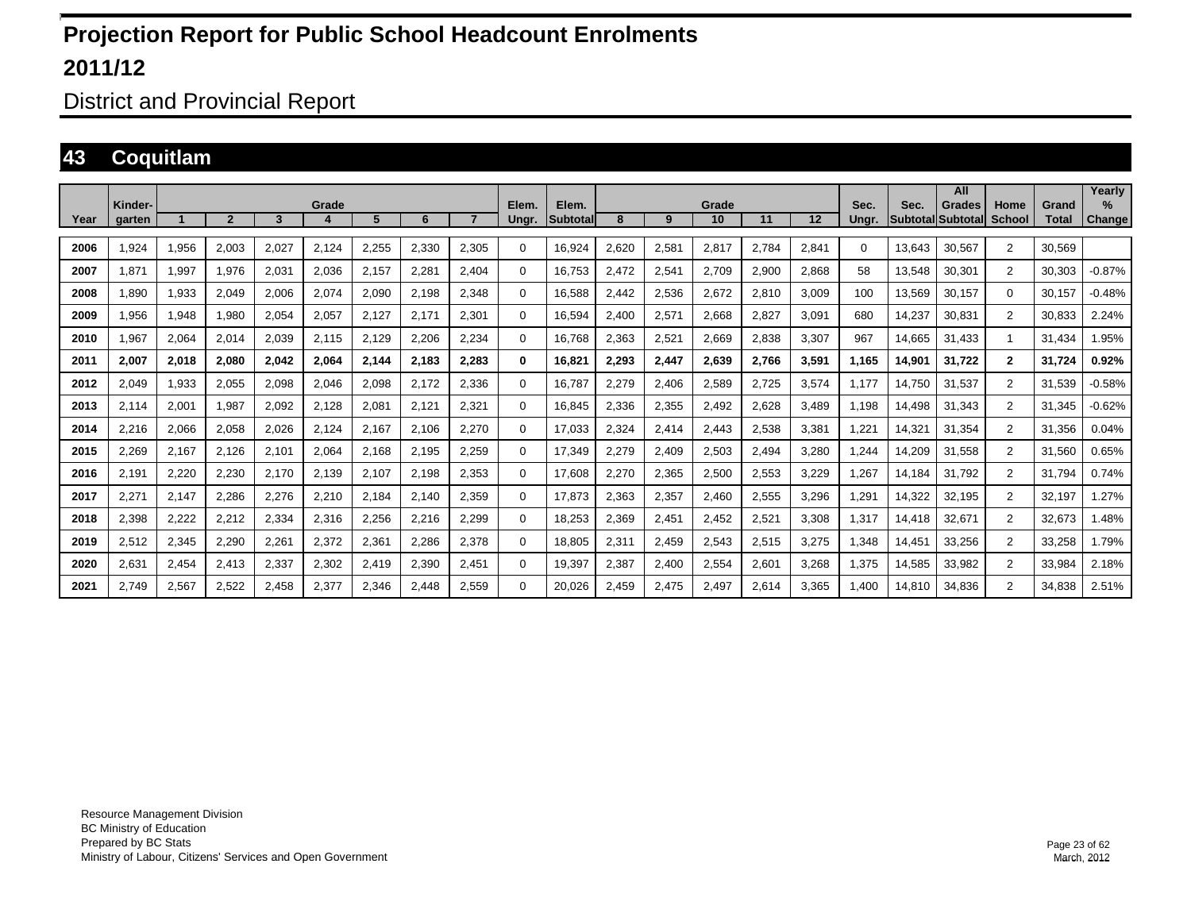# Projection Report for Public School Headcount Enrolments

## 2011/12

District and Provincial Report

## 43 Coquitlam

| Year | Kindergarten | Grade 1 | Grade 2 | Grade 3 | Grade 4 | Grade 5 | Grade 6 | Grade 7 | Elem. Ungr. | Elem. Subtotal | Grade 8 | Grade 9 | Grade 10 | Grade 11 | Grade 12 | Sec. Ungr. | Sec. Subtotal | All Grades Subtotal | Home School | Grand Total | Yearly % Change |
|---|---|---|---|---|---|---|---|---|---|---|---|---|---|---|---|---|---|---|---|---|---|
| 2006 | 1,924 | 1,956 | 2,003 | 2,027 | 2,124 | 2,255 | 2,330 | 2,305 | 0 | 16,924 | 2,620 | 2,581 | 2,817 | 2,784 | 2,841 | 0 | 13,643 | 30,567 | 2 | 30,569 | |
| 2007 | 1,871 | 1,997 | 1,976 | 2,031 | 2,036 | 2,157 | 2,281 | 2,404 | 0 | 16,753 | 2,472 | 2,541 | 2,709 | 2,900 | 2,868 | 58 | 13,548 | 30,301 | 2 | 30,303 | -0.87% |
| 2008 | 1,890 | 1,933 | 2,049 | 2,006 | 2,074 | 2,090 | 2,198 | 2,348 | 0 | 16,588 | 2,442 | 2,536 | 2,672 | 2,810 | 3,009 | 100 | 13,569 | 30,157 | 0 | 30,157 | -0.48% |
| 2009 | 1,956 | 1,948 | 1,980 | 2,054 | 2,057 | 2,127 | 2,171 | 2,301 | 0 | 16,594 | 2,400 | 2,571 | 2,668 | 2,827 | 3,091 | 680 | 14,237 | 30,831 | 2 | 30,833 | 2.24% |
| 2010 | 1,967 | 2,064 | 2,014 | 2,039 | 2,115 | 2,129 | 2,206 | 2,234 | 0 | 16,768 | 2,363 | 2,521 | 2,669 | 2,838 | 3,307 | 967 | 14,665 | 31,433 | 1 | 31,434 | 1.95% |
| **2011** | **2,007** | **2,018** | **2,080** | **2,042** | **2,064** | **2,144** | **2,183** | **2,283** | **0** | **16,821** | **2,293** | **2,447** | **2,639** | **2,766** | **3,591** | **1,165** | **14,901** | **31,722** | **2** | **31,724** | **0.92%** |
| 2012 | 2,049 | 1,933 | 2,055 | 2,098 | 2,046 | 2,098 | 2,172 | 2,336 | 0 | 16,787 | 2,279 | 2,406 | 2,589 | 2,725 | 3,574 | 1,177 | 14,750 | 31,537 | 2 | 31,539 | -0.58% |
| 2013 | 2,114 | 2,001 | 1,987 | 2,092 | 2,128 | 2,081 | 2,121 | 2,321 | 0 | 16,845 | 2,336 | 2,355 | 2,492 | 2,628 | 3,489 | 1,198 | 14,498 | 31,343 | 2 | 31,345 | -0.62% |
| 2014 | 2,216 | 2,066 | 2,058 | 2,026 | 2,124 | 2,167 | 2,106 | 2,270 | 0 | 17,033 | 2,324 | 2,414 | 2,443 | 2,538 | 3,381 | 1,221 | 14,321 | 31,354 | 2 | 31,356 | 0.04% |
| 2015 | 2,269 | 2,167 | 2,126 | 2,101 | 2,064 | 2,168 | 2,195 | 2,259 | 0 | 17,349 | 2,279 | 2,409 | 2,503 | 2,494 | 3,280 | 1,244 | 14,209 | 31,558 | 2 | 31,560 | 0.65% |
| 2016 | 2,191 | 2,220 | 2,230 | 2,170 | 2,139 | 2,107 | 2,198 | 2,353 | 0 | 17,608 | 2,270 | 2,365 | 2,500 | 2,553 | 3,229 | 1,267 | 14,184 | 31,792 | 2 | 31,794 | 0.74% |
| 2017 | 2,271 | 2,147 | 2,286 | 2,276 | 2,210 | 2,184 | 2,140 | 2,359 | 0 | 17,873 | 2,363 | 2,357 | 2,460 | 2,555 | 3,296 | 1,291 | 14,322 | 32,195 | 2 | 32,197 | 1.27% |
| 2018 | 2,398 | 2,222 | 2,212 | 2,334 | 2,316 | 2,256 | 2,216 | 2,299 | 0 | 18,253 | 2,369 | 2,451 | 2,452 | 2,521 | 3,308 | 1,317 | 14,418 | 32,671 | 2 | 32,673 | 1.48% |
| 2019 | 2,512 | 2,345 | 2,290 | 2,261 | 2,372 | 2,361 | 2,286 | 2,378 | 0 | 18,805 | 2,311 | 2,459 | 2,543 | 2,515 | 3,275 | 1,348 | 14,451 | 33,256 | 2 | 33,258 | 1.79% |
| 2020 | 2,631 | 2,454 | 2,413 | 2,337 | 2,302 | 2,419 | 2,390 | 2,451 | 0 | 19,397 | 2,387 | 2,400 | 2,554 | 2,601 | 3,268 | 1,375 | 14,585 | 33,982 | 2 | 33,984 | 2.18% |
| 2021 | 2,749 | 2,567 | 2,522 | 2,458 | 2,377 | 2,346 | 2,448 | 2,559 | 0 | 20,026 | 2,459 | 2,475 | 2,497 | 2,614 | 3,365 | 1,400 | 14,810 | 34,836 | 2 | 34,838 | 2.51% |

Resource Management Division
BC Ministry of Education
Prepared by BC Stats
Ministry of Labour, Citizens' Services and Open Government

March, 2012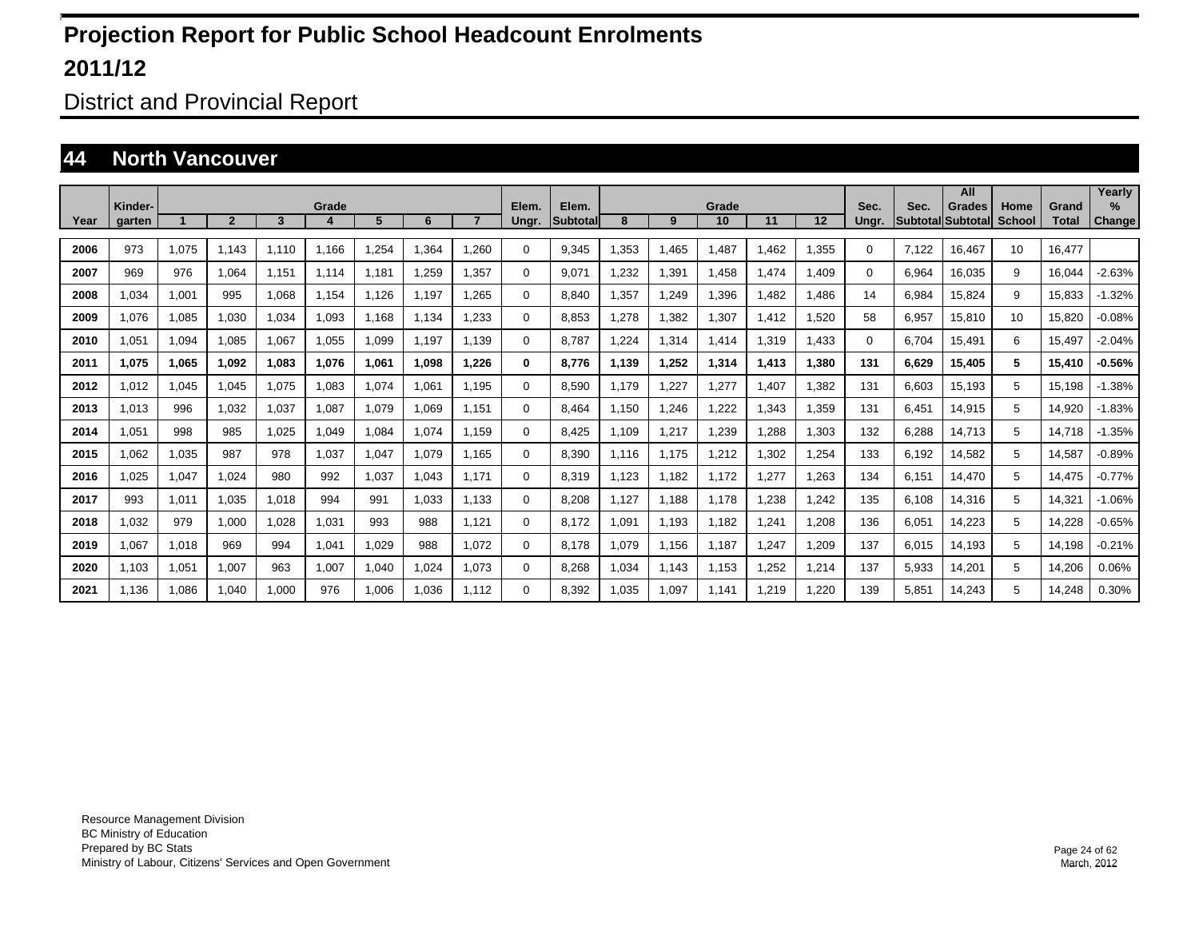# Projection Report for Public School Headcount Enrolments

## 2011/12

District and Provincial Report

## 44 North Vancouver

| Year | Kinder-garten | Grade 1 | 2 | 3 | 4 | 5 | 6 | 7 | Elem. Ungr. | Elem. Subtotal | Grade 8 | 9 | 10 | 11 | 12 | Sec. Ungr. | Sec. Subtotal | All Grades Subtotal | Home School | Grand Total | Yearly % Change |
|---|---|---|---|---|---|---|---|---|---|---|---|---|---|---|---|---|---|---|---|---|---|
| 2006 | 973 | 1,075 | 1,143 | 1,110 | 1,166 | 1,254 | 1,364 | 1,260 | 0 | 9,345 | 1,353 | 1,465 | 1,487 | 1,462 | 1,355 | 0 | 7,122 | 16,467 | 10 | 16,477 | |
| 2007 | 969 | 976 | 1,064 | 1,151 | 1,114 | 1,181 | 1,259 | 1,357 | 0 | 9,071 | 1,232 | 1,391 | 1,458 | 1,474 | 1,409 | 0 | 6,964 | 16,035 | 9 | 16,044 | -2.63% |
| 2008 | 1,034 | 1,001 | 995 | 1,068 | 1,154 | 1,126 | 1,197 | 1,265 | 0 | 8,840 | 1,357 | 1,249 | 1,396 | 1,482 | 1,486 | 14 | 6,984 | 15,824 | 9 | 15,833 | -1.32% |
| 2009 | 1,076 | 1,085 | 1,030 | 1,034 | 1,093 | 1,168 | 1,134 | 1,233 | 0 | 8,853 | 1,278 | 1,382 | 1,307 | 1,412 | 1,520 | 58 | 6,957 | 15,810 | 10 | 15,820 | -0.08% |
| 2010 | 1,051 | 1,094 | 1,085 | 1,067 | 1,055 | 1,099 | 1,197 | 1,139 | 0 | 8,787 | 1,224 | 1,314 | 1,414 | 1,319 | 1,433 | 0 | 6,704 | 15,491 | 6 | 15,497 | -2.04% |
| **2011** | **1,075** | **1,065** | **1,092** | **1,083** | **1,076** | **1,061** | **1,098** | **1,226** | **0** | **8,776** | **1,139** | **1,252** | **1,314** | **1,413** | **1,380** | **131** | **6,629** | **15,405** | **5** | **15,410** | **-0.56%** |
| 2012 | 1,012 | 1,045 | 1,045 | 1,075 | 1,083 | 1,074 | 1,061 | 1,195 | 0 | 8,590 | 1,179 | 1,227 | 1,277 | 1,407 | 1,382 | 131 | 6,603 | 15,193 | 5 | 15,198 | -1.38% |
| 2013 | 1,013 | 996 | 1,032 | 1,037 | 1,087 | 1,079 | 1,069 | 1,151 | 0 | 8,464 | 1,150 | 1,246 | 1,222 | 1,343 | 1,359 | 131 | 6,451 | 14,915 | 5 | 14,920 | -1.83% |
| 2014 | 1,051 | 998 | 985 | 1,025 | 1,049 | 1,084 | 1,074 | 1,159 | 0 | 8,425 | 1,109 | 1,217 | 1,239 | 1,288 | 1,303 | 132 | 6,288 | 14,713 | 5 | 14,718 | -1.35% |
| 2015 | 1,062 | 1,035 | 987 | 978 | 1,037 | 1,047 | 1,079 | 1,165 | 0 | 8,390 | 1,116 | 1,175 | 1,212 | 1,302 | 1,254 | 133 | 6,192 | 14,582 | 5 | 14,587 | -0.89% |
| 2016 | 1,025 | 1,047 | 1,024 | 980 | 992 | 1,037 | 1,043 | 1,171 | 0 | 8,319 | 1,123 | 1,182 | 1,172 | 1,277 | 1,263 | 134 | 6,151 | 14,470 | 5 | 14,475 | -0.77% |
| 2017 | 993 | 1,011 | 1,035 | 1,018 | 994 | 991 | 1,033 | 1,133 | 0 | 8,208 | 1,127 | 1,188 | 1,178 | 1,238 | 1,242 | 135 | 6,108 | 14,316 | 5 | 14,321 | -1.06% |
| 2018 | 1,032 | 979 | 1,000 | 1,028 | 1,031 | 993 | 988 | 1,121 | 0 | 8,172 | 1,091 | 1,193 | 1,182 | 1,241 | 1,208 | 136 | 6,051 | 14,223 | 5 | 14,228 | -0.65% |
| 2019 | 1,067 | 1,018 | 969 | 994 | 1,041 | 1,029 | 988 | 1,072 | 0 | 8,178 | 1,079 | 1,156 | 1,187 | 1,247 | 1,209 | 137 | 6,015 | 14,193 | 5 | 14,198 | -0.21% |
| 2020 | 1,103 | 1,051 | 1,007 | 963 | 1,007 | 1,040 | 1,024 | 1,073 | 0 | 8,268 | 1,034 | 1,143 | 1,153 | 1,252 | 1,214 | 137 | 5,933 | 14,201 | 5 | 14,206 | 0.06% |
| 2021 | 1,136 | 1,086 | 1,040 | 1,000 | 976 | 1,006 | 1,036 | 1,112 | 0 | 8,392 | 1,035 | 1,097 | 1,141 | 1,219 | 1,220 | 139 | 5,851 | 14,243 | 5 | 14,248 | 0.30% |

Resource Management Division
BC Ministry of Education
Prepared by BC Stats
Ministry of Labour, Citizens' Services and Open Government

March, 2012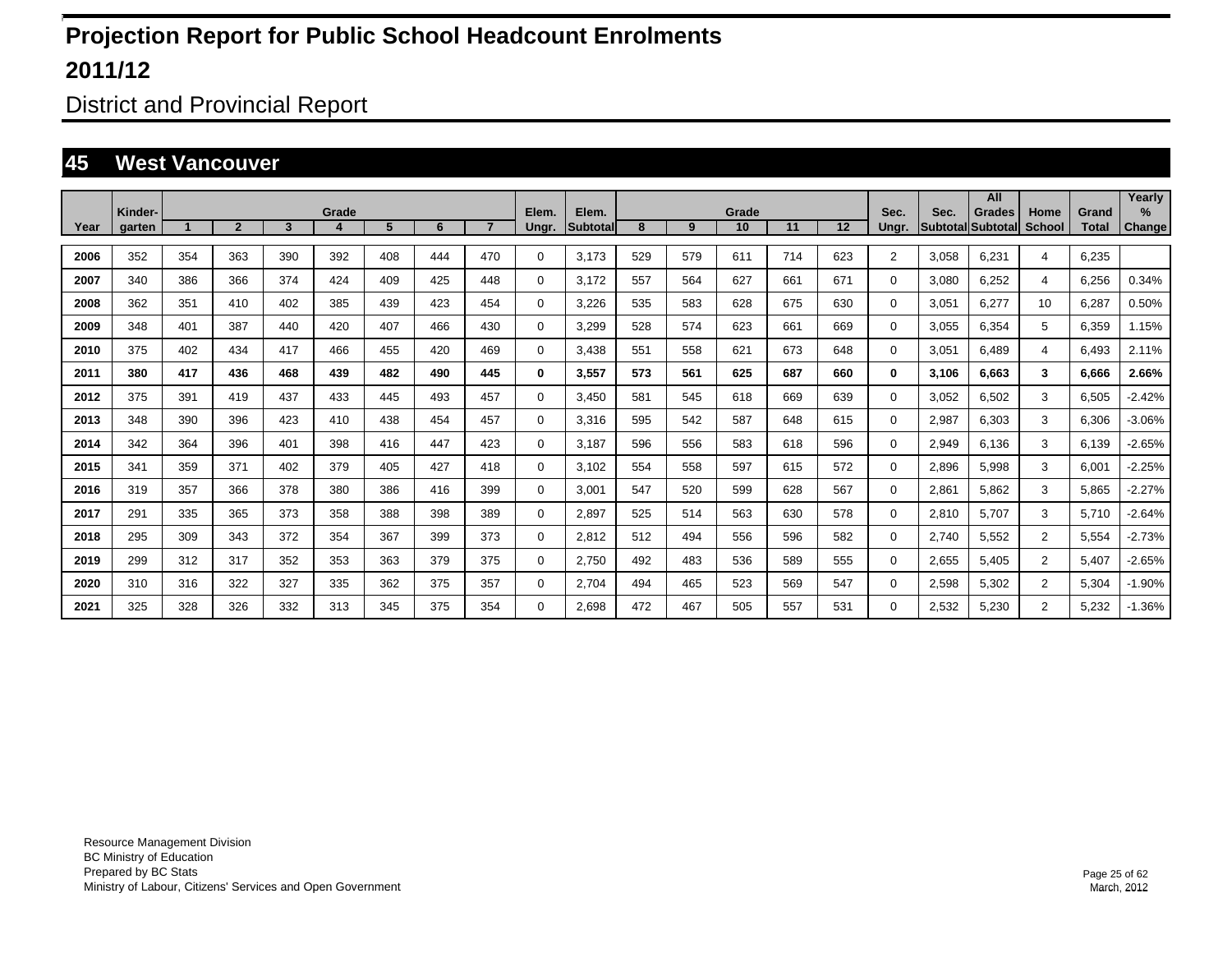# Projection Report for Public School Headcount Enrolments

# 2011/12

## District and Provincial Report

## 45 West Vancouver

| Year | Kinder-garten | Grade 1 | 2 | 3 | 4 | 5 | 6 | 7 | Elem. Ungr. | Elem. Subtotal | Grade 8 | 9 | 10 | 11 | 12 | Sec. Ungr. | Sec. Subtotal | All Grades Subtotal | Home School | Grand Total | Yearly % Change |
|---|---|---|---|---|---|---|---|---|---|---|---|---|---|---|---|---|---|---|---|---|---|
| 2006 | 352 | 354 | 363 | 390 | 392 | 408 | 444 | 470 | 0 | 3,173 | 529 | 579 | 611 | 714 | 623 | 2 | 3,058 | 6,231 | 4 | 6,235 | |
| 2007 | 340 | 386 | 366 | 374 | 424 | 409 | 425 | 448 | 0 | 3,172 | 557 | 564 | 627 | 661 | 671 | 0 | 3,080 | 6,252 | 4 | 6,256 | 0.34% |
| 2008 | 362 | 351 | 410 | 402 | 385 | 439 | 423 | 454 | 0 | 3,226 | 535 | 583 | 628 | 675 | 630 | 0 | 3,051 | 6,277 | 10 | 6,287 | 0.50% |
| 2009 | 348 | 401 | 387 | 440 | 420 | 407 | 466 | 430 | 0 | 3,299 | 528 | 574 | 623 | 661 | 669 | 0 | 3,055 | 6,354 | 5 | 6,359 | 1.15% |
| 2010 | 375 | 402 | 434 | 417 | 466 | 455 | 420 | 469 | 0 | 3,438 | 551 | 558 | 621 | 673 | 648 | 0 | 3,051 | 6,489 | 4 | 6,493 | 2.11% |
| **2011** | **380** | **417** | **436** | **468** | **439** | **482** | **490** | **445** | **0** | **3,557** | **573** | **561** | **625** | **687** | **660** | **0** | **3,106** | **6,663** | **3** | **6,666** | **2.66%** |
| 2012 | 375 | 391 | 419 | 437 | 433 | 445 | 493 | 457 | 0 | 3,450 | 581 | 545 | 618 | 669 | 639 | 0 | 3,052 | 6,502 | 3 | 6,505 | -2.42% |
| 2013 | 348 | 390 | 396 | 423 | 410 | 438 | 454 | 457 | 0 | 3,316 | 595 | 542 | 587 | 648 | 615 | 0 | 2,987 | 6,303 | 3 | 6,306 | -3.06% |
| 2014 | 342 | 364 | 396 | 401 | 398 | 416 | 447 | 423 | 0 | 3,187 | 596 | 556 | 583 | 618 | 596 | 0 | 2,949 | 6,136 | 3 | 6,139 | -2.65% |
| 2015 | 341 | 359 | 371 | 402 | 379 | 405 | 427 | 418 | 0 | 3,102 | 554 | 558 | 597 | 615 | 572 | 0 | 2,896 | 5,998 | 3 | 6,001 | -2.25% |
| 2016 | 319 | 357 | 366 | 378 | 380 | 386 | 416 | 399 | 0 | 3,001 | 547 | 520 | 599 | 628 | 567 | 0 | 2,861 | 5,862 | 3 | 5,865 | -2.27% |
| 2017 | 291 | 335 | 365 | 373 | 358 | 388 | 398 | 389 | 0 | 2,897 | 525 | 514 | 563 | 630 | 578 | 0 | 2,810 | 5,707 | 3 | 5,710 | -2.64% |
| 2018 | 295 | 309 | 343 | 372 | 354 | 367 | 399 | 373 | 0 | 2,812 | 512 | 494 | 556 | 596 | 582 | 0 | 2,740 | 5,552 | 2 | 5,554 | -2.73% |
| 2019 | 299 | 312 | 317 | 352 | 353 | 363 | 379 | 375 | 0 | 2,750 | 492 | 483 | 536 | 589 | 555 | 0 | 2,655 | 5,405 | 2 | 5,407 | -2.65% |
| 2020 | 310 | 316 | 322 | 327 | 335 | 362 | 375 | 357 | 0 | 2,704 | 494 | 465 | 523 | 569 | 547 | 0 | 2,598 | 5,302 | 2 | 5,304 | -1.90% |
| 2021 | 325 | 328 | 326 | 332 | 313 | 345 | 375 | 354 | 0 | 2,698 | 472 | 467 | 505 | 557 | 531 | 0 | 2,532 | 5,230 | 2 | 5,232 | -1.36% |

Resource Management Division
BC Ministry of Education
Prepared by BC Stats
Ministry of Labour, Citizens' Services and Open Government

March, 2012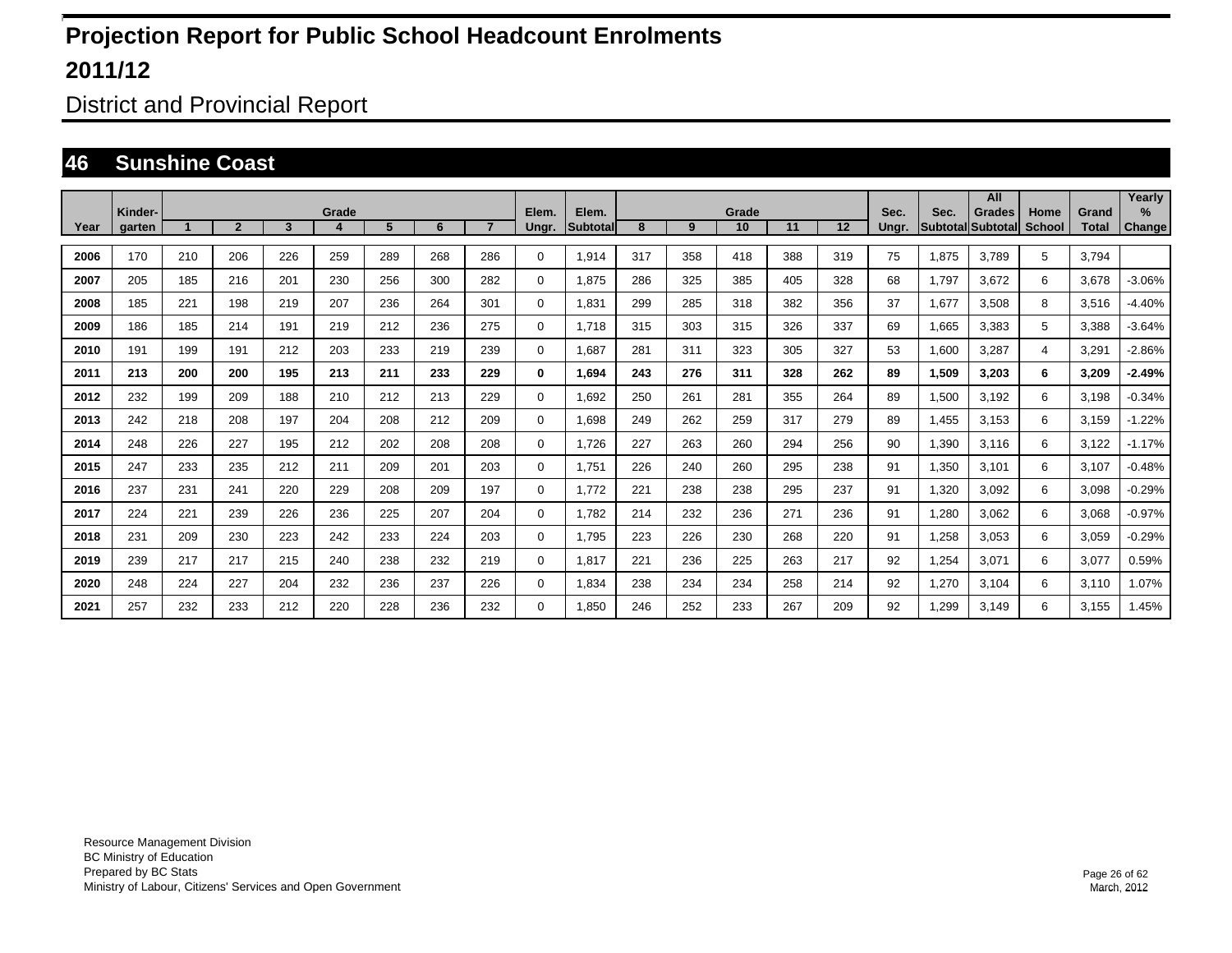# Projection Report for Public School Headcount Enrolments

# 2011/12

## District and Provincial Report

## 46 Sunshine Coast

| Year | Kinder-garten | Grade 1 | 2 | 3 | 4 | 5 | 6 | 7 | Elem. Ungr. | Elem. Subtotal | Grade 8 | 9 | 10 | 11 | 12 | Sec. Ungr. | Sec. Subtotal | All Grades Subtotal | Home School | Grand Total | Yearly % Change |
|---|---|---|---|---|---|---|---|---|---|---|---|---|---|---|---|---|---|---|---|---|---|
| 2006 | 170 | 210 | 206 | 226 | 259 | 289 | 268 | 286 | 0 | 1,914 | 317 | 358 | 418 | 388 | 319 | 75 | 1,875 | 3,789 | 5 | 3,794 | |
| 2007 | 205 | 185 | 216 | 201 | 230 | 256 | 300 | 282 | 0 | 1,875 | 286 | 325 | 385 | 405 | 328 | 68 | 1,797 | 3,672 | 6 | 3,678 | -3.06% |
| 2008 | 185 | 221 | 198 | 219 | 207 | 236 | 264 | 301 | 0 | 1,831 | 299 | 285 | 318 | 382 | 356 | 37 | 1,677 | 3,508 | 8 | 3,516 | -4.40% |
| 2009 | 186 | 185 | 214 | 191 | 219 | 212 | 236 | 275 | 0 | 1,718 | 315 | 303 | 315 | 326 | 337 | 69 | 1,665 | 3,383 | 5 | 3,388 | -3.64% |
| 2010 | 191 | 199 | 191 | 212 | 203 | 233 | 219 | 239 | 0 | 1,687 | 281 | 311 | 323 | 305 | 327 | 53 | 1,600 | 3,287 | 4 | 3,291 | -2.86% |
| **2011** | **213** | **200** | **200** | **195** | **213** | **211** | **233** | **229** | **0** | **1,694** | **243** | **276** | **311** | **328** | **262** | **89** | **1,509** | **3,203** | **6** | **3,209** | **-2.49%** |
| 2012 | 232 | 199 | 209 | 188 | 210 | 212 | 213 | 229 | 0 | 1,692 | 250 | 261 | 281 | 355 | 264 | 89 | 1,500 | 3,192 | 6 | 3,198 | -0.34% |
| 2013 | 242 | 218 | 208 | 197 | 204 | 208 | 212 | 209 | 0 | 1,698 | 249 | 262 | 259 | 317 | 279 | 89 | 1,455 | 3,153 | 6 | 3,159 | -1.22% |
| 2014 | 248 | 226 | 227 | 195 | 212 | 202 | 208 | 208 | 0 | 1,726 | 227 | 263 | 260 | 294 | 256 | 90 | 1,390 | 3,116 | 6 | 3,122 | -1.17% |
| 2015 | 247 | 233 | 235 | 212 | 211 | 209 | 201 | 203 | 0 | 1,751 | 226 | 240 | 260 | 295 | 238 | 91 | 1,350 | 3,101 | 6 | 3,107 | -0.48% |
| 2016 | 237 | 231 | 241 | 220 | 229 | 208 | 209 | 197 | 0 | 1,772 | 221 | 238 | 238 | 295 | 237 | 91 | 1,320 | 3,092 | 6 | 3,098 | -0.29% |
| 2017 | 224 | 221 | 239 | 226 | 236 | 225 | 207 | 204 | 0 | 1,782 | 214 | 232 | 236 | 271 | 236 | 91 | 1,280 | 3,062 | 6 | 3,068 | -0.97% |
| 2018 | 231 | 209 | 230 | 223 | 242 | 233 | 224 | 203 | 0 | 1,795 | 223 | 226 | 230 | 268 | 220 | 91 | 1,258 | 3,053 | 6 | 3,059 | -0.29% |
| 2019 | 239 | 217 | 217 | 215 | 240 | 238 | 232 | 219 | 0 | 1,817 | 221 | 236 | 225 | 263 | 217 | 92 | 1,254 | 3,071 | 6 | 3,077 | 0.59% |
| 2020 | 248 | 224 | 227 | 204 | 232 | 236 | 237 | 226 | 0 | 1,834 | 238 | 234 | 234 | 258 | 214 | 92 | 1,270 | 3,104 | 6 | 3,110 | 1.07% |
| 2021 | 257 | 232 | 233 | 212 | 220 | 228 | 236 | 232 | 0 | 1,850 | 246 | 252 | 233 | 267 | 209 | 92 | 1,299 | 3,149 | 6 | 3,155 | 1.45% |

Resource Management Division
BC Ministry of Education
Prepared by BC Stats
Ministry of Labour, Citizens' Services and Open Government

March, 2012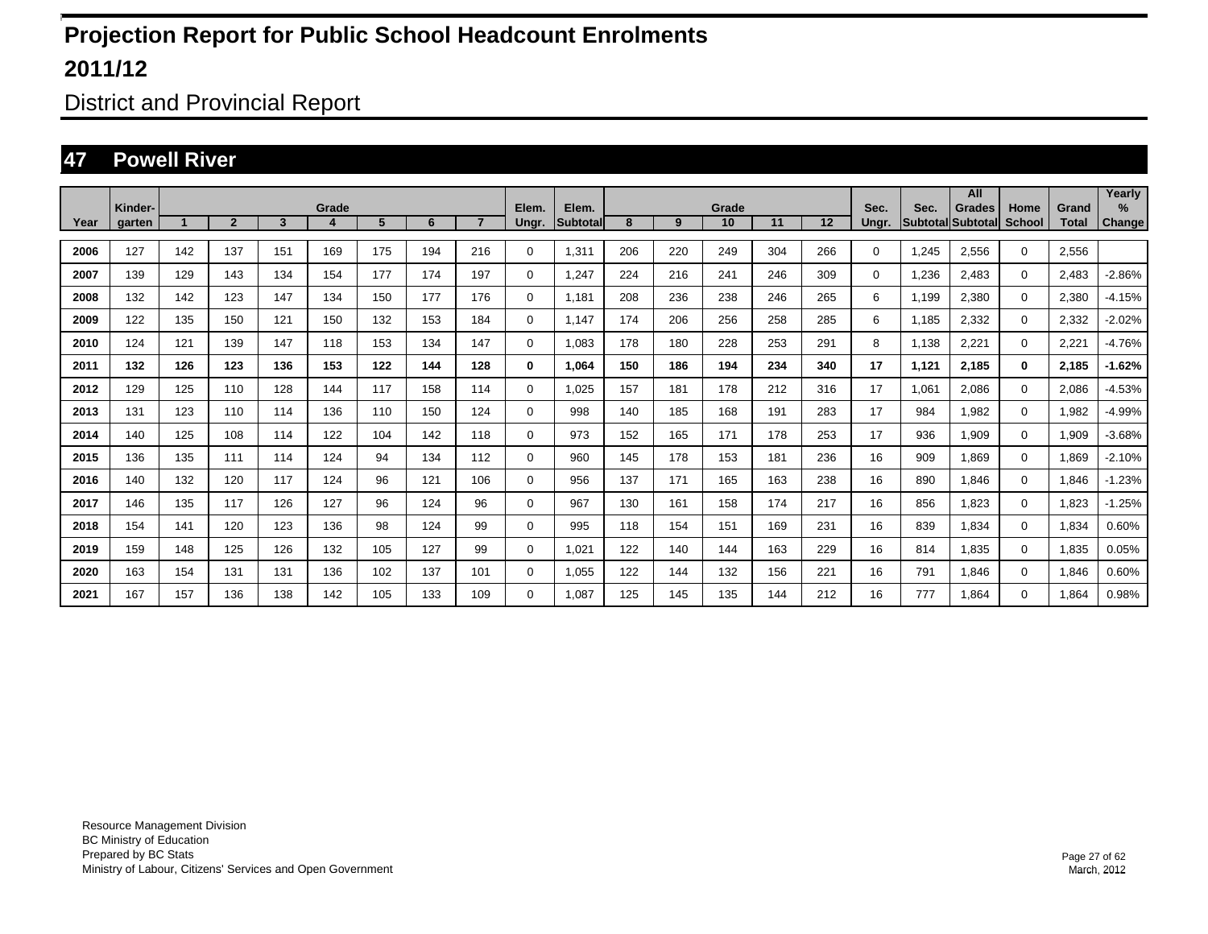# Projection Report for Public School Headcount Enrolments

## 2011/12

District and Provincial Report

## 47 Powell River

| Year | Kinder-garten | Grade 1 | 2 | 3 | 4 | 5 | 6 | 7 | Elem. Ungr. | Elem. Subtotal | Grade 8 | 9 | 10 | 11 | 12 | Sec. Ungr. | Sec. Subtotal | All Grades Subtotal | Home School | Grand Total | Yearly % Change |
|---|---|---|---|---|---|---|---|---|---|---|---|---|---|---|---|---|---|---|---|---|---|
| 2006 | 127 | 142 | 137 | 151 | 169 | 175 | 194 | 216 | 0 | 1,311 | 206 | 220 | 249 | 304 | 266 | 0 | 1,245 | 2,556 | 0 | 2,556 | |
| 2007 | 139 | 129 | 143 | 134 | 154 | 177 | 174 | 197 | 0 | 1,247 | 224 | 216 | 241 | 246 | 309 | 0 | 1,236 | 2,483 | 0 | 2,483 | -2.86% |
| 2008 | 132 | 142 | 123 | 147 | 134 | 150 | 177 | 176 | 0 | 1,181 | 208 | 236 | 238 | 246 | 265 | 6 | 1,199 | 2,380 | 0 | 2,380 | -4.15% |
| 2009 | 122 | 135 | 150 | 121 | 150 | 132 | 153 | 184 | 0 | 1,147 | 174 | 206 | 256 | 258 | 285 | 6 | 1,185 | 2,332 | 0 | 2,332 | -2.02% |
| 2010 | 124 | 121 | 139 | 147 | 118 | 153 | 134 | 147 | 0 | 1,083 | 178 | 180 | 228 | 253 | 291 | 8 | 1,138 | 2,221 | 0 | 2,221 | -4.76% |
| **2011** | **132** | **126** | **123** | **136** | **153** | **122** | **144** | **128** | **0** | **1,064** | **150** | **186** | **194** | **234** | **340** | **17** | **1,121** | **2,185** | **0** | **2,185** | **-1.62%** |
| 2012 | 129 | 125 | 110 | 128 | 144 | 117 | 158 | 114 | 0 | 1,025 | 157 | 181 | 178 | 212 | 316 | 17 | 1,061 | 2,086 | 0 | 2,086 | -4.53% |
| 2013 | 131 | 123 | 110 | 114 | 136 | 110 | 150 | 124 | 0 | 998 | 140 | 185 | 168 | 191 | 283 | 17 | 984 | 1,982 | 0 | 1,982 | -4.99% |
| 2014 | 140 | 125 | 108 | 114 | 122 | 104 | 142 | 118 | 0 | 973 | 152 | 165 | 171 | 178 | 253 | 17 | 936 | 1,909 | 0 | 1,909 | -3.68% |
| 2015 | 136 | 135 | 111 | 114 | 124 | 94 | 134 | 112 | 0 | 960 | 145 | 178 | 153 | 181 | 236 | 16 | 909 | 1,869 | 0 | 1,869 | -2.10% |
| 2016 | 140 | 132 | 120 | 117 | 124 | 96 | 121 | 106 | 0 | 956 | 137 | 171 | 165 | 163 | 238 | 16 | 890 | 1,846 | 0 | 1,846 | -1.23% |
| 2017 | 146 | 135 | 117 | 126 | 127 | 96 | 124 | 96 | 0 | 967 | 130 | 161 | 158 | 174 | 217 | 16 | 856 | 1,823 | 0 | 1,823 | -1.25% |
| 2018 | 154 | 141 | 120 | 123 | 136 | 98 | 124 | 99 | 0 | 995 | 118 | 154 | 151 | 169 | 231 | 16 | 839 | 1,834 | 0 | 1,834 | 0.60% |
| 2019 | 159 | 148 | 125 | 126 | 132 | 105 | 127 | 99 | 0 | 1,021 | 122 | 140 | 144 | 163 | 229 | 16 | 814 | 1,835 | 0 | 1,835 | 0.05% |
| 2020 | 163 | 154 | 131 | 131 | 136 | 102 | 137 | 101 | 0 | 1,055 | 122 | 144 | 132 | 156 | 221 | 16 | 791 | 1,846 | 0 | 1,846 | 0.60% |
| 2021 | 167 | 157 | 136 | 138 | 142 | 105 | 133 | 109 | 0 | 1,087 | 125 | 145 | 135 | 144 | 212 | 16 | 777 | 1,864 | 0 | 1,864 | 0.98% |

Resource Management Division
BC Ministry of Education
Prepared by BC Stats
Ministry of Labour, Citizens' Services and Open Government

March, 2012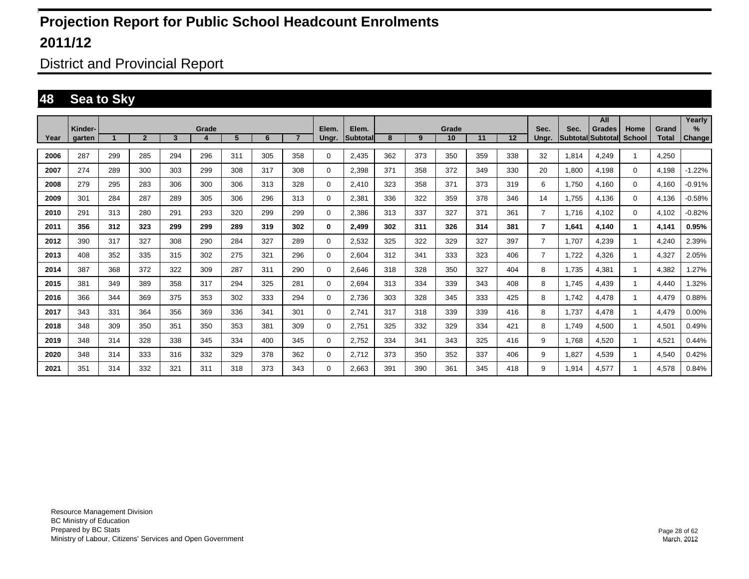# Projection Report for Public School Headcount Enrolments

# 2011/12

## District and Provincial Report

## 48 Sea to Sky

| Year | Kinder-garten | Grade 1 | 2 | 3 | 4 | 5 | 6 | 7 | Elem. Ungr. | Elem. Subtotal | Grade 8 | 9 | 10 | 11 | 12 | Sec. Ungr. | Sec. Subtotal | All Grades Subtotal | Home School | Grand Total | Yearly % Change |
|---|---|---|---|---|---|---|---|---|---|---|---|---|---|---|---|---|---|---|---|---|---|
| **2006** | 287 | 299 | 285 | 294 | 296 | 311 | 305 | 358 | 0 | 2,435 | 362 | 373 | 350 | 359 | 338 | 32 | 1,814 | 4,249 | 1 | 4,250 | |
| **2007** | 274 | 289 | 300 | 303 | 299 | 308 | 317 | 308 | 0 | 2,398 | 371 | 358 | 372 | 349 | 330 | 20 | 1,800 | 4,198 | 0 | 4,198 | -1.22% |
| **2008** | 279 | 295 | 283 | 306 | 300 | 306 | 313 | 328 | 0 | 2,410 | 323 | 358 | 371 | 373 | 319 | 6 | 1,750 | 4,160 | 0 | 4,160 | -0.91% |
| **2009** | 301 | 284 | 287 | 289 | 305 | 306 | 296 | 313 | 0 | 2,381 | 336 | 322 | 359 | 378 | 346 | 14 | 1,755 | 4,136 | 0 | 4,136 | -0.58% |
| **2010** | 291 | 313 | 280 | 291 | 293 | 320 | 299 | 299 | 0 | 2,386 | 313 | 337 | 327 | 371 | 361 | 7 | 1,716 | 4,102 | 0 | 4,102 | -0.82% |
| **2011** | **356** | **312** | **323** | **299** | **299** | **289** | **319** | **302** | **0** | **2,499** | **302** | **311** | **326** | **314** | **381** | **7** | **1,641** | **4,140** | **1** | **4,141** | **0.95%** |
| **2012** | 390 | 317 | 327 | 308 | 290 | 284 | 327 | 289 | 0 | 2,532 | 325 | 322 | 329 | 327 | 397 | 7 | 1,707 | 4,239 | 1 | 4,240 | 2.39% |
| **2013** | 408 | 352 | 335 | 315 | 302 | 275 | 321 | 296 | 0 | 2,604 | 312 | 341 | 333 | 323 | 406 | 7 | 1,722 | 4,326 | 1 | 4,327 | 2.05% |
| **2014** | 387 | 368 | 372 | 322 | 309 | 287 | 311 | 290 | 0 | 2,646 | 318 | 328 | 350 | 327 | 404 | 8 | 1,735 | 4,381 | 1 | 4,382 | 1.27% |
| **2015** | 381 | 349 | 389 | 358 | 317 | 294 | 325 | 281 | 0 | 2,694 | 313 | 334 | 339 | 343 | 408 | 8 | 1,745 | 4,439 | 1 | 4,440 | 1.32% |
| **2016** | 366 | 344 | 369 | 375 | 353 | 302 | 333 | 294 | 0 | 2,736 | 303 | 328 | 345 | 333 | 425 | 8 | 1,742 | 4,478 | 1 | 4,479 | 0.88% |
| **2017** | 343 | 331 | 364 | 356 | 369 | 336 | 341 | 301 | 0 | 2,741 | 317 | 318 | 339 | 339 | 416 | 8 | 1,737 | 4,478 | 1 | 4,479 | 0.00% |
| **2018** | 348 | 309 | 350 | 351 | 350 | 353 | 381 | 309 | 0 | 2,751 | 325 | 332 | 329 | 334 | 421 | 8 | 1,749 | 4,500 | 1 | 4,501 | 0.49% |
| **2019** | 348 | 314 | 328 | 338 | 345 | 334 | 400 | 345 | 0 | 2,752 | 334 | 341 | 343 | 325 | 416 | 9 | 1,768 | 4,520 | 1 | 4,521 | 0.44% |
| **2020** | 348 | 314 | 333 | 316 | 332 | 329 | 378 | 362 | 0 | 2,712 | 373 | 350 | 352 | 337 | 406 | 9 | 1,827 | 4,539 | 1 | 4,540 | 0.42% |
| **2021** | 351 | 314 | 332 | 321 | 311 | 318 | 373 | 343 | 0 | 2,663 | 391 | 390 | 361 | 345 | 418 | 9 | 1,914 | 4,577 | 1 | 4,578 | 0.84% |

Resource Management Division
BC Ministry of Education
Prepared by BC Stats
Ministry of Labour, Citizens' Services and Open Government

March, 2012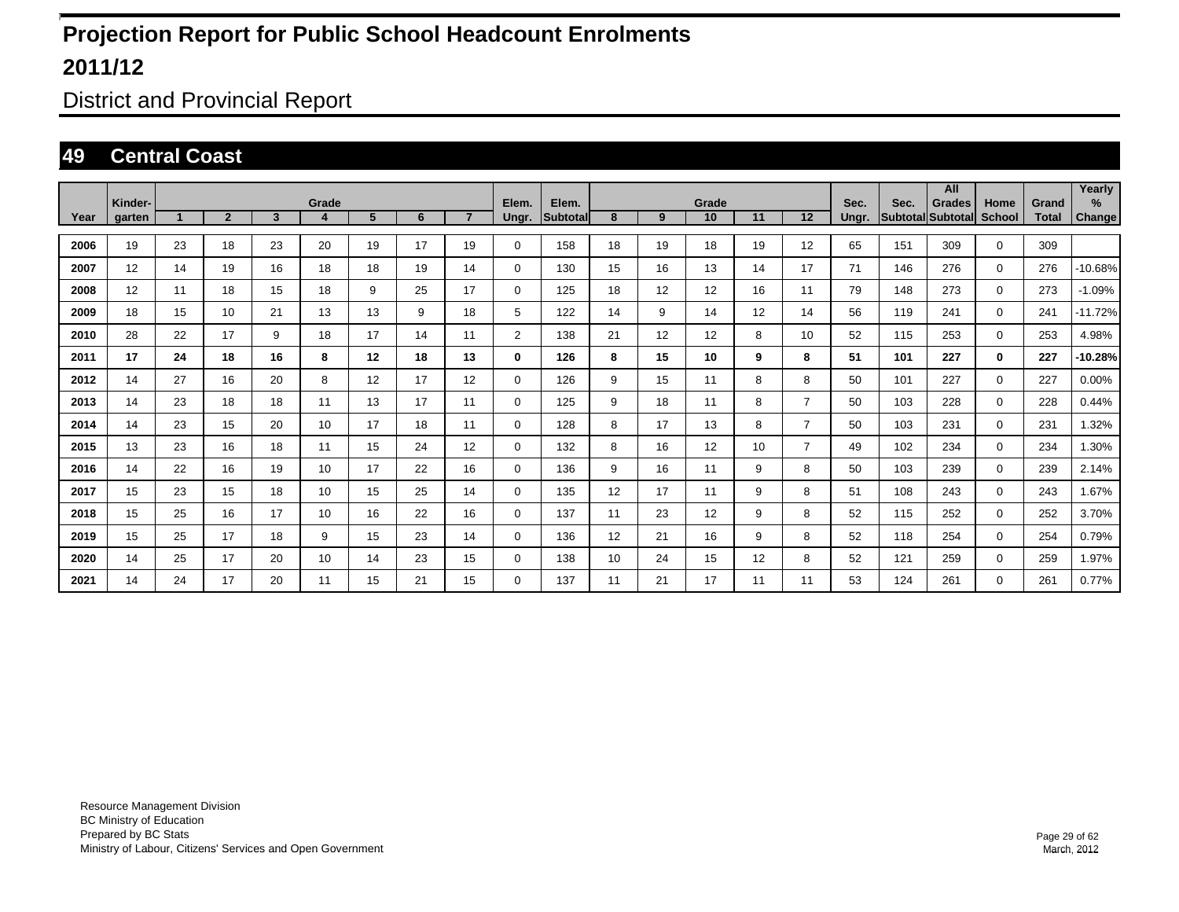# Projection Report for Public School Headcount Enrolments

# 2011/12

## District and Provincial Report

## 49 Central Coast

| Year | Kinder-garten | Grade 1 | 2 | 3 | 4 | 5 | 6 | 7 | Elem. Ungr. | Elem. Subtotal | Grade 8 | 9 | 10 | 11 | 12 | Sec. Ungr. | Sec. Subtotal | All Grades Subtotal | Home School | Grand Total | Yearly % Change |
|---|---|---|---|---|---|---|---|---|---|---|---|---|---|---|---|---|---|---|---|---|---|
| 2006 | 19 | 23 | 18 | 23 | 20 | 19 | 17 | 19 | 0 | 158 | 18 | 19 | 18 | 19 | 12 | 65 | 151 | 309 | 0 | 309 | |
| 2007 | 12 | 14 | 19 | 16 | 18 | 18 | 19 | 14 | 0 | 130 | 15 | 16 | 13 | 14 | 17 | 71 | 146 | 276 | 0 | 276 | -10.68% |
| 2008 | 12 | 11 | 18 | 15 | 18 | 9 | 25 | 17 | 0 | 125 | 18 | 12 | 12 | 16 | 11 | 79 | 148 | 273 | 0 | 273 | -1.09% |
| 2009 | 18 | 15 | 10 | 21 | 13 | 13 | 9 | 18 | 5 | 122 | 14 | 9 | 14 | 12 | 14 | 56 | 119 | 241 | 0 | 241 | -11.72% |
| 2010 | 28 | 22 | 17 | 9 | 18 | 17 | 14 | 11 | 2 | 138 | 21 | 12 | 12 | 8 | 10 | 52 | 115 | 253 | 0 | 253 | 4.98% |
| **2011** | **17** | **24** | **18** | **16** | **8** | **12** | **18** | **13** | **0** | **126** | **8** | **15** | **10** | **9** | **8** | **51** | **101** | **227** | **0** | **227** | **-10.28%** |
| 2012 | 14 | 27 | 16 | 20 | 8 | 12 | 17 | 12 | 0 | 126 | 9 | 15 | 11 | 8 | 8 | 50 | 101 | 227 | 0 | 227 | 0.00% |
| 2013 | 14 | 23 | 18 | 18 | 11 | 13 | 17 | 11 | 0 | 125 | 9 | 18 | 11 | 8 | 7 | 50 | 103 | 228 | 0 | 228 | 0.44% |
| 2014 | 14 | 23 | 15 | 20 | 10 | 17 | 18 | 11 | 0 | 128 | 8 | 17 | 13 | 8 | 7 | 50 | 103 | 231 | 0 | 231 | 1.32% |
| 2015 | 13 | 23 | 16 | 18 | 11 | 15 | 24 | 12 | 0 | 132 | 8 | 16 | 12 | 10 | 7 | 49 | 102 | 234 | 0 | 234 | 1.30% |
| 2016 | 14 | 22 | 16 | 19 | 10 | 17 | 22 | 16 | 0 | 136 | 9 | 16 | 11 | 9 | 8 | 50 | 103 | 239 | 0 | 239 | 2.14% |
| 2017 | 15 | 23 | 15 | 18 | 10 | 15 | 25 | 14 | 0 | 135 | 12 | 17 | 11 | 9 | 8 | 51 | 108 | 243 | 0 | 243 | 1.67% |
| 2018 | 15 | 25 | 16 | 17 | 10 | 16 | 22 | 16 | 0 | 137 | 11 | 23 | 12 | 9 | 8 | 52 | 115 | 252 | 0 | 252 | 3.70% |
| 2019 | 15 | 25 | 17 | 18 | 9 | 15 | 23 | 14 | 0 | 136 | 12 | 21 | 16 | 9 | 8 | 52 | 118 | 254 | 0 | 254 | 0.79% |
| 2020 | 14 | 25 | 17 | 20 | 10 | 14 | 23 | 15 | 0 | 138 | 10 | 24 | 15 | 12 | 8 | 52 | 121 | 259 | 0 | 259 | 1.97% |
| 2021 | 14 | 24 | 17 | 20 | 11 | 15 | 21 | 15 | 0 | 137 | 11 | 21 | 17 | 11 | 11 | 53 | 124 | 261 | 0 | 261 | 0.77% |

Resource Management Division
BC Ministry of Education
Prepared by BC Stats
Ministry of Labour, Citizens' Services and Open Government

March, 2012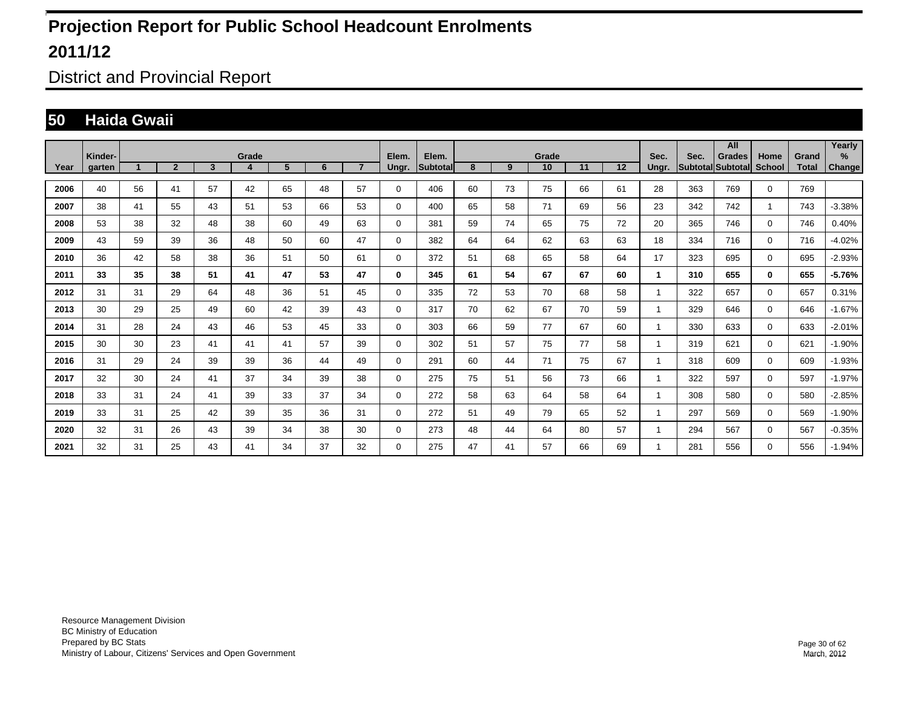# Projection Report for Public School Headcount Enrolments

## 2011/12

District and Provincial Report

## 50 Haida Gwaii

| Year | Kinder-garten | Grade 1 | 2 | 3 | 4 | 5 | 6 | 7 | Elem. Ungr. | Elem. Subtotal | Grade 8 | 9 | 10 | 11 | 12 | Sec. Ungr. | Sec. Subtotal | All Grades Subtotal | Home School | Grand Total | Yearly % Change |
|---|---|---|---|---|---|---|---|---|---|---|---|---|---|---|---|---|---|---|---|---|---|
| 2006 | 40 | 56 | 41 | 57 | 42 | 65 | 48 | 57 | 0 | 406 | 60 | 73 | 75 | 66 | 61 | 28 | 363 | 769 | 0 | 769 | |
| 2007 | 38 | 41 | 55 | 43 | 51 | 53 | 66 | 53 | 0 | 400 | 65 | 58 | 71 | 69 | 56 | 23 | 342 | 742 | 1 | 743 | -3.38% |
| 2008 | 53 | 38 | 32 | 48 | 38 | 60 | 49 | 63 | 0 | 381 | 59 | 74 | 65 | 75 | 72 | 20 | 365 | 746 | 0 | 746 | 0.40% |
| 2009 | 43 | 59 | 39 | 36 | 48 | 50 | 60 | 47 | 0 | 382 | 64 | 64 | 62 | 63 | 63 | 18 | 334 | 716 | 0 | 716 | -4.02% |
| 2010 | 36 | 42 | 58 | 38 | 36 | 51 | 50 | 61 | 0 | 372 | 51 | 68 | 65 | 58 | 64 | 17 | 323 | 695 | 0 | 695 | -2.93% |
| **2011** | **33** | **35** | **38** | **51** | **41** | **47** | **53** | **47** | **0** | **345** | **61** | **54** | **67** | **67** | **60** | **1** | **310** | **655** | **0** | **655** | **-5.76%** |
| 2012 | 31 | 31 | 29 | 64 | 48 | 36 | 51 | 45 | 0 | 335 | 72 | 53 | 70 | 68 | 58 | 1 | 322 | 657 | 0 | 657 | 0.31% |
| 2013 | 30 | 29 | 25 | 49 | 60 | 42 | 39 | 43 | 0 | 317 | 70 | 62 | 67 | 70 | 59 | 1 | 329 | 646 | 0 | 646 | -1.67% |
| 2014 | 31 | 28 | 24 | 43 | 46 | 53 | 45 | 33 | 0 | 303 | 66 | 59 | 77 | 67 | 60 | 1 | 330 | 633 | 0 | 633 | -2.01% |
| 2015 | 30 | 30 | 23 | 41 | 41 | 41 | 57 | 39 | 0 | 302 | 51 | 57 | 75 | 77 | 58 | 1 | 319 | 621 | 0 | 621 | -1.90% |
| 2016 | 31 | 29 | 24 | 39 | 39 | 36 | 44 | 49 | 0 | 291 | 60 | 44 | 71 | 75 | 67 | 1 | 318 | 609 | 0 | 609 | -1.93% |
| 2017 | 32 | 30 | 24 | 41 | 37 | 34 | 39 | 38 | 0 | 275 | 75 | 51 | 56 | 73 | 66 | 1 | 322 | 597 | 0 | 597 | -1.97% |
| 2018 | 33 | 31 | 24 | 41 | 39 | 33 | 37 | 34 | 0 | 272 | 58 | 63 | 64 | 58 | 64 | 1 | 308 | 580 | 0 | 580 | -2.85% |
| 2019 | 33 | 31 | 25 | 42 | 39 | 35 | 36 | 31 | 0 | 272 | 51 | 49 | 79 | 65 | 52 | 1 | 297 | 569 | 0 | 569 | -1.90% |
| 2020 | 32 | 31 | 26 | 43 | 39 | 34 | 38 | 30 | 0 | 273 | 48 | 44 | 64 | 80 | 57 | 1 | 294 | 567 | 0 | 567 | -0.35% |
| 2021 | 32 | 31 | 25 | 43 | 41 | 34 | 37 | 32 | 0 | 275 | 47 | 41 | 57 | 66 | 69 | 1 | 281 | 556 | 0 | 556 | -1.94% |

Resource Management Division
BC Ministry of Education
Prepared by BC Stats
Ministry of Labour, Citizens' Services and Open Government

March, 2012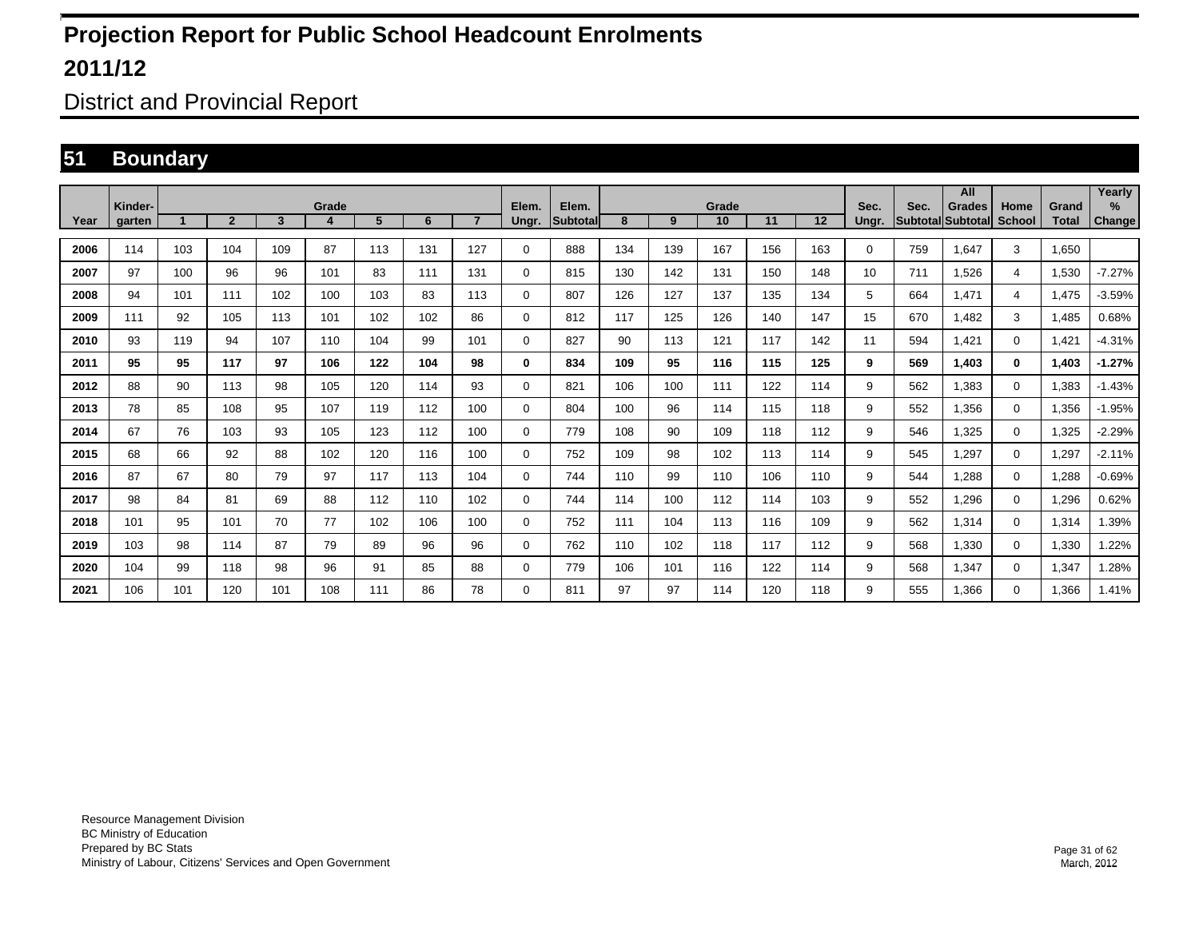# Projection Report for Public School Headcount Enrolments

## 2011/12

District and Provincial Report

## 51 Boundary

| Year | Kinder-garten | Grade 1 | 2 | 3 | 4 | 5 | 6 | 7 | Elem. Ungr. | Elem. Subtotal | Grade 8 | 9 | 10 | 11 | 12 | Sec. Ungr. | Sec. Subtotal | All Grades Subtotal | Home School | Grand Total | Yearly % Change |
|---|---|---|---|---|---|---|---|---|---|---|---|---|---|---|---|---|---|---|---|---|---|
| 2006 | 114 | 103 | 104 | 109 | 87 | 113 | 131 | 127 | 0 | 888 | 134 | 139 | 167 | 156 | 163 | 0 | 759 | 1,647 | 3 | 1,650 | |
| 2007 | 97 | 100 | 96 | 96 | 101 | 83 | 111 | 131 | 0 | 815 | 130 | 142 | 131 | 150 | 148 | 10 | 711 | 1,526 | 4 | 1,530 | -7.27% |
| 2008 | 94 | 101 | 111 | 102 | 100 | 103 | 83 | 113 | 0 | 807 | 126 | 127 | 137 | 135 | 134 | 5 | 664 | 1,471 | 4 | 1,475 | -3.59% |
| 2009 | 111 | 92 | 105 | 113 | 101 | 102 | 102 | 86 | 0 | 812 | 117 | 125 | 126 | 140 | 147 | 15 | 670 | 1,482 | 3 | 1,485 | 0.68% |
| 2010 | 93 | 119 | 94 | 107 | 110 | 104 | 99 | 101 | 0 | 827 | 90 | 113 | 121 | 117 | 142 | 11 | 594 | 1,421 | 0 | 1,421 | -4.31% |
| **2011** | **95** | **95** | **117** | **97** | **106** | **122** | **104** | **98** | **0** | **834** | **109** | **95** | **116** | **115** | **125** | **9** | **569** | **1,403** | **0** | **1,403** | **-1.27%** |
| 2012 | 88 | 90 | 113 | 98 | 105 | 120 | 114 | 93 | 0 | 821 | 106 | 100 | 111 | 122 | 114 | 9 | 562 | 1,383 | 0 | 1,383 | -1.43% |
| 2013 | 78 | 85 | 108 | 95 | 107 | 119 | 112 | 100 | 0 | 804 | 100 | 96 | 114 | 115 | 118 | 9 | 552 | 1,356 | 0 | 1,356 | -1.95% |
| 2014 | 67 | 76 | 103 | 93 | 105 | 123 | 112 | 100 | 0 | 779 | 108 | 90 | 109 | 118 | 112 | 9 | 546 | 1,325 | 0 | 1,325 | -2.29% |
| 2015 | 68 | 66 | 92 | 88 | 102 | 120 | 116 | 100 | 0 | 752 | 109 | 98 | 102 | 113 | 114 | 9 | 545 | 1,297 | 0 | 1,297 | -2.11% |
| 2016 | 87 | 67 | 80 | 79 | 97 | 117 | 113 | 104 | 0 | 744 | 110 | 99 | 110 | 106 | 110 | 9 | 544 | 1,288 | 0 | 1,288 | -0.69% |
| 2017 | 98 | 84 | 81 | 69 | 88 | 112 | 110 | 102 | 0 | 744 | 114 | 100 | 112 | 114 | 103 | 9 | 552 | 1,296 | 0 | 1,296 | 0.62% |
| 2018 | 101 | 95 | 101 | 70 | 77 | 102 | 106 | 100 | 0 | 752 | 111 | 104 | 113 | 116 | 109 | 9 | 562 | 1,314 | 0 | 1,314 | 1.39% |
| 2019 | 103 | 98 | 114 | 87 | 79 | 89 | 96 | 96 | 0 | 762 | 110 | 102 | 118 | 117 | 112 | 9 | 568 | 1,330 | 0 | 1,330 | 1.22% |
| 2020 | 104 | 99 | 118 | 98 | 96 | 91 | 85 | 88 | 0 | 779 | 106 | 101 | 116 | 122 | 114 | 9 | 568 | 1,347 | 0 | 1,347 | 1.28% |
| 2021 | 106 | 101 | 120 | 101 | 108 | 111 | 86 | 78 | 0 | 811 | 97 | 97 | 114 | 120 | 118 | 9 | 555 | 1,366 | 0 | 1,366 | 1.41% |

Resource Management Division
BC Ministry of Education
Prepared by BC Stats
Ministry of Labour, Citizens' Services and Open Government

March, 2012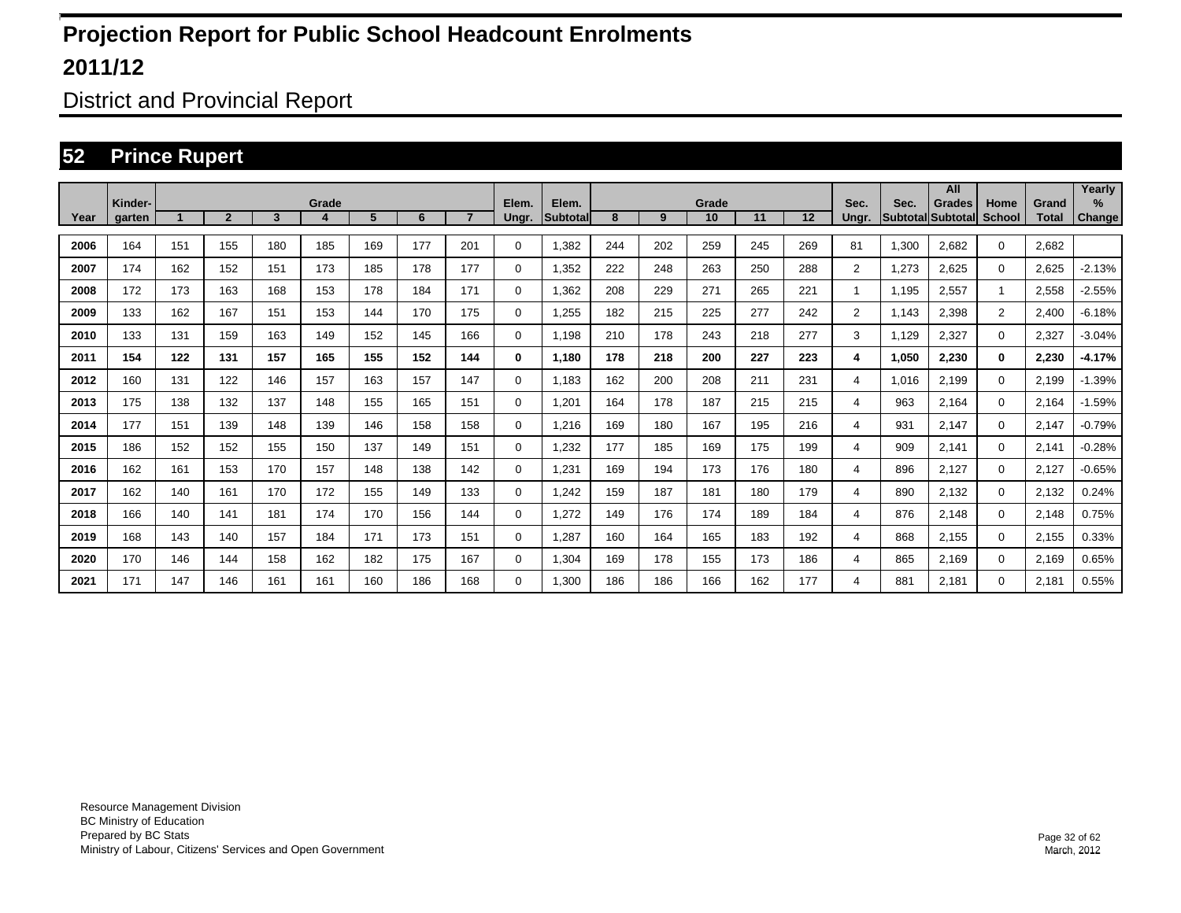# Projection Report for Public School Headcount Enrolments

## 2011/12

District and Provincial Report

## 52 Prince Rupert

| Year | Kinder-garten | Grade 1 | 2 | 3 | 4 | 5 | 6 | 7 | Elem. Ungr. | Elem. Subtotal | Grade 8 | 9 | 10 | 11 | 12 | Sec. Ungr. | Sec. Subtotal | All Grades Subtotal | Home School | Grand Total | Yearly % Change |
|---|---|---|---|---|---|---|---|---|---|---|---|---|---|---|---|---|---|---|---|---|---|
| 2006 | 164 | 151 | 155 | 180 | 185 | 169 | 177 | 201 | 0 | 1,382 | 244 | 202 | 259 | 245 | 269 | 81 | 1,300 | 2,682 | 0 | 2,682 | |
| 2007 | 174 | 162 | 152 | 151 | 173 | 185 | 178 | 177 | 0 | 1,352 | 222 | 248 | 263 | 250 | 288 | 2 | 1,273 | 2,625 | 0 | 2,625 | -2.13% |
| 2008 | 172 | 173 | 163 | 168 | 153 | 178 | 184 | 171 | 0 | 1,362 | 208 | 229 | 271 | 265 | 221 | 1 | 1,195 | 2,557 | 1 | 2,558 | -2.55% |
| 2009 | 133 | 162 | 167 | 151 | 153 | 144 | 170 | 175 | 0 | 1,255 | 182 | 215 | 225 | 277 | 242 | 2 | 1,143 | 2,398 | 2 | 2,400 | -6.18% |
| 2010 | 133 | 131 | 159 | 163 | 149 | 152 | 145 | 166 | 0 | 1,198 | 210 | 178 | 243 | 218 | 277 | 3 | 1,129 | 2,327 | 0 | 2,327 | -3.04% |
| **2011** | **154** | **122** | **131** | **157** | **165** | **155** | **152** | **144** | **0** | **1,180** | **178** | **218** | **200** | **227** | **223** | **4** | **1,050** | **2,230** | **0** | **2,230** | **-4.17%** |
| 2012 | 160 | 131 | 122 | 146 | 157 | 163 | 157 | 147 | 0 | 1,183 | 162 | 200 | 208 | 211 | 231 | 4 | 1,016 | 2,199 | 0 | 2,199 | -1.39% |
| 2013 | 175 | 138 | 132 | 137 | 148 | 155 | 165 | 151 | 0 | 1,201 | 164 | 178 | 187 | 215 | 215 | 4 | 963 | 2,164 | 0 | 2,164 | -1.59% |
| 2014 | 177 | 151 | 139 | 148 | 139 | 146 | 158 | 158 | 0 | 1,216 | 169 | 180 | 167 | 195 | 216 | 4 | 931 | 2,147 | 0 | 2,147 | -0.79% |
| 2015 | 186 | 152 | 152 | 155 | 150 | 137 | 149 | 151 | 0 | 1,232 | 177 | 185 | 169 | 175 | 199 | 4 | 909 | 2,141 | 0 | 2,141 | -0.28% |
| 2016 | 162 | 161 | 153 | 170 | 157 | 148 | 138 | 142 | 0 | 1,231 | 169 | 194 | 173 | 176 | 180 | 4 | 896 | 2,127 | 0 | 2,127 | -0.65% |
| 2017 | 162 | 140 | 161 | 170 | 172 | 155 | 149 | 133 | 0 | 1,242 | 159 | 187 | 181 | 180 | 179 | 4 | 890 | 2,132 | 0 | 2,132 | 0.24% |
| 2018 | 166 | 140 | 141 | 181 | 174 | 170 | 156 | 144 | 0 | 1,272 | 149 | 176 | 174 | 189 | 184 | 4 | 876 | 2,148 | 0 | 2,148 | 0.75% |
| 2019 | 168 | 143 | 140 | 157 | 184 | 171 | 173 | 151 | 0 | 1,287 | 160 | 164 | 165 | 183 | 192 | 4 | 868 | 2,155 | 0 | 2,155 | 0.33% |
| 2020 | 170 | 146 | 144 | 158 | 162 | 182 | 175 | 167 | 0 | 1,304 | 169 | 178 | 155 | 173 | 186 | 4 | 865 | 2,169 | 0 | 2,169 | 0.65% |
| 2021 | 171 | 147 | 146 | 161 | 161 | 160 | 186 | 168 | 0 | 1,300 | 186 | 186 | 166 | 162 | 177 | 4 | 881 | 2,181 | 0 | 2,181 | 0.55% |

Resource Management Division
BC Ministry of Education
Prepared by BC Stats
Ministry of Labour, Citizens' Services and Open Government

March, 2012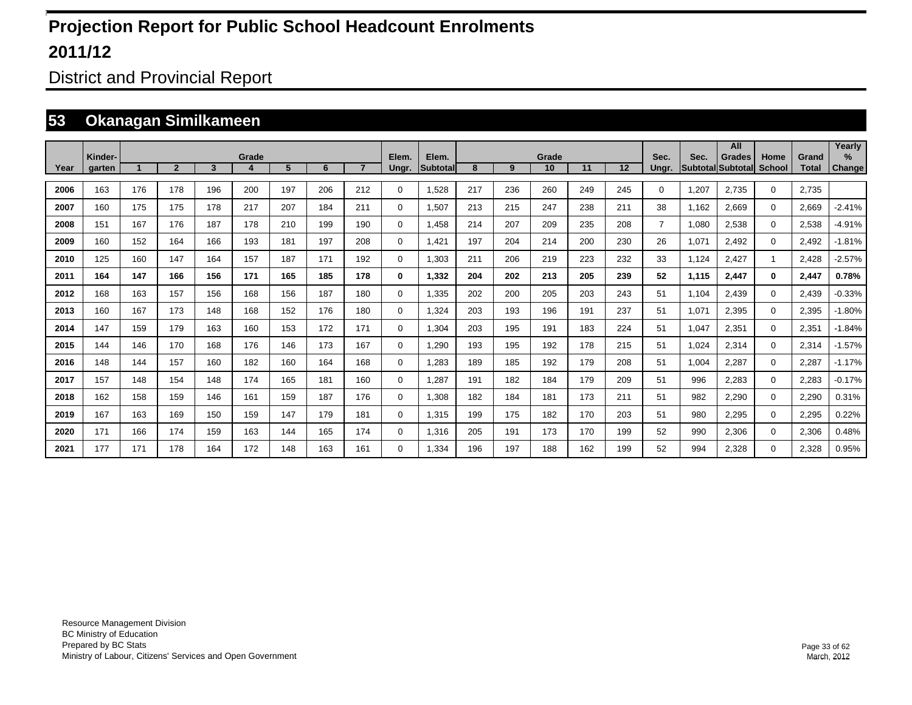# Projection Report for Public School Headcount Enrolments

## 2011/12

District and Provincial Report

## 53 Okanagan Similkameen

| Year | Kinder-garten | Grade 1 | 2 | 3 | 4 | 5 | 6 | 7 | Elem. Ungr. | Elem. Subtotal | Grade 8 | 9 | 10 | 11 | 12 | Sec. Ungr. | Sec. Subtotal | All Grades Subtotal | Home School | Grand Total | Yearly % Change |
|---|---|---|---|---|---|---|---|---|---|---|---|---|---|---|---|---|---|---|---|---|---|
| 2006 | 163 | 176 | 178 | 196 | 200 | 197 | 206 | 212 | 0 | 1,528 | 217 | 236 | 260 | 249 | 245 | 0 | 1,207 | 2,735 | 0 | 2,735 | |
| 2007 | 160 | 175 | 175 | 178 | 217 | 207 | 184 | 211 | 0 | 1,507 | 213 | 215 | 247 | 238 | 211 | 38 | 1,162 | 2,669 | 0 | 2,669 | -2.41% |
| 2008 | 151 | 167 | 176 | 187 | 178 | 210 | 199 | 190 | 0 | 1,458 | 214 | 207 | 209 | 235 | 208 | 7 | 1,080 | 2,538 | 0 | 2,538 | -4.91% |
| 2009 | 160 | 152 | 164 | 166 | 193 | 181 | 197 | 208 | 0 | 1,421 | 197 | 204 | 214 | 200 | 230 | 26 | 1,071 | 2,492 | 0 | 2,492 | -1.81% |
| 2010 | 125 | 160 | 147 | 164 | 157 | 187 | 171 | 192 | 0 | 1,303 | 211 | 206 | 219 | 223 | 232 | 33 | 1,124 | 2,427 | 1 | 2,428 | -2.57% |
| **2011** | **164** | **147** | **166** | **156** | **171** | **165** | **185** | **178** | **0** | **1,332** | **204** | **202** | **213** | **205** | **239** | **52** | **1,115** | **2,447** | **0** | **2,447** | **0.78%** |
| 2012 | 168 | 163 | 157 | 156 | 168 | 156 | 187 | 180 | 0 | 1,335 | 202 | 200 | 205 | 203 | 243 | 51 | 1,104 | 2,439 | 0 | 2,439 | -0.33% |
| 2013 | 160 | 167 | 173 | 148 | 168 | 152 | 176 | 180 | 0 | 1,324 | 203 | 193 | 196 | 191 | 237 | 51 | 1,071 | 2,395 | 0 | 2,395 | -1.80% |
| 2014 | 147 | 159 | 179 | 163 | 160 | 153 | 172 | 171 | 0 | 1,304 | 203 | 195 | 191 | 183 | 224 | 51 | 1,047 | 2,351 | 0 | 2,351 | -1.84% |
| 2015 | 144 | 146 | 170 | 168 | 176 | 146 | 173 | 167 | 0 | 1,290 | 193 | 195 | 192 | 178 | 215 | 51 | 1,024 | 2,314 | 0 | 2,314 | -1.57% |
| 2016 | 148 | 144 | 157 | 160 | 182 | 160 | 164 | 168 | 0 | 1,283 | 189 | 185 | 192 | 179 | 208 | 51 | 1,004 | 2,287 | 0 | 2,287 | -1.17% |
| 2017 | 157 | 148 | 154 | 148 | 174 | 165 | 181 | 160 | 0 | 1,287 | 191 | 182 | 184 | 179 | 209 | 51 | 996 | 2,283 | 0 | 2,283 | -0.17% |
| 2018 | 162 | 158 | 159 | 146 | 161 | 159 | 187 | 176 | 0 | 1,308 | 182 | 184 | 181 | 173 | 211 | 51 | 982 | 2,290 | 0 | 2,290 | 0.31% |
| 2019 | 167 | 163 | 169 | 150 | 159 | 147 | 179 | 181 | 0 | 1,315 | 199 | 175 | 182 | 170 | 203 | 51 | 980 | 2,295 | 0 | 2,295 | 0.22% |
| 2020 | 171 | 166 | 174 | 159 | 163 | 144 | 165 | 174 | 0 | 1,316 | 205 | 191 | 173 | 170 | 199 | 52 | 990 | 2,306 | 0 | 2,306 | 0.48% |
| 2021 | 177 | 171 | 178 | 164 | 172 | 148 | 163 | 161 | 0 | 1,334 | 196 | 197 | 188 | 162 | 199 | 52 | 994 | 2,328 | 0 | 2,328 | 0.95% |

Resource Management Division
BC Ministry of Education
Prepared by BC Stats
Ministry of Labour, Citizens' Services and Open Government

March, 2012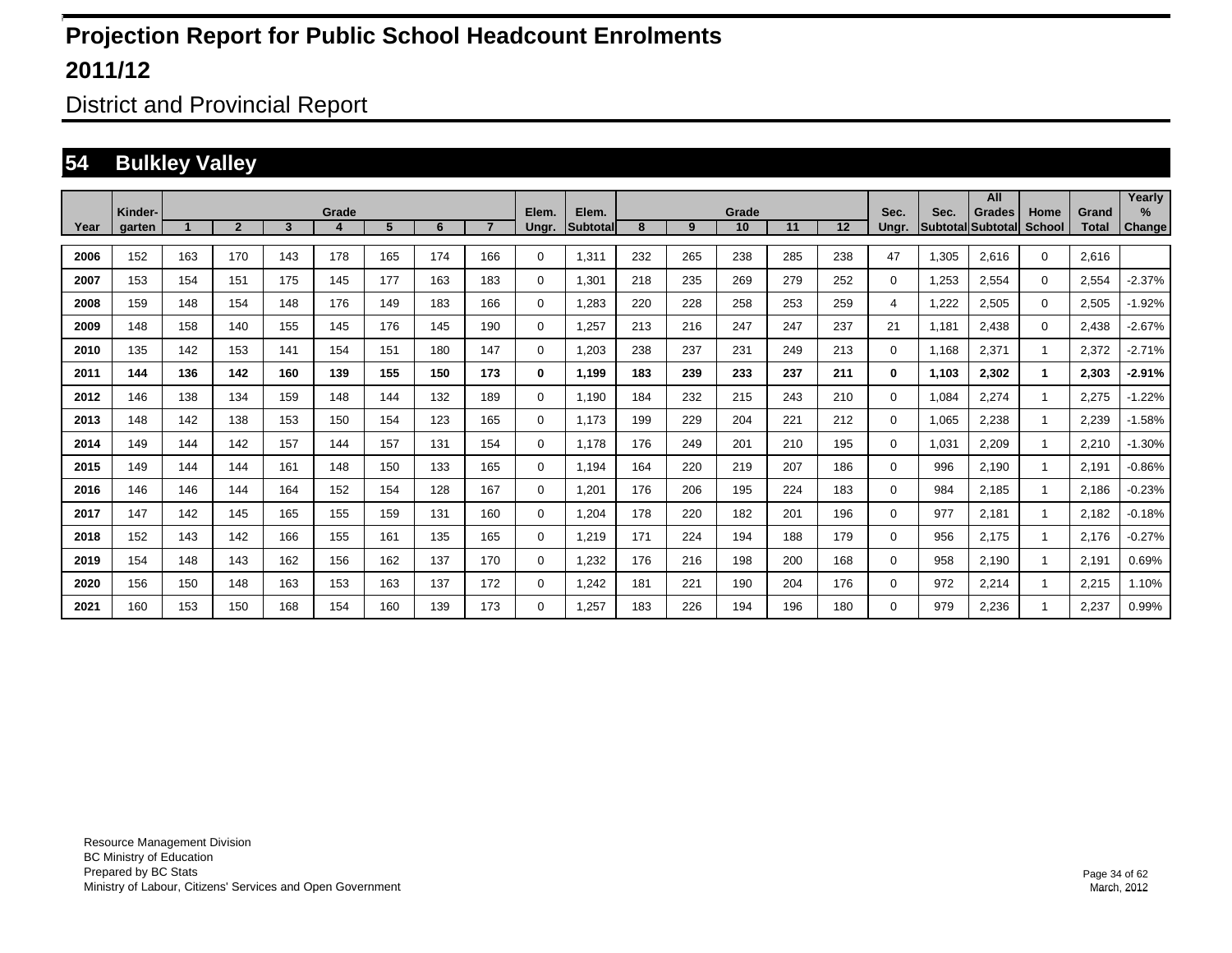# Projection Report for Public School Headcount Enrolments

# 2011/12

## District and Provincial Report

## 54 Bulkley Valley

| Year | Kinder-garten | Grade 1 | 2 | 3 | 4 | 5 | 6 | 7 | Elem. Ungr. | Elem. Subtotal | Grade 8 | 9 | 10 | 11 | 12 | Sec. Ungr. | Sec. Subtotal | All Grades Subtotal | Home School | Grand Total | Yearly % Change |
|---|---|---|---|---|---|---|---|---|---|---|---|---|---|---|---|---|---|---|---|---|---|
| 2006 | 152 | 163 | 170 | 143 | 178 | 165 | 174 | 166 | 0 | 1,311 | 232 | 265 | 238 | 285 | 238 | 47 | 1,305 | 2,616 | 0 | 2,616 | |
| 2007 | 153 | 154 | 151 | 175 | 145 | 177 | 163 | 183 | 0 | 1,301 | 218 | 235 | 269 | 279 | 252 | 0 | 1,253 | 2,554 | 0 | 2,554 | -2.37% |
| 2008 | 159 | 148 | 154 | 148 | 176 | 149 | 183 | 166 | 0 | 1,283 | 220 | 228 | 258 | 253 | 259 | 4 | 1,222 | 2,505 | 0 | 2,505 | -1.92% |
| 2009 | 148 | 158 | 140 | 155 | 145 | 176 | 145 | 190 | 0 | 1,257 | 213 | 216 | 247 | 247 | 237 | 21 | 1,181 | 2,438 | 0 | 2,438 | -2.67% |
| 2010 | 135 | 142 | 153 | 141 | 154 | 151 | 180 | 147 | 0 | 1,203 | 238 | 237 | 231 | 249 | 213 | 0 | 1,168 | 2,371 | 1 | 2,372 | -2.71% |
| **2011** | **144** | **136** | **142** | **160** | **139** | **155** | **150** | **173** | **0** | **1,199** | **183** | **239** | **233** | **237** | **211** | **0** | **1,103** | **2,302** | **1** | **2,303** | **-2.91%** |
| 2012 | 146 | 138 | 134 | 159 | 148 | 144 | 132 | 189 | 0 | 1,190 | 184 | 232 | 215 | 243 | 210 | 0 | 1,084 | 2,274 | 1 | 2,275 | -1.22% |
| 2013 | 148 | 142 | 138 | 153 | 150 | 154 | 123 | 165 | 0 | 1,173 | 199 | 229 | 204 | 221 | 212 | 0 | 1,065 | 2,238 | 1 | 2,239 | -1.58% |
| 2014 | 149 | 144 | 142 | 157 | 144 | 157 | 131 | 154 | 0 | 1,178 | 176 | 249 | 201 | 210 | 195 | 0 | 1,031 | 2,209 | 1 | 2,210 | -1.30% |
| 2015 | 149 | 144 | 144 | 161 | 148 | 150 | 133 | 165 | 0 | 1,194 | 164 | 220 | 219 | 207 | 186 | 0 | 996 | 2,190 | 1 | 2,191 | -0.86% |
| 2016 | 146 | 146 | 144 | 164 | 152 | 154 | 128 | 167 | 0 | 1,201 | 176 | 206 | 195 | 224 | 183 | 0 | 984 | 2,185 | 1 | 2,186 | -0.23% |
| 2017 | 147 | 142 | 145 | 165 | 155 | 159 | 131 | 160 | 0 | 1,204 | 178 | 220 | 182 | 201 | 196 | 0 | 977 | 2,181 | 1 | 2,182 | -0.18% |
| 2018 | 152 | 143 | 142 | 166 | 155 | 161 | 135 | 165 | 0 | 1,219 | 171 | 224 | 194 | 188 | 179 | 0 | 956 | 2,175 | 1 | 2,176 | -0.27% |
| 2019 | 154 | 148 | 143 | 162 | 156 | 162 | 137 | 170 | 0 | 1,232 | 176 | 216 | 198 | 200 | 168 | 0 | 958 | 2,190 | 1 | 2,191 | 0.69% |
| 2020 | 156 | 150 | 148 | 163 | 153 | 163 | 137 | 172 | 0 | 1,242 | 181 | 221 | 190 | 204 | 176 | 0 | 972 | 2,214 | 1 | 2,215 | 1.10% |
| 2021 | 160 | 153 | 150 | 168 | 154 | 160 | 139 | 173 | 0 | 1,257 | 183 | 226 | 194 | 196 | 180 | 0 | 979 | 2,236 | 1 | 2,237 | 0.99% |

Resource Management Division
BC Ministry of Education
Prepared by BC Stats
Ministry of Labour, Citizens' Services and Open Government

March, 2012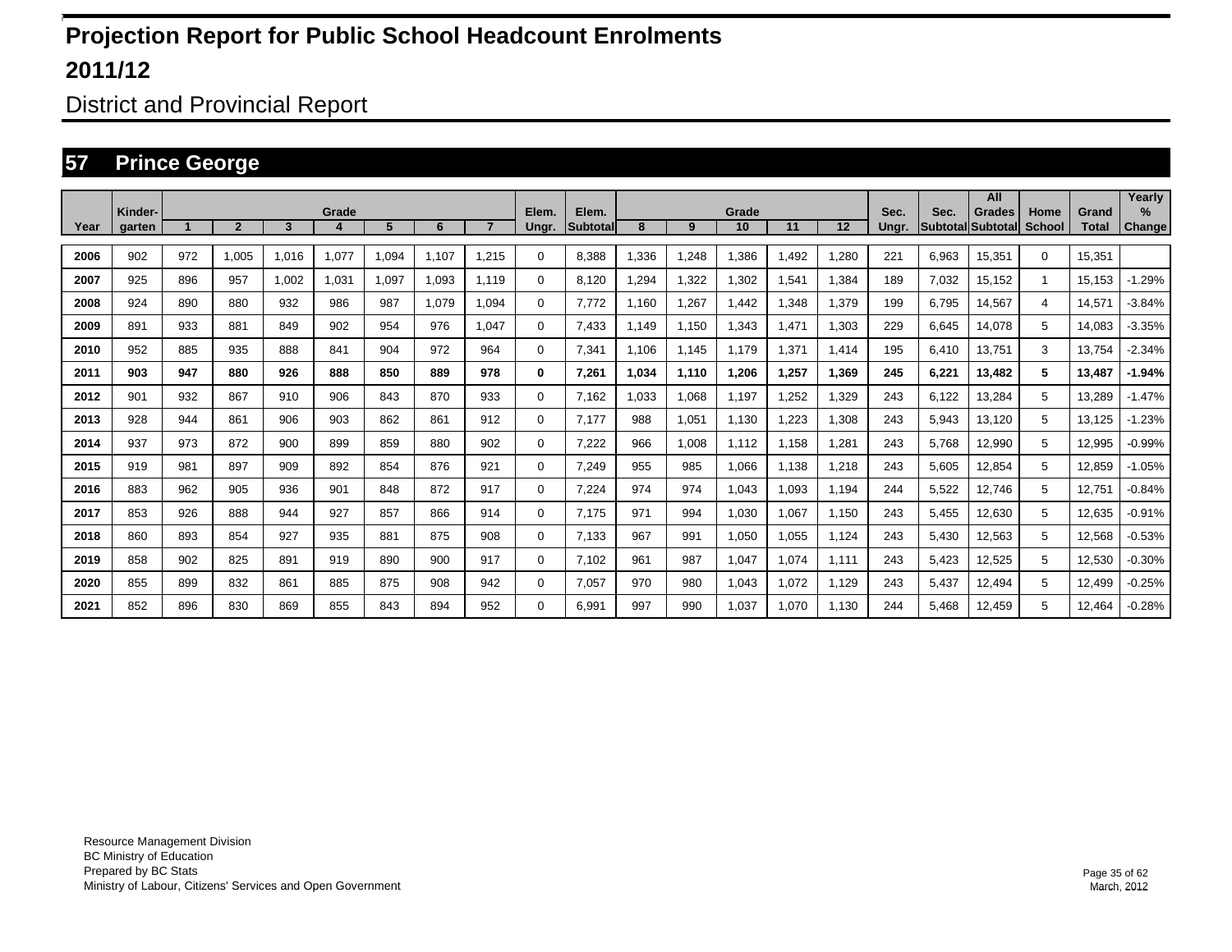# Projection Report for Public School Headcount Enrolments

# 2011/12

## District and Provincial Report

## 57 Prince George

| Year | Kinder-garten | Grade 1 | 2 | 3 | 4 | 5 | 6 | 7 | Elem. Ungr. | Elem. Subtotal | Grade 8 | 9 | 10 | 11 | 12 | Sec. Ungr. | Sec. Subtotal | All Grades Subtotal | Home School | Grand Total | Yearly % Change |
|---|---|---|---|---|---|---|---|---|---|---|---|---|---|---|---|---|---|---|---|---|---|
| 2006 | 902 | 972 | 1,005 | 1,016 | 1,077 | 1,094 | 1,107 | 1,215 | 0 | 8,388 | 1,336 | 1,248 | 1,386 | 1,492 | 1,280 | 221 | 6,963 | 15,351 | 0 | 15,351 | |
| 2007 | 925 | 896 | 957 | 1,002 | 1,031 | 1,097 | 1,093 | 1,119 | 0 | 8,120 | 1,294 | 1,322 | 1,302 | 1,541 | 1,384 | 189 | 7,032 | 15,152 | 1 | 15,153 | -1.29% |
| 2008 | 924 | 890 | 880 | 932 | 986 | 987 | 1,079 | 1,094 | 0 | 7,772 | 1,160 | 1,267 | 1,442 | 1,348 | 1,379 | 199 | 6,795 | 14,567 | 4 | 14,571 | -3.84% |
| 2009 | 891 | 933 | 881 | 849 | 902 | 954 | 976 | 1,047 | 0 | 7,433 | 1,149 | 1,150 | 1,343 | 1,471 | 1,303 | 229 | 6,645 | 14,078 | 5 | 14,083 | -3.35% |
| 2010 | 952 | 885 | 935 | 888 | 841 | 904 | 972 | 964 | 0 | 7,341 | 1,106 | 1,145 | 1,179 | 1,371 | 1,414 | 195 | 6,410 | 13,751 | 3 | 13,754 | -2.34% |
| **2011** | **903** | **947** | **880** | **926** | **888** | **850** | **889** | **978** | **0** | **7,261** | **1,034** | **1,110** | **1,206** | **1,257** | **1,369** | **245** | **6,221** | **13,482** | **5** | **13,487** | **-1.94%** |
| 2012 | 901 | 932 | 867 | 910 | 906 | 843 | 870 | 933 | 0 | 7,162 | 1,033 | 1,068 | 1,197 | 1,252 | 1,329 | 243 | 6,122 | 13,284 | 5 | 13,289 | -1.47% |
| 2013 | 928 | 944 | 861 | 906 | 903 | 862 | 861 | 912 | 0 | 7,177 | 988 | 1,051 | 1,130 | 1,223 | 1,308 | 243 | 5,943 | 13,120 | 5 | 13,125 | -1.23% |
| 2014 | 937 | 973 | 872 | 900 | 899 | 859 | 880 | 902 | 0 | 7,222 | 966 | 1,008 | 1,112 | 1,158 | 1,281 | 243 | 5,768 | 12,990 | 5 | 12,995 | -0.99% |
| 2015 | 919 | 981 | 897 | 909 | 892 | 854 | 876 | 921 | 0 | 7,249 | 955 | 985 | 1,066 | 1,138 | 1,218 | 243 | 5,605 | 12,854 | 5 | 12,859 | -1.05% |
| 2016 | 883 | 962 | 905 | 936 | 901 | 848 | 872 | 917 | 0 | 7,224 | 974 | 974 | 1,043 | 1,093 | 1,194 | 244 | 5,522 | 12,746 | 5 | 12,751 | -0.84% |
| 2017 | 853 | 926 | 888 | 944 | 927 | 857 | 866 | 914 | 0 | 7,175 | 971 | 994 | 1,030 | 1,067 | 1,150 | 243 | 5,455 | 12,630 | 5 | 12,635 | -0.91% |
| 2018 | 860 | 893 | 854 | 927 | 935 | 881 | 875 | 908 | 0 | 7,133 | 967 | 991 | 1,050 | 1,055 | 1,124 | 243 | 5,430 | 12,563 | 5 | 12,568 | -0.53% |
| 2019 | 858 | 902 | 825 | 891 | 919 | 890 | 900 | 917 | 0 | 7,102 | 961 | 987 | 1,047 | 1,074 | 1,111 | 243 | 5,423 | 12,525 | 5 | 12,530 | -0.30% |
| 2020 | 855 | 899 | 832 | 861 | 885 | 875 | 908 | 942 | 0 | 7,057 | 970 | 980 | 1,043 | 1,072 | 1,129 | 243 | 5,437 | 12,494 | 5 | 12,499 | -0.25% |
| 2021 | 852 | 896 | 830 | 869 | 855 | 843 | 894 | 952 | 0 | 6,991 | 997 | 990 | 1,037 | 1,070 | 1,130 | 244 | 5,468 | 12,459 | 5 | 12,464 | -0.28% |

Resource Management Division
BC Ministry of Education
Prepared by BC Stats
Ministry of Labour, Citizens' Services and Open Government

March, 2012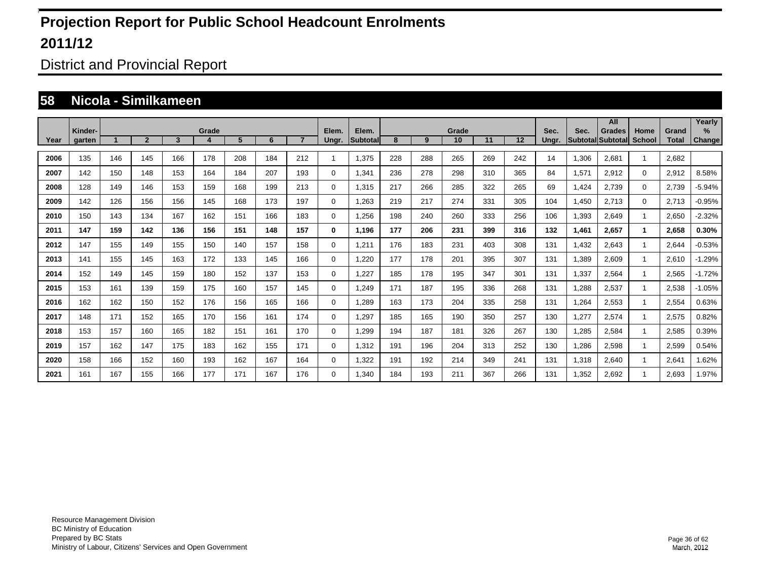# Projection Report for Public School Headcount Enrolments

## 2011/12

District and Provincial Report

## 58 Nicola - Similkameen

| Year | Kinder-garten | Grade 1 | 2 | 3 | 4 | 5 | 6 | 7 | Elem. Ungr. | Elem. Subtotal | Grade 8 | 9 | 10 | 11 | 12 | Sec. Ungr. | Sec. Subtotal | All Grades Subtotal | Home School | Grand Total | Yearly % Change |
|---|---|---|---|---|---|---|---|---|---|---|---|---|---|---|---|---|---|---|---|---|---|
| 2006 | 135 | 146 | 145 | 166 | 178 | 208 | 184 | 212 | 1 | 1,375 | 228 | 288 | 265 | 269 | 242 | 14 | 1,306 | 2,681 | 1 | 2,682 | |
| 2007 | 142 | 150 | 148 | 153 | 164 | 184 | 207 | 193 | 0 | 1,341 | 236 | 278 | 298 | 310 | 365 | 84 | 1,571 | 2,912 | 0 | 2,912 | 8.58% |
| 2008 | 128 | 149 | 146 | 153 | 159 | 168 | 199 | 213 | 0 | 1,315 | 217 | 266 | 285 | 322 | 265 | 69 | 1,424 | 2,739 | 0 | 2,739 | -5.94% |
| 2009 | 142 | 126 | 156 | 156 | 145 | 168 | 173 | 197 | 0 | 1,263 | 219 | 217 | 274 | 331 | 305 | 104 | 1,450 | 2,713 | 0 | 2,713 | -0.95% |
| 2010 | 150 | 143 | 134 | 167 | 162 | 151 | 166 | 183 | 0 | 1,256 | 198 | 240 | 260 | 333 | 256 | 106 | 1,393 | 2,649 | 1 | 2,650 | -2.32% |
| **2011** | **147** | **159** | **142** | **136** | **156** | **151** | **148** | **157** | **0** | **1,196** | **177** | **206** | **231** | **399** | **316** | **132** | **1,461** | **2,657** | **1** | **2,658** | **0.30%** |
| 2012 | 147 | 155 | 149 | 155 | 150 | 140 | 157 | 158 | 0 | 1,211 | 176 | 183 | 231 | 403 | 308 | 131 | 1,432 | 2,643 | 1 | 2,644 | -0.53% |
| 2013 | 141 | 155 | 145 | 163 | 172 | 133 | 145 | 166 | 0 | 1,220 | 177 | 178 | 201 | 395 | 307 | 131 | 1,389 | 2,609 | 1 | 2,610 | -1.29% |
| 2014 | 152 | 149 | 145 | 159 | 180 | 152 | 137 | 153 | 0 | 1,227 | 185 | 178 | 195 | 347 | 301 | 131 | 1,337 | 2,564 | 1 | 2,565 | -1.72% |
| 2015 | 153 | 161 | 139 | 159 | 175 | 160 | 157 | 145 | 0 | 1,249 | 171 | 187 | 195 | 336 | 268 | 131 | 1,288 | 2,537 | 1 | 2,538 | -1.05% |
| 2016 | 162 | 162 | 150 | 152 | 176 | 156 | 165 | 166 | 0 | 1,289 | 163 | 173 | 204 | 335 | 258 | 131 | 1,264 | 2,553 | 1 | 2,554 | 0.63% |
| 2017 | 148 | 171 | 152 | 165 | 170 | 156 | 161 | 174 | 0 | 1,297 | 185 | 165 | 190 | 350 | 257 | 130 | 1,277 | 2,574 | 1 | 2,575 | 0.82% |
| 2018 | 153 | 157 | 160 | 165 | 182 | 151 | 161 | 170 | 0 | 1,299 | 194 | 187 | 181 | 326 | 267 | 130 | 1,285 | 2,584 | 1 | 2,585 | 0.39% |
| 2019 | 157 | 162 | 147 | 175 | 183 | 162 | 155 | 171 | 0 | 1,312 | 191 | 196 | 204 | 313 | 252 | 130 | 1,286 | 2,598 | 1 | 2,599 | 0.54% |
| 2020 | 158 | 166 | 152 | 160 | 193 | 162 | 167 | 164 | 0 | 1,322 | 191 | 192 | 214 | 349 | 241 | 131 | 1,318 | 2,640 | 1 | 2,641 | 1.62% |
| 2021 | 161 | 167 | 155 | 166 | 177 | 171 | 167 | 176 | 0 | 1,340 | 184 | 193 | 211 | 367 | 266 | 131 | 1,352 | 2,692 | 1 | 2,693 | 1.97% |

Resource Management Division
BC Ministry of Education
Prepared by BC Stats
Ministry of Labour, Citizens' Services and Open Government

March, 2012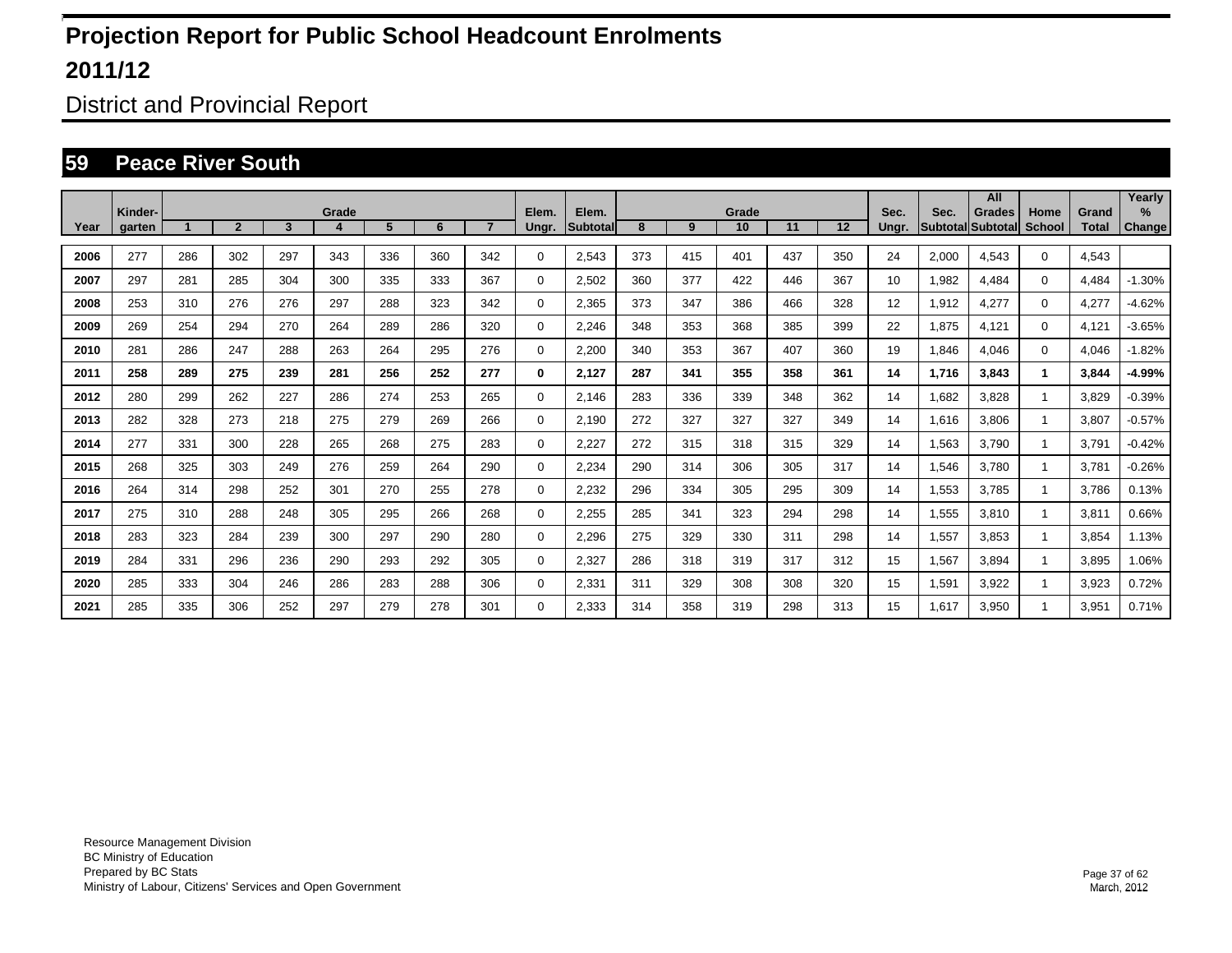# Projection Report for Public School Headcount Enrolments

## 2011/12

District and Provincial Report

## 59 Peace River South

| Year | Kinder-garten | Grade 1 | 2 | 3 | 4 | 5 | 6 | 7 | Elem. Ungr. | Elem. Subtotal | Grade 8 | 9 | 10 | 11 | 12 | Sec. Ungr. | Sec. Subtotal | All Grades Subtotal | Home School | Grand Total | Yearly % Change |
|---|---|---|---|---|---|---|---|---|---|---|---|---|---|---|---|---|---|---|---|---|---|
| **2006** | 277 | 286 | 302 | 297 | 343 | 336 | 360 | 342 | 0 | 2,543 | 373 | 415 | 401 | 437 | 350 | 24 | 2,000 | 4,543 | 0 | 4,543 | |
| **2007** | 297 | 281 | 285 | 304 | 300 | 335 | 333 | 367 | 0 | 2,502 | 360 | 377 | 422 | 446 | 367 | 10 | 1,982 | 4,484 | 0 | 4,484 | -1.30% |
| **2008** | 253 | 310 | 276 | 276 | 297 | 288 | 323 | 342 | 0 | 2,365 | 373 | 347 | 386 | 466 | 328 | 12 | 1,912 | 4,277 | 0 | 4,277 | -4.62% |
| **2009** | 269 | 254 | 294 | 270 | 264 | 289 | 286 | 320 | 0 | 2,246 | 348 | 353 | 368 | 385 | 399 | 22 | 1,875 | 4,121 | 0 | 4,121 | -3.65% |
| **2010** | 281 | 286 | 247 | 288 | 263 | 264 | 295 | 276 | 0 | 2,200 | 340 | 353 | 367 | 407 | 360 | 19 | 1,846 | 4,046 | 0 | 4,046 | -1.82% |
| **2011** | **258** | **289** | **275** | **239** | **281** | **256** | **252** | **277** | **0** | **2,127** | **287** | **341** | **355** | **358** | **361** | **14** | **1,716** | **3,843** | **1** | **3,844** | **-4.99%** |
| **2012** | 280 | 299 | 262 | 227 | 286 | 274 | 253 | 265 | 0 | 2,146 | 283 | 336 | 339 | 348 | 362 | 14 | 1,682 | 3,828 | 1 | 3,829 | -0.39% |
| **2013** | 282 | 328 | 273 | 218 | 275 | 279 | 269 | 266 | 0 | 2,190 | 272 | 327 | 327 | 327 | 349 | 14 | 1,616 | 3,806 | 1 | 3,807 | -0.57% |
| **2014** | 277 | 331 | 300 | 228 | 265 | 268 | 275 | 283 | 0 | 2,227 | 272 | 315 | 318 | 315 | 329 | 14 | 1,563 | 3,790 | 1 | 3,791 | -0.42% |
| **2015** | 268 | 325 | 303 | 249 | 276 | 259 | 264 | 290 | 0 | 2,234 | 290 | 314 | 306 | 305 | 317 | 14 | 1,546 | 3,780 | 1 | 3,781 | -0.26% |
| **2016** | 264 | 314 | 298 | 252 | 301 | 270 | 255 | 278 | 0 | 2,232 | 296 | 334 | 305 | 295 | 309 | 14 | 1,553 | 3,785 | 1 | 3,786 | 0.13% |
| **2017** | 275 | 310 | 288 | 248 | 305 | 295 | 266 | 268 | 0 | 2,255 | 285 | 341 | 323 | 294 | 298 | 14 | 1,555 | 3,810 | 1 | 3,811 | 0.66% |
| **2018** | 283 | 323 | 284 | 239 | 300 | 297 | 290 | 280 | 0 | 2,296 | 275 | 329 | 330 | 311 | 298 | 14 | 1,557 | 3,853 | 1 | 3,854 | 1.13% |
| **2019** | 284 | 331 | 296 | 236 | 290 | 293 | 292 | 305 | 0 | 2,327 | 286 | 318 | 319 | 317 | 312 | 15 | 1,567 | 3,894 | 1 | 3,895 | 1.06% |
| **2020** | 285 | 333 | 304 | 246 | 286 | 283 | 288 | 306 | 0 | 2,331 | 311 | 329 | 308 | 308 | 320 | 15 | 1,591 | 3,922 | 1 | 3,923 | 0.72% |
| **2021** | 285 | 335 | 306 | 252 | 297 | 279 | 278 | 301 | 0 | 2,333 | 314 | 358 | 319 | 298 | 313 | 15 | 1,617 | 3,950 | 1 | 3,951 | 0.71% |

Resource Management Division
BC Ministry of Education
Prepared by BC Stats
Ministry of Labour, Citizens' Services and Open Government

March, 2012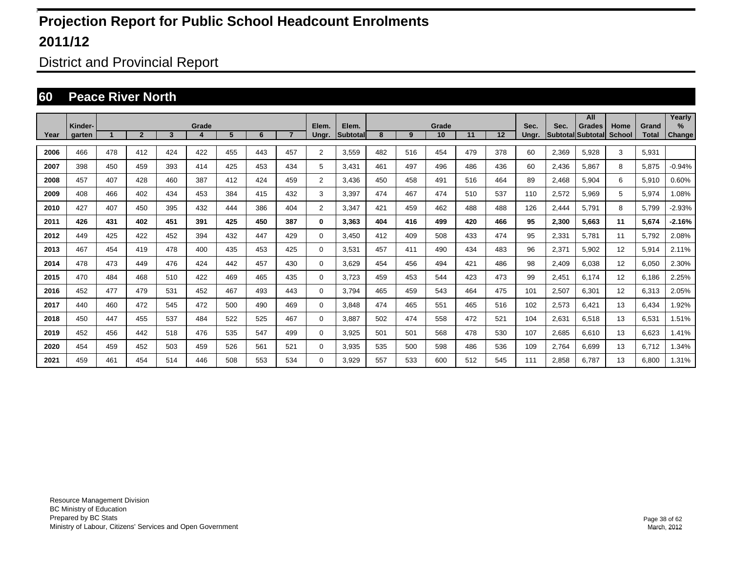# Projection Report for Public School Headcount Enrolments

# 2011/12

## District and Provincial Report

## 60 Peace River North

| Year | Kinder-garten | Grade 1 | 2 | 3 | 4 | 5 | 6 | 7 | Elem. Ungr. | Elem. Subtotal | Grade 8 | 9 | 10 | 11 | 12 | Sec. Ungr. | Sec. Subtotal | All Grades Subtotal | Home School | Grand Total | Yearly % Change |
|---|---|---|---|---|---|---|---|---|---|---|---|---|---|---|---|---|---|---|---|---|---|
| **2006** | 466 | 478 | 412 | 424 | 422 | 455 | 443 | 457 | 2 | 3,559 | 482 | 516 | 454 | 479 | 378 | 60 | 2,369 | 5,928 | 3 | 5,931 | |
| **2007** | 398 | 450 | 459 | 393 | 414 | 425 | 453 | 434 | 5 | 3,431 | 461 | 497 | 496 | 486 | 436 | 60 | 2,436 | 5,867 | 8 | 5,875 | -0.94% |
| **2008** | 457 | 407 | 428 | 460 | 387 | 412 | 424 | 459 | 2 | 3,436 | 450 | 458 | 491 | 516 | 464 | 89 | 2,468 | 5,904 | 6 | 5,910 | 0.60% |
| **2009** | 408 | 466 | 402 | 434 | 453 | 384 | 415 | 432 | 3 | 3,397 | 474 | 467 | 474 | 510 | 537 | 110 | 2,572 | 5,969 | 5 | 5,974 | 1.08% |
| **2010** | 427 | 407 | 450 | 395 | 432 | 444 | 386 | 404 | 2 | 3,347 | 421 | 459 | 462 | 488 | 488 | 126 | 2,444 | 5,791 | 8 | 5,799 | -2.93% |
| **2011** | **426** | **431** | **402** | **451** | **391** | **425** | **450** | **387** | **0** | **3,363** | **404** | **416** | **499** | **420** | **466** | **95** | **2,300** | **5,663** | **11** | **5,674** | **-2.16%** |
| **2012** | 449 | 425 | 422 | 452 | 394 | 432 | 447 | 429 | 0 | 3,450 | 412 | 409 | 508 | 433 | 474 | 95 | 2,331 | 5,781 | 11 | 5,792 | 2.08% |
| **2013** | 467 | 454 | 419 | 478 | 400 | 435 | 453 | 425 | 0 | 3,531 | 457 | 411 | 490 | 434 | 483 | 96 | 2,371 | 5,902 | 12 | 5,914 | 2.11% |
| **2014** | 478 | 473 | 449 | 476 | 424 | 442 | 457 | 430 | 0 | 3,629 | 454 | 456 | 494 | 421 | 486 | 98 | 2,409 | 6,038 | 12 | 6,050 | 2.30% |
| **2015** | 470 | 484 | 468 | 510 | 422 | 469 | 465 | 435 | 0 | 3,723 | 459 | 453 | 544 | 423 | 473 | 99 | 2,451 | 6,174 | 12 | 6,186 | 2.25% |
| **2016** | 452 | 477 | 479 | 531 | 452 | 467 | 493 | 443 | 0 | 3,794 | 465 | 459 | 543 | 464 | 475 | 101 | 2,507 | 6,301 | 12 | 6,313 | 2.05% |
| **2017** | 440 | 460 | 472 | 545 | 472 | 500 | 490 | 469 | 0 | 3,848 | 474 | 465 | 551 | 465 | 516 | 102 | 2,573 | 6,421 | 13 | 6,434 | 1.92% |
| **2018** | 450 | 447 | 455 | 537 | 484 | 522 | 525 | 467 | 0 | 3,887 | 502 | 474 | 558 | 472 | 521 | 104 | 2,631 | 6,518 | 13 | 6,531 | 1.51% |
| **2019** | 452 | 456 | 442 | 518 | 476 | 535 | 547 | 499 | 0 | 3,925 | 501 | 501 | 568 | 478 | 530 | 107 | 2,685 | 6,610 | 13 | 6,623 | 1.41% |
| **2020** | 454 | 459 | 452 | 503 | 459 | 526 | 561 | 521 | 0 | 3,935 | 535 | 500 | 598 | 486 | 536 | 109 | 2,764 | 6,699 | 13 | 6,712 | 1.34% |
| **2021** | 459 | 461 | 454 | 514 | 446 | 508 | 553 | 534 | 0 | 3,929 | 557 | 533 | 600 | 512 | 545 | 111 | 2,858 | 6,787 | 13 | 6,800 | 1.31% |

Resource Management Division
BC Ministry of Education
Prepared by BC Stats
Ministry of Labour, Citizens' Services and Open Government

March, 2012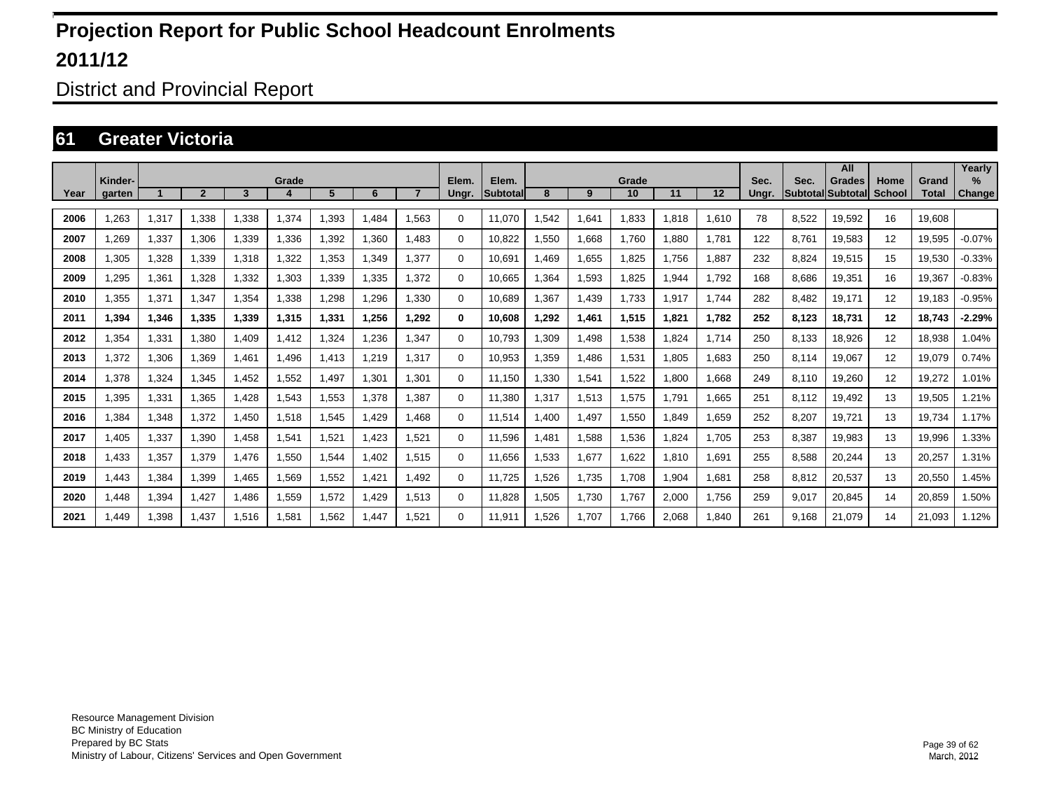# Projection Report for Public School Headcount Enrolments

# 2011/12

## District and Provincial Report

## 61 Greater Victoria

| Year | Kinder-garten | Grade 1 | 2 | 3 | 4 | 5 | 6 | 7 | Elem. Ungr. | Elem. Subtotal | Grade 8 | 9 | 10 | 11 | 12 | Sec. Ungr. | Sec. Subtotal | All Grades Subtotal | Home School | Grand Total | Yearly % Change |
|---|---|---|---|---|---|---|---|---|---|---|---|---|---|---|---|---|---|---|---|---|---|
| 2006 | 1,263 | 1,317 | 1,338 | 1,338 | 1,374 | 1,393 | 1,484 | 1,563 | 0 | 11,070 | 1,542 | 1,641 | 1,833 | 1,818 | 1,610 | 78 | 8,522 | 19,592 | 16 | 19,608 | |
| 2007 | 1,269 | 1,337 | 1,306 | 1,339 | 1,336 | 1,392 | 1,360 | 1,483 | 0 | 10,822 | 1,550 | 1,668 | 1,760 | 1,880 | 1,781 | 122 | 8,761 | 19,583 | 12 | 19,595 | -0.07% |
| 2008 | 1,305 | 1,328 | 1,339 | 1,318 | 1,322 | 1,353 | 1,349 | 1,377 | 0 | 10,691 | 1,469 | 1,655 | 1,825 | 1,756 | 1,887 | 232 | 8,824 | 19,515 | 15 | 19,530 | -0.33% |
| 2009 | 1,295 | 1,361 | 1,328 | 1,332 | 1,303 | 1,339 | 1,335 | 1,372 | 0 | 10,665 | 1,364 | 1,593 | 1,825 | 1,944 | 1,792 | 168 | 8,686 | 19,351 | 16 | 19,367 | -0.83% |
| 2010 | 1,355 | 1,371 | 1,347 | 1,354 | 1,338 | 1,298 | 1,296 | 1,330 | 0 | 10,689 | 1,367 | 1,439 | 1,733 | 1,917 | 1,744 | 282 | 8,482 | 19,171 | 12 | 19,183 | -0.95% |
| **2011** | **1,394** | **1,346** | **1,335** | **1,339** | **1,315** | **1,331** | **1,256** | **1,292** | **0** | **10,608** | **1,292** | **1,461** | **1,515** | **1,821** | **1,782** | **252** | **8,123** | **18,731** | **12** | **18,743** | **-2.29%** |
| 2012 | 1,354 | 1,331 | 1,380 | 1,409 | 1,412 | 1,324 | 1,236 | 1,347 | 0 | 10,793 | 1,309 | 1,498 | 1,538 | 1,824 | 1,714 | 250 | 8,133 | 18,926 | 12 | 18,938 | 1.04% |
| 2013 | 1,372 | 1,306 | 1,369 | 1,461 | 1,496 | 1,413 | 1,219 | 1,317 | 0 | 10,953 | 1,359 | 1,486 | 1,531 | 1,805 | 1,683 | 250 | 8,114 | 19,067 | 12 | 19,079 | 0.74% |
| 2014 | 1,378 | 1,324 | 1,345 | 1,452 | 1,552 | 1,497 | 1,301 | 1,301 | 0 | 11,150 | 1,330 | 1,541 | 1,522 | 1,800 | 1,668 | 249 | 8,110 | 19,260 | 12 | 19,272 | 1.01% |
| 2015 | 1,395 | 1,331 | 1,365 | 1,428 | 1,543 | 1,553 | 1,378 | 1,387 | 0 | 11,380 | 1,317 | 1,513 | 1,575 | 1,791 | 1,665 | 251 | 8,112 | 19,492 | 13 | 19,505 | 1.21% |
| 2016 | 1,384 | 1,348 | 1,372 | 1,450 | 1,518 | 1,545 | 1,429 | 1,468 | 0 | 11,514 | 1,400 | 1,497 | 1,550 | 1,849 | 1,659 | 252 | 8,207 | 19,721 | 13 | 19,734 | 1.17% |
| 2017 | 1,405 | 1,337 | 1,390 | 1,458 | 1,541 | 1,521 | 1,423 | 1,521 | 0 | 11,596 | 1,481 | 1,588 | 1,536 | 1,824 | 1,705 | 253 | 8,387 | 19,983 | 13 | 19,996 | 1.33% |
| 2018 | 1,433 | 1,357 | 1,379 | 1,476 | 1,550 | 1,544 | 1,402 | 1,515 | 0 | 11,656 | 1,533 | 1,677 | 1,622 | 1,810 | 1,691 | 255 | 8,588 | 20,244 | 13 | 20,257 | 1.31% |
| 2019 | 1,443 | 1,384 | 1,399 | 1,465 | 1,569 | 1,552 | 1,421 | 1,492 | 0 | 11,725 | 1,526 | 1,735 | 1,708 | 1,904 | 1,681 | 258 | 8,812 | 20,537 | 13 | 20,550 | 1.45% |
| 2020 | 1,448 | 1,394 | 1,427 | 1,486 | 1,559 | 1,572 | 1,429 | 1,513 | 0 | 11,828 | 1,505 | 1,730 | 1,767 | 2,000 | 1,756 | 259 | 9,017 | 20,845 | 14 | 20,859 | 1.50% |
| 2021 | 1,449 | 1,398 | 1,437 | 1,516 | 1,581 | 1,562 | 1,447 | 1,521 | 0 | 11,911 | 1,526 | 1,707 | 1,766 | 2,068 | 1,840 | 261 | 9,168 | 21,079 | 14 | 21,093 | 1.12% |

Resource Management Division
BC Ministry of Education
Prepared by BC Stats
Ministry of Labour, Citizens' Services and Open Government

March, 2012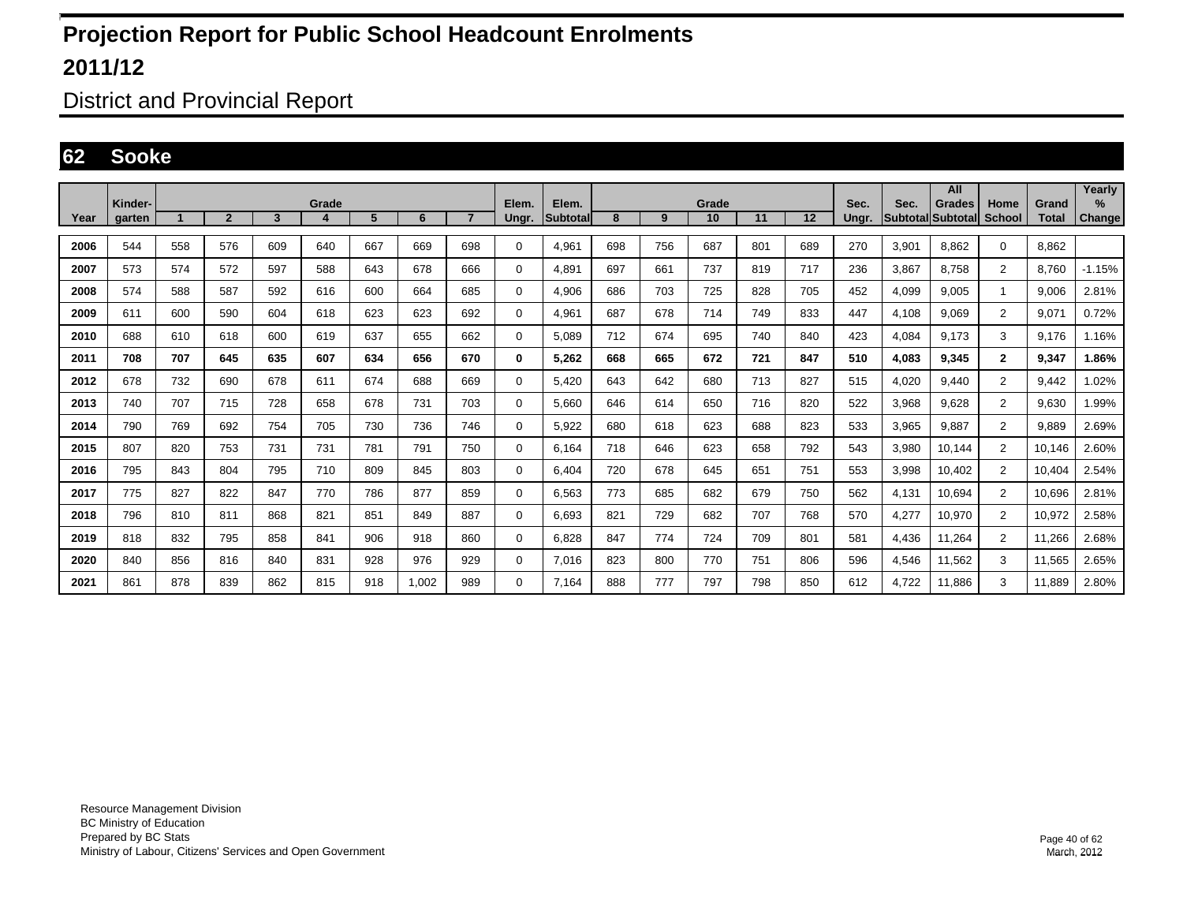# Projection Report for Public School Headcount Enrolments

# 2011/12

## District and Provincial Report

## 62 Sooke

| Year | Kinder-garten | Grade 1 | 2 | 3 | 4 | 5 | 6 | 7 | Elem. Ungr. | Elem. Subtotal | Grade 8 | 9 | 10 | 11 | 12 | Sec. Ungr. | Sec. Subtotal | All Grades Subtotal | Home School | Grand Total | Yearly % Change |
|---|---|---|---|---|---|---|---|---|---|---|---|---|---|---|---|---|---|---|---|---|---|
| 2006 | 544 | 558 | 576 | 609 | 640 | 667 | 669 | 698 | 0 | 4,961 | 698 | 756 | 687 | 801 | 689 | 270 | 3,901 | 8,862 | 0 | 8,862 | |
| 2007 | 573 | 574 | 572 | 597 | 588 | 643 | 678 | 666 | 0 | 4,891 | 697 | 661 | 737 | 819 | 717 | 236 | 3,867 | 8,758 | 2 | 8,760 | -1.15% |
| 2008 | 574 | 588 | 587 | 592 | 616 | 600 | 664 | 685 | 0 | 4,906 | 686 | 703 | 725 | 828 | 705 | 452 | 4,099 | 9,005 | 1 | 9,006 | 2.81% |
| 2009 | 611 | 600 | 590 | 604 | 618 | 623 | 623 | 692 | 0 | 4,961 | 687 | 678 | 714 | 749 | 833 | 447 | 4,108 | 9,069 | 2 | 9,071 | 0.72% |
| 2010 | 688 | 610 | 618 | 600 | 619 | 637 | 655 | 662 | 0 | 5,089 | 712 | 674 | 695 | 740 | 840 | 423 | 4,084 | 9,173 | 3 | 9,176 | 1.16% |
| **2011** | **708** | **707** | **645** | **635** | **607** | **634** | **656** | **670** | **0** | **5,262** | **668** | **665** | **672** | **721** | **847** | **510** | **4,083** | **9,345** | **2** | **9,347** | **1.86%** |
| 2012 | 678 | 732 | 690 | 678 | 611 | 674 | 688 | 669 | 0 | 5,420 | 643 | 642 | 680 | 713 | 827 | 515 | 4,020 | 9,440 | 2 | 9,442 | 1.02% |
| 2013 | 740 | 707 | 715 | 728 | 658 | 678 | 731 | 703 | 0 | 5,660 | 646 | 614 | 650 | 716 | 820 | 522 | 3,968 | 9,628 | 2 | 9,630 | 1.99% |
| 2014 | 790 | 769 | 692 | 754 | 705 | 730 | 736 | 746 | 0 | 5,922 | 680 | 618 | 623 | 688 | 823 | 533 | 3,965 | 9,887 | 2 | 9,889 | 2.69% |
| 2015 | 807 | 820 | 753 | 731 | 731 | 781 | 791 | 750 | 0 | 6,164 | 718 | 646 | 623 | 658 | 792 | 543 | 3,980 | 10,144 | 2 | 10,146 | 2.60% |
| 2016 | 795 | 843 | 804 | 795 | 710 | 809 | 845 | 803 | 0 | 6,404 | 720 | 678 | 645 | 651 | 751 | 553 | 3,998 | 10,402 | 2 | 10,404 | 2.54% |
| 2017 | 775 | 827 | 822 | 847 | 770 | 786 | 877 | 859 | 0 | 6,563 | 773 | 685 | 682 | 679 | 750 | 562 | 4,131 | 10,694 | 2 | 10,696 | 2.81% |
| 2018 | 796 | 810 | 811 | 868 | 821 | 851 | 849 | 887 | 0 | 6,693 | 821 | 729 | 682 | 707 | 768 | 570 | 4,277 | 10,970 | 2 | 10,972 | 2.58% |
| 2019 | 818 | 832 | 795 | 858 | 841 | 906 | 918 | 860 | 0 | 6,828 | 847 | 774 | 724 | 709 | 801 | 581 | 4,436 | 11,264 | 2 | 11,266 | 2.68% |
| 2020 | 840 | 856 | 816 | 840 | 831 | 928 | 976 | 929 | 0 | 7,016 | 823 | 800 | 770 | 751 | 806 | 596 | 4,546 | 11,562 | 3 | 11,565 | 2.65% |
| 2021 | 861 | 878 | 839 | 862 | 815 | 918 | 1,002 | 989 | 0 | 7,164 | 888 | 777 | 797 | 798 | 850 | 612 | 4,722 | 11,886 | 3 | 11,889 | 2.80% |

Resource Management Division
BC Ministry of Education
Prepared by BC Stats
Ministry of Labour, Citizens' Services and Open Government

March, 2012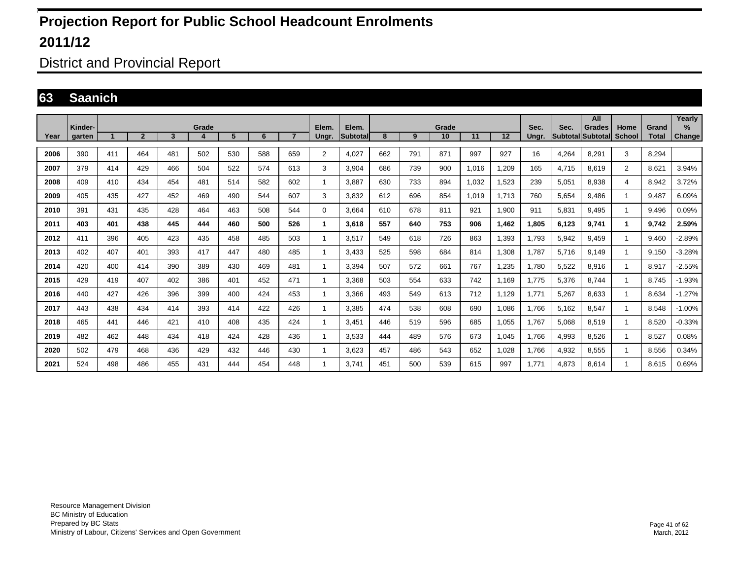# Projection Report for Public School Headcount Enrolments

# 2011/12

## District and Provincial Report

## 63 Saanich

| Year | Kinder-garten | Grade 1 | 2 | 3 | 4 | 5 | 6 | 7 | Elem. Ungr. | Elem. Subtotal | Grade 8 | 9 | 10 | 11 | 12 | Sec. Ungr. | Sec. Subtotal | All Grades Subtotal | Home School | Grand Total | Yearly % Change |
|---|---|---|---|---|---|---|---|---|---|---|---|---|---|---|---|---|---|---|---|---|---|
| **2006** | 390 | 411 | 464 | 481 | 502 | 530 | 588 | 659 | 2 | 4,027 | 662 | 791 | 871 | 997 | 927 | 16 | 4,264 | 8,291 | 3 | 8,294 | |
| **2007** | 379 | 414 | 429 | 466 | 504 | 522 | 574 | 613 | 3 | 3,904 | 686 | 739 | 900 | 1,016 | 1,209 | 165 | 4,715 | 8,619 | 2 | 8,621 | 3.94% |
| **2008** | 409 | 410 | 434 | 454 | 481 | 514 | 582 | 602 | 1 | 3,887 | 630 | 733 | 894 | 1,032 | 1,523 | 239 | 5,051 | 8,938 | 4 | 8,942 | 3.72% |
| **2009** | 405 | 435 | 427 | 452 | 469 | 490 | 544 | 607 | 3 | 3,832 | 612 | 696 | 854 | 1,019 | 1,713 | 760 | 5,654 | 9,486 | 1 | 9,487 | 6.09% |
| **2010** | 391 | 431 | 435 | 428 | 464 | 463 | 508 | 544 | 0 | 3,664 | 610 | 678 | 811 | 921 | 1,900 | 911 | 5,831 | 9,495 | 1 | 9,496 | 0.09% |
| **2011** | **403** | **401** | **438** | **445** | **444** | **460** | **500** | **526** | **1** | **3,618** | **557** | **640** | **753** | **906** | **1,462** | **1,805** | **6,123** | **9,741** | **1** | **9,742** | **2.59%** |
| **2012** | 411 | 396 | 405 | 423 | 435 | 458 | 485 | 503 | 1 | 3,517 | 549 | 618 | 726 | 863 | 1,393 | 1,793 | 5,942 | 9,459 | 1 | 9,460 | -2.89% |
| **2013** | 402 | 407 | 401 | 393 | 417 | 447 | 480 | 485 | 1 | 3,433 | 525 | 598 | 684 | 814 | 1,308 | 1,787 | 5,716 | 9,149 | 1 | 9,150 | -3.28% |
| **2014** | 420 | 400 | 414 | 390 | 389 | 430 | 469 | 481 | 1 | 3,394 | 507 | 572 | 661 | 767 | 1,235 | 1,780 | 5,522 | 8,916 | 1 | 8,917 | -2.55% |
| **2015** | 429 | 419 | 407 | 402 | 386 | 401 | 452 | 471 | 1 | 3,368 | 503 | 554 | 633 | 742 | 1,169 | 1,775 | 5,376 | 8,744 | 1 | 8,745 | -1.93% |
| **2016** | 440 | 427 | 426 | 396 | 399 | 400 | 424 | 453 | 1 | 3,366 | 493 | 549 | 613 | 712 | 1,129 | 1,771 | 5,267 | 8,633 | 1 | 8,634 | -1.27% |
| **2017** | 443 | 438 | 434 | 414 | 393 | 414 | 422 | 426 | 1 | 3,385 | 474 | 538 | 608 | 690 | 1,086 | 1,766 | 5,162 | 8,547 | 1 | 8,548 | -1.00% |
| **2018** | 465 | 441 | 446 | 421 | 410 | 408 | 435 | 424 | 1 | 3,451 | 446 | 519 | 596 | 685 | 1,055 | 1,767 | 5,068 | 8,519 | 1 | 8,520 | -0.33% |
| **2019** | 482 | 462 | 448 | 434 | 418 | 424 | 428 | 436 | 1 | 3,533 | 444 | 489 | 576 | 673 | 1,045 | 1,766 | 4,993 | 8,526 | 1 | 8,527 | 0.08% |
| **2020** | 502 | 479 | 468 | 436 | 429 | 432 | 446 | 430 | 1 | 3,623 | 457 | 486 | 543 | 652 | 1,028 | 1,766 | 4,932 | 8,555 | 1 | 8,556 | 0.34% |
| **2021** | 524 | 498 | 486 | 455 | 431 | 444 | 454 | 448 | 1 | 3,741 | 451 | 500 | 539 | 615 | 997 | 1,771 | 4,873 | 8,614 | 1 | 8,615 | 0.69% |

Resource Management Division
BC Ministry of Education
Prepared by BC Stats
Ministry of Labour, Citizens' Services and Open Government

March, 2012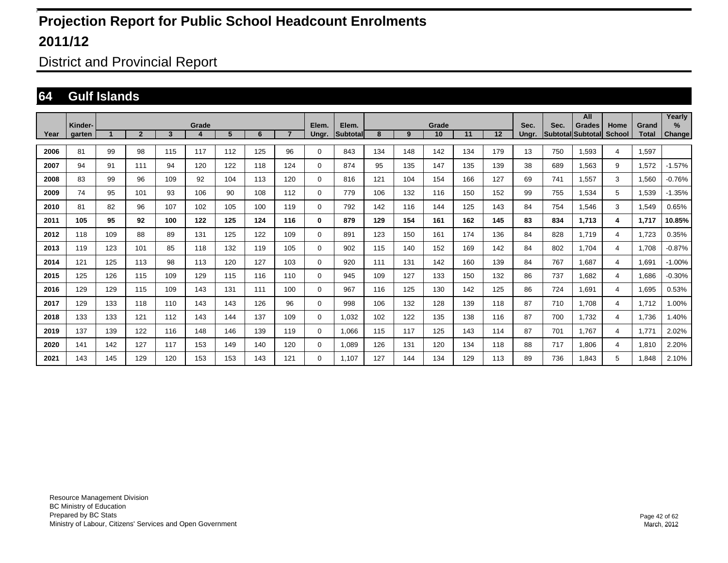# Projection Report for Public School Headcount Enrolments

# 2011/12

## District and Provincial Report

## 64 Gulf Islands

| Year | Kinder-garten | Grade 1 | Grade 2 | Grade 3 | Grade 4 | Grade 5 | Grade 6 | Grade 7 | Elem. Ungr. | Elem. Subtotal | Grade 8 | Grade 9 | Grade 10 | Grade 11 | Grade 12 | Sec. Ungr. | Sec. Subtotal | All Grades Subtotal | Home School | Grand Total | Yearly % Change |
|---|---|---|---|---|---|---|---|---|---|---|---|---|---|---|---|---|---|---|---|---|---|
| 2006 | 81 | 99 | 98 | 115 | 117 | 112 | 125 | 96 | 0 | 843 | 134 | 148 | 142 | 134 | 179 | 13 | 750 | 1,593 | 4 | 1,597 | |
| 2007 | 94 | 91 | 111 | 94 | 120 | 122 | 118 | 124 | 0 | 874 | 95 | 135 | 147 | 135 | 139 | 38 | 689 | 1,563 | 9 | 1,572 | -1.57% |
| 2008 | 83 | 99 | 96 | 109 | 92 | 104 | 113 | 120 | 0 | 816 | 121 | 104 | 154 | 166 | 127 | 69 | 741 | 1,557 | 3 | 1,560 | -0.76% |
| 2009 | 74 | 95 | 101 | 93 | 106 | 90 | 108 | 112 | 0 | 779 | 106 | 132 | 116 | 150 | 152 | 99 | 755 | 1,534 | 5 | 1,539 | -1.35% |
| 2010 | 81 | 82 | 96 | 107 | 102 | 105 | 100 | 119 | 0 | 792 | 142 | 116 | 144 | 125 | 143 | 84 | 754 | 1,546 | 3 | 1,549 | 0.65% |
| **2011** | **105** | **95** | **92** | **100** | **122** | **125** | **124** | **116** | **0** | **879** | **129** | **154** | **161** | **162** | **145** | **83** | **834** | **1,713** | **4** | **1,717** | **10.85%** |
| 2012 | 118 | 109 | 88 | 89 | 131 | 125 | 122 | 109 | 0 | 891 | 123 | 150 | 161 | 174 | 136 | 84 | 828 | 1,719 | 4 | 1,723 | 0.35% |
| 2013 | 119 | 123 | 101 | 85 | 118 | 132 | 119 | 105 | 0 | 902 | 115 | 140 | 152 | 169 | 142 | 84 | 802 | 1,704 | 4 | 1,708 | -0.87% |
| 2014 | 121 | 125 | 113 | 98 | 113 | 120 | 127 | 103 | 0 | 920 | 111 | 131 | 142 | 160 | 139 | 84 | 767 | 1,687 | 4 | 1,691 | -1.00% |
| 2015 | 125 | 126 | 115 | 109 | 129 | 115 | 116 | 110 | 0 | 945 | 109 | 127 | 133 | 150 | 132 | 86 | 737 | 1,682 | 4 | 1,686 | -0.30% |
| 2016 | 129 | 129 | 115 | 109 | 143 | 131 | 111 | 100 | 0 | 967 | 116 | 125 | 130 | 142 | 125 | 86 | 724 | 1,691 | 4 | 1,695 | 0.53% |
| 2017 | 129 | 133 | 118 | 110 | 143 | 143 | 126 | 96 | 0 | 998 | 106 | 132 | 128 | 139 | 118 | 87 | 710 | 1,708 | 4 | 1,712 | 1.00% |
| 2018 | 133 | 133 | 121 | 112 | 143 | 144 | 137 | 109 | 0 | 1,032 | 102 | 122 | 135 | 138 | 116 | 87 | 700 | 1,732 | 4 | 1,736 | 1.40% |
| 2019 | 137 | 139 | 122 | 116 | 148 | 146 | 139 | 119 | 0 | 1,066 | 115 | 117 | 125 | 143 | 114 | 87 | 701 | 1,767 | 4 | 1,771 | 2.02% |
| 2020 | 141 | 142 | 127 | 117 | 153 | 149 | 140 | 120 | 0 | 1,089 | 126 | 131 | 120 | 134 | 118 | 88 | 717 | 1,806 | 4 | 1,810 | 2.20% |
| 2021 | 143 | 145 | 129 | 120 | 153 | 153 | 143 | 121 | 0 | 1,107 | 127 | 144 | 134 | 129 | 113 | 89 | 736 | 1,843 | 5 | 1,848 | 2.10% |

Resource Management Division
BC Ministry of Education
Prepared by BC Stats
Ministry of Labour, Citizens' Services and Open Government

March, 2012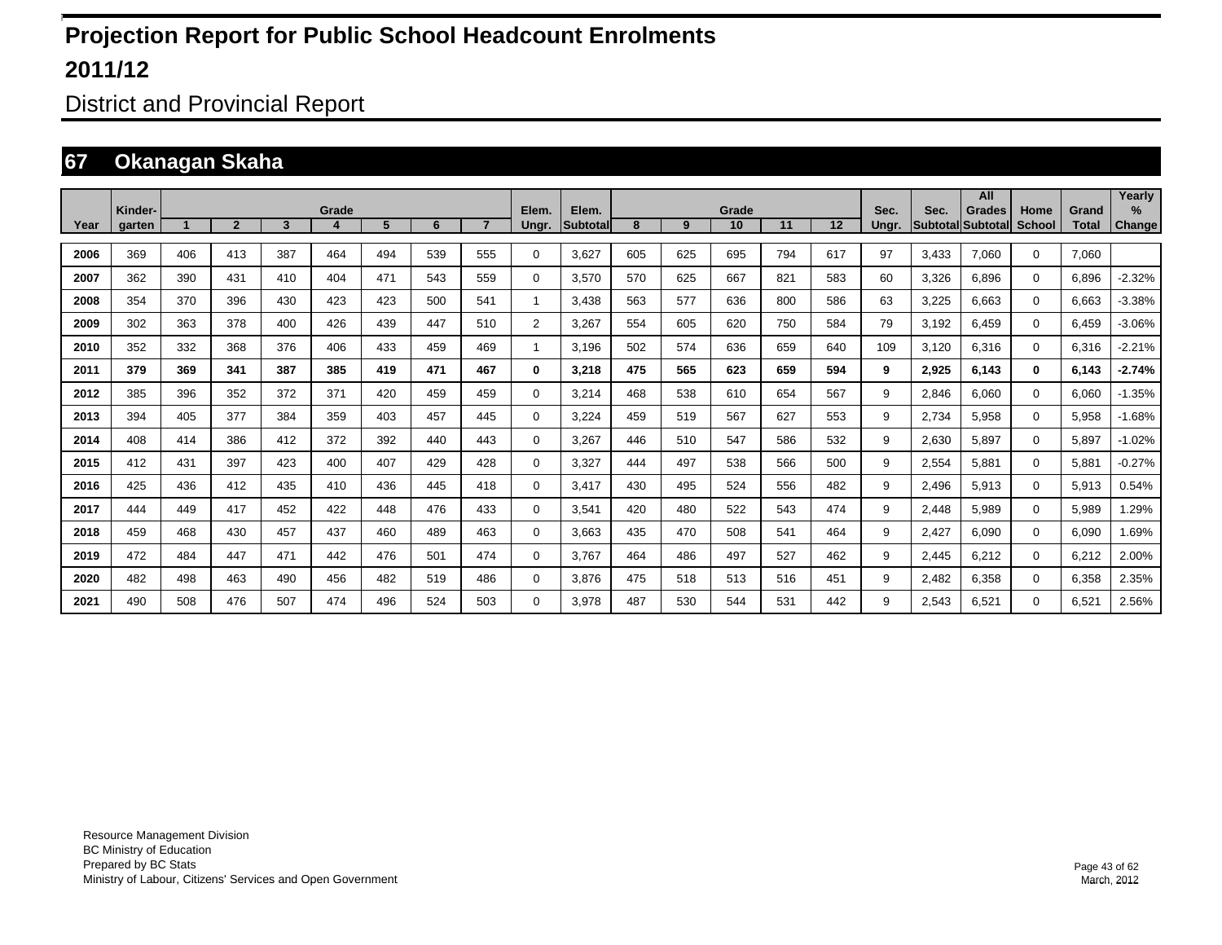# Projection Report for Public School Headcount Enrolments

# 2011/12

## District and Provincial Report

### 67 Okanagan Skaha

| Year | Kinder-garten | Grade 1 | 2 | 3 | 4 | 5 | 6 | 7 | Elem. Ungr. | Elem. Subtotal | Grade 8 | 9 | 10 | 11 | 12 | Sec. Ungr. | Sec. Subtotal | All Grades Subtotal | Home School | Grand Total | Yearly % Change |
|---|---|---|---|---|---|---|---|---|---|---|---|---|---|---|---|---|---|---|---|---|---|
| 2006 | 369 | 406 | 413 | 387 | 464 | 494 | 539 | 555 | 0 | 3,627 | 605 | 625 | 695 | 794 | 617 | 97 | 3,433 | 7,060 | 0 | 7,060 | |
| 2007 | 362 | 390 | 431 | 410 | 404 | 471 | 543 | 559 | 0 | 3,570 | 570 | 625 | 667 | 821 | 583 | 60 | 3,326 | 6,896 | 0 | 6,896 | -2.32% |
| 2008 | 354 | 370 | 396 | 430 | 423 | 423 | 500 | 541 | 1 | 3,438 | 563 | 577 | 636 | 800 | 586 | 63 | 3,225 | 6,663 | 0 | 6,663 | -3.38% |
| 2009 | 302 | 363 | 378 | 400 | 426 | 439 | 447 | 510 | 2 | 3,267 | 554 | 605 | 620 | 750 | 584 | 79 | 3,192 | 6,459 | 0 | 6,459 | -3.06% |
| 2010 | 352 | 332 | 368 | 376 | 406 | 433 | 459 | 469 | 1 | 3,196 | 502 | 574 | 636 | 659 | 640 | 109 | 3,120 | 6,316 | 0 | 6,316 | -2.21% |
| **2011** | **379** | **369** | **341** | **387** | **385** | **419** | **471** | **467** | **0** | **3,218** | **475** | **565** | **623** | **659** | **594** | **9** | **2,925** | **6,143** | **0** | **6,143** | **-2.74%** |
| 2012 | 385 | 396 | 352 | 372 | 371 | 420 | 459 | 459 | 0 | 3,214 | 468 | 538 | 610 | 654 | 567 | 9 | 2,846 | 6,060 | 0 | 6,060 | -1.35% |
| 2013 | 394 | 405 | 377 | 384 | 359 | 403 | 457 | 445 | 0 | 3,224 | 459 | 519 | 567 | 627 | 553 | 9 | 2,734 | 5,958 | 0 | 5,958 | -1.68% |
| 2014 | 408 | 414 | 386 | 412 | 372 | 392 | 440 | 443 | 0 | 3,267 | 446 | 510 | 547 | 586 | 532 | 9 | 2,630 | 5,897 | 0 | 5,897 | -1.02% |
| 2015 | 412 | 431 | 397 | 423 | 400 | 407 | 429 | 428 | 0 | 3,327 | 444 | 497 | 538 | 566 | 500 | 9 | 2,554 | 5,881 | 0 | 5,881 | -0.27% |
| 2016 | 425 | 436 | 412 | 435 | 410 | 436 | 445 | 418 | 0 | 3,417 | 430 | 495 | 524 | 556 | 482 | 9 | 2,496 | 5,913 | 0 | 5,913 | 0.54% |
| 2017 | 444 | 449 | 417 | 452 | 422 | 448 | 476 | 433 | 0 | 3,541 | 420 | 480 | 522 | 543 | 474 | 9 | 2,448 | 5,989 | 0 | 5,989 | 1.29% |
| 2018 | 459 | 468 | 430 | 457 | 437 | 460 | 489 | 463 | 0 | 3,663 | 435 | 470 | 508 | 541 | 464 | 9 | 2,427 | 6,090 | 0 | 6,090 | 1.69% |
| 2019 | 472 | 484 | 447 | 471 | 442 | 476 | 501 | 474 | 0 | 3,767 | 464 | 486 | 497 | 527 | 462 | 9 | 2,445 | 6,212 | 0 | 6,212 | 2.00% |
| 2020 | 482 | 498 | 463 | 490 | 456 | 482 | 519 | 486 | 0 | 3,876 | 475 | 518 | 513 | 516 | 451 | 9 | 2,482 | 6,358 | 0 | 6,358 | 2.35% |
| 2021 | 490 | 508 | 476 | 507 | 474 | 496 | 524 | 503 | 0 | 3,978 | 487 | 530 | 544 | 531 | 442 | 9 | 2,543 | 6,521 | 0 | 6,521 | 2.56% |

Resource Management Division
BC Ministry of Education
Prepared by BC Stats
Ministry of Labour, Citizens' Services and Open Government

March, 2012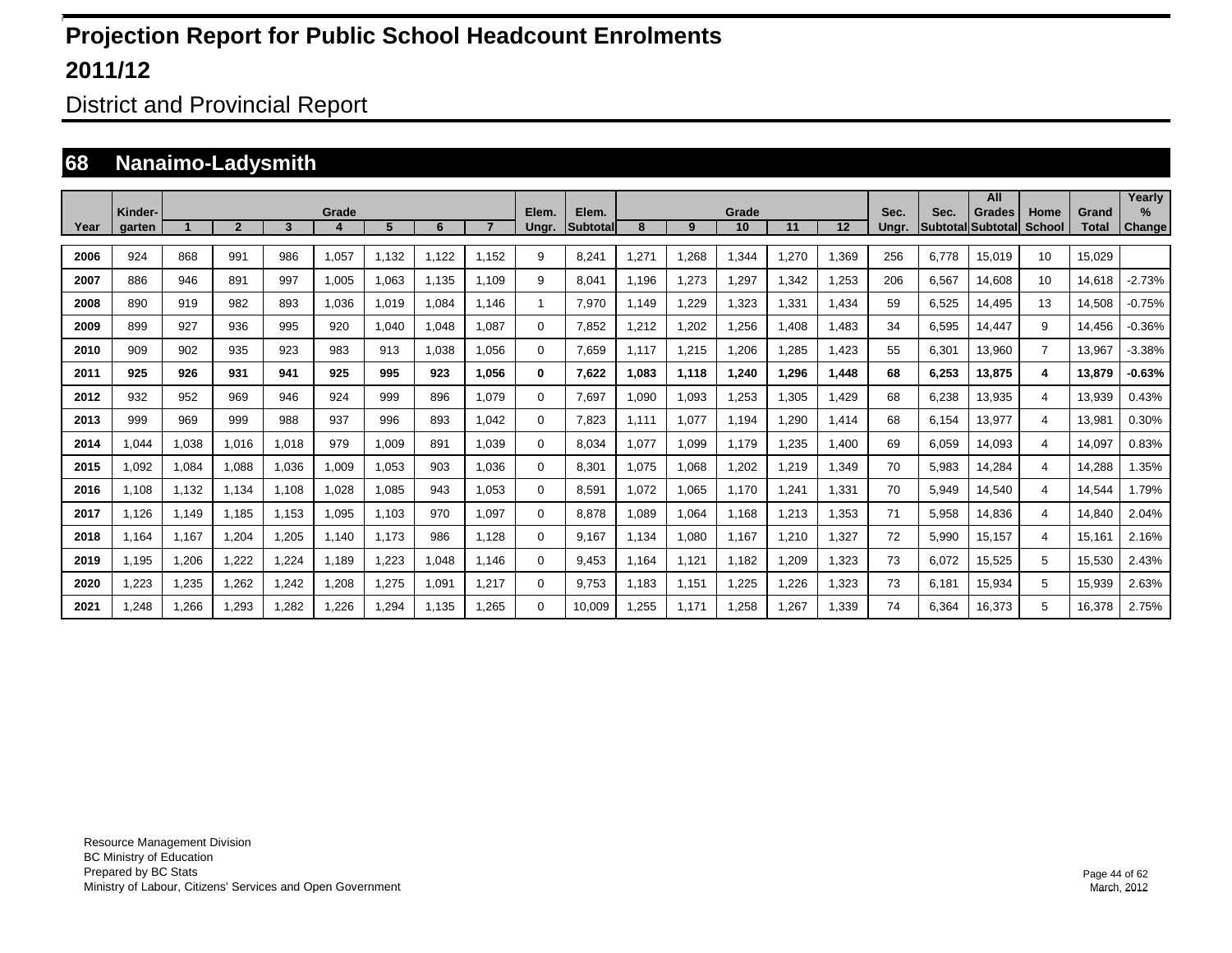# Projection Report for Public School Headcount Enrolments

## 2011/12

District and Provincial Report

## 68 Nanaimo-Ladysmith

| Year | Kinder-garten | Grade 1 | 2 | 3 | 4 | 5 | 6 | 7 | Elem. Ungr. | Elem. Subtotal | Grade 8 | 9 | 10 | 11 | 12 | Sec. Ungr. | Sec. Subtotal | All Grades Subtotal | Home School | Grand Total | Yearly % Change |
|---|---|---|---|---|---|---|---|---|---|---|---|---|---|---|---|---|---|---|---|---|---|
| 2006 | 924 | 868 | 991 | 986 | 1,057 | 1,132 | 1,122 | 1,152 | 9 | 8,241 | 1,271 | 1,268 | 1,344 | 1,270 | 1,369 | 256 | 6,778 | 15,019 | 10 | 15,029 | |
| 2007 | 886 | 946 | 891 | 997 | 1,005 | 1,063 | 1,135 | 1,109 | 9 | 8,041 | 1,196 | 1,273 | 1,297 | 1,342 | 1,253 | 206 | 6,567 | 14,608 | 10 | 14,618 | -2.73% |
| 2008 | 890 | 919 | 982 | 893 | 1,036 | 1,019 | 1,084 | 1,146 | 1 | 7,970 | 1,149 | 1,229 | 1,323 | 1,331 | 1,434 | 59 | 6,525 | 14,495 | 13 | 14,508 | -0.75% |
| 2009 | 899 | 927 | 936 | 995 | 920 | 1,040 | 1,048 | 1,087 | 0 | 7,852 | 1,212 | 1,202 | 1,256 | 1,408 | 1,483 | 34 | 6,595 | 14,447 | 9 | 14,456 | -0.36% |
| 2010 | 909 | 902 | 935 | 923 | 983 | 913 | 1,038 | 1,056 | 0 | 7,659 | 1,117 | 1,215 | 1,206 | 1,285 | 1,423 | 55 | 6,301 | 13,960 | 7 | 13,967 | -3.38% |
| **2011** | **925** | **926** | **931** | **941** | **925** | **995** | **923** | **1,056** | **0** | **7,622** | **1,083** | **1,118** | **1,240** | **1,296** | **1,448** | **68** | **6,253** | **13,875** | **4** | **13,879** | **-0.63%** |
| 2012 | 932 | 952 | 969 | 946 | 924 | 999 | 896 | 1,079 | 0 | 7,697 | 1,090 | 1,093 | 1,253 | 1,305 | 1,429 | 68 | 6,238 | 13,935 | 4 | 13,939 | 0.43% |
| 2013 | 999 | 969 | 999 | 988 | 937 | 996 | 893 | 1,042 | 0 | 7,823 | 1,111 | 1,077 | 1,194 | 1,290 | 1,414 | 68 | 6,154 | 13,977 | 4 | 13,981 | 0.30% |
| 2014 | 1,044 | 1,038 | 1,016 | 1,018 | 979 | 1,009 | 891 | 1,039 | 0 | 8,034 | 1,077 | 1,099 | 1,179 | 1,235 | 1,400 | 69 | 6,059 | 14,093 | 4 | 14,097 | 0.83% |
| 2015 | 1,092 | 1,084 | 1,088 | 1,036 | 1,009 | 1,053 | 903 | 1,036 | 0 | 8,301 | 1,075 | 1,068 | 1,202 | 1,219 | 1,349 | 70 | 5,983 | 14,284 | 4 | 14,288 | 1.35% |
| 2016 | 1,108 | 1,132 | 1,134 | 1,108 | 1,028 | 1,085 | 943 | 1,053 | 0 | 8,591 | 1,072 | 1,065 | 1,170 | 1,241 | 1,331 | 70 | 5,949 | 14,540 | 4 | 14,544 | 1.79% |
| 2017 | 1,126 | 1,149 | 1,185 | 1,153 | 1,095 | 1,103 | 970 | 1,097 | 0 | 8,878 | 1,089 | 1,064 | 1,168 | 1,213 | 1,353 | 71 | 5,958 | 14,836 | 4 | 14,840 | 2.04% |
| 2018 | 1,164 | 1,167 | 1,204 | 1,205 | 1,140 | 1,173 | 986 | 1,128 | 0 | 9,167 | 1,134 | 1,080 | 1,167 | 1,210 | 1,327 | 72 | 5,990 | 15,157 | 4 | 15,161 | 2.16% |
| 2019 | 1,195 | 1,206 | 1,222 | 1,224 | 1,189 | 1,223 | 1,048 | 1,146 | 0 | 9,453 | 1,164 | 1,121 | 1,182 | 1,209 | 1,323 | 73 | 6,072 | 15,525 | 5 | 15,530 | 2.43% |
| 2020 | 1,223 | 1,235 | 1,262 | 1,242 | 1,208 | 1,275 | 1,091 | 1,217 | 0 | 9,753 | 1,183 | 1,151 | 1,225 | 1,226 | 1,323 | 73 | 6,181 | 15,934 | 5 | 15,939 | 2.63% |
| 2021 | 1,248 | 1,266 | 1,293 | 1,282 | 1,226 | 1,294 | 1,135 | 1,265 | 0 | 10,009 | 1,255 | 1,171 | 1,258 | 1,267 | 1,339 | 74 | 6,364 | 16,373 | 5 | 16,378 | 2.75% |

Resource Management Division
BC Ministry of Education
Prepared by BC Stats
Ministry of Labour, Citizens' Services and Open Government

March, 2012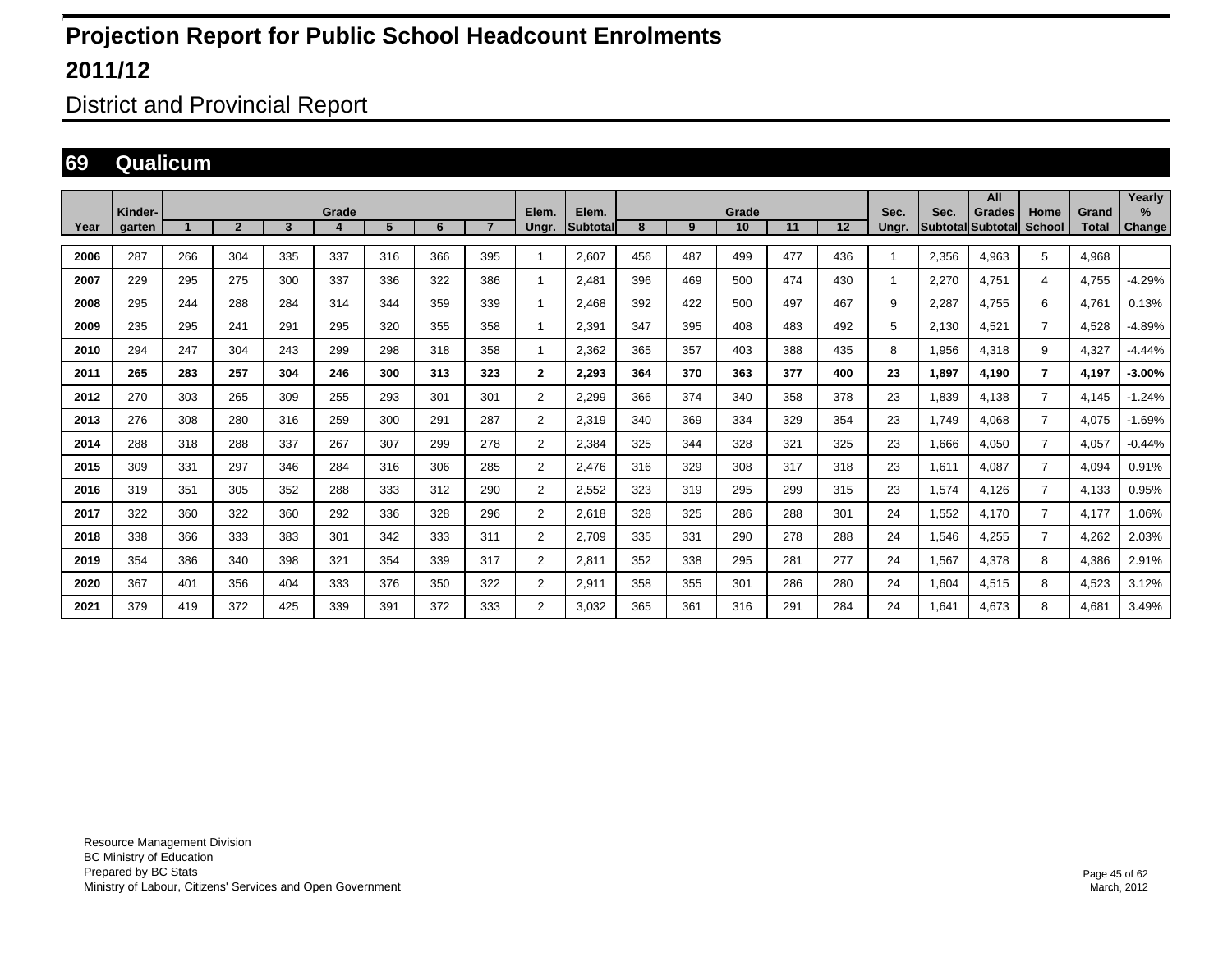# Projection Report for Public School Headcount Enrolments

# 2011/12

## District and Provincial Report

## 69 Qualicum

| Year | Kindergarten | Grade 1 | 2 | 3 | 4 | 5 | 6 | 7 | Elem. Ungr. | Elem. Subtotal | Grade 8 | 9 | 10 | 11 | 12 | Sec. Ungr. | Sec. Subtotal | All Grades Subtotal | Home School | Grand Total | Yearly % Change |
|---|---|---|---|---|---|---|---|---|---|---|---|---|---|---|---|---|---|---|---|---|---|
| **2006** | 287 | 266 | 304 | 335 | 337 | 316 | 366 | 395 | 1 | 2,607 | 456 | 487 | 499 | 477 | 436 | 1 | 2,356 | 4,963 | 5 | 4,968 | |
| **2007** | 229 | 295 | 275 | 300 | 337 | 336 | 322 | 386 | 1 | 2,481 | 396 | 469 | 500 | 474 | 430 | 1 | 2,270 | 4,751 | 4 | 4,755 | -4.29% |
| **2008** | 295 | 244 | 288 | 284 | 314 | 344 | 359 | 339 | 1 | 2,468 | 392 | 422 | 500 | 497 | 467 | 9 | 2,287 | 4,755 | 6 | 4,761 | 0.13% |
| **2009** | 235 | 295 | 241 | 291 | 295 | 320 | 355 | 358 | 1 | 2,391 | 347 | 395 | 408 | 483 | 492 | 5 | 2,130 | 4,521 | 7 | 4,528 | -4.89% |
| **2010** | 294 | 247 | 304 | 243 | 299 | 298 | 318 | 358 | 1 | 2,362 | 365 | 357 | 403 | 388 | 435 | 8 | 1,956 | 4,318 | 9 | 4,327 | -4.44% |
| **2011** | **265** | **283** | **257** | **304** | **246** | **300** | **313** | **323** | **2** | **2,293** | **364** | **370** | **363** | **377** | **400** | **23** | **1,897** | **4,190** | **7** | **4,197** | **-3.00%** |
| **2012** | 270 | 303 | 265 | 309 | 255 | 293 | 301 | 301 | 2 | 2,299 | 366 | 374 | 340 | 358 | 378 | 23 | 1,839 | 4,138 | 7 | 4,145 | -1.24% |
| **2013** | 276 | 308 | 280 | 316 | 259 | 300 | 291 | 287 | 2 | 2,319 | 340 | 369 | 334 | 329 | 354 | 23 | 1,749 | 4,068 | 7 | 4,075 | -1.69% |
| **2014** | 288 | 318 | 288 | 337 | 267 | 307 | 299 | 278 | 2 | 2,384 | 325 | 344 | 328 | 321 | 325 | 23 | 1,666 | 4,050 | 7 | 4,057 | -0.44% |
| **2015** | 309 | 331 | 297 | 346 | 284 | 316 | 306 | 285 | 2 | 2,476 | 316 | 329 | 308 | 317 | 318 | 23 | 1,611 | 4,087 | 7 | 4,094 | 0.91% |
| **2016** | 319 | 351 | 305 | 352 | 288 | 333 | 312 | 290 | 2 | 2,552 | 323 | 319 | 295 | 299 | 315 | 23 | 1,574 | 4,126 | 7 | 4,133 | 0.95% |
| **2017** | 322 | 360 | 322 | 360 | 292 | 336 | 328 | 296 | 2 | 2,618 | 328 | 325 | 286 | 288 | 301 | 24 | 1,552 | 4,170 | 7 | 4,177 | 1.06% |
| **2018** | 338 | 366 | 333 | 383 | 301 | 342 | 333 | 311 | 2 | 2,709 | 335 | 331 | 290 | 278 | 288 | 24 | 1,546 | 4,255 | 7 | 4,262 | 2.03% |
| **2019** | 354 | 386 | 340 | 398 | 321 | 354 | 339 | 317 | 2 | 2,811 | 352 | 338 | 295 | 281 | 277 | 24 | 1,567 | 4,378 | 8 | 4,386 | 2.91% |
| **2020** | 367 | 401 | 356 | 404 | 333 | 376 | 350 | 322 | 2 | 2,911 | 358 | 355 | 301 | 286 | 280 | 24 | 1,604 | 4,515 | 8 | 4,523 | 3.12% |
| **2021** | 379 | 419 | 372 | 425 | 339 | 391 | 372 | 333 | 2 | 3,032 | 365 | 361 | 316 | 291 | 284 | 24 | 1,641 | 4,673 | 8 | 4,681 | 3.49% |

Resource Management Division
BC Ministry of Education
Prepared by BC Stats
Ministry of Labour, Citizens' Services and Open Government

March, 2012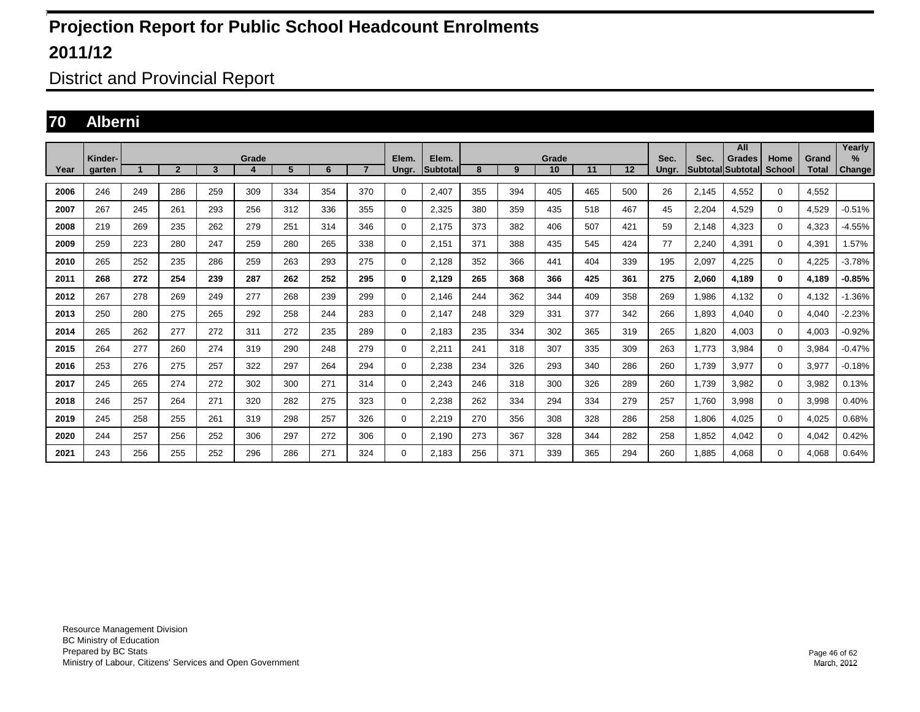# Projection Report for Public School Headcount Enrolments

# 2011/12

## District and Provincial Report

## 70 Alberni

| Year | Kinder-garten | Grade 1 | 2 | 3 | 4 | 5 | 6 | 7 | Elem. Ungr. | Elem. Subtotal | Grade 8 | 9 | 10 | 11 | 12 | Sec. Ungr. | Sec. Subtotal | All Grades Subtotal | Home School | Grand Total | Yearly % Change |
|---|---|---|---|---|---|---|---|---|---|---|---|---|---|---|---|---|---|---|---|---|---|
| **2006** | 246 | 249 | 286 | 259 | 309 | 334 | 354 | 370 | 0 | 2,407 | 355 | 394 | 405 | 465 | 500 | 26 | 2,145 | 4,552 | 0 | 4,552 | |
| **2007** | 267 | 245 | 261 | 293 | 256 | 312 | 336 | 355 | 0 | 2,325 | 380 | 359 | 435 | 518 | 467 | 45 | 2,204 | 4,529 | 0 | 4,529 | -0.51% |
| **2008** | 219 | 269 | 235 | 262 | 279 | 251 | 314 | 346 | 0 | 2,175 | 373 | 382 | 406 | 507 | 421 | 59 | 2,148 | 4,323 | 0 | 4,323 | -4.55% |
| **2009** | 259 | 223 | 280 | 247 | 259 | 280 | 265 | 338 | 0 | 2,151 | 371 | 388 | 435 | 545 | 424 | 77 | 2,240 | 4,391 | 0 | 4,391 | 1.57% |
| **2010** | 265 | 252 | 235 | 286 | 259 | 263 | 293 | 275 | 0 | 2,128 | 352 | 366 | 441 | 404 | 339 | 195 | 2,097 | 4,225 | 0 | 4,225 | -3.78% |
| **2011** | **268** | **272** | **254** | **239** | **287** | **262** | **252** | **295** | **0** | **2,129** | **265** | **368** | **366** | **425** | **361** | **275** | **2,060** | **4,189** | **0** | **4,189** | **-0.85%** |
| **2012** | 267 | 278 | 269 | 249 | 277 | 268 | 239 | 299 | 0 | 2,146 | 244 | 362 | 344 | 409 | 358 | 269 | 1,986 | 4,132 | 0 | 4,132 | -1.36% |
| **2013** | 250 | 280 | 275 | 265 | 292 | 258 | 244 | 283 | 0 | 2,147 | 248 | 329 | 331 | 377 | 342 | 266 | 1,893 | 4,040 | 0 | 4,040 | -2.23% |
| **2014** | 265 | 262 | 277 | 272 | 311 | 272 | 235 | 289 | 0 | 2,183 | 235 | 334 | 302 | 365 | 319 | 265 | 1,820 | 4,003 | 0 | 4,003 | -0.92% |
| **2015** | 264 | 277 | 260 | 274 | 319 | 290 | 248 | 279 | 0 | 2,211 | 241 | 318 | 307 | 335 | 309 | 263 | 1,773 | 3,984 | 0 | 3,984 | -0.47% |
| **2016** | 253 | 276 | 275 | 257 | 322 | 297 | 264 | 294 | 0 | 2,238 | 234 | 326 | 293 | 340 | 286 | 260 | 1,739 | 3,977 | 0 | 3,977 | -0.18% |
| **2017** | 245 | 265 | 274 | 272 | 302 | 300 | 271 | 314 | 0 | 2,243 | 246 | 318 | 300 | 326 | 289 | 260 | 1,739 | 3,982 | 0 | 3,982 | 0.13% |
| **2018** | 246 | 257 | 264 | 271 | 320 | 282 | 275 | 323 | 0 | 2,238 | 262 | 334 | 294 | 334 | 279 | 257 | 1,760 | 3,998 | 0 | 3,998 | 0.40% |
| **2019** | 245 | 258 | 255 | 261 | 319 | 298 | 257 | 326 | 0 | 2,219 | 270 | 356 | 308 | 328 | 286 | 258 | 1,806 | 4,025 | 0 | 4,025 | 0.68% |
| **2020** | 244 | 257 | 256 | 252 | 306 | 297 | 272 | 306 | 0 | 2,190 | 273 | 367 | 328 | 344 | 282 | 258 | 1,852 | 4,042 | 0 | 4,042 | 0.42% |
| **2021** | 243 | 256 | 255 | 252 | 296 | 286 | 271 | 324 | 0 | 2,183 | 256 | 371 | 339 | 365 | 294 | 260 | 1,885 | 4,068 | 0 | 4,068 | 0.64% |

Resource Management Division
BC Ministry of Education
Prepared by BC Stats
Ministry of Labour, Citizens' Services and Open Government

March, 2012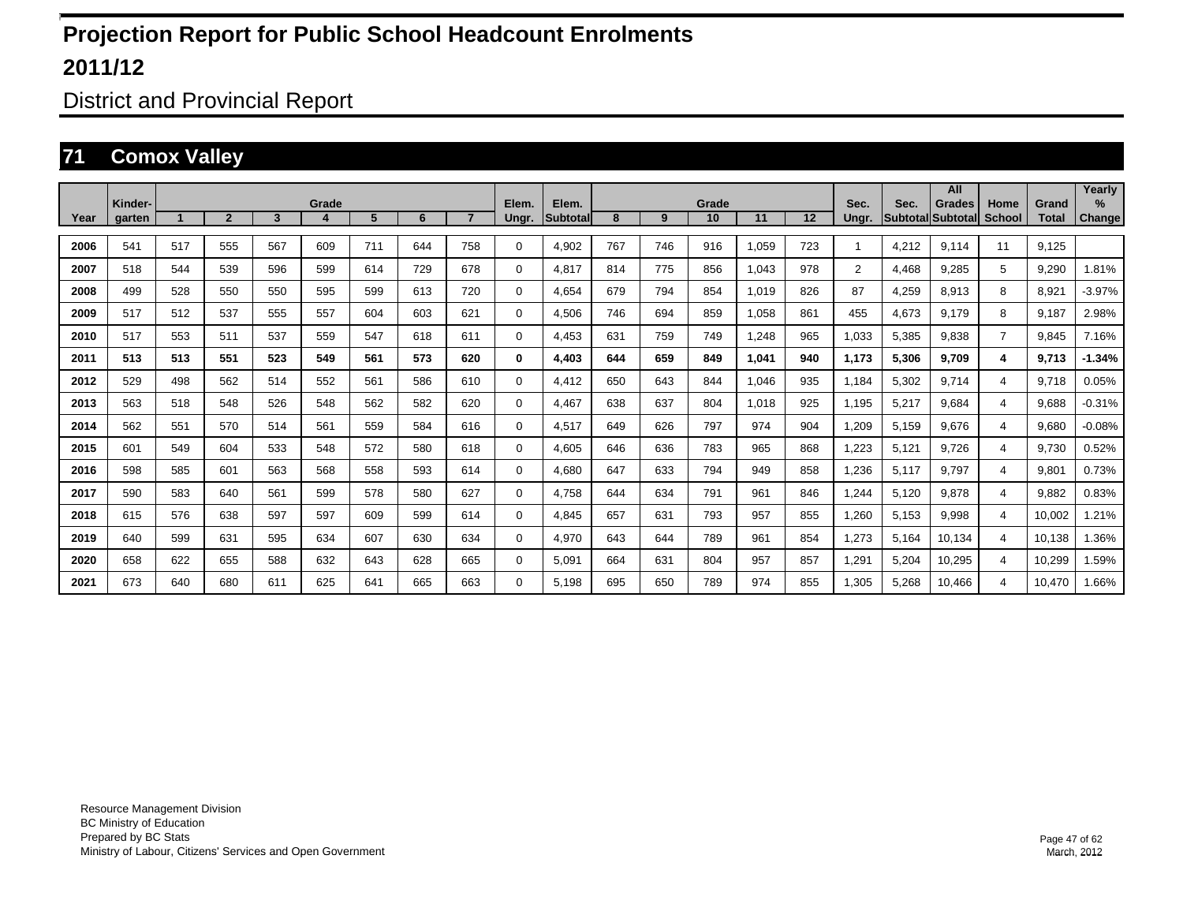# Projection Report for Public School Headcount Enrolments

## 2011/12

District and Provincial Report

## 71 Comox Valley

| Year | Kinder-garten | Grade 1 | 2 | 3 | 4 | 5 | 6 | 7 | Elem. Ungr. | Elem. Subtotal | Grade 8 | 9 | 10 | 11 | 12 | Sec. Ungr. | Sec. Subtotal | All Grades Subtotal | Home School | Grand Total | Yearly % Change |
|---|---|---|---|---|---|---|---|---|---|---|---|---|---|---|---|---|---|---|---|---|---|
| **2006** | 541 | 517 | 555 | 567 | 609 | 711 | 644 | 758 | 0 | 4,902 | 767 | 746 | 916 | 1,059 | 723 | 1 | 4,212 | 9,114 | 11 | 9,125 | |
| **2007** | 518 | 544 | 539 | 596 | 599 | 614 | 729 | 678 | 0 | 4,817 | 814 | 775 | 856 | 1,043 | 978 | 2 | 4,468 | 9,285 | 5 | 9,290 | 1.81% |
| **2008** | 499 | 528 | 550 | 550 | 595 | 599 | 613 | 720 | 0 | 4,654 | 679 | 794 | 854 | 1,019 | 826 | 87 | 4,259 | 8,913 | 8 | 8,921 | -3.97% |
| **2009** | 517 | 512 | 537 | 555 | 557 | 604 | 603 | 621 | 0 | 4,506 | 746 | 694 | 859 | 1,058 | 861 | 455 | 4,673 | 9,179 | 8 | 9,187 | 2.98% |
| **2010** | 517 | 553 | 511 | 537 | 559 | 547 | 618 | 611 | 0 | 4,453 | 631 | 759 | 749 | 1,248 | 965 | 1,033 | 5,385 | 9,838 | 7 | 9,845 | 7.16% |
| **2011** | **513** | **513** | **551** | **523** | **549** | **561** | **573** | **620** | **0** | **4,403** | **644** | **659** | **849** | **1,041** | **940** | **1,173** | **5,306** | **9,709** | **4** | **9,713** | **-1.34%** |
| **2012** | 529 | 498 | 562 | 514 | 552 | 561 | 586 | 610 | 0 | 4,412 | 650 | 643 | 844 | 1,046 | 935 | 1,184 | 5,302 | 9,714 | 4 | 9,718 | 0.05% |
| **2013** | 563 | 518 | 548 | 526 | 548 | 562 | 582 | 620 | 0 | 4,467 | 638 | 637 | 804 | 1,018 | 925 | 1,195 | 5,217 | 9,684 | 4 | 9,688 | -0.31% |
| **2014** | 562 | 551 | 570 | 514 | 561 | 559 | 584 | 616 | 0 | 4,517 | 649 | 626 | 797 | 974 | 904 | 1,209 | 5,159 | 9,676 | 4 | 9,680 | -0.08% |
| **2015** | 601 | 549 | 604 | 533 | 548 | 572 | 580 | 618 | 0 | 4,605 | 646 | 636 | 783 | 965 | 868 | 1,223 | 5,121 | 9,726 | 4 | 9,730 | 0.52% |
| **2016** | 598 | 585 | 601 | 563 | 568 | 558 | 593 | 614 | 0 | 4,680 | 647 | 633 | 794 | 949 | 858 | 1,236 | 5,117 | 9,797 | 4 | 9,801 | 0.73% |
| **2017** | 590 | 583 | 640 | 561 | 599 | 578 | 580 | 627 | 0 | 4,758 | 644 | 634 | 791 | 961 | 846 | 1,244 | 5,120 | 9,878 | 4 | 9,882 | 0.83% |
| **2018** | 615 | 576 | 638 | 597 | 597 | 609 | 599 | 614 | 0 | 4,845 | 657 | 631 | 793 | 957 | 855 | 1,260 | 5,153 | 9,998 | 4 | 10,002 | 1.21% |
| **2019** | 640 | 599 | 631 | 595 | 634 | 607 | 630 | 634 | 0 | 4,970 | 643 | 644 | 789 | 961 | 854 | 1,273 | 5,164 | 10,134 | 4 | 10,138 | 1.36% |
| **2020** | 658 | 622 | 655 | 588 | 632 | 643 | 628 | 665 | 0 | 5,091 | 664 | 631 | 804 | 957 | 857 | 1,291 | 5,204 | 10,295 | 4 | 10,299 | 1.59% |
| **2021** | 673 | 640 | 680 | 611 | 625 | 641 | 665 | 663 | 0 | 5,198 | 695 | 650 | 789 | 974 | 855 | 1,305 | 5,268 | 10,466 | 4 | 10,470 | 1.66% |

Resource Management Division
BC Ministry of Education
Prepared by BC Stats
Ministry of Labour, Citizens' Services and Open Government

March, 2012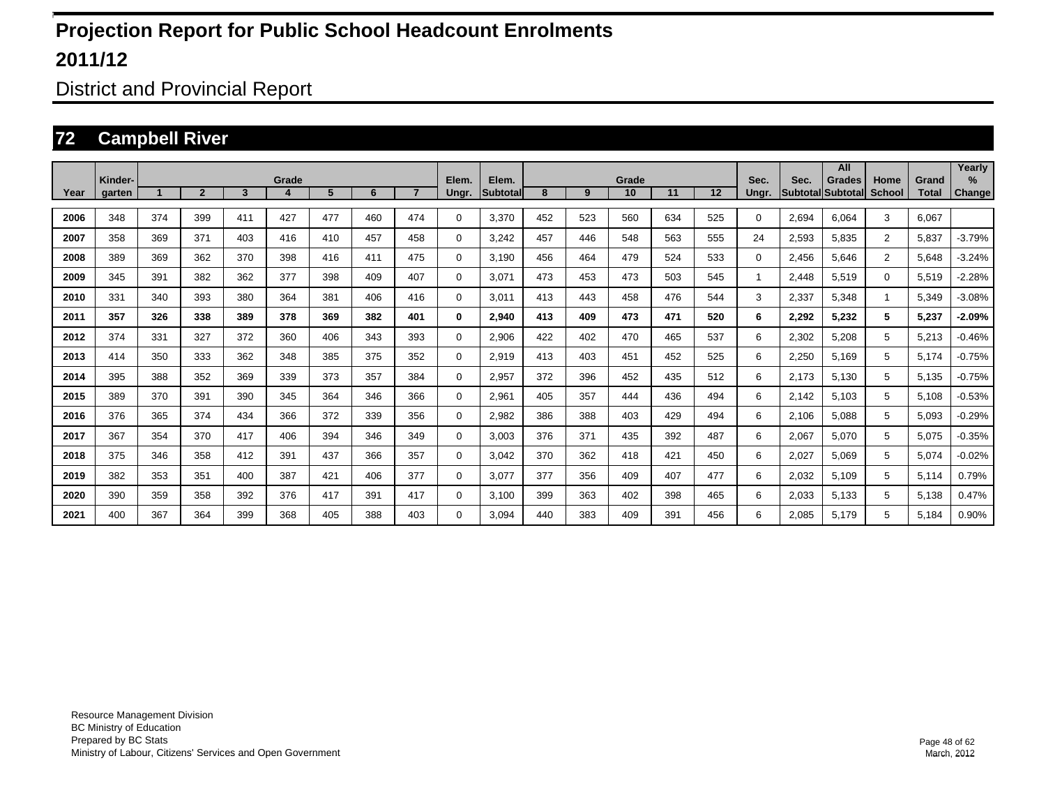# Projection Report for Public School Headcount Enrolments

## 2011/12

District and Provincial Report

## 72 Campbell River

| Year | Kinder-garten | Grade 1 | 2 | 3 | 4 | 5 | 6 | 7 | Elem. Ungr. | Elem. Subtotal | Grade 8 | 9 | 10 | 11 | 12 | Sec. Ungr. | Sec. Subtotal | All Grades Subtotal | Home School | Grand Total | Yearly % Change |
|---|---|---|---|---|---|---|---|---|---|---|---|---|---|---|---|---|---|---|---|---|---|
| 2006 | 348 | 374 | 399 | 411 | 427 | 477 | 460 | 474 | 0 | 3,370 | 452 | 523 | 560 | 634 | 525 | 0 | 2,694 | 6,064 | 3 | 6,067 | |
| 2007 | 358 | 369 | 371 | 403 | 416 | 410 | 457 | 458 | 0 | 3,242 | 457 | 446 | 548 | 563 | 555 | 24 | 2,593 | 5,835 | 2 | 5,837 | -3.79% |
| 2008 | 389 | 369 | 362 | 370 | 398 | 416 | 411 | 475 | 0 | 3,190 | 456 | 464 | 479 | 524 | 533 | 0 | 2,456 | 5,646 | 2 | 5,648 | -3.24% |
| 2009 | 345 | 391 | 382 | 362 | 377 | 398 | 409 | 407 | 0 | 3,071 | 473 | 453 | 473 | 503 | 545 | 1 | 2,448 | 5,519 | 0 | 5,519 | -2.28% |
| 2010 | 331 | 340 | 393 | 380 | 364 | 381 | 406 | 416 | 0 | 3,011 | 413 | 443 | 458 | 476 | 544 | 3 | 2,337 | 5,348 | 1 | 5,349 | -3.08% |
| **2011** | **357** | **326** | **338** | **389** | **378** | **369** | **382** | **401** | **0** | **2,940** | **413** | **409** | **473** | **471** | **520** | **6** | **2,292** | **5,232** | **5** | **5,237** | **-2.09%** |
| 2012 | 374 | 331 | 327 | 372 | 360 | 406 | 343 | 393 | 0 | 2,906 | 422 | 402 | 470 | 465 | 537 | 6 | 2,302 | 5,208 | 5 | 5,213 | -0.46% |
| 2013 | 414 | 350 | 333 | 362 | 348 | 385 | 375 | 352 | 0 | 2,919 | 413 | 403 | 451 | 452 | 525 | 6 | 2,250 | 5,169 | 5 | 5,174 | -0.75% |
| 2014 | 395 | 388 | 352 | 369 | 339 | 373 | 357 | 384 | 0 | 2,957 | 372 | 396 | 452 | 435 | 512 | 6 | 2,173 | 5,130 | 5 | 5,135 | -0.75% |
| 2015 | 389 | 370 | 391 | 390 | 345 | 364 | 346 | 366 | 0 | 2,961 | 405 | 357 | 444 | 436 | 494 | 6 | 2,142 | 5,103 | 5 | 5,108 | -0.53% |
| 2016 | 376 | 365 | 374 | 434 | 366 | 372 | 339 | 356 | 0 | 2,982 | 386 | 388 | 403 | 429 | 494 | 6 | 2,106 | 5,088 | 5 | 5,093 | -0.29% |
| 2017 | 367 | 354 | 370 | 417 | 406 | 394 | 346 | 349 | 0 | 3,003 | 376 | 371 | 435 | 392 | 487 | 6 | 2,067 | 5,070 | 5 | 5,075 | -0.35% |
| 2018 | 375 | 346 | 358 | 412 | 391 | 437 | 366 | 357 | 0 | 3,042 | 370 | 362 | 418 | 421 | 450 | 6 | 2,027 | 5,069 | 5 | 5,074 | -0.02% |
| 2019 | 382 | 353 | 351 | 400 | 387 | 421 | 406 | 377 | 0 | 3,077 | 377 | 356 | 409 | 407 | 477 | 6 | 2,032 | 5,109 | 5 | 5,114 | 0.79% |
| 2020 | 390 | 359 | 358 | 392 | 376 | 417 | 391 | 417 | 0 | 3,100 | 399 | 363 | 402 | 398 | 465 | 6 | 2,033 | 5,133 | 5 | 5,138 | 0.47% |
| 2021 | 400 | 367 | 364 | 399 | 368 | 405 | 388 | 403 | 0 | 3,094 | 440 | 383 | 409 | 391 | 456 | 6 | 2,085 | 5,179 | 5 | 5,184 | 0.90% |

Resource Management Division
BC Ministry of Education
Prepared by BC Stats
Ministry of Labour, Citizens' Services and Open Government

March, 2012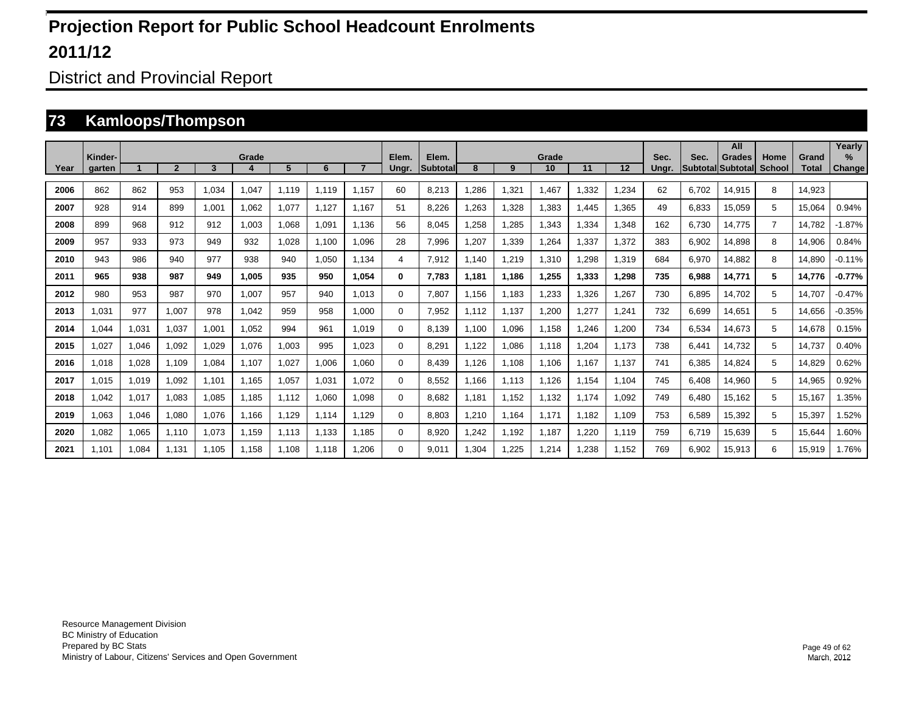# Projection Report for Public School Headcount Enrolments

# 2011/12

## District and Provincial Report

## 73 Kamloops/Thompson

| Year | Kinder-garten | Grade 1 | Grade 2 | Grade 3 | Grade 4 | Grade 5 | Grade 6 | Grade 7 | Elem. Ungr. | Elem. Subtotal | Grade 8 | Grade 9 | Grade 10 | Grade 11 | Grade 12 | Sec. Ungr. | Sec. Subtotal | All Grades Subtotal | Home School | Grand Total | Yearly % Change |
|---|---|---|---|---|---|---|---|---|---|---|---|---|---|---|---|---|---|---|---|---|---|
| 2006 | 862 | 862 | 953 | 1,034 | 1,047 | 1,119 | 1,119 | 1,157 | 60 | 8,213 | 1,286 | 1,321 | 1,467 | 1,332 | 1,234 | 62 | 6,702 | 14,915 | 8 | 14,923 | |
| 2007 | 928 | 914 | 899 | 1,001 | 1,062 | 1,077 | 1,127 | 1,167 | 51 | 8,226 | 1,263 | 1,328 | 1,383 | 1,445 | 1,365 | 49 | 6,833 | 15,059 | 5 | 15,064 | 0.94% |
| 2008 | 899 | 968 | 912 | 912 | 1,003 | 1,068 | 1,091 | 1,136 | 56 | 8,045 | 1,258 | 1,285 | 1,343 | 1,334 | 1,348 | 162 | 6,730 | 14,775 | 7 | 14,782 | -1.87% |
| 2009 | 957 | 933 | 973 | 949 | 932 | 1,028 | 1,100 | 1,096 | 28 | 7,996 | 1,207 | 1,339 | 1,264 | 1,337 | 1,372 | 383 | 6,902 | 14,898 | 8 | 14,906 | 0.84% |
| 2010 | 943 | 986 | 940 | 977 | 938 | 940 | 1,050 | 1,134 | 4 | 7,912 | 1,140 | 1,219 | 1,310 | 1,298 | 1,319 | 684 | 6,970 | 14,882 | 8 | 14,890 | -0.11% |
| **2011** | **965** | **938** | **987** | **949** | **1,005** | **935** | **950** | **1,054** | **0** | **7,783** | **1,181** | **1,186** | **1,255** | **1,333** | **1,298** | **735** | **6,988** | **14,771** | **5** | **14,776** | **-0.77%** |
| 2012 | 980 | 953 | 987 | 970 | 1,007 | 957 | 940 | 1,013 | 0 | 7,807 | 1,156 | 1,183 | 1,233 | 1,326 | 1,267 | 730 | 6,895 | 14,702 | 5 | 14,707 | -0.47% |
| 2013 | 1,031 | 977 | 1,007 | 978 | 1,042 | 959 | 958 | 1,000 | 0 | 7,952 | 1,112 | 1,137 | 1,200 | 1,277 | 1,241 | 732 | 6,699 | 14,651 | 5 | 14,656 | -0.35% |
| 2014 | 1,044 | 1,031 | 1,037 | 1,001 | 1,052 | 994 | 961 | 1,019 | 0 | 8,139 | 1,100 | 1,096 | 1,158 | 1,246 | 1,200 | 734 | 6,534 | 14,673 | 5 | 14,678 | 0.15% |
| 2015 | 1,027 | 1,046 | 1,092 | 1,029 | 1,076 | 1,003 | 995 | 1,023 | 0 | 8,291 | 1,122 | 1,086 | 1,118 | 1,204 | 1,173 | 738 | 6,441 | 14,732 | 5 | 14,737 | 0.40% |
| 2016 | 1,018 | 1,028 | 1,109 | 1,084 | 1,107 | 1,027 | 1,006 | 1,060 | 0 | 8,439 | 1,126 | 1,108 | 1,106 | 1,167 | 1,137 | 741 | 6,385 | 14,824 | 5 | 14,829 | 0.62% |
| 2017 | 1,015 | 1,019 | 1,092 | 1,101 | 1,165 | 1,057 | 1,031 | 1,072 | 0 | 8,552 | 1,166 | 1,113 | 1,126 | 1,154 | 1,104 | 745 | 6,408 | 14,960 | 5 | 14,965 | 0.92% |
| 2018 | 1,042 | 1,017 | 1,083 | 1,085 | 1,185 | 1,112 | 1,060 | 1,098 | 0 | 8,682 | 1,181 | 1,152 | 1,132 | 1,174 | 1,092 | 749 | 6,480 | 15,162 | 5 | 15,167 | 1.35% |
| 2019 | 1,063 | 1,046 | 1,080 | 1,076 | 1,166 | 1,129 | 1,114 | 1,129 | 0 | 8,803 | 1,210 | 1,164 | 1,171 | 1,182 | 1,109 | 753 | 6,589 | 15,392 | 5 | 15,397 | 1.52% |
| 2020 | 1,082 | 1,065 | 1,110 | 1,073 | 1,159 | 1,113 | 1,133 | 1,185 | 0 | 8,920 | 1,242 | 1,192 | 1,187 | 1,220 | 1,119 | 759 | 6,719 | 15,639 | 5 | 15,644 | 1.60% |
| 2021 | 1,101 | 1,084 | 1,131 | 1,105 | 1,158 | 1,108 | 1,118 | 1,206 | 0 | 9,011 | 1,304 | 1,225 | 1,214 | 1,238 | 1,152 | 769 | 6,902 | 15,913 | 6 | 15,919 | 1.76% |

Resource Management Division
BC Ministry of Education
Prepared by BC Stats
Ministry of Labour, Citizens' Services and Open Government

March, 2012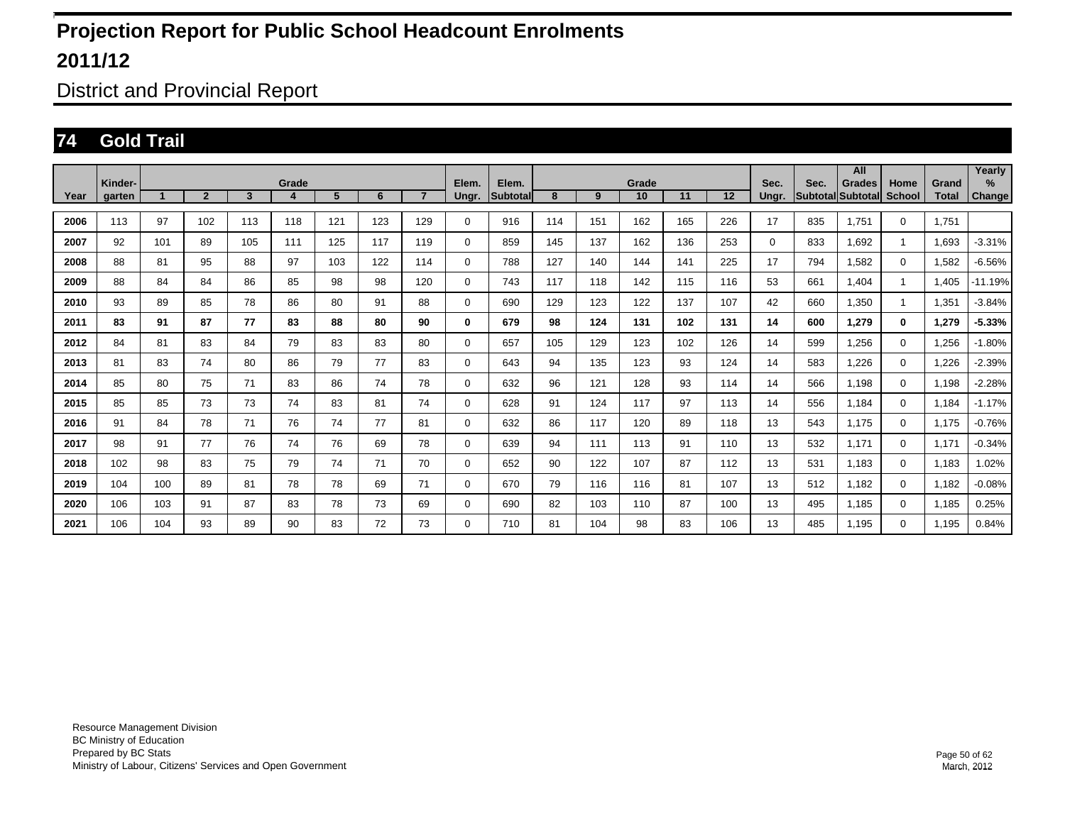# Projection Report for Public School Headcount Enrolments

## 2011/12

District and Provincial Report

## 74 Gold Trail

| Year | Kinder-garten | Grade 1 | 2 | 3 | 4 | 5 | 6 | 7 | Elem. Ungr. | Elem. Subtotal | Grade 8 | 9 | 10 | 11 | 12 | Sec. Ungr. | Sec. Subtotal | All Grades Subtotal | Home School | Grand Total | Yearly % Change |
|---|---|---|---|---|---|---|---|---|---|---|---|---|---|---|---|---|---|---|---|---|---|
| 2006 | 113 | 97 | 102 | 113 | 118 | 121 | 123 | 129 | 0 | 916 | 114 | 151 | 162 | 165 | 226 | 17 | 835 | 1,751 | 0 | 1,751 | |
| 2007 | 92 | 101 | 89 | 105 | 111 | 125 | 117 | 119 | 0 | 859 | 145 | 137 | 162 | 136 | 253 | 0 | 833 | 1,692 | 1 | 1,693 | -3.31% |
| 2008 | 88 | 81 | 95 | 88 | 97 | 103 | 122 | 114 | 0 | 788 | 127 | 140 | 144 | 141 | 225 | 17 | 794 | 1,582 | 0 | 1,582 | -6.56% |
| 2009 | 88 | 84 | 84 | 86 | 85 | 98 | 98 | 120 | 0 | 743 | 117 | 118 | 142 | 115 | 116 | 53 | 661 | 1,404 | 1 | 1,405 | -11.19% |
| 2010 | 93 | 89 | 85 | 78 | 86 | 80 | 91 | 88 | 0 | 690 | 129 | 123 | 122 | 137 | 107 | 42 | 660 | 1,350 | 1 | 1,351 | -3.84% |
| **2011** | **83** | **91** | **87** | **77** | **83** | **88** | **80** | **90** | **0** | **679** | **98** | **124** | **131** | **102** | **131** | **14** | **600** | **1,279** | **0** | **1,279** | **-5.33%** |
| 2012 | 84 | 81 | 83 | 84 | 79 | 83 | 83 | 80 | 0 | 657 | 105 | 129 | 123 | 102 | 126 | 14 | 599 | 1,256 | 0 | 1,256 | -1.80% |
| 2013 | 81 | 83 | 74 | 80 | 86 | 79 | 77 | 83 | 0 | 643 | 94 | 135 | 123 | 93 | 124 | 14 | 583 | 1,226 | 0 | 1,226 | -2.39% |
| 2014 | 85 | 80 | 75 | 71 | 83 | 86 | 74 | 78 | 0 | 632 | 96 | 121 | 128 | 93 | 114 | 14 | 566 | 1,198 | 0 | 1,198 | -2.28% |
| 2015 | 85 | 85 | 73 | 73 | 74 | 83 | 81 | 74 | 0 | 628 | 91 | 124 | 117 | 97 | 113 | 14 | 556 | 1,184 | 0 | 1,184 | -1.17% |
| 2016 | 91 | 84 | 78 | 71 | 76 | 74 | 77 | 81 | 0 | 632 | 86 | 117 | 120 | 89 | 118 | 13 | 543 | 1,175 | 0 | 1,175 | -0.76% |
| 2017 | 98 | 91 | 77 | 76 | 74 | 76 | 69 | 78 | 0 | 639 | 94 | 111 | 113 | 91 | 110 | 13 | 532 | 1,171 | 0 | 1,171 | -0.34% |
| 2018 | 102 | 98 | 83 | 75 | 79 | 74 | 71 | 70 | 0 | 652 | 90 | 122 | 107 | 87 | 112 | 13 | 531 | 1,183 | 0 | 1,183 | 1.02% |
| 2019 | 104 | 100 | 89 | 81 | 78 | 78 | 69 | 71 | 0 | 670 | 79 | 116 | 116 | 81 | 107 | 13 | 512 | 1,182 | 0 | 1,182 | -0.08% |
| 2020 | 106 | 103 | 91 | 87 | 83 | 78 | 73 | 69 | 0 | 690 | 82 | 103 | 110 | 87 | 100 | 13 | 495 | 1,185 | 0 | 1,185 | 0.25% |
| 2021 | 106 | 104 | 93 | 89 | 90 | 83 | 72 | 73 | 0 | 710 | 81 | 104 | 98 | 83 | 106 | 13 | 485 | 1,195 | 0 | 1,195 | 0.84% |

Resource Management Division
BC Ministry of Education
Prepared by BC Stats
Ministry of Labour, Citizens' Services and Open Government

March, 2012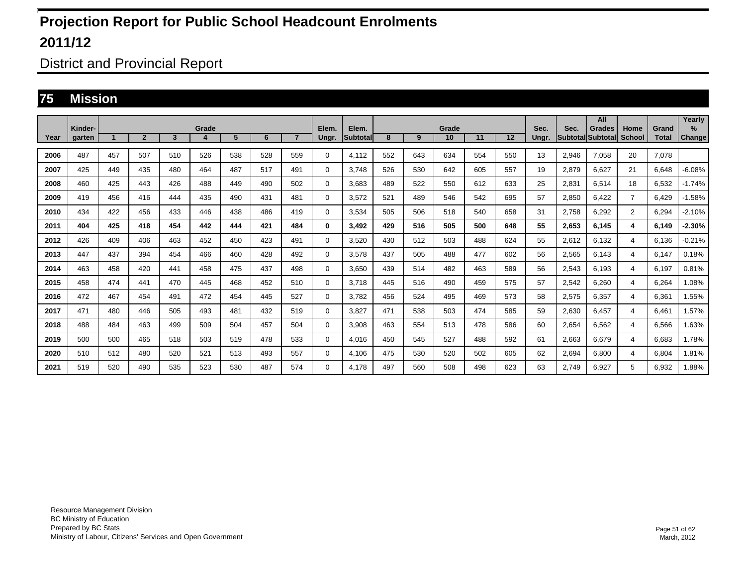# Projection Report for Public School Headcount Enrolments

## 2011/12

District and Provincial Report

## 75 Mission

| Year | Kinder-garten | Grade 1 | 2 | 3 | 4 | 5 | 6 | 7 | Elem. Ungr. | Elem. Subtotal | Grade 8 | 9 | 10 | 11 | 12 | Sec. Ungr. | Sec. Subtotal | All Grades Subtotal | Home School | Grand Total | Yearly % Change |
|---|---|---|---|---|---|---|---|---|---|---|---|---|---|---|---|---|---|---|---|---|---|
| **2006** | 487 | 457 | 507 | 510 | 526 | 538 | 528 | 559 | 0 | 4,112 | 552 | 643 | 634 | 554 | 550 | 13 | 2,946 | 7,058 | 20 | 7,078 | |
| **2007** | 425 | 449 | 435 | 480 | 464 | 487 | 517 | 491 | 0 | 3,748 | 526 | 530 | 642 | 605 | 557 | 19 | 2,879 | 6,627 | 21 | 6,648 | -6.08% |
| **2008** | 460 | 425 | 443 | 426 | 488 | 449 | 490 | 502 | 0 | 3,683 | 489 | 522 | 550 | 612 | 633 | 25 | 2,831 | 6,514 | 18 | 6,532 | -1.74% |
| **2009** | 419 | 456 | 416 | 444 | 435 | 490 | 431 | 481 | 0 | 3,572 | 521 | 489 | 546 | 542 | 695 | 57 | 2,850 | 6,422 | 7 | 6,429 | -1.58% |
| **2010** | 434 | 422 | 456 | 433 | 446 | 438 | 486 | 419 | 0 | 3,534 | 505 | 506 | 518 | 540 | 658 | 31 | 2,758 | 6,292 | 2 | 6,294 | -2.10% |
| **2011** | **404** | **425** | **418** | **454** | **442** | **444** | **421** | **484** | **0** | **3,492** | **429** | **516** | **505** | **500** | **648** | **55** | **2,653** | **6,145** | **4** | **6,149** | **-2.30%** |
| **2012** | 426 | 409 | 406 | 463 | 452 | 450 | 423 | 491 | 0 | 3,520 | 430 | 512 | 503 | 488 | 624 | 55 | 2,612 | 6,132 | 4 | 6,136 | -0.21% |
| **2013** | 447 | 437 | 394 | 454 | 466 | 460 | 428 | 492 | 0 | 3,578 | 437 | 505 | 488 | 477 | 602 | 56 | 2,565 | 6,143 | 4 | 6,147 | 0.18% |
| **2014** | 463 | 458 | 420 | 441 | 458 | 475 | 437 | 498 | 0 | 3,650 | 439 | 514 | 482 | 463 | 589 | 56 | 2,543 | 6,193 | 4 | 6,197 | 0.81% |
| **2015** | 458 | 474 | 441 | 470 | 445 | 468 | 452 | 510 | 0 | 3,718 | 445 | 516 | 490 | 459 | 575 | 57 | 2,542 | 6,260 | 4 | 6,264 | 1.08% |
| **2016** | 472 | 467 | 454 | 491 | 472 | 454 | 445 | 527 | 0 | 3,782 | 456 | 524 | 495 | 469 | 573 | 58 | 2,575 | 6,357 | 4 | 6,361 | 1.55% |
| **2017** | 471 | 480 | 446 | 505 | 493 | 481 | 432 | 519 | 0 | 3,827 | 471 | 538 | 503 | 474 | 585 | 59 | 2,630 | 6,457 | 4 | 6,461 | 1.57% |
| **2018** | 488 | 484 | 463 | 499 | 509 | 504 | 457 | 504 | 0 | 3,908 | 463 | 554 | 513 | 478 | 586 | 60 | 2,654 | 6,562 | 4 | 6,566 | 1.63% |
| **2019** | 500 | 500 | 465 | 518 | 503 | 519 | 478 | 533 | 0 | 4,016 | 450 | 545 | 527 | 488 | 592 | 61 | 2,663 | 6,679 | 4 | 6,683 | 1.78% |
| **2020** | 510 | 512 | 480 | 520 | 521 | 513 | 493 | 557 | 0 | 4,106 | 475 | 530 | 520 | 502 | 605 | 62 | 2,694 | 6,800 | 4 | 6,804 | 1.81% |
| **2021** | 519 | 520 | 490 | 535 | 523 | 530 | 487 | 574 | 0 | 4,178 | 497 | 560 | 508 | 498 | 623 | 63 | 2,749 | 6,927 | 5 | 6,932 | 1.88% |

Resource Management Division
BC Ministry of Education
Prepared by BC Stats
Ministry of Labour, Citizens' Services and Open Government

March, 2012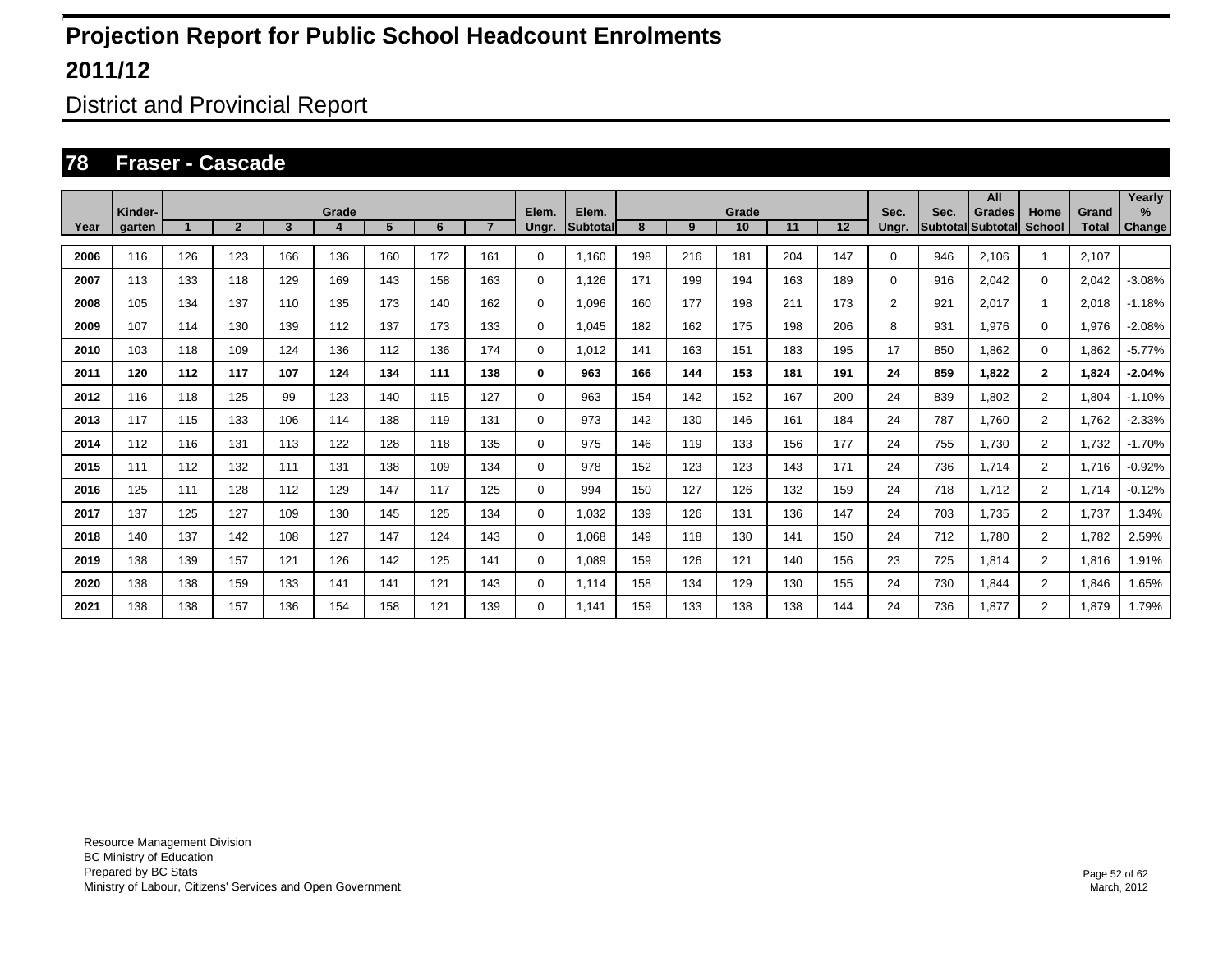# Projection Report for Public School Headcount Enrolments

# 2011/12

## District and Provincial Report

### 78 Fraser - Cascade

| Year | Kinder-garten | Grade 1 | Grade 2 | Grade 3 | Grade 4 | Grade 5 | Grade 6 | Grade 7 | Elem. Ungr. | Elem. Subtotal | Grade 8 | Grade 9 | Grade 10 | Grade 11 | Grade 12 | Sec. Ungr. | Sec. Subtotal | All Grades Subtotal | Home School | Grand Total | Yearly % Change |
|---|---|---|---|---|---|---|---|---|---|---|---|---|---|---|---|---|---|---|---|---|---|
| **2006** | 116 | 126 | 123 | 166 | 136 | 160 | 172 | 161 | 0 | 1,160 | 198 | 216 | 181 | 204 | 147 | 0 | 946 | 2,106 | 1 | 2,107 | |
| **2007** | 113 | 133 | 118 | 129 | 169 | 143 | 158 | 163 | 0 | 1,126 | 171 | 199 | 194 | 163 | 189 | 0 | 916 | 2,042 | 0 | 2,042 | -3.08% |
| **2008** | 105 | 134 | 137 | 110 | 135 | 173 | 140 | 162 | 0 | 1,096 | 160 | 177 | 198 | 211 | 173 | 2 | 921 | 2,017 | 1 | 2,018 | -1.18% |
| **2009** | 107 | 114 | 130 | 139 | 112 | 137 | 173 | 133 | 0 | 1,045 | 182 | 162 | 175 | 198 | 206 | 8 | 931 | 1,976 | 0 | 1,976 | -2.08% |
| **2010** | 103 | 118 | 109 | 124 | 136 | 112 | 136 | 174 | 0 | 1,012 | 141 | 163 | 151 | 183 | 195 | 17 | 850 | 1,862 | 0 | 1,862 | -5.77% |
| **2011** | **120** | **112** | **117** | **107** | **124** | **134** | **111** | **138** | **0** | **963** | **166** | **144** | **153** | **181** | **191** | **24** | **859** | **1,822** | **2** | **1,824** | **-2.04%** |
| **2012** | 116 | 118 | 125 | 99 | 123 | 140 | 115 | 127 | 0 | 963 | 154 | 142 | 152 | 167 | 200 | 24 | 839 | 1,802 | 2 | 1,804 | -1.10% |
| **2013** | 117 | 115 | 133 | 106 | 114 | 138 | 119 | 131 | 0 | 973 | 142 | 130 | 146 | 161 | 184 | 24 | 787 | 1,760 | 2 | 1,762 | -2.33% |
| **2014** | 112 | 116 | 131 | 113 | 122 | 128 | 118 | 135 | 0 | 975 | 146 | 119 | 133 | 156 | 177 | 24 | 755 | 1,730 | 2 | 1,732 | -1.70% |
| **2015** | 111 | 112 | 132 | 111 | 131 | 138 | 109 | 134 | 0 | 978 | 152 | 123 | 123 | 143 | 171 | 24 | 736 | 1,714 | 2 | 1,716 | -0.92% |
| **2016** | 125 | 111 | 128 | 112 | 129 | 147 | 117 | 125 | 0 | 994 | 150 | 127 | 126 | 132 | 159 | 24 | 718 | 1,712 | 2 | 1,714 | -0.12% |
| **2017** | 137 | 125 | 127 | 109 | 130 | 145 | 125 | 134 | 0 | 1,032 | 139 | 126 | 131 | 136 | 147 | 24 | 703 | 1,735 | 2 | 1,737 | 1.34% |
| **2018** | 140 | 137 | 142 | 108 | 127 | 147 | 124 | 143 | 0 | 1,068 | 149 | 118 | 130 | 141 | 150 | 24 | 712 | 1,780 | 2 | 1,782 | 2.59% |
| **2019** | 138 | 139 | 157 | 121 | 126 | 142 | 125 | 141 | 0 | 1,089 | 159 | 126 | 121 | 140 | 156 | 23 | 725 | 1,814 | 2 | 1,816 | 1.91% |
| **2020** | 138 | 138 | 159 | 133 | 141 | 141 | 121 | 143 | 0 | 1,114 | 158 | 134 | 129 | 130 | 155 | 24 | 730 | 1,844 | 2 | 1,846 | 1.65% |
| **2021** | 138 | 138 | 157 | 136 | 154 | 158 | 121 | 139 | 0 | 1,141 | 159 | 133 | 138 | 138 | 144 | 24 | 736 | 1,877 | 2 | 1,879 | 1.79% |

Resource Management Division
BC Ministry of Education
Prepared by BC Stats
Ministry of Labour, Citizens' Services and Open Government

March, 2012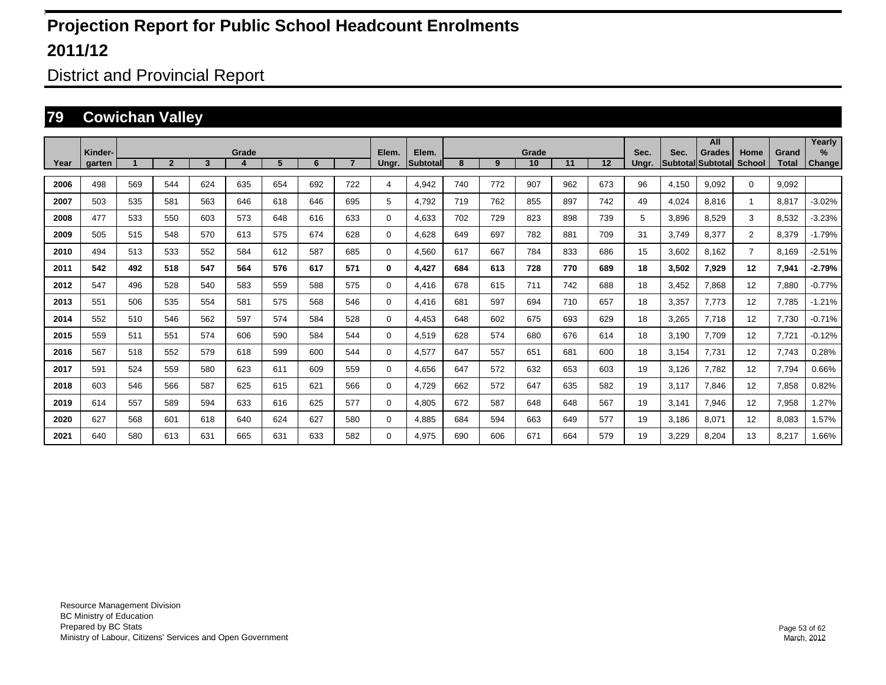# Projection Report for Public School Headcount Enrolments

# 2011/12

## District and Provincial Report

### 79 Cowichan Valley

| Year | Kinder-garten | Grade 1 | 2 | 3 | 4 | 5 | 6 | 7 | Elem. Ungr. | Elem. Subtotal | Grade 8 | 9 | 10 | 11 | 12 | Sec. Ungr. | Sec. Subtotal | All Grades Subtotal | Home School | Grand Total | Yearly % Change |
|---|---|---|---|---|---|---|---|---|---|---|---|---|---|---|---|---|---|---|---|---|---|
| 2006 | 498 | 569 | 544 | 624 | 635 | 654 | 692 | 722 | 4 | 4,942 | 740 | 772 | 907 | 962 | 673 | 96 | 4,150 | 9,092 | 0 | 9,092 | |
| 2007 | 503 | 535 | 581 | 563 | 646 | 618 | 646 | 695 | 5 | 4,792 | 719 | 762 | 855 | 897 | 742 | 49 | 4,024 | 8,816 | 1 | 8,817 | -3.02% |
| 2008 | 477 | 533 | 550 | 603 | 573 | 648 | 616 | 633 | 0 | 4,633 | 702 | 729 | 823 | 898 | 739 | 5 | 3,896 | 8,529 | 3 | 8,532 | -3.23% |
| 2009 | 505 | 515 | 548 | 570 | 613 | 575 | 674 | 628 | 0 | 4,628 | 649 | 697 | 782 | 881 | 709 | 31 | 3,749 | 8,377 | 2 | 8,379 | -1.79% |
| 2010 | 494 | 513 | 533 | 552 | 584 | 612 | 587 | 685 | 0 | 4,560 | 617 | 667 | 784 | 833 | 686 | 15 | 3,602 | 8,162 | 7 | 8,169 | -2.51% |
| **2011** | **542** | **492** | **518** | **547** | **564** | **576** | **617** | **571** | **0** | **4,427** | **684** | **613** | **728** | **770** | **689** | **18** | **3,502** | **7,929** | **12** | **7,941** | **-2.79%** |
| 2012 | 547 | 496 | 528 | 540 | 583 | 559 | 588 | 575 | 0 | 4,416 | 678 | 615 | 711 | 742 | 688 | 18 | 3,452 | 7,868 | 12 | 7,880 | -0.77% |
| 2013 | 551 | 506 | 535 | 554 | 581 | 575 | 568 | 546 | 0 | 4,416 | 681 | 597 | 694 | 710 | 657 | 18 | 3,357 | 7,773 | 12 | 7,785 | -1.21% |
| 2014 | 552 | 510 | 546 | 562 | 597 | 574 | 584 | 528 | 0 | 4,453 | 648 | 602 | 675 | 693 | 629 | 18 | 3,265 | 7,718 | 12 | 7,730 | -0.71% |
| 2015 | 559 | 511 | 551 | 574 | 606 | 590 | 584 | 544 | 0 | 4,519 | 628 | 574 | 680 | 676 | 614 | 18 | 3,190 | 7,709 | 12 | 7,721 | -0.12% |
| 2016 | 567 | 518 | 552 | 579 | 618 | 599 | 600 | 544 | 0 | 4,577 | 647 | 557 | 651 | 681 | 600 | 18 | 3,154 | 7,731 | 12 | 7,743 | 0.28% |
| 2017 | 591 | 524 | 559 | 580 | 623 | 611 | 609 | 559 | 0 | 4,656 | 647 | 572 | 632 | 653 | 603 | 19 | 3,126 | 7,782 | 12 | 7,794 | 0.66% |
| 2018 | 603 | 546 | 566 | 587 | 625 | 615 | 621 | 566 | 0 | 4,729 | 662 | 572 | 647 | 635 | 582 | 19 | 3,117 | 7,846 | 12 | 7,858 | 0.82% |
| 2019 | 614 | 557 | 589 | 594 | 633 | 616 | 625 | 577 | 0 | 4,805 | 672 | 587 | 648 | 648 | 567 | 19 | 3,141 | 7,946 | 12 | 7,958 | 1.27% |
| 2020 | 627 | 568 | 601 | 618 | 640 | 624 | 627 | 580 | 0 | 4,885 | 684 | 594 | 663 | 649 | 577 | 19 | 3,186 | 8,071 | 12 | 8,083 | 1.57% |
| 2021 | 640 | 580 | 613 | 631 | 665 | 631 | 633 | 582 | 0 | 4,975 | 690 | 606 | 671 | 664 | 579 | 19 | 3,229 | 8,204 | 13 | 8,217 | 1.66% |

Resource Management Division
BC Ministry of Education
Prepared by BC Stats
Ministry of Labour, Citizens' Services and Open Government

March, 2012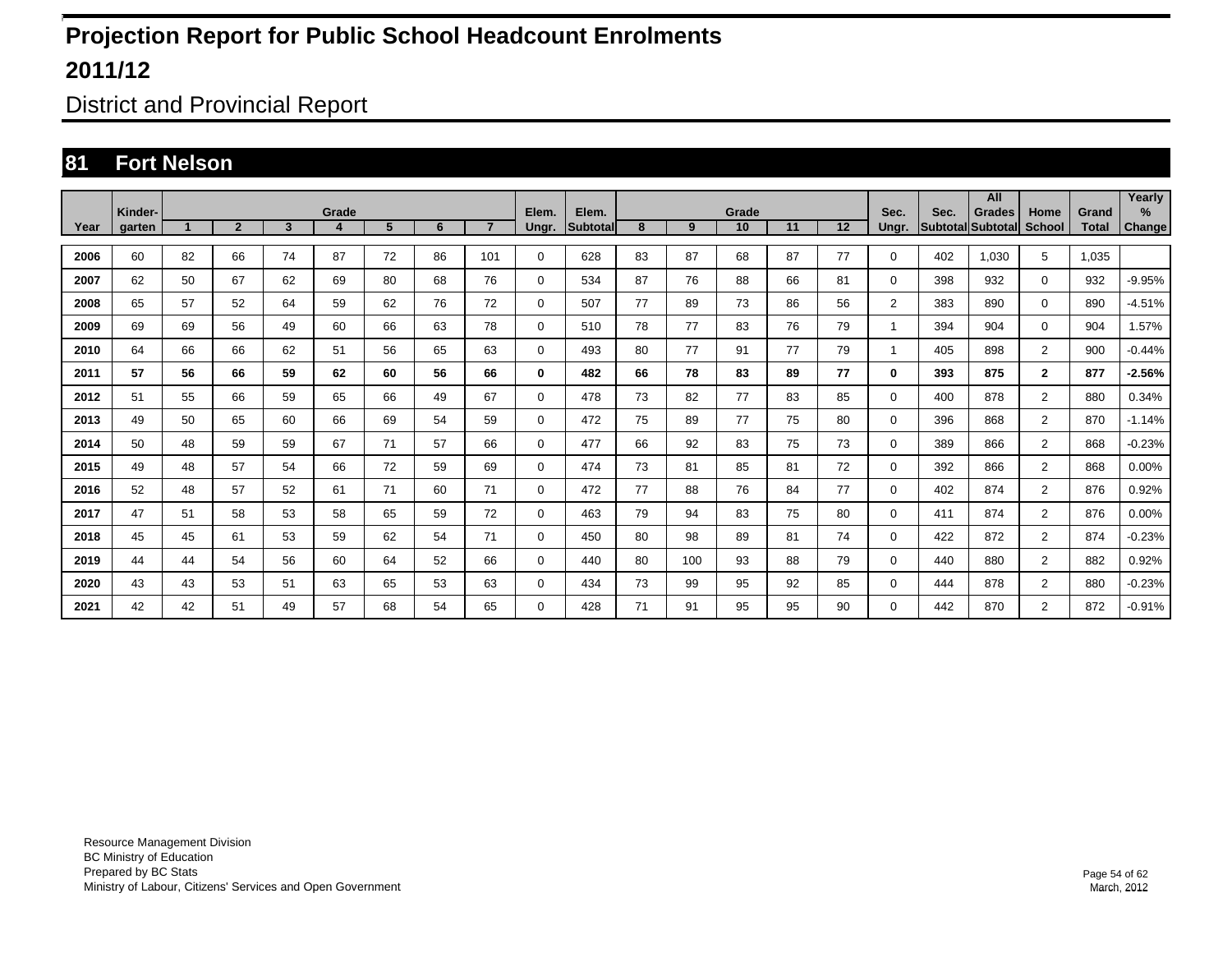# Projection Report for Public School Headcount Enrolments

## 2011/12

District and Provincial Report

## 81 Fort Nelson

| Year | Kinder-garten | Grade 1 | 2 | 3 | 4 | 5 | 6 | 7 | Elem. Ungr. | Elem. Subtotal | Grade 8 | 9 | 10 | 11 | 12 | Sec. Ungr. | Sec. Subtotal | All Grades Subtotal | Home School | Grand Total | Yearly % Change |
|---|---|---|---|---|---|---|---|---|---|---|---|---|---|---|---|---|---|---|---|---|---|
| 2006 | 60 | 82 | 66 | 74 | 87 | 72 | 86 | 101 | 0 | 628 | 83 | 87 | 68 | 87 | 77 | 0 | 402 | 1,030 | 5 | 1,035 | |
| 2007 | 62 | 50 | 67 | 62 | 69 | 80 | 68 | 76 | 0 | 534 | 87 | 76 | 88 | 66 | 81 | 0 | 398 | 932 | 0 | 932 | -9.95% |
| 2008 | 65 | 57 | 52 | 64 | 59 | 62 | 76 | 72 | 0 | 507 | 77 | 89 | 73 | 86 | 56 | 2 | 383 | 890 | 0 | 890 | -4.51% |
| 2009 | 69 | 69 | 56 | 49 | 60 | 66 | 63 | 78 | 0 | 510 | 78 | 77 | 83 | 76 | 79 | 1 | 394 | 904 | 0 | 904 | 1.57% |
| 2010 | 64 | 66 | 66 | 62 | 51 | 56 | 65 | 63 | 0 | 493 | 80 | 77 | 91 | 77 | 79 | 1 | 405 | 898 | 2 | 900 | -0.44% |
| **2011** | **57** | **56** | **66** | **59** | **62** | **60** | **56** | **66** | **0** | **482** | **66** | **78** | **83** | **89** | **77** | **0** | **393** | **875** | **2** | **877** | **-2.56%** |
| 2012 | 51 | 55 | 66 | 59 | 65 | 66 | 49 | 67 | 0 | 478 | 73 | 82 | 77 | 83 | 85 | 0 | 400 | 878 | 2 | 880 | 0.34% |
| 2013 | 49 | 50 | 65 | 60 | 66 | 69 | 54 | 59 | 0 | 472 | 75 | 89 | 77 | 75 | 80 | 0 | 396 | 868 | 2 | 870 | -1.14% |
| 2014 | 50 | 48 | 59 | 59 | 67 | 71 | 57 | 66 | 0 | 477 | 66 | 92 | 83 | 75 | 73 | 0 | 389 | 866 | 2 | 868 | -0.23% |
| 2015 | 49 | 48 | 57 | 54 | 66 | 72 | 59 | 69 | 0 | 474 | 73 | 81 | 85 | 81 | 72 | 0 | 392 | 866 | 2 | 868 | 0.00% |
| 2016 | 52 | 48 | 57 | 52 | 61 | 71 | 60 | 71 | 0 | 472 | 77 | 88 | 76 | 84 | 77 | 0 | 402 | 874 | 2 | 876 | 0.92% |
| 2017 | 47 | 51 | 58 | 53 | 58 | 65 | 59 | 72 | 0 | 463 | 79 | 94 | 83 | 75 | 80 | 0 | 411 | 874 | 2 | 876 | 0.00% |
| 2018 | 45 | 45 | 61 | 53 | 59 | 62 | 54 | 71 | 0 | 450 | 80 | 98 | 89 | 81 | 74 | 0 | 422 | 872 | 2 | 874 | -0.23% |
| 2019 | 44 | 44 | 54 | 56 | 60 | 64 | 52 | 66 | 0 | 440 | 80 | 100 | 93 | 88 | 79 | 0 | 440 | 880 | 2 | 882 | 0.92% |
| 2020 | 43 | 43 | 53 | 51 | 63 | 65 | 53 | 63 | 0 | 434 | 73 | 99 | 95 | 92 | 85 | 0 | 444 | 878 | 2 | 880 | -0.23% |
| 2021 | 42 | 42 | 51 | 49 | 57 | 68 | 54 | 65 | 0 | 428 | 71 | 91 | 95 | 95 | 90 | 0 | 442 | 870 | 2 | 872 | -0.91% |

Resource Management Division
BC Ministry of Education
Prepared by BC Stats
Ministry of Labour, Citizens' Services and Open Government

March, 2012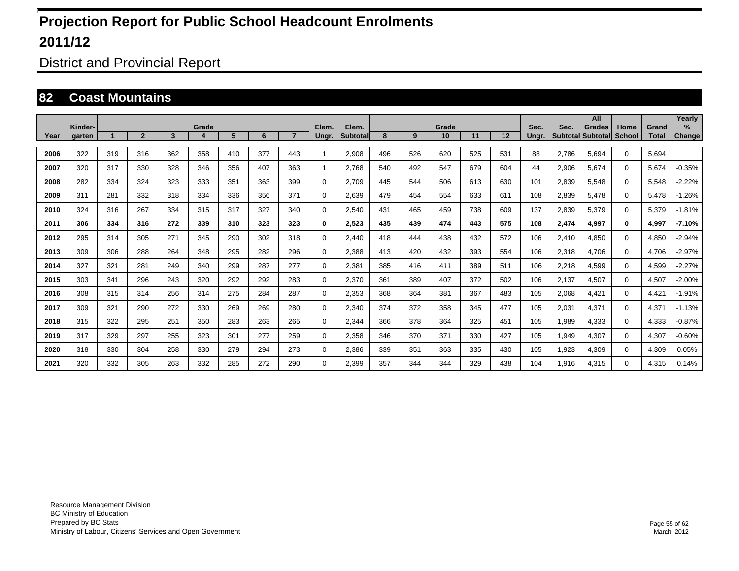# Projection Report for Public School Headcount Enrolments

# 2011/12

## District and Provincial Report

## 82 Coast Mountains

| Year | Kinder-garten | Grade 1 | 2 | 3 | 4 | 5 | 6 | 7 | Elem. Ungr. | Elem. Subtotal | Grade 8 | 9 | 10 | 11 | 12 | Sec. Ungr. | Sec. Subtotal | All Grades Subtotal | Home School | Grand Total | Yearly % Change |
|---|---|---|---|---|---|---|---|---|---|---|---|---|---|---|---|---|---|---|---|---|---|
| 2006 | 322 | 319 | 316 | 362 | 358 | 410 | 377 | 443 | 1 | 2,908 | 496 | 526 | 620 | 525 | 531 | 88 | 2,786 | 5,694 | 0 | 5,694 | |
| 2007 | 320 | 317 | 330 | 328 | 346 | 356 | 407 | 363 | 1 | 2,768 | 540 | 492 | 547 | 679 | 604 | 44 | 2,906 | 5,674 | 0 | 5,674 | -0.35% |
| 2008 | 282 | 334 | 324 | 323 | 333 | 351 | 363 | 399 | 0 | 2,709 | 445 | 544 | 506 | 613 | 630 | 101 | 2,839 | 5,548 | 0 | 5,548 | -2.22% |
| 2009 | 311 | 281 | 332 | 318 | 334 | 336 | 356 | 371 | 0 | 2,639 | 479 | 454 | 554 | 633 | 611 | 108 | 2,839 | 5,478 | 0 | 5,478 | -1.26% |
| 2010 | 324 | 316 | 267 | 334 | 315 | 317 | 327 | 340 | 0 | 2,540 | 431 | 465 | 459 | 738 | 609 | 137 | 2,839 | 5,379 | 0 | 5,379 | -1.81% |
| **2011** | **306** | **334** | **316** | **272** | **339** | **310** | **323** | **323** | **0** | **2,523** | **435** | **439** | **474** | **443** | **575** | **108** | **2,474** | **4,997** | **0** | **4,997** | **-7.10%** |
| 2012 | 295 | 314 | 305 | 271 | 345 | 290 | 302 | 318 | 0 | 2,440 | 418 | 444 | 438 | 432 | 572 | 106 | 2,410 | 4,850 | 0 | 4,850 | -2.94% |
| 2013 | 309 | 306 | 288 | 264 | 348 | 295 | 282 | 296 | 0 | 2,388 | 413 | 420 | 432 | 393 | 554 | 106 | 2,318 | 4,706 | 0 | 4,706 | -2.97% |
| 2014 | 327 | 321 | 281 | 249 | 340 | 299 | 287 | 277 | 0 | 2,381 | 385 | 416 | 411 | 389 | 511 | 106 | 2,218 | 4,599 | 0 | 4,599 | -2.27% |
| 2015 | 303 | 341 | 296 | 243 | 320 | 292 | 292 | 283 | 0 | 2,370 | 361 | 389 | 407 | 372 | 502 | 106 | 2,137 | 4,507 | 0 | 4,507 | -2.00% |
| 2016 | 308 | 315 | 314 | 256 | 314 | 275 | 284 | 287 | 0 | 2,353 | 368 | 364 | 381 | 367 | 483 | 105 | 2,068 | 4,421 | 0 | 4,421 | -1.91% |
| 2017 | 309 | 321 | 290 | 272 | 330 | 269 | 269 | 280 | 0 | 2,340 | 374 | 372 | 358 | 345 | 477 | 105 | 2,031 | 4,371 | 0 | 4,371 | -1.13% |
| 2018 | 315 | 322 | 295 | 251 | 350 | 283 | 263 | 265 | 0 | 2,344 | 366 | 378 | 364 | 325 | 451 | 105 | 1,989 | 4,333 | 0 | 4,333 | -0.87% |
| 2019 | 317 | 329 | 297 | 255 | 323 | 301 | 277 | 259 | 0 | 2,358 | 346 | 370 | 371 | 330 | 427 | 105 | 1,949 | 4,307 | 0 | 4,307 | -0.60% |
| 2020 | 318 | 330 | 304 | 258 | 330 | 279 | 294 | 273 | 0 | 2,386 | 339 | 351 | 363 | 335 | 430 | 105 | 1,923 | 4,309 | 0 | 4,309 | 0.05% |
| 2021 | 320 | 332 | 305 | 263 | 332 | 285 | 272 | 290 | 0 | 2,399 | 357 | 344 | 344 | 329 | 438 | 104 | 1,916 | 4,315 | 0 | 4,315 | 0.14% |

Resource Management Division
BC Ministry of Education
Prepared by BC Stats
Ministry of Labour, Citizens' Services and Open Government

March, 2012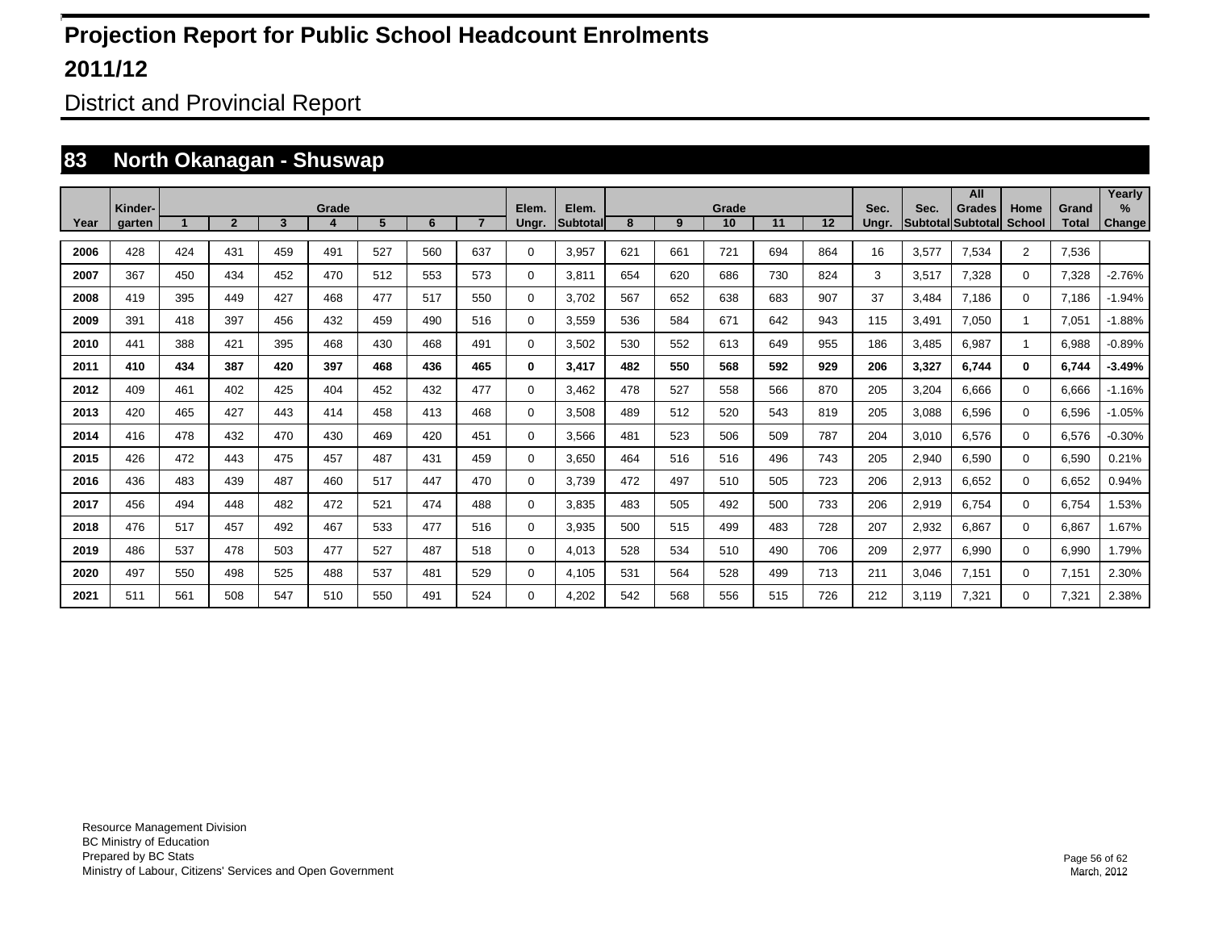# Projection Report for Public School Headcount Enrolments

# 2011/12

## District and Provincial Report

## 83 North Okanagan - Shuswap

| Year | Kinder-garten | Grade 1 | 2 | 3 | 4 | 5 | 6 | 7 | Elem. Ungr. | Elem. Subtotal | Grade 8 | 9 | 10 | 11 | 12 | Sec. Ungr. | Sec. Subtotal | All Grades Subtotal | Home School | Grand Total | Yearly % Change |
|---|---|---|---|---|---|---|---|---|---|---|---|---|---|---|---|---|---|---|---|---|---|
| **2006** | 428 | 424 | 431 | 459 | 491 | 527 | 560 | 637 | 0 | 3,957 | 621 | 661 | 721 | 694 | 864 | 16 | 3,577 | 7,534 | 2 | 7,536 | |
| **2007** | 367 | 450 | 434 | 452 | 470 | 512 | 553 | 573 | 0 | 3,811 | 654 | 620 | 686 | 730 | 824 | 3 | 3,517 | 7,328 | 0 | 7,328 | -2.76% |
| **2008** | 419 | 395 | 449 | 427 | 468 | 477 | 517 | 550 | 0 | 3,702 | 567 | 652 | 638 | 683 | 907 | 37 | 3,484 | 7,186 | 0 | 7,186 | -1.94% |
| **2009** | 391 | 418 | 397 | 456 | 432 | 459 | 490 | 516 | 0 | 3,559 | 536 | 584 | 671 | 642 | 943 | 115 | 3,491 | 7,050 | 1 | 7,051 | -1.88% |
| **2010** | 441 | 388 | 421 | 395 | 468 | 430 | 468 | 491 | 0 | 3,502 | 530 | 552 | 613 | 649 | 955 | 186 | 3,485 | 6,987 | 1 | 6,988 | -0.89% |
| **2011** | **410** | **434** | **387** | **420** | **397** | **468** | **436** | **465** | **0** | **3,417** | **482** | **550** | **568** | **592** | **929** | **206** | **3,327** | **6,744** | **0** | **6,744** | **-3.49%** |
| **2012** | 409 | 461 | 402 | 425 | 404 | 452 | 432 | 477 | 0 | 3,462 | 478 | 527 | 558 | 566 | 870 | 205 | 3,204 | 6,666 | 0 | 6,666 | -1.16% |
| **2013** | 420 | 465 | 427 | 443 | 414 | 458 | 413 | 468 | 0 | 3,508 | 489 | 512 | 520 | 543 | 819 | 205 | 3,088 | 6,596 | 0 | 6,596 | -1.05% |
| **2014** | 416 | 478 | 432 | 470 | 430 | 469 | 420 | 451 | 0 | 3,566 | 481 | 523 | 506 | 509 | 787 | 204 | 3,010 | 6,576 | 0 | 6,576 | -0.30% |
| **2015** | 426 | 472 | 443 | 475 | 457 | 487 | 431 | 459 | 0 | 3,650 | 464 | 516 | 516 | 496 | 743 | 205 | 2,940 | 6,590 | 0 | 6,590 | 0.21% |
| **2016** | 436 | 483 | 439 | 487 | 460 | 517 | 447 | 470 | 0 | 3,739 | 472 | 497 | 510 | 505 | 723 | 206 | 2,913 | 6,652 | 0 | 6,652 | 0.94% |
| **2017** | 456 | 494 | 448 | 482 | 472 | 521 | 474 | 488 | 0 | 3,835 | 483 | 505 | 492 | 500 | 733 | 206 | 2,919 | 6,754 | 0 | 6,754 | 1.53% |
| **2018** | 476 | 517 | 457 | 492 | 467 | 533 | 477 | 516 | 0 | 3,935 | 500 | 515 | 499 | 483 | 728 | 207 | 2,932 | 6,867 | 0 | 6,867 | 1.67% |
| **2019** | 486 | 537 | 478 | 503 | 477 | 527 | 487 | 518 | 0 | 4,013 | 528 | 534 | 510 | 490 | 706 | 209 | 2,977 | 6,990 | 0 | 6,990 | 1.79% |
| **2020** | 497 | 550 | 498 | 525 | 488 | 537 | 481 | 529 | 0 | 4,105 | 531 | 564 | 528 | 499 | 713 | 211 | 3,046 | 7,151 | 0 | 7,151 | 2.30% |
| **2021** | 511 | 561 | 508 | 547 | 510 | 550 | 491 | 524 | 0 | 4,202 | 542 | 568 | 556 | 515 | 726 | 212 | 3,119 | 7,321 | 0 | 7,321 | 2.38% |

Resource Management Division
BC Ministry of Education
Prepared by BC Stats
Ministry of Labour, Citizens' Services and Open Government

March, 2012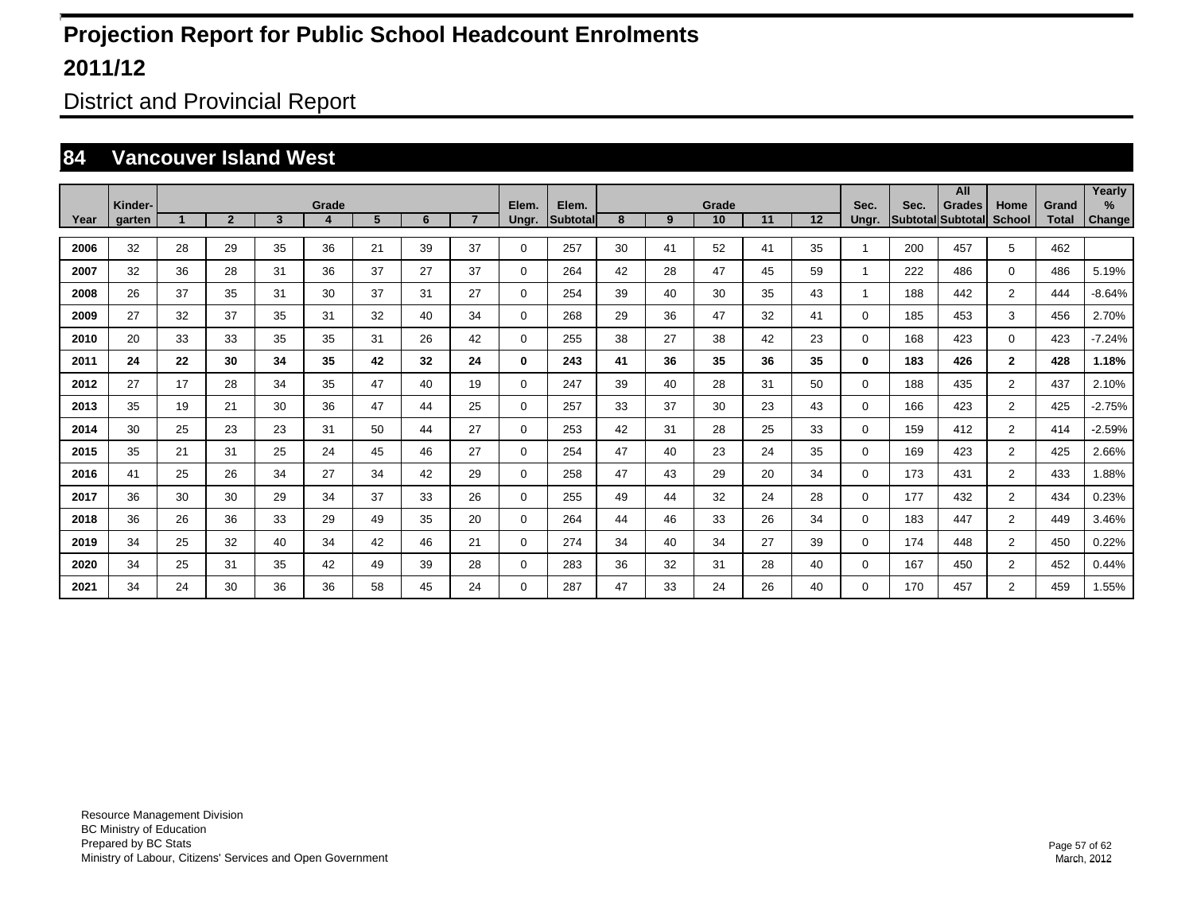# Projection Report for Public School Headcount Enrolments

## 2011/12

District and Provincial Report

## 84 Vancouver Island West

| Year | Kinder-garten | Grade 1 | 2 | 3 | 4 | 5 | 6 | 7 | Elem. Ungr. | Elem. Subtotal | Grade 8 | 9 | 10 | 11 | 12 | Sec. Ungr. | Sec. Subtotal | All Grades Subtotal | Home School | Grand Total | Yearly % Change |
|---|---|---|---|---|---|---|---|---|---|---|---|---|---|---|---|---|---|---|---|---|---|
| 2006 | 32 | 28 | 29 | 35 | 36 | 21 | 39 | 37 | 0 | 257 | 30 | 41 | 52 | 41 | 35 | 1 | 200 | 457 | 5 | 462 | |
| 2007 | 32 | 36 | 28 | 31 | 36 | 37 | 27 | 37 | 0 | 264 | 42 | 28 | 47 | 45 | 59 | 1 | 222 | 486 | 0 | 486 | 5.19% |
| 2008 | 26 | 37 | 35 | 31 | 30 | 37 | 31 | 27 | 0 | 254 | 39 | 40 | 30 | 35 | 43 | 1 | 188 | 442 | 2 | 444 | -8.64% |
| 2009 | 27 | 32 | 37 | 35 | 31 | 32 | 40 | 34 | 0 | 268 | 29 | 36 | 47 | 32 | 41 | 0 | 185 | 453 | 3 | 456 | 2.70% |
| 2010 | 20 | 33 | 33 | 35 | 35 | 31 | 26 | 42 | 0 | 255 | 38 | 27 | 38 | 42 | 23 | 0 | 168 | 423 | 0 | 423 | -7.24% |
| **2011** | **24** | **22** | **30** | **34** | **35** | **42** | **32** | **24** | **0** | **243** | **41** | **36** | **35** | **36** | **35** | **0** | **183** | **426** | **2** | **428** | **1.18%** |
| 2012 | 27 | 17 | 28 | 34 | 35 | 47 | 40 | 19 | 0 | 247 | 39 | 40 | 28 | 31 | 50 | 0 | 188 | 435 | 2 | 437 | 2.10% |
| 2013 | 35 | 19 | 21 | 30 | 36 | 47 | 44 | 25 | 0 | 257 | 33 | 37 | 30 | 23 | 43 | 0 | 166 | 423 | 2 | 425 | -2.75% |
| 2014 | 30 | 25 | 23 | 23 | 31 | 50 | 44 | 27 | 0 | 253 | 42 | 31 | 28 | 25 | 33 | 0 | 159 | 412 | 2 | 414 | -2.59% |
| 2015 | 35 | 21 | 31 | 25 | 24 | 45 | 46 | 27 | 0 | 254 | 47 | 40 | 23 | 24 | 35 | 0 | 169 | 423 | 2 | 425 | 2.66% |
| 2016 | 41 | 25 | 26 | 34 | 27 | 34 | 42 | 29 | 0 | 258 | 47 | 43 | 29 | 20 | 34 | 0 | 173 | 431 | 2 | 433 | 1.88% |
| 2017 | 36 | 30 | 30 | 29 | 34 | 37 | 33 | 26 | 0 | 255 | 49 | 44 | 32 | 24 | 28 | 0 | 177 | 432 | 2 | 434 | 0.23% |
| 2018 | 36 | 26 | 36 | 33 | 29 | 49 | 35 | 20 | 0 | 264 | 44 | 46 | 33 | 26 | 34 | 0 | 183 | 447 | 2 | 449 | 3.46% |
| 2019 | 34 | 25 | 32 | 40 | 34 | 42 | 46 | 21 | 0 | 274 | 34 | 40 | 34 | 27 | 39 | 0 | 174 | 448 | 2 | 450 | 0.22% |
| 2020 | 34 | 25 | 31 | 35 | 42 | 49 | 39 | 28 | 0 | 283 | 36 | 32 | 31 | 28 | 40 | 0 | 167 | 450 | 2 | 452 | 0.44% |
| 2021 | 34 | 24 | 30 | 36 | 36 | 58 | 45 | 24 | 0 | 287 | 47 | 33 | 24 | 26 | 40 | 0 | 170 | 457 | 2 | 459 | 1.55% |

Resource Management Division
BC Ministry of Education
Prepared by BC Stats
Ministry of Labour, Citizens' Services and Open Government

March, 2012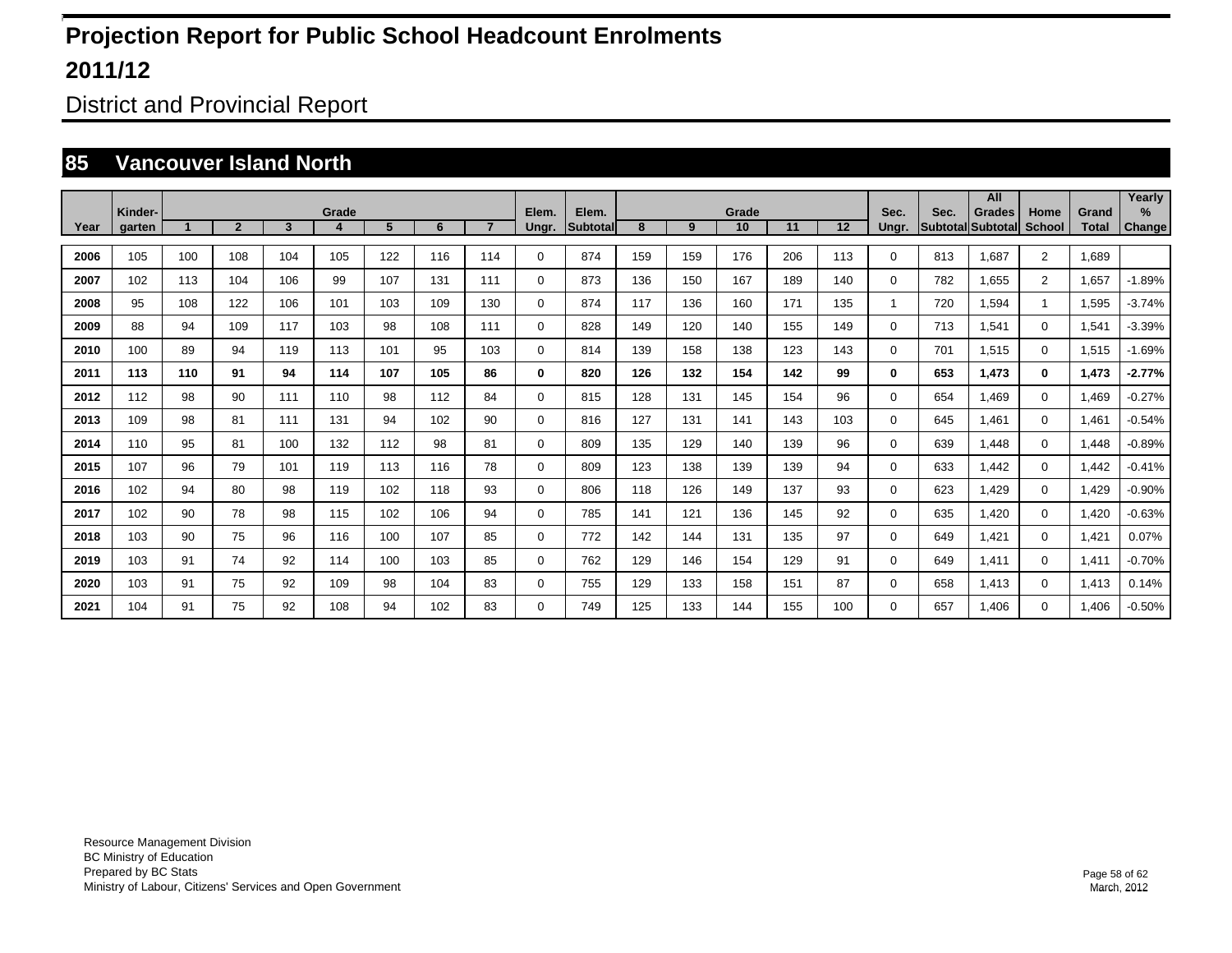# Projection Report for Public School Headcount Enrolments

# 2011/12

## District and Provincial Report

## 85 Vancouver Island North

| Year | Kinder-garten | Grade 1 | 2 | 3 | 4 | 5 | 6 | 7 | Elem. Ungr. | Elem. Subtotal | Grade 8 | 9 | 10 | 11 | 12 | Sec. Ungr. | Sec. Subtotal | All Grades Subtotal | Home School | Grand Total | Yearly % Change |
|---|---|---|---|---|---|---|---|---|---|---|---|---|---|---|---|---|---|---|---|---|---|
| 2006 | 105 | 100 | 108 | 104 | 105 | 122 | 116 | 114 | 0 | 874 | 159 | 159 | 176 | 206 | 113 | 0 | 813 | 1,687 | 2 | 1,689 | |
| 2007 | 102 | 113 | 104 | 106 | 99 | 107 | 131 | 111 | 0 | 873 | 136 | 150 | 167 | 189 | 140 | 0 | 782 | 1,655 | 2 | 1,657 | -1.89% |
| 2008 | 95 | 108 | 122 | 106 | 101 | 103 | 109 | 130 | 0 | 874 | 117 | 136 | 160 | 171 | 135 | 1 | 720 | 1,594 | 1 | 1,595 | -3.74% |
| 2009 | 88 | 94 | 109 | 117 | 103 | 98 | 108 | 111 | 0 | 828 | 149 | 120 | 140 | 155 | 149 | 0 | 713 | 1,541 | 0 | 1,541 | -3.39% |
| 2010 | 100 | 89 | 94 | 119 | 113 | 101 | 95 | 103 | 0 | 814 | 139 | 158 | 138 | 123 | 143 | 0 | 701 | 1,515 | 0 | 1,515 | -1.69% |
| **2011** | **113** | **110** | **91** | **94** | **114** | **107** | **105** | **86** | **0** | **820** | **126** | **132** | **154** | **142** | **99** | **0** | **653** | **1,473** | **0** | **1,473** | **-2.77%** |
| 2012 | 112 | 98 | 90 | 111 | 110 | 98 | 112 | 84 | 0 | 815 | 128 | 131 | 145 | 154 | 96 | 0 | 654 | 1,469 | 0 | 1,469 | -0.27% |
| 2013 | 109 | 98 | 81 | 111 | 131 | 94 | 102 | 90 | 0 | 816 | 127 | 131 | 141 | 143 | 103 | 0 | 645 | 1,461 | 0 | 1,461 | -0.54% |
| 2014 | 110 | 95 | 81 | 100 | 132 | 112 | 98 | 81 | 0 | 809 | 135 | 129 | 140 | 139 | 96 | 0 | 639 | 1,448 | 0 | 1,448 | -0.89% |
| 2015 | 107 | 96 | 79 | 101 | 119 | 113 | 116 | 78 | 0 | 809 | 123 | 138 | 139 | 139 | 94 | 0 | 633 | 1,442 | 0 | 1,442 | -0.41% |
| 2016 | 102 | 94 | 80 | 98 | 119 | 102 | 118 | 93 | 0 | 806 | 118 | 126 | 149 | 137 | 93 | 0 | 623 | 1,429 | 0 | 1,429 | -0.90% |
| 2017 | 102 | 90 | 78 | 98 | 115 | 102 | 106 | 94 | 0 | 785 | 141 | 121 | 136 | 145 | 92 | 0 | 635 | 1,420 | 0 | 1,420 | -0.63% |
| 2018 | 103 | 90 | 75 | 96 | 116 | 100 | 107 | 85 | 0 | 772 | 142 | 144 | 131 | 135 | 97 | 0 | 649 | 1,421 | 0 | 1,421 | 0.07% |
| 2019 | 103 | 91 | 74 | 92 | 114 | 100 | 103 | 85 | 0 | 762 | 129 | 146 | 154 | 129 | 91 | 0 | 649 | 1,411 | 0 | 1,411 | -0.70% |
| 2020 | 103 | 91 | 75 | 92 | 109 | 98 | 104 | 83 | 0 | 755 | 129 | 133 | 158 | 151 | 87 | 0 | 658 | 1,413 | 0 | 1,413 | 0.14% |
| 2021 | 104 | 91 | 75 | 92 | 108 | 94 | 102 | 83 | 0 | 749 | 125 | 133 | 144 | 155 | 100 | 0 | 657 | 1,406 | 0 | 1,406 | -0.50% |

Resource Management Division
BC Ministry of Education
Prepared by BC Stats
Ministry of Labour, Citizens' Services and Open Government

March, 2012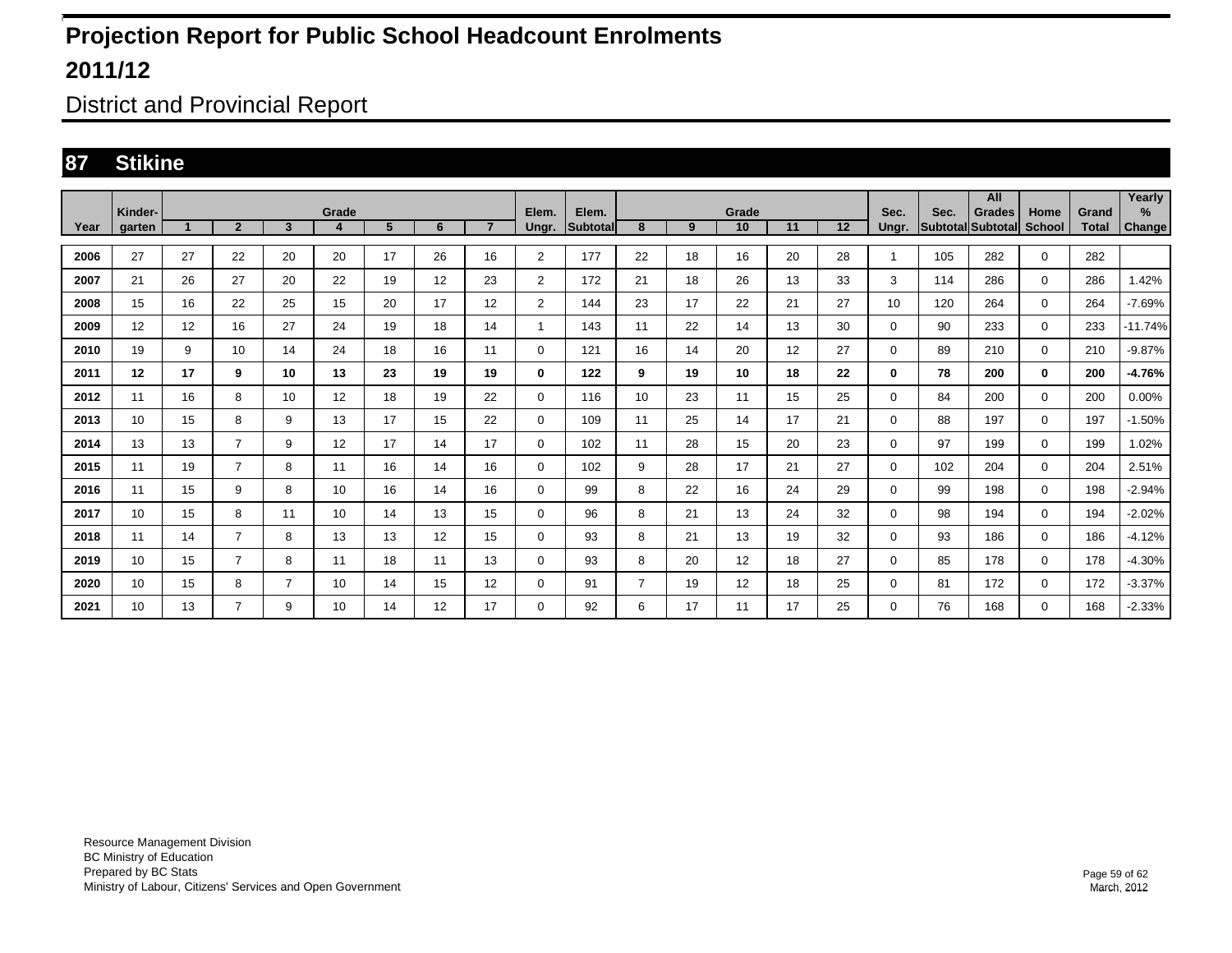# Projection Report for Public School Headcount Enrolments

## 2011/12

District and Provincial Report

## 87 Stikine

| Year | Kinder-garten | Grade 1 | 2 | 3 | 4 | 5 | 6 | 7 | Elem. Ungr. | Elem. Subtotal | Grade 8 | 9 | 10 | 11 | 12 | Sec. Ungr. | Sec. Subtotal | All Grades Subtotal | Home School | Grand Total | Yearly % Change |
|---|---|---|---|---|---|---|---|---|---|---|---|---|---|---|---|---|---|---|---|---|---|
| 2006 | 27 | 27 | 22 | 20 | 20 | 17 | 26 | 16 | 2 | 177 | 22 | 18 | 16 | 20 | 28 | 1 | 105 | 282 | 0 | 282 | |
| 2007 | 21 | 26 | 27 | 20 | 22 | 19 | 12 | 23 | 2 | 172 | 21 | 18 | 26 | 13 | 33 | 3 | 114 | 286 | 0 | 286 | 1.42% |
| 2008 | 15 | 16 | 22 | 25 | 15 | 20 | 17 | 12 | 2 | 144 | 23 | 17 | 22 | 21 | 27 | 10 | 120 | 264 | 0 | 264 | -7.69% |
| 2009 | 12 | 12 | 16 | 27 | 24 | 19 | 18 | 14 | 1 | 143 | 11 | 22 | 14 | 13 | 30 | 0 | 90 | 233 | 0 | 233 | -11.74% |
| 2010 | 19 | 9 | 10 | 14 | 24 | 18 | 16 | 11 | 0 | 121 | 16 | 14 | 20 | 12 | 27 | 0 | 89 | 210 | 0 | 210 | -9.87% |
| **2011** | **12** | **17** | **9** | **10** | **13** | **23** | **19** | **19** | **0** | **122** | **9** | **19** | **10** | **18** | **22** | **0** | **78** | **200** | **0** | **200** | **-4.76%** |
| 2012 | 11 | 16 | 8 | 10 | 12 | 18 | 19 | 22 | 0 | 116 | 10 | 23 | 11 | 15 | 25 | 0 | 84 | 200 | 0 | 200 | 0.00% |
| 2013 | 10 | 15 | 8 | 9 | 13 | 17 | 15 | 22 | 0 | 109 | 11 | 25 | 14 | 17 | 21 | 0 | 88 | 197 | 0 | 197 | -1.50% |
| 2014 | 13 | 13 | 7 | 9 | 12 | 17 | 14 | 17 | 0 | 102 | 11 | 28 | 15 | 20 | 23 | 0 | 97 | 199 | 0 | 199 | 1.02% |
| 2015 | 11 | 19 | 7 | 8 | 11 | 16 | 14 | 16 | 0 | 102 | 9 | 28 | 17 | 21 | 27 | 0 | 102 | 204 | 0 | 204 | 2.51% |
| 2016 | 11 | 15 | 9 | 8 | 10 | 16 | 14 | 16 | 0 | 99 | 8 | 22 | 16 | 24 | 29 | 0 | 99 | 198 | 0 | 198 | -2.94% |
| 2017 | 10 | 15 | 8 | 11 | 10 | 14 | 13 | 15 | 0 | 96 | 8 | 21 | 13 | 24 | 32 | 0 | 98 | 194 | 0 | 194 | -2.02% |
| 2018 | 11 | 14 | 7 | 8 | 13 | 13 | 12 | 15 | 0 | 93 | 8 | 21 | 13 | 19 | 32 | 0 | 93 | 186 | 0 | 186 | -4.12% |
| 2019 | 10 | 15 | 7 | 8 | 11 | 18 | 11 | 13 | 0 | 93 | 8 | 20 | 12 | 18 | 27 | 0 | 85 | 178 | 0 | 178 | -4.30% |
| 2020 | 10 | 15 | 8 | 7 | 10 | 14 | 15 | 12 | 0 | 91 | 7 | 19 | 12 | 18 | 25 | 0 | 81 | 172 | 0 | 172 | -3.37% |
| 2021 | 10 | 13 | 7 | 9 | 10 | 14 | 12 | 17 | 0 | 92 | 6 | 17 | 11 | 17 | 25 | 0 | 76 | 168 | 0 | 168 | -2.33% |

Resource Management Division
BC Ministry of Education
Prepared by BC Stats
Ministry of Labour, Citizens' Services and Open Government

March, 2012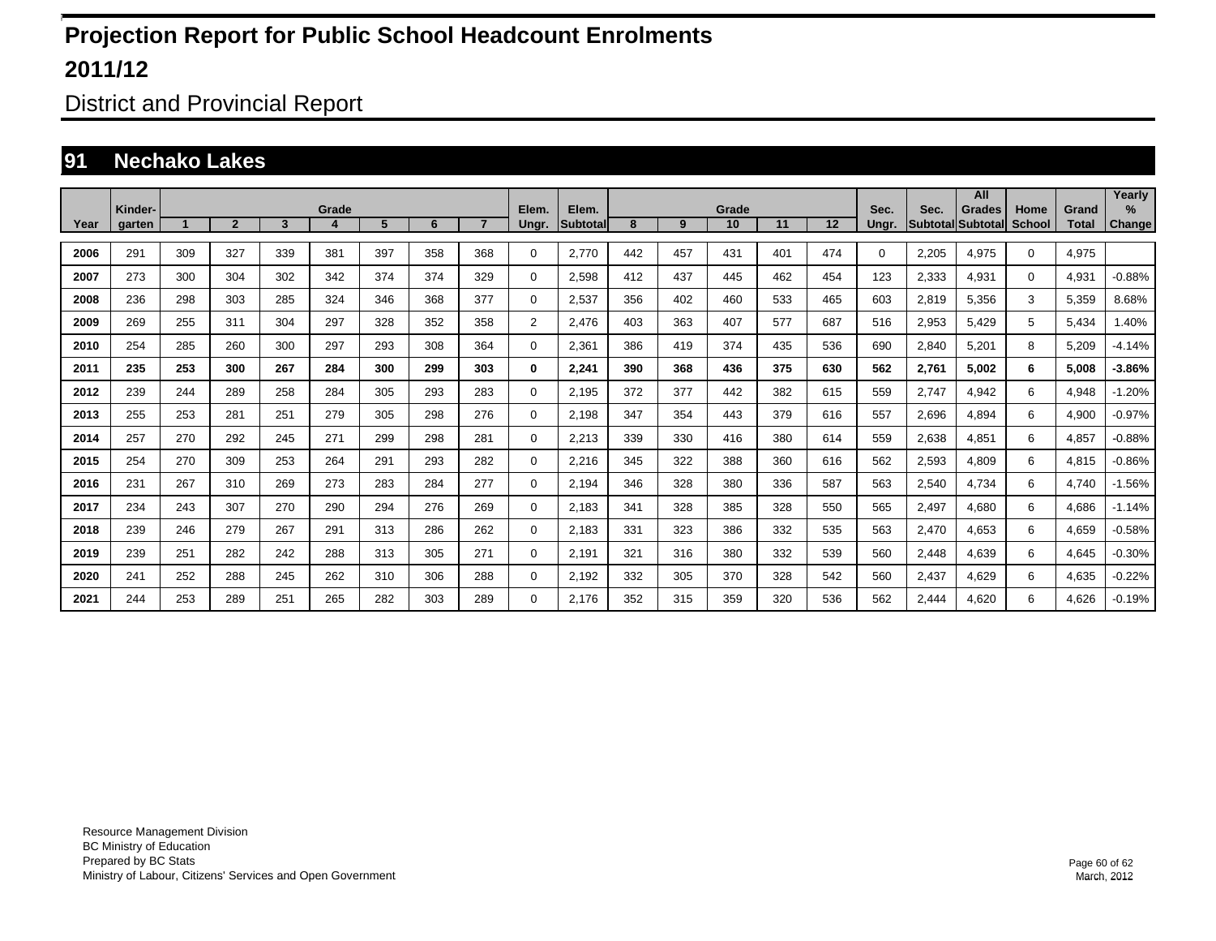# Projection Report for Public School Headcount Enrolments

## 2011/12

District and Provincial Report

## 91 Nechako Lakes

| Year | Kinder-garten | Grade 1 | 2 | 3 | 4 | 5 | 6 | 7 | Elem. Ungr. | Elem. Subtotal | Grade 8 | 9 | 10 | 11 | 12 | Sec. Ungr. | Sec. Subtotal | All Grades Subtotal | Home School | Grand Total | Yearly % Change |
|---|---|---|---|---|---|---|---|---|---|---|---|---|---|---|---|---|---|---|---|---|---|
| 2006 | 291 | 309 | 327 | 339 | 381 | 397 | 358 | 368 | 0 | 2,770 | 442 | 457 | 431 | 401 | 474 | 0 | 2,205 | 4,975 | 0 | 4,975 | |
| 2007 | 273 | 300 | 304 | 302 | 342 | 374 | 374 | 329 | 0 | 2,598 | 412 | 437 | 445 | 462 | 454 | 123 | 2,333 | 4,931 | 0 | 4,931 | -0.88% |
| 2008 | 236 | 298 | 303 | 285 | 324 | 346 | 368 | 377 | 0 | 2,537 | 356 | 402 | 460 | 533 | 465 | 603 | 2,819 | 5,356 | 3 | 5,359 | 8.68% |
| 2009 | 269 | 255 | 311 | 304 | 297 | 328 | 352 | 358 | 2 | 2,476 | 403 | 363 | 407 | 577 | 687 | 516 | 2,953 | 5,429 | 5 | 5,434 | 1.40% |
| 2010 | 254 | 285 | 260 | 300 | 297 | 293 | 308 | 364 | 0 | 2,361 | 386 | 419 | 374 | 435 | 536 | 690 | 2,840 | 5,201 | 8 | 5,209 | -4.14% |
| **2011** | **235** | **253** | **300** | **267** | **284** | **300** | **299** | **303** | **0** | **2,241** | **390** | **368** | **436** | **375** | **630** | **562** | **2,761** | **5,002** | **6** | **5,008** | **-3.86%** |
| 2012 | 239 | 244 | 289 | 258 | 284 | 305 | 293 | 283 | 0 | 2,195 | 372 | 377 | 442 | 382 | 615 | 559 | 2,747 | 4,942 | 6 | 4,948 | -1.20% |
| 2013 | 255 | 253 | 281 | 251 | 279 | 305 | 298 | 276 | 0 | 2,198 | 347 | 354 | 443 | 379 | 616 | 557 | 2,696 | 4,894 | 6 | 4,900 | -0.97% |
| 2014 | 257 | 270 | 292 | 245 | 271 | 299 | 298 | 281 | 0 | 2,213 | 339 | 330 | 416 | 380 | 614 | 559 | 2,638 | 4,851 | 6 | 4,857 | -0.88% |
| 2015 | 254 | 270 | 309 | 253 | 264 | 291 | 293 | 282 | 0 | 2,216 | 345 | 322 | 388 | 360 | 616 | 562 | 2,593 | 4,809 | 6 | 4,815 | -0.86% |
| 2016 | 231 | 267 | 310 | 269 | 273 | 283 | 284 | 277 | 0 | 2,194 | 346 | 328 | 380 | 336 | 587 | 563 | 2,540 | 4,734 | 6 | 4,740 | -1.56% |
| 2017 | 234 | 243 | 307 | 270 | 290 | 294 | 276 | 269 | 0 | 2,183 | 341 | 328 | 385 | 328 | 550 | 565 | 2,497 | 4,680 | 6 | 4,686 | -1.14% |
| 2018 | 239 | 246 | 279 | 267 | 291 | 313 | 286 | 262 | 0 | 2,183 | 331 | 323 | 386 | 332 | 535 | 563 | 2,470 | 4,653 | 6 | 4,659 | -0.58% |
| 2019 | 239 | 251 | 282 | 242 | 288 | 313 | 305 | 271 | 0 | 2,191 | 321 | 316 | 380 | 332 | 539 | 560 | 2,448 | 4,639 | 6 | 4,645 | -0.30% |
| 2020 | 241 | 252 | 288 | 245 | 262 | 310 | 306 | 288 | 0 | 2,192 | 332 | 305 | 370 | 328 | 542 | 560 | 2,437 | 4,629 | 6 | 4,635 | -0.22% |
| 2021 | 244 | 253 | 289 | 251 | 265 | 282 | 303 | 289 | 0 | 2,176 | 352 | 315 | 359 | 320 | 536 | 562 | 2,444 | 4,620 | 6 | 4,626 | -0.19% |

Resource Management Division
BC Ministry of Education
Prepared by BC Stats
Ministry of Labour, Citizens' Services and Open Government

March, 2012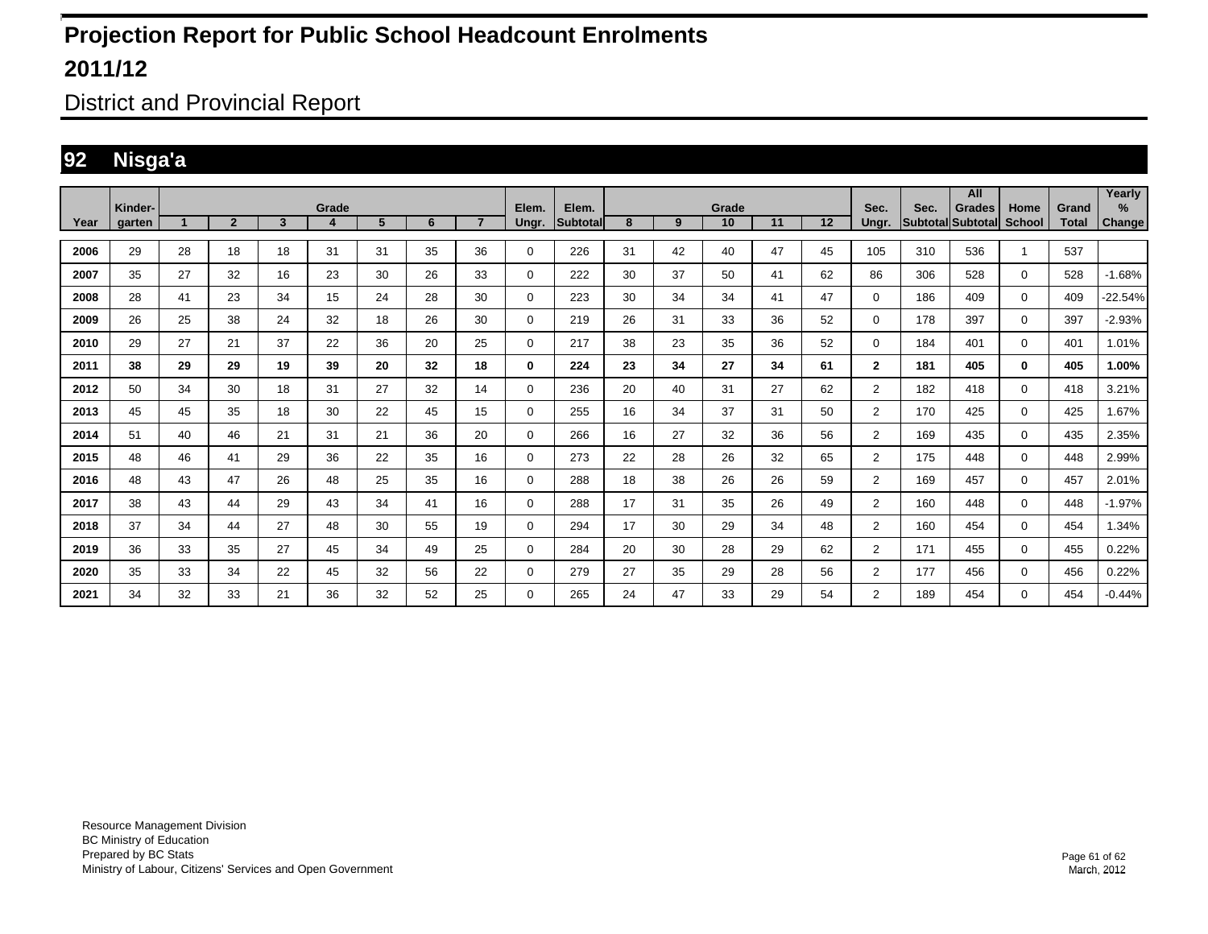# Projection Report for Public School Headcount Enrolments

# 2011/12

## District and Provincial Report

## 92 Nisga'a

| Year | Kinder-garten | 1 | 2 | 3 | 4 | 5 | 6 | 7 | Elem. Ungr. | Elem. Subtotal | 8 | 9 | 10 | 11 | 12 | Sec. Ungr. | Sec. Subtotal | All Grades Subtotal | Home School | Grand Total | Yearly % Change |
|---|---|---|---|---|---|---|---|---|---|---|---|---|---|---|---|---|---|---|---|---|---|
| 2006 | 29 | 28 | 18 | 18 | 31 | 31 | 35 | 36 | 0 | 226 | 31 | 42 | 40 | 47 | 45 | 105 | 310 | 536 | 1 | 537 | |
| 2007 | 35 | 27 | 32 | 16 | 23 | 30 | 26 | 33 | 0 | 222 | 30 | 37 | 50 | 41 | 62 | 86 | 306 | 528 | 0 | 528 | -1.68% |
| 2008 | 28 | 41 | 23 | 34 | 15 | 24 | 28 | 30 | 0 | 223 | 30 | 34 | 34 | 41 | 47 | 0 | 186 | 409 | 0 | 409 | -22.54% |
| 2009 | 26 | 25 | 38 | 24 | 32 | 18 | 26 | 30 | 0 | 219 | 26 | 31 | 33 | 36 | 52 | 0 | 178 | 397 | 0 | 397 | -2.93% |
| 2010 | 29 | 27 | 21 | 37 | 22 | 36 | 20 | 25 | 0 | 217 | 38 | 23 | 35 | 36 | 52 | 0 | 184 | 401 | 0 | 401 | 1.01% |
| **2011** | **38** | **29** | **29** | **19** | **39** | **20** | **32** | **18** | **0** | **224** | **23** | **34** | **27** | **34** | **61** | **2** | **181** | **405** | **0** | **405** | **1.00%** |
| 2012 | 50 | 34 | 30 | 18 | 31 | 27 | 32 | 14 | 0 | 236 | 20 | 40 | 31 | 27 | 62 | 2 | 182 | 418 | 0 | 418 | 3.21% |
| 2013 | 45 | 45 | 35 | 18 | 30 | 22 | 45 | 15 | 0 | 255 | 16 | 34 | 37 | 31 | 50 | 2 | 170 | 425 | 0 | 425 | 1.67% |
| 2014 | 51 | 40 | 46 | 21 | 31 | 21 | 36 | 20 | 0 | 266 | 16 | 27 | 32 | 36 | 56 | 2 | 169 | 435 | 0 | 435 | 2.35% |
| 2015 | 48 | 46 | 41 | 29 | 36 | 22 | 35 | 16 | 0 | 273 | 22 | 28 | 26 | 32 | 65 | 2 | 175 | 448 | 0 | 448 | 2.99% |
| 2016 | 48 | 43 | 47 | 26 | 48 | 25 | 35 | 16 | 0 | 288 | 18 | 38 | 26 | 26 | 59 | 2 | 169 | 457 | 0 | 457 | 2.01% |
| 2017 | 38 | 43 | 44 | 29 | 43 | 34 | 41 | 16 | 0 | 288 | 17 | 31 | 35 | 26 | 49 | 2 | 160 | 448 | 0 | 448 | -1.97% |
| 2018 | 37 | 34 | 44 | 27 | 48 | 30 | 55 | 19 | 0 | 294 | 17 | 30 | 29 | 34 | 48 | 2 | 160 | 454 | 0 | 454 | 1.34% |
| 2019 | 36 | 33 | 35 | 27 | 45 | 34 | 49 | 25 | 0 | 284 | 20 | 30 | 28 | 29 | 62 | 2 | 171 | 455 | 0 | 455 | 0.22% |
| 2020 | 35 | 33 | 34 | 22 | 45 | 32 | 56 | 22 | 0 | 279 | 27 | 35 | 29 | 28 | 56 | 2 | 177 | 456 | 0 | 456 | 0.22% |
| 2021 | 34 | 32 | 33 | 21 | 36 | 32 | 52 | 25 | 0 | 265 | 24 | 47 | 33 | 29 | 54 | 2 | 189 | 454 | 0 | 454 | -0.44% |

Resource Management Division
BC Ministry of Education
Prepared by BC Stats
Ministry of Labour, Citizens' Services and Open Government

March, 2012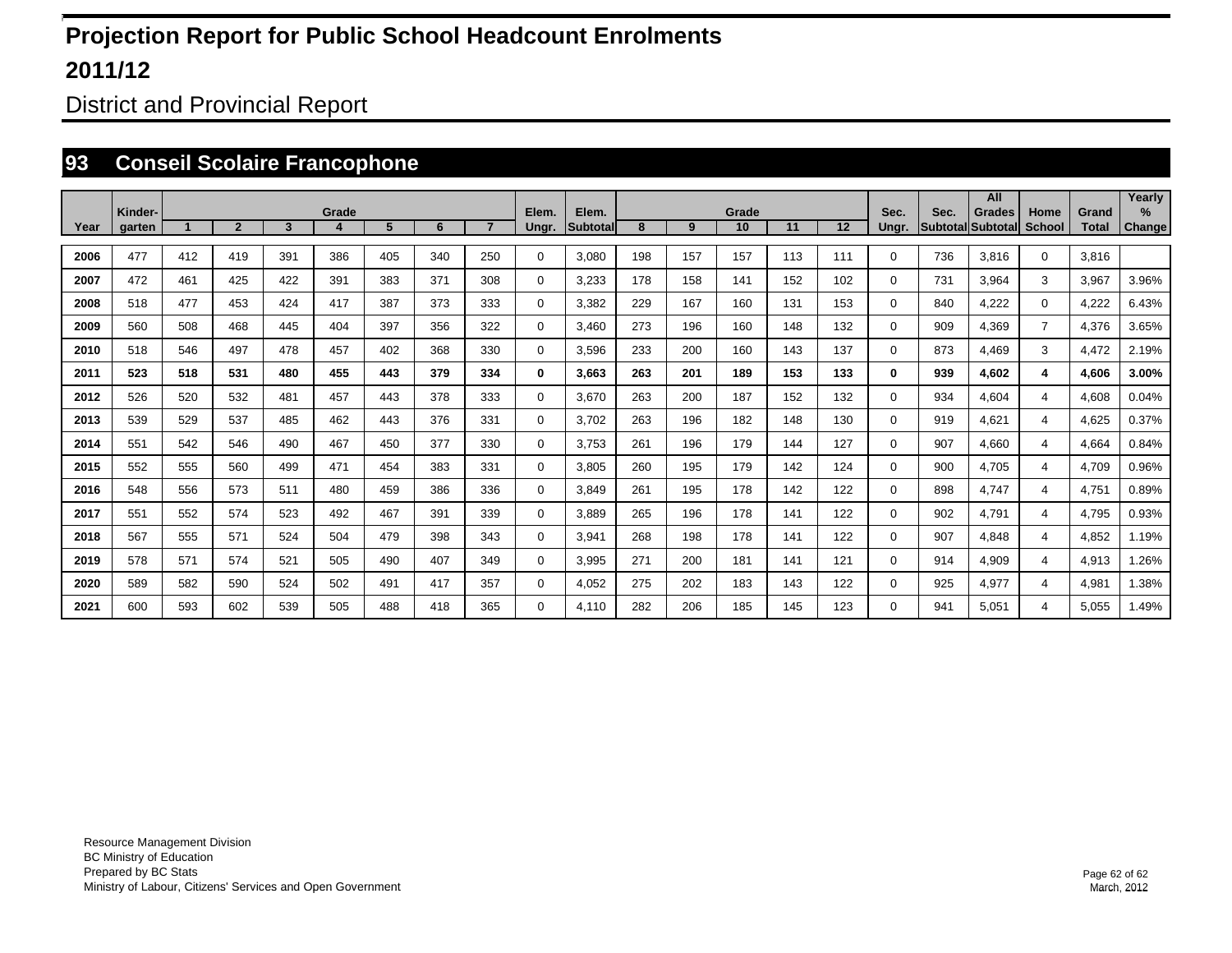# Projection Report for Public School Headcount Enrolments

# 2011/12

## District and Provincial Report

## 93 Conseil Scolaire Francophone

| Year | Kinder-garten | Grade 1 | 2 | 3 | 4 | 5 | 6 | 7 | Elem. Ungr. | Elem. Subtotal | Grade 8 | 9 | 10 | 11 | 12 | Sec. Ungr. | Sec. Subtotal | All Grades Subtotal | Home School | Grand Total | Yearly % Change |
|---|---|---|---|---|---|---|---|---|---|---|---|---|---|---|---|---|---|---|---|---|---|
| 2006 | 477 | 412 | 419 | 391 | 386 | 405 | 340 | 250 | 0 | 3,080 | 198 | 157 | 157 | 113 | 111 | 0 | 736 | 3,816 | 0 | 3,816 | |
| 2007 | 472 | 461 | 425 | 422 | 391 | 383 | 371 | 308 | 0 | 3,233 | 178 | 158 | 141 | 152 | 102 | 0 | 731 | 3,964 | 3 | 3,967 | 3.96% |
| 2008 | 518 | 477 | 453 | 424 | 417 | 387 | 373 | 333 | 0 | 3,382 | 229 | 167 | 160 | 131 | 153 | 0 | 840 | 4,222 | 0 | 4,222 | 6.43% |
| 2009 | 560 | 508 | 468 | 445 | 404 | 397 | 356 | 322 | 0 | 3,460 | 273 | 196 | 160 | 148 | 132 | 0 | 909 | 4,369 | 7 | 4,376 | 3.65% |
| 2010 | 518 | 546 | 497 | 478 | 457 | 402 | 368 | 330 | 0 | 3,596 | 233 | 200 | 160 | 143 | 137 | 0 | 873 | 4,469 | 3 | 4,472 | 2.19% |
| **2011** | **523** | **518** | **531** | **480** | **455** | **443** | **379** | **334** | **0** | **3,663** | **263** | **201** | **189** | **153** | **133** | **0** | **939** | **4,602** | **4** | **4,606** | **3.00%** |
| 2012 | 526 | 520 | 532 | 481 | 457 | 443 | 378 | 333 | 0 | 3,670 | 263 | 200 | 187 | 152 | 132 | 0 | 934 | 4,604 | 4 | 4,608 | 0.04% |
| 2013 | 539 | 529 | 537 | 485 | 462 | 443 | 376 | 331 | 0 | 3,702 | 263 | 196 | 182 | 148 | 130 | 0 | 919 | 4,621 | 4 | 4,625 | 0.37% |
| 2014 | 551 | 542 | 546 | 490 | 467 | 450 | 377 | 330 | 0 | 3,753 | 261 | 196 | 179 | 144 | 127 | 0 | 907 | 4,660 | 4 | 4,664 | 0.84% |
| 2015 | 552 | 555 | 560 | 499 | 471 | 454 | 383 | 331 | 0 | 3,805 | 260 | 195 | 179 | 142 | 124 | 0 | 900 | 4,705 | 4 | 4,709 | 0.96% |
| 2016 | 548 | 556 | 573 | 511 | 480 | 459 | 386 | 336 | 0 | 3,849 | 261 | 195 | 178 | 142 | 122 | 0 | 898 | 4,747 | 4 | 4,751 | 0.89% |
| 2017 | 551 | 552 | 574 | 523 | 492 | 467 | 391 | 339 | 0 | 3,889 | 265 | 196 | 178 | 141 | 122 | 0 | 902 | 4,791 | 4 | 4,795 | 0.93% |
| 2018 | 567 | 555 | 571 | 524 | 504 | 479 | 398 | 343 | 0 | 3,941 | 268 | 198 | 178 | 141 | 122 | 0 | 907 | 4,848 | 4 | 4,852 | 1.19% |
| 2019 | 578 | 571 | 574 | 521 | 505 | 490 | 407 | 349 | 0 | 3,995 | 271 | 200 | 181 | 141 | 121 | 0 | 914 | 4,909 | 4 | 4,913 | 1.26% |
| 2020 | 589 | 582 | 590 | 524 | 502 | 491 | 417 | 357 | 0 | 4,052 | 275 | 202 | 183 | 143 | 122 | 0 | 925 | 4,977 | 4 | 4,981 | 1.38% |
| 2021 | 600 | 593 | 602 | 539 | 505 | 488 | 418 | 365 | 0 | 4,110 | 282 | 206 | 185 | 145 | 123 | 0 | 941 | 5,051 | 4 | 5,055 | 1.49% |

Resource Management Division
BC Ministry of Education
Prepared by BC Stats
Ministry of Labour, Citizens' Services and Open Government

March, 2012